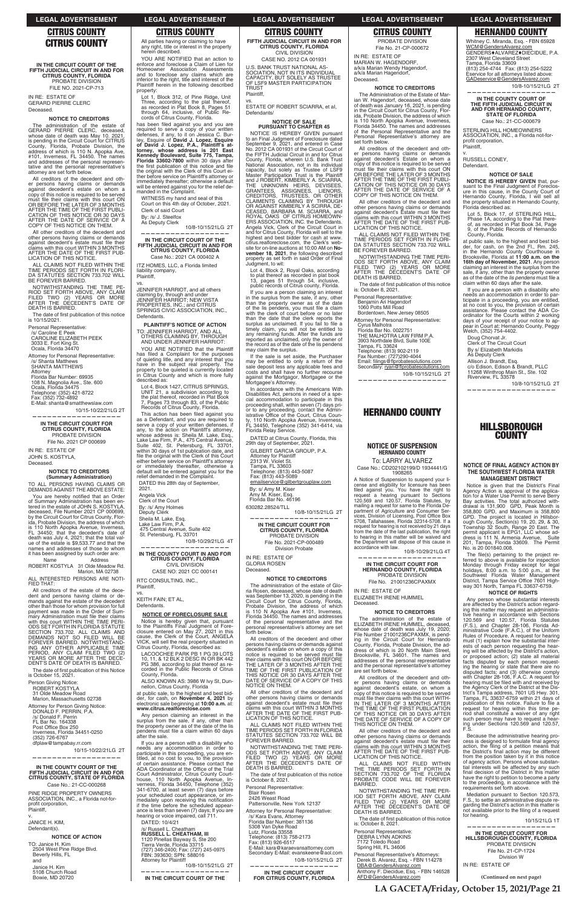# CITRUS COUNTY

**IN THE CIRCUIT COURT OF THE FIFTH JUDICIAL CIRCUIT IN AND FOR CITRUS COUNTY, FLORIDA**
PROBATE DIVISION
FILE NO. 2021-CP-713

IN RE: ESTATE OF
GERARD PIERRE CLERC
Deceased.

**NOTICE TO CREDITORS**

The administration of the estate of GERARD PIERRE CLERC, deceased, whose date of death was May 10, 2021, is pending in the Circuit Court for CITRUS County, Florida, Probate Division, the address of which is 110 N. Apopka Ave, #101, Inverness, FL 34450. The names and addresses of the personal representative and the personal representative's attorney are set forth below.

All creditors of the decedent and other persons having claims or demands against decedent's estate on whom a copy of this notice is required to be served must file their claims with this court ON OR BEFORE THE LATER OF 3 MONTHS AFTER THE TIME OF THE FIRST PUBLICATION OF THIS NOTICE OR 30 DAYS AFTER THE DATE OF SERVICE OF A COPY OF THIS NOTICE ON THEM.

All other creditors of the decedent and other persons having claims or demands against decedent's estate must file their claims with this court WITHIN 3 MONTHS AFTER THE DATE OF THE FIRST PUBLICATION OF THIS NOTICE.

ALL CLAIMS NOT FILED WITHIN THE TIME PERIODS SET FORTH IN FLORIDA STATUTES SECTION 733.702 WILL BE FOREVER BARRED.

NOTWITHSTANDING THE TIME PERIOD SET FORTH ABOVE, ANY CLAIM FILED TWO (2) YEARS OR MORE AFTER THE DECEDENT'S DATE OF DEATH IS BARRED.

The date of first publication of this notice is 10/15/2021.

Personal Representative:
/s/ Caroline E Peek
CAROLINE ELIZABETH PEEK
3033 E. Fort King St.
Ocala, Florida 34470

Attorney for Personal Representative:
/s/ Shanta Matthews
SHANTA MATTHEWS
Attorney
Florida Bar Number: 69935
108 N. Magnolia Ave., Ste. 600
Ocala, Florida 34475
Telephone: (352) 421-8722
Fax: (352) 732-4892
E-Mail: shanta@smatthewslaw.com

10/15-10/22/21LG 2T

---

**IN THE CIRCUIT COURT FOR CITRUS COUNTY, FLORIDA**
PROBATE DIVISION
File No. 2021 CP 000699

IN RE: ESTATE OF
JOHN S. KOSTYLA,
Deceased.

**NOTICE TO CREDITORS (Summary Administration)**

TO ALL PERSONS HAVING CLAIMS OR DEMANDS AGAINST THE ABOVE ESTATE:

You are hereby notified that an Order of Summary Administration has been entered in the estate of JOHN S. KOSTYLA, deceased, File Number 2021 CP 000699, by the Circuit Court for Citrus County, Florida, Probate Division, the address of which is 110 North Apopka Avenue, Inverness, FL 34450; that the decedent's date of death was July 4, 2021; that the total value of the estate is $9,533.77 and that the names and addresses of those to whom it has been assigned by such order are:

| Name | Address |
|---|---|
| ROBERT KOSTYLA | 31 Olde Meadow Rd. Marion, MA 02738 |

ALL INTERESTED PERSONS ARE NOTIFIED THAT:

All creditors of the estate of the decedent and persons having claims or demands against the estate of the decedent other than those for whom provision for full payment was made in the Order of Summary Administration must file their claims with this court WITHIN THE TIME PERIODS SET FORTH IN FLORIDA STATUTE SECTION 733.702. ALL CLAIMS AND DEMANDS NOT SO FILED WILL BE FOREVER BARRED. NOTWITHSTANDING ANY OTHER APPLICABLE TIME PERIOD, ANY CLAIM FILED TWO (2) YEARS OR MORE AFTER THE DECEDENT'S DATE OF DEATH IS BARRED.

The date of first publication of this Notice is October 15, 2021.

Person Giving Notice:
ROBERT KOSTYLA
31 Olde Meadow Road
Marion, Massachusetts 02738

Attorney for Person Giving Notice:
DONALD F. PERRIN, P.A.
/s/ Donald F. Perrin
FL Bar No. 164338
Post Office Box 250
Inverness, Florida 34451-0250
(352) 726-6767
dfplaw@tampabay.rr.com

10/15-10/22/21LG 2T

---

**IN THE COUNTY COURT OF THE FIFTH JUDICIAL CIRCUIT IN AND FOR CITRUS COUNTY, STATE OF FLORIDA**
Case No.: 21-CC-000268

PINE RIDGE PROPERTY OWNERS ASSOCIATION, INC., a Florida not-for-profit corporation,
Plaintiff,
v.
JANICE H. KIM,
Defendant(s).

**NOTICE OF ACTION**

TO: Janice H. Kim
2504 West Pine Ridge Blvd.
Beverly Hills, FL
and
Janice H. Kim
5108 Church Road
Bowie, MD 20720

All parties having or claiming to have any right, title or interest in the property herein described.

YOU ARE NOTIFIED that an action to enforce and foreclose a Claim of Lien for Homeowner Association Assessments and to foreclose any claims which are inferior to the right, title and interest of the Plaintiff herein in the following described property:

Lot 1, Block 312, of Pine Ridge, Unit Three, according to the plat thereof, as recorded in Plat Book 8, Pages 51 through 64, inclusive, of Public Records of Citrus County, Florida.

has been filed against you and you are required to serve a copy of your written defenses, if any, to it on Jessica C. Burley, Esquire of **David J. Lopez, Esquire of David J. Lopez, P.A., Plaintiff's attorney, whose address is 201 East Kennedy Boulevard, Suite 775, Tampa, Florida 33602-7800** within 30 days after the first publication of this notice and file the original with the Clerk of this Court either before service on Plaintiff's attorney or immediately thereafter; otherwise a default will be entered against you for the relief demanded in the Complaint.

WITNESS my hand and seal of this Court on this 4th day of October, 2021.
Clerk of said Court
By: /s/ J. Steelfox
As Deputy Clerk

10/8-10/15/21LG 2T

---

**IN THE CIRCUIT COURT OF THE FIFTH JUDICIAL CIRCUIT IN AND FOR CITRUS COUNTY, FLORIDA**
Case No.: 2021 CA 000402 A

ITZ HOMES, LLC, a Florida limited liability company,
Plaintiff,
vs.
JENNIFER HARRIOT, and all others claiming by, through and under JENNIFER HARRIOT; NEW VISTA PROPERTIES, INC.; and CITRUS SPRINGS CIVIC ASSOCIATION, INC.,
Defendants.

**PLAINTIFF'S NOTICE OF ACTION**

TO: JENNIFER HARRIOT, AND ALL OTHERS CLAIMING BY, THROUGH AND UNDER JENNIFER HARRIOT:

YOU ARE NOTIFIED that the Plaintiff has filed a Complaint for the purposes of quieting title, and any interest that you have in the subject real property. The property to be quieted is currently located in Citrus County and which is more fully described as:

Lot 4, Block 1427, CITRUS SPRINGS, UNIT 21, a subdivision according to the plat thereof, recorded in Plat Book 7, Pages 73 through 83, of the Public Records of Citrus County, Florida.

This action has been filed against you as a Defendant, and you are required to serve a copy of your written defenses, if any, to the action on Plaintiff's attorney, whose address is: Sheila M. Lake, Esq., Lake Law Firm, P.A., 475 Central Avenue, Suite 402, St. Petersburg, FL 33701, within 30 days of 1st publication date, and file the original with the Clerk of this Court either before service on Plaintiff's attorney or immediately thereafter, otherwise a default will be entered against you for the relief demanded in the Complaint.

DATED this 28th day of September, 2021.

Angela Vick
Clerk of the Court
By: /s/ Amy Holmes
Deputy Clerk

Sheila M. Lake, Esq.
Lake Law Firm, P.A.
475 Central Avenue, Suite 402
St. Petersburg, FL 33701

10/8-10/29/21LG 4T

---

**IN THE COUNTY COURT IN AND FOR CITRUS COUNTY, FLORIDA**
CIVIL DIVISION
CASE NO: 2021 CC 000141

RTC CONSULTING, INC.,
Plaintiff,
vs.
KEITH FAIN; ET AL,
Defendants.

**NOTICE OF FORECLOSURE SALE**

Notice is hereby given that, pursuant to the Plaintiffs Final Judgment of Foreclosure entered on May 27, 2021 in this cause, the Clerk of the Court, ANGELA VICK, will sell the real property situated in Citrus County, Florida, described as:

LACOOCHEE PARK PB 1 PG 39 LOTS 10, 11, & 12 BLK 2 DESC IN OR BK 442 PG 386, according to plat thereof as recorded in the Public Records of Citrus County, Florida.

ALSO KNOWN AS: 3986 W Ivy St, Dunnellon, Citrus County, Florida

at public sale, to the highest and best bidder, for cash, on **November 4, 2021** by electronic sale beginning at **10:00 a.m.** at: **www.citrus.realforeclose.com**

Any person claiming an interest in the surplus from the sale, if any, other than the property owner as of the date of the lis pendens must file a claim within 60 days after the sale.

If you are a person with a disability who needs any accommodation in order to participate in this proceeding, you are entitled, at no cost to you, to the provision of certain assistance. Please contact the ADA Coordinator at the Office of the Trial Court Administrator, Citrus County Courthouse, 110 North Apopka Avenue, Inverness, Florida 34450, Telephone (352) 341-6700, at least seven (7) days before your scheduled court appearance, or immediately upon receiving this notification if the time before the scheduled appearance is less than seven (7) days; If you are hearing or voice impaired, call 711.

DATED: 10/4/21

/s/ Russell L. Cheatham
**RUSSELL L. CHEATHAM, III**
1120 Pinellas Bayway S, Ste 200
Tierra Verde, Florida 33715
(727) 346-2400; Fax: (727) 245-0975
FBN: 393630; SPN: 588016
Attorney for Plaintiff

10/8-10/15/21LG 2T

---

**IN THE CIRCUIT COURT OF THE FIFTH JUDICIAL CIRCUIT IN AND FOR CITRUS COUNTY, FLORIDA**
CIVIL DIVISION
CASE NO. 2012 CA 001931

U.S. BANK TRUST NATIONAL ASSOCIATION, NOT IN ITS INDIVIDUAL CAPACITY, BUT SOLELY AS TRUSTEE OF LSF9 MASTER PARTICIPATION TRUST
Plaintiff,
vs.
ESTATE OF ROBERT SCIARRA, et al,
Defendants/

**NOTICE OF SALE PURSUANT TO CHAPTER 45**

NOTICE IS HEREBY GIVEN pursuant to an Final Judgment of Foreclosure dated September 9, 2021, and entered in Case No. 2012 CA 001931 of the Circuit Court of the FIFTH Judicial Circuit in and for Citrus County, Florida, wherein U.S. Bank Trust National Association, not in its individual capacity, but solely as Trustee of LSF9 Master Participation Trust is the Plaintiff and J ROBERT, KIMBERLY A. SCIARRA, THE UNKNOWN HEIRS, DEVISEES, GRANTEES, ASSIGNEES, LIENORS, CREDITORS, TRUSTEES, OR OTHER CLAIMANTS CLAIMING BY THROUGH OR AGAINST KIMBERLY A SCIRRA, DECEASED, BARBARA M. SCIARRA, and ROYAL OAKS OF CITRUS HOMEOWNERS ASSOCIATION, INC. the Defendants. Angela Vick, Clerk of the Circuit Court in and for Citrus County, Florida will sell to the highest and best bidder for cash at www.citrus.realforeclose.com, the Clerk's website for on-line auctions at 10:00 AM on **November 18, 2021**, the following described property as set forth in said Order of Final Judgment, to wit:

Lot 4, Block 2, Royal Oaks, according to plat thereof as recorded in plat book 13, pages 51 through 54, inclusive, public records of Citrus county, Florida.

If you are a person claiming an interest in the surplus from the sale, if any, other than the property owner as of the date of the lis pendens, you must file a claim with the clerk of court before or no later than the date that the clerk reports the surplus as unclaimed. If you fail to file a timely claim, you will not be entitled to any remaining funds. After the funds are reported as unclaimed, only the owner of the record as of the date of the lis pendens may claim the surplus.

If the sale is set aside, the Purchaser may be entitled to only a return of the sale deposit less any applicable fees and costs and shall have no further recourse against the Mortgagor, Mortgagee or the Mortgagee's Attorney.

In accordance with the Americans With Disabilities Act, persons in need of a special accommodation to participate in this proceeding shall, within seven (7) days prior to any proceeding, contact the Administrative Office of the Court, Citrus County, 110 North Apopka Avenue, Inverness, FL 34450, Telephone (352) 341-6414, via Florida Relay Service.

DATED at Citrus County, Florida, this 29th day of September, 2021.

GILBERT GARCIA GROUP, P.A.
Attorney for Plaintiff
2313 W. Violet St.
Tampa, FL 33603
Telephone: (813) 443-5087
Fax: (813) 443-5089
emailservice@gilbertgrouplaw.com

By: s/ Amy M. Kiser
Amy M. Kiser, Esq.
Florida Bar No. 46196

630282.28524/TLL

10/8-10/15/21LG 2T

---

**IN THE CIRCUIT COURT FOR CITRUS COUNTY, FLORIDA**
PROBATE DIVISION
File No. 2021-CP-000489
Division Probate

IN RE: ESTATE OF
GLORIA ROSEN
Deceased.

**NOTICE TO CREDITORS**

The administration of the estate of Gloria Rosen, deceased, whose date of death was September 13, 2020, is pending in the Circuit Court for Citrus County, Florida, Probate Division, the address of which is 110 N Apopka Ave #101, Inverness, Florida 34450. The names and addresses of the personal representative and the personal representative's attorney are set forth below.

All creditors of the decedent and other persons having claims or demands against decedent's estate on whom a copy of this notice is required to be served must file their claims with this court ON OR BEFORE THE LATER OF 3 MONTHS AFTER THE TIME OF THE FIRST PUBLICATION OF THIS NOTICE OR 30 DAYS AFTER THE DATE OF SERVICE OF A COPY OF THIS NOTICE ON THEM.

All other creditors of the decedent and other persons having claims or demands against decedent's estate must file their claims with this court WITHIN 3 MONTHS AFTER THE DATE OF THE FIRST PUBLICATION OF THIS NOTICE.

ALL CLAIMS NOT FILED WITHIN THE TIME PERIODS SET FORTH IN FLORIDA STATUTES SECTION 733.702 WILL BE FOREVER BARRED.

NOTWITHSTANDING THE TIME PERIODS SET FORTH ABOVE, ANY CLAIM FILED TWO (2) YEARS OR MORE AFTER THE DECEDENT'S DATE OF DEATH IS BARRED.

The date of first publication of this notice is October 8, 2021.

Personal Representative:
Blair Rosen
2426 Weast Road
Pattersonville, New York 12137

Attorney for Personal Representative:
/s/ Kara Evans, Attorney
Florida Bar Number: 381136
5308 Van Dyke Road
Lutz, Florida 33558
Telephone: (813) 758-2173
Fax: (813) 926-6517
E-Mail: kara@karaevansattorney.com
Secondary E-Mail: evanskeene@aol.com

10/8-10/15/21LG 2T

---

**IN THE CIRCUIT COURT FOR CITRUS COUNTY, FLORIDA**
PROBATE DIVISION
File No. 21-CP-000672

IN RE: ESTATE OF
MARIAN W. HAGENDORF,
a/k/a Marian Wendy Hagendorf,
a/k/a Marian Hagendorf,
Deceased.

**NOTICE TO CREDITORS**

The Administration of the Estate of Marian W. Hagendorf, deceased, whose date of death was January 16, 2021, is pending in the Circuit Court for Citrus County, Florida, Probate Division, the address of which is 110 North Apopka Avenue, Inverness, Florida 34450. The names and addresses of the Personal Representative and the Personal Representative's attorney are set forth below.

All creditors of the decedent and other persons having claims or demands against decedent's Estate on whom a copy of this notice is required to be served must file their claims with this court ON OR BEFORE THE LATER OF 3 MONTHS AFTER THE TIME OF THE FIRST PUBLICATION OF THIS NOTICE OR 30 DAYS AFTER THE DATE OF SERVICE OF A COPY OF THIS NOTICE ON THEM.

All other creditors of the decedent and other persons having claims or demands against decedent's Estate must file their claims with this court WITHIN 3 MONTHS AFTER THE DATE OF THE FIRST PUBLICATION OF THIS NOTICE.

ALL CLAIMS NOT FILED WITHIN THE TIME PERIODS SET FORTH IN FLORIDA STATUTES SECTION 733.702 WILL BE FOREVER BARRED.

NOTWITHSTANDING THE TIME PERIODS SET FORTH ABOVE, ANY CLAIM FILED TWO (2) YEARS OR MORE AFTER THE DECEDENT'S DATE OF DEATH IS BARRED.

The date of first publication of this notice is: October 8, 2021.

Personal Representative:
Benjamin Ari Hagendorf
1060 Potts Mill Road
Bordentown, New Jersey 08505

Attorney for Personal Representative:
Cyrus Malhotra
Florida Bar No. 0022751
THE MALHOTRA LAW FIRM P.A.
3903 Northdale Blvd, Suite 100E
Tampa, FL 33624
Telephone: (813) 902-2119
Fax Number: (727)290-4044
Email: filings@flprobatesolutions.com
Secondary: ryan@flprobatesolutions.com

10/8-10/15/21LG 2T

---

# HERNANDO COUNTY

**NOTICE OF SUSPENSION**
**HERNANDO COUNTY**

To: LARRY ALVAREZ
Case No.: CD202102199/D 1934441/G 1908265

A Notice of Suspension to suspend your license and eligibility for licensure has been filed against you. You have the right to request a hearing pursuant to Sections 120.569 and 120.57, Florida Statutes, by mailing a request for same to the Florida Department of Agriculture and Consumer Services, Division of Licensing, Post Office Box 5708, Tallahassee, Florida 32314-5708. If a request for hearing is not received by 21 days from the date of the last publication, the right to hearing in this matter will be waived and the Department will dispose of this cause in accordance with law.

10/8-10/29/21LG 4T

---

**IN THE CIRCUIT COURT FOR HERNANDO COUNTY, FLORIDA**
PROBATE DIVISION
File No. 21001236CPAXMX

IN RE: ESTATE OF
ELIZABETH IRENE HUMMEL
Deceased.

**NOTICE TO CREDITORS**

The administration of the estate of ELIZABETH IRENE HUMMEL, deceased, whose date of death was July 19, 2020; File Number 21001236CPAXMX, is pending in the Circuit Court for Hernando County, Florida, Probate Division, the address of which is 20 North Main Street, Brooksville, FL 34601. The names and addresses of the personal representative and the personal representative's attorney are set forth below.

All creditors of the decedent and other persons having claims or demands against decedent's estate, on whom a copy of this notice is required to be served must file their claims with this court WITHIN THE LATER OF 3 MONTHS AFTER THE TIME OF THE FIRST PUBLICATION OF THIS NOTICE OR 30 DAYS AFTER THE DATE OF SERVICE OF A COPY OF THIS NOTICE ON THEM.

All other creditors of the decedent and other persons having claims or demands against decedent's estate must file their claims with this court WITHIN 3 MONTHS AFTER THE DATE OF THE FIRST PUBLICATION OF THIS NOTICE.

ALL CLAIMS NOT FILED WITHIN THE TIME PERIODS SET FORTH IN SECTION 733.702 OF THE FLORIDA PROBATE CODE WILL BE FOREVER BARRED.

NOTWITHSTANDING THE TIME PERIOD SET FORTH ABOVE, ANY CLAIM FILED TWO (2) YEARS OR MORE AFTER THE DECEDENT'S DATE OF DEATH IS BARRED.

The date of first publication of this notice is: October 8, 2021.

Personal Representative:
DEBRA LYNN ADKINS
7172 Toledo Road
Spring Hill, FL 34606

Personal Representative's Attorneys:
Derek B. Alvarez, Esq. - FBN 114278
DBA@GendersAlvarez.com
Anthony F. Diecidue, Esq. - FBN 146528
AFD@GendersAlvarez.com
Whitney C. Miranda, Esq. - FBN 65928
WCM@GendersAlvarez.com
GENDERS♦ALVAREZ♦DIECIDUE, P.A.
2307 West Cleveland Street
Tampa, Florida 33609
(813) 254-4744 Fax: (813) 254-5222
Eservice for all attorneys listed above:
GADeservice@GendersAlvarez.com

10/8-10/15/21LG 2T

---

**IN THE COUNTY COURT OF THE FIFTH JUDICIAL CIRCUIT IN AND FOR HERNANDO COUNTY, STATE OF FLORIDA**
Case No.: 21-CC-000679

STERLING HILL HOMEOWNERS ASSOCIATION, INC., a Florida not-for-profit corporation,
Plaintiff,
v.
RUSSELL CONEY,
Defendant.

**NOTICE OF SALE**

**NOTICE IS HEREBY GIVEN** that, pursuant to the Final Judgment of Foreclosure in this cause, in the County Court of Hernando County, Florida, I will sell all the property situated in Hernando County, Florida described as:

Lot 5, Block 17, of STERLING HILL, Phase 1A, according to the Plat thereof, as recorded in Plat Book 34, Page 9, of the Public Records of Hernando County, Florida.

at public sale, to the highest and best bidder, for cash, on the 2nd Fl., Rm. 245, in the Hernando County Courthouse in Brooksville, Florida at **11:00 a.m. on the 16th day of November, 2021**. Any person claiming an interest in the surplus from the sale, if any, other than the property owner as of the date of the lis pendens must file a claim within 60 days after the sale.

If you are a person with a disability who needs an accommodation in order to participate in a proceeding, you are entitled, at no cost to you, the provision of certain assistance. Please contact the ADA Coordinator for the Courts within 2 working days of your receipt of your notice to appear in Court at: Hernando County, Peggy Welch, (352) 754-4402.

Doug Chorvat Jr.
Clerk of The Circuit Court
By s/ Elizabeth Markidis
As Deputy Clerk

Allison J. Brandt, Esq.
c/o Edison, Edison & Brandt, PLLC
11268 Winthrop Main St., Ste. 102
Riverview, FL 33578

10/8-10/15/21LG 2T

---

# HILLSBOROUGH COUNTY

**NOTICE OF FINAL AGENCY ACTION BY THE SOUTHWEST FLORIDA WATER MANAGEMENT DISTRICT**

Notice is given that the District's Final Agency Action is approval of the application for a Water Use Permit to serve Berry Bay activities. The total authorized withdrawal is 131,900 GPD, Peak Month is 358,800 GPD, and Maximum is 358,800 GPD. The project is located in Hillsborough County, Section(s) 19, 20, 29, & 30, Township 32 South, Range 20 East. The permit applicant is EPG1, LLC whose address is 111 N. Armenia Avenue, Suite 201, Tampa, Florida 33609. The Permit No. is 20 801800.008.

The file(s) pertaining to the project referred to above is available for inspection Monday through Friday except for legal holidays, 8:00 a.m. to 5:00 p.m., at the Southwest Florida Water Management District, Tampa Service Office 7601 Highway 301 North, Tampa FL 33637-6759.

**NOTICE OF RIGHTS**

Any person whose substantial interests are affected by the District's action regarding this matter may request an administrative hearing in accordance with Sections 120.569 and 120.57, Florida Statutes (F.S.), and Chapter 28-106, Florida Administrative Code (F.A.C.), of the Uniform Rules of Procedure. A request for hearing must (1) explain how the substantial interests of each person requesting the hearing will be affected by the District's action, or proposed action; (2) state all material facts disputed by each person requesting the hearing or state that there are no disputed facts; and (3) otherwise comply with Chapter 28-106, F.A.C. A request for hearing must be filed with and received by the Agency Clerk of the District at the District's Tampa address, 7601 US Hwy. 301, Tampa, FL 33637-6759 within 21 days of publication of this notice. Failure to file a request for hearing within this time period shall constitute a waiver of any right such person may have to request a hearing under Sections 120.569 and 120.57, F.S.

Because the administrative hearing process is designed to formulate final agency action, the filing of a petition means that the District's final action may be different from the position taken by it in this notice of agency action. Persons whose substantial interests will be affected by any such final decision of the District in this matter have the right to petition to become a party to the proceeding, in accordance with the requirements set forth above.

Mediation pursuant to Section 120.573, F.S., to settle an administrative dispute regarding the District's action in this matter is not available prior to the filing of a request for hearing.

10/15/21LG 1T

---

**IN THE CIRCUIT COURT FOR HILLSBOROUGH COUNTY, FLORIDA**
PROBATE DIVISION
File No. 21-CP-1724
Division W

IN RE: ESTATE OF

**(Continued on next page)**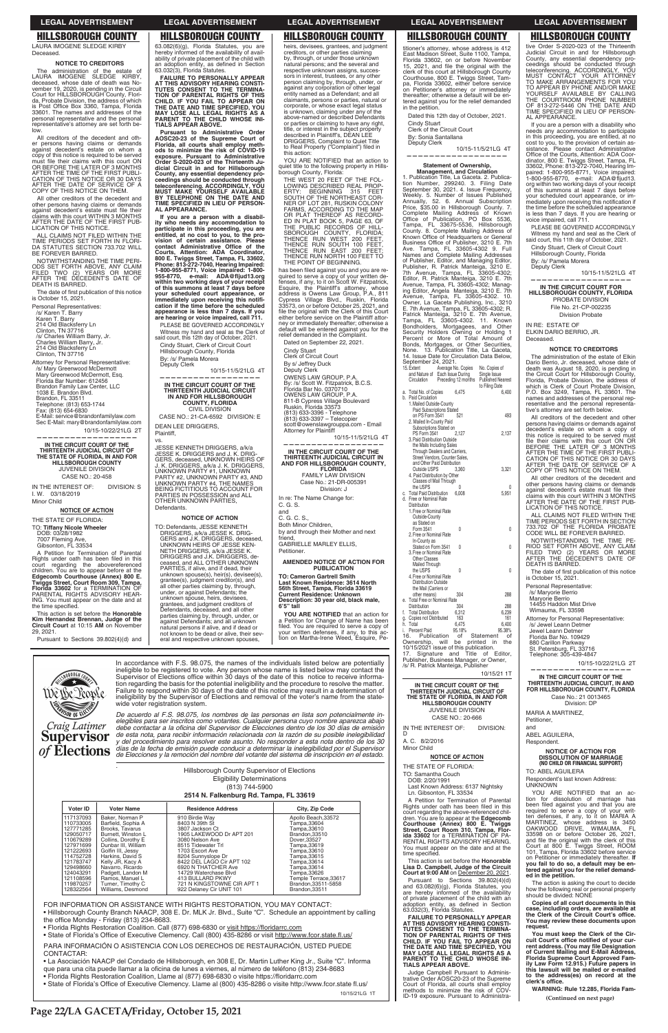## HILLSBOROUGH COUNTY

LAURA IMOGENE SLEDGE KIRBY
Deceased.

### NOTICE TO CREDITORS

The administration of the estate of LAURA IMOGENE SLEDGE KIRBY, deceased, whose date of death was November 19, 2020, is pending in the Circuit Court for HILLSBOROUGH County, Florida, Probate Division, the address of which is Post Office Box 3360, Tampa, Florida 33601. The names and addresses of the personal representative and the personal representative's attorney are set forth below.

All creditors of the decedent and other persons having claims or demands against decedent's estate on whom a copy of this notice is required to be served must file their claims with this court ON OR BEFORE THE LATER OF 3 MONTHS AFTER THE TIME OF THE FIRST PUBLICATION OF THIS NOTICE OR 30 DAYS AFTER THE DATE OF SERVICE OF A COPY OF THIS NOTICE ON THEM.

All other creditors of the decedent and other persons having claims or demands against decedent's estate must file their claims with this court WITHIN 3 MONTHS AFTER THE DATE OF THE FIRST PUBLICATION OF THIS NOTICE.

ALL CLAIMS NOT FILED WITHIN THE TIME PERIODS SET FORTH IN FLORIDA STATUTES SECTION 733.702 WILL BE FOREVER BARRED.

NOTWITHSTANDING THE TIME PERIODS SET FORTH ABOVE, ANY CLAIM FILED TWO (2) YEARS OR MORE AFTER THE DECEDENT'S DATE OF DEATH IS BARRED.

The date of first publication of this notice is October 15, 2021.

Personal Representatives:
/s/ Karen T. Barry
Karen T. Barry
214 Old Blackberry Ln
Clinton, TN 37716
/s/ Charles William Barry, Jr.
Charles William Barry, Jr.
214 Old Blackberry Ln
Clinton, TN 37716

Attorney for Personal Representative:
/s/ Mary Greenwood McDermott
Mary Greenwood McDermott, Esq.
Florida Bar Number: 612456
Brandon Family Law Center, LLC
1038 E. Brandon Blvd.
Brandon, FL 33511
Telephone: (813) 653-1744
Fax: (813) 654-6830
E-Mail: service@brandonfamilylaw.com
Sec E-Mail: mary@brandonfamilylaw.com

10/15-10/22/21LG 2T

---

**IN THE CIRCUIT COURT OF THE THIRTEENTH JUDICIAL CIRCUIT OF THE STATE OF FLORIDA, IN AND FOR HILLSBOROUGH COUNTY**
JUVENILE DIVISION
CASE NO.: 20-458

IN THE INTEREST OF: DIVISION: S
I. W. 03/18/2019
Minor Child

### NOTICE OF ACTION

THE STATE OF FLORIDA:
TO: **Tiffany Nicole Wheeler**
DOB: 03/28/1982
7007 Fleming Ave,
Gibsonton, FL 33534

A Petition for Termination of Parental Rights under oath has been filed in this court regarding the abovereferenced children. You are to appear before at the **Edgecomb Courthouse (Annex) 800 E. Twiggs Street, Court Room 309, Tampa, Florida 33602** for a TERMINATION OF PARENTAL RIGHTS ADVISORY HEARING. You must appear on the date and at the time specified.

This action is set before the **Honorable Kim Hernandez Brennan, Judge of the Circuit Court** at 10:15 **AM** on November 29, 2021.

Pursuant to Sections 39.802(4)(d) and 63.082(6)(g), Florida Statutes, you are hereby informed of the availability of availability of private placement of the child with an adoption entity, as defined in Section 63.032(3), Florida Statutes.

**FAILURE TO PERSONALLY APPEAR AT THIS ADVISORY HEARING CONSTITUTES CONSENT TO THE TERMINATION OF PARENTAL RIGHTS OF THIS CHILD. IF YOU FAIL TO APPEAR ON THE DATE AND TIME SPECIFIED, YOU MAY LOSE ALL LEGAL RIGHTS AS A PARENT TO THE CHILD WHOSE INITIALS APPEAR ABOVE.**

**Pursuant to Administrative Order AOSC20-23 of the Supreme Court of Florida, all courts shall employ methods to minimize the risk of COVID-19 exposure. Pursuant to Administrative Order S-2020-023 of the Thirteenth Judicial Circuit in and for Hillsborough County, any essential dependency proceedings should be conducted through teleconferencing. ACCORDINGLY, YOU MUST MAKE YOURSELF AVAILABLE BY TELEPHONE ON THE DATE AND TIME SPECIFIED IN LIEU OF PERSONAL APPEARANCE.**

**If you are a person with a disability who needs any accommodation to participate in this proceeding, you are entitled, at no cost to you, to the provision of certain assistance. Please contact Administrative Office of the Courts, Attention: ADA Coordinator, 800 E. Twiggs Street, Tampa, FL 33602, Phone: 813-272-7040, Hearing Impaired: 1-800-955-8771, Voice impaired: 1-800-955-8770, e-mail: ADA@fljud13.org within two working days of your receipt of this summons at least 7 days before your scheduled court appearance, or immediately upon receiving this notification if the time before the scheduled appearance is less than 7 days. If you are hearing or voice impaired, call 711.**

PLEASE BE GOVERNED ACCORDINGLY

Witness my hand and seal as the Clerk of said court, this 12th day of October, 2021.

Cindy Stuart, Clerk of Circuit Court
Hillsborough County, Florida
By: /s/ Pamela Morera
Deputy Clerk

10/15-11/5/21LG 4T

---

**IN THE CIRCUIT COURT OF THE THIRTEENTH JUDICIAL CIRCUIT IN AND FOR HILLSBOROUGH COUNTY, FLORIDA**
CIVIL DIVISION
CASE NO.: 21-CA-6592 DIVISION: E

DEAN LEE DRIGGERS,
Plaintiff,
vs.
JESSE KENNETH DRIGGERS, a/k/a JESSE K. DRIGGERS and J. K. DRIGGERS, deceased, UNKNOWN HEIRS OF J. K. DRIGGERS, a/k/a J. K. DRIGGERS, UNKNOWN PARTY #1, UNKNOWN PARTY #2, UNKNOWN PARTY #3, AND UNKNOWN PARTY #4, THE NAMES BEING FICTITIOUS TO ACCOUNT FOR PARTIES IN POSSESSION and ALL OTHER UNKNOWN PARTIES,
Defendants.

### NOTICE OF ACTION

TO: Defendants, JESSE KENNETH DRIGGERS, a/k/a JESSE K. DRIGGERS and J.K. DRIGGERS, deceased, UNKNOWN HEIRS OF JESSE KENNETH DRIGGERS, a/k/a JESSE K. DRIGGERS and J.K. DRIGGERS, deceased, and ALL OTHER UNKNOWN PARTIES, if alive, and if dead, their unknown spouse(s), heir(s), devisee(s), grantee(s), judgment creditor(s), and all other parties claiming by, through, under, or against Defendants; the unknown spouse, heirs, devisees, grantees, and judgment creditors of Defendants, deceased, and all other parties claiming by, through, under, or against Defendants; and all unknown natural persons if alive, and if dead or not known to be dead or alive, their several and respective unknown spouses, heirs, devisees, grantees, and judgment creditors, or other parties claiming by, through, or under those unknown natural persons; and the several and respective unknown assigns, successors in interest, trustees, or any other person claiming by, through, under, or against any corporation or other legal entity named as a Defendant; and all claimants, persons or parties, natural or corporate, or whose exact legal status is unknown, claiming under any of the above-named or described Defendants or parties or claiming to have any right, title, or interest in the subject property described in Plaintiff's, DEAN LEE DRIGGERS, Complaint to Quiet Title to Real Property ("Complaint") filed in this action:

YOU ARE NOTIFIED that an action to quiet title to the following property in Hillsborough County, Florida:

THE WEST 20 FEET OF THE FOLLOWING DESCRIBED REAL PROPERTY: BEGINNING 315 FEET SOUTH OF THE NORTHEAST CORNER OF LOT 281, RUSKIN COLONY FARMS, ACCORDING TO THE MAP OR PLAT THEREOF AS RECORDED IN PLAT BOOK 5, PAGE 63, OF THE PUBLIC RECORDS OF HILLSBOROUGH COUNTY, FLORIDA; THENCE RUN WEST 200 FEET, THENCE RUN SOUTH 100 FEET, THENCE RUN EAST 200 FEET; THENCE RUN NORTH 100 FEET TO THE POINT OF BEGINNING.

has been filed against you and you are required to serve a copy of your written defenses, if any, to it on Scott W. Fitzpatrick, Esquire, the Plaintiff's attorney, whose address is Owens Law Group, P.A., 811 Cypress Village Blvd., Ruskin, Florida 33573, on or before October 25, 2021, and file the original with the Clerk of this Court either before service on the Plaintiff attorney or immediately thereafter; otherwise a default will be entered against you for the relief demanded in the Complaint.

Dated on September 22, 2021.

Cindy Stuart
Clerk of Circuit Court
By s/ Jeffrey Duck
Deputy Clerk

OWENS LAW GROUP, P.A.
By: /s/ Scott W. Fitzpatrick, B.C.S.
Florida Bar No. 0370710
OWENS LAW GROUP, P.A.
811-B Cypress Village Boulevard
Ruskin, Florida 33573
(813) 633-3396 – Telephone
(813) 633-3397 – Telecopier
scott@owenslawgrouppa.com - Email
Attorney for Plaintiff

10/15-11/5/21LG 4T

---

**IN THE CIRCUIT COURT OF THE THIRTEENTH JUDICIAL CIRCUIT IN AND FOR HILLSBOROUGH COUNTY, FLORIDA**
FAMILY LAW DIVISION
Case No.: 21-DR-005391
Division: J

In re: The Name Change for:
C. G. S.
and
C. G. C. S.,
Both Minor Children,
by and through their Mother and next friend,
GABRIELLE MARLEY ELLIS,
Petitioner.

### AMENDED NOTICE OF ACTION FOR PUBLICATION

**TO: Cameron Gartrell Smith**
**Last Known Residence: 3614 North 56th Street, Tampa, Florida 33619**
**Current Residence: Unknown**
**Description: 30 year old, black male, 6'5" tall**

**YOU ARE NOTIFIED** that an action for a Petition for Change of Name has been filed. You are required to serve a copy of your written defenses, if any, to this action on Martha-Irene Weed, Esquire, Petitioner's attorney, whose address is 412 East Madison Street, Suite 1100, Tampa, Florida 33602, on or before November 15, 2021, and file the original with the clerk of this court at Hillsborough County Courthouse, 800 E. Twiggs Street, Tampa, Florida 33602, either before service on Petitioner's attorney or immediately thereafter; otherwise a default will be entered against you for the relief demanded in the petition.

Dated this 12th day of October, 2021.

Cindy Stuart
Clerk of the Circuit Court
By: Sonia Santallana
Deputy Clerk

10/15-11/5/21LG 4T

---

### Statement of Ownership, Management, and Circulation

1. Publication Title, La Gaceta. 2. Publication Number, 299240. 3. Filing Date September 30, 2021. 4. Issue Frequency, Weekly. 5. Number of Issues Published Annually, 52. 6. Annual Subscription Price, $35.00 in Hillsborough County. 7. Complete Mailing Address of Known Office of Publication, PO Box 5536, Tampa, FL 33675-5536, Hillsborough County. 8. Complete Mailing Address of Known Office of Headquarters or General Business Office of Publisher, 3210 E. 7th Ave. Tampa, FL 33605-4302 9. Full Names and Complete Mailing Addresses of Publisher, Editor, and Managing Editor, Publisher, R. Patrick Manteiga, 3210 E. 7th Avenue, Tampa, FL 33605-4302; Editor, R. Patrick Manteiga, 3210 E. 7th Avenue, Tampa, FL 33605-4302; Managing Editor, Angela Manteiga, 3210 E. 7th Avenue, Tampa, FL 33605-4302. 10. Owner, La Gaceta Publishing, Inc., 3210 E. 7th Avenue, Tampa, FL 33605-4302; R. Patrick Manteiga, 3210 E. 7th Avenue, Tampa, FL 33605-4302. 11. Known Bondholders, Mortgagees, and Other Security Holders Owning or Holding 1 Percent or More of Total Amount of Bonds, Mortgages, or Other Securities, None. 13. Publication Title, La Gaceta, 14. Issue Date for Circulation Data Below, September 24, 2021.

| 15. Extent and Nature of Circulation | Average No. Copies Each Issue During Preceding 12 months | No. Copies of Single Issue Published Nearest to Filing Date |
|---|---|---|
| a. Total No. of Copies | 6,475 | 6,400 |
| b. Paid Circulation | | |
| 1. Mailed Outside-County Paid Subscriptions Stated on PS Form 3541 | 521 | 493 |
| 2. Mailed In-County Paid Subscriptions Stated on PS Form 3541 | 2,127 | 2,137 |
| 3. Paid Distribution Outside the Mails Including Sales Through Dealers and Carriers, Street Vendors, Counter Sales, and Other Paid Distribution Outside USPS | 3,360 | 3,321 |
| 4. Paid Distribution by Other Classes of Mail Through the USPS | 0 | 0 |
| c. Total Paid Distribution | 6,008 | 5,951 |
| d. Free or Nominal Rate Distribution | | |
| 1. Free or Nominal Rate Outside-County as Stated on Form 3541 | 0 | 0 |
| 2. Free or Nominal Rate In-County as Stated on Form 3541 | 0 | 0 |
| 3. Free or Nominal Rate Other Classes Mailed Through the USPS | 0 | 0 |
| 4. Free or Nominal Rate Distribution Outside the Mail (Carriers or other means) | 304 | 288 |
| e. Total Free or Nominal Rate Distribution | 304 | 288 |
| f. Total Distribution | 6,312 | 6,239 |
| g. Copies not Distributed | 163 | 161 |
| h. Total | 6,475 | 6,400 |
| i. Percent Paid | 95.18% | 95.38% |

16. Publication of Statement of Ownership, will be printed in the 10/15/2021 issue of this publication.
17. Signature and Title of Editor, Publisher, Business Manager, or Owner, /s/ R. Patrick Manteiga, Publisher

10/15/21 1T

---

**IN THE CIRCUIT COURT OF THE THIRTEENTH JUDICIAL CIRCUIT OF THE STATE OF FLORIDA, IN AND FOR HILLSBOROUGH COUNTY**
JUVENILE DIVISION
CASE NO.: 20-666

IN THE INTEREST OF: DIVISION: D
A. C. 8/2/2016
Minor Child

### NOTICE OF ACTION

THE STATE OF FLORIDA:
TO: Samantha Couch
DOB: 2/20/1991
Last Known Address: 6137 Nightsky Ln. Gibsonton, FL 33534

A Petition for Termination of Parental Rights under oath has been filed in this court regarding the above-referenced children. You are to appear at the **Edgecomb Courthouse (Annex) 800 E. Twiggs Street, Court Room 310, Tampa, Florida 33602** for a TERMINATION OF PARENTAL RIGHTS ADVISORY HEARING. You must appear on the date and at the time specified.

This action is set before the **Honorable Lisa D. Campbell, Judge of the Circuit Court at 9:00 AM** on December 20, 2021.

Pursuant to Sections 39.802(4)(d) and 63.082(6)(g), Florida Statutes, you are hereby informed of the availability of private placement of the child with an adoption entity, as defined in Section 63.032(3), Florida Statutes.

**FAILURE TO PERSONALLY APPEAR AT THIS ADVISORY HEARING CONSTITUTES CONSENT TO THE TERMINATION OF PARENTAL RIGHTS OF THIS CHILD. IF YOU FAIL TO APPEAR ON THE DATE AND TIME SPECIFIED, YOU MAY LOSE ALL LEGAL RIGHTS AS A PARENT TO THE CHILD WHOSE INITIALS APPEAR ABOVE.**

Judge Campbell Pursuant to Administrative Order AOSC20-23 of the Supreme Court of Florida, all courts shall employ methods to minimize the risk of COVID-19 exposure. Pursuant to Administrative Order S-2020-023 of the Thirteenth Judicial Circuit in and for Hillsborough County, any essential dependency proceedings should be conducted through teleconferencing. ACCORDINGLY, YOU MUST CONTACT YOUR ATTORNEY TO MAKE ARRANGEMENTS FOR YOU TO APPEAR BY PHONE AND/OR MAKE YOURSELF AVAILABLE BY CALLING THE COURTROOM PHONE NUMBER OF 813-272-5446 ON THE DATE AND TIME SPECIFIED IN LIEU OF PERSONAL APPEARANCE.

If you are a person with a disability who needs any accommodation to participate in this proceeding, you are entitled, at no cost to you, to the provision of certain assistance. Please contact Administrative Office of the Courts, Attention: ADA Coordinator, 800 E. Twiggs Street, Tampa, FL 33602, Phone: 813-272-7040, Hearing Impaired: 1-800-955-8771, Voice impaired: 1-800-955-8770, e-mail: ADA@fljud13.org within two working days of your receipt of this summons at least 7 days before your scheduled court appearance, or immediately upon receiving this notification if the time before the scheduled appearance is less than 7 days. If you are hearing or voice impaired, call 711.

PLEASE BE GOVERNED ACCORDINGLY

Witness my hand and seal as the Clerk of said court, this 11th day of October, 2021.

Cindy Stuart, Clerk of Circuit Court
Hillsborough County, Florida
By: /s/ Pamela Morera
Deputy Clerk

10/15-11/5/21LG 4T

---

**IN THE CIRCUIT COURT FOR HILLSBOROUGH COUNTY, FLORIDA**
PROBATE DIVISION
File No. 21-CP-002235
Division Probate

IN RE: ESTATE OF
ELKIN DARIO BERRIO, JR.
Deceased.

### NOTICE TO CREDITORS

The administration of the estate of Elkin Dario Berrio, Jr., deceased, whose date of death was August 18, 2020, is pending in the Circuit Court for Hillsborough County, Florida, Probate Division, the address of which is Clerk of Court Probate Division, P.O. Box 3249, Tampa, FL 33601. The names and addresses of the personal representative and the personal representative's attorney are set forth below.

All creditors of the decedent and other persons having claims or demands against decedent's estate on whom a copy of this notice is required to be served must file their claims with this court ON OR BEFORE THE LATER OF 3 MONTHS AFTER THE TIME OF THE FIRST PUBLICATION OF THIS NOTICE OR 30 DAYS AFTER THE DATE OF SERVICE OF A COPY OF THIS NOTICE ON THEM.

All other creditors of the decedent and other persons having claims or demands against decedent's estate must file their claims with this court WITHIN 3 MONTHS AFTER THE DATE OF THE FIRST PUBLICATION OF THIS NOTICE.

ALL CLAIMS NOT FILED WITHIN THE TIME PERIODS SET FORTH IN SECTION 733.702 OF THE FLORIDA PROBATE CODE WILL BE FOREVER BARRED.

NOTWITHSTANDING THE TIME PERIOD SET FORTH ABOVE, ANY CLAIM FILED TWO (2) YEARS OR MORE AFTER THE DECEDENT'S DATE OF DEATH IS BARRED.

The date of first publication of this notice is October 15, 2021.

Personal Representative:
/s/ Maryorie Berrio
Maryorie Berrio
14455 Haddon Mist Drive
Wimauma, FL 33598

Attorney for Personal Representative:
/s/ Jewel Leann Detmer
Jewel Leann Detmer
Florida Bar No. 109429
880 Carillon Parkway
St. Petersburg, FL 33716
Telephone: 305-439-4847

10/15-10/22/21LG 2T

---

**IN THE CIRCUIT COURT OF THE THIRTEENTH JUDICIAL CIRCUIT, IN AND FOR HILLSBOROUGH COUNTY, FLORIDA**
Case No.: 21 0013465
Division: DP

MARIA A MARTINEZ,
Petitioner,
and
ABEL AGUILERA,
Respondent.

### NOTICE OF ACTION FOR DISSOLUTION OF MARRIAGE
**(NO CHILD OR FINANCIAL SUPPORT)**

TO: ABEL AGUILERA
Respondent's last known Address:
UNKNOWN

YOU ARE NOTIFIED that an action for dissolution of marriage has been filed against you and that you are required to serve a copy of your written defenses, if any, to it on MARIA A MARTINEZ, whose address is 3450 OAKWOOD DRIVE, WIMAUMA, FL 33598 on or before October 26, 2021, and file the original with the clerk of this Court at 800 E. Twiggs Street, ROOM 101, Tampa, Florida 33602 before service on Petitioner or immediately thereafter. **If you fail to do so, a default may be entered against you for the relief demanded in the petition.**

The action is asking the court to decide how the following real or personal property should be divided: NONE

**Copies of all court documents in this case, including orders, are available at the Clerk of the Circuit Court's office. You may review these documents upon request.**

**You must keep the Clerk of the Circuit Court's office notified of your current address. (You may file Designation of Current Mailing and E-Mail Address, Florida Supreme Court Approved Family Law Form 12.915.) Future papers in this lawsuit will be mailed or e-mailed to the address(es) on record at the clerk's office.**

**WARNING: Rule 12.285, Florida Fam-**

**(Continued on next page)**

---

**Craig Latimer Supervisor of Elections**

In accordance with F.S. 98.075, the names of the individuals listed below are potentially ineligible to be registered to vote. Any person whose name is listed below may contact the Supervisor of Elections office within 30 days of the date of this notice to receive information regarding the basis for the potential ineligibility and the procedure to resolve the matter. Failure to respond within 30 days of the date of this notice may result in a determination of ineligibility by the Supervisor of Elections and removal of the voter's name from the statewide voter registration system.

*De acuerdo al F.S. 98.075, los nombres de las personas en lista son potencialmente inelegibles para ser inscritos como votantes. Cualquier persona cuyo nombre aparezca abajo debe contactar a la oficina del Supervisor de Elecciones dentro de los 30 días de emisión de esta nota, para recibir información relacionada con la razón de su posible inelegibilidad y del procedimiento para resolver este asunto. No responder a esta nota dentro de los 30 días de la fecha de emisión puede conducir a determinar la inelegibilidad por el Supervisor de Elecciones y la remoción del nombre del votante del sistema de inscripción en el estado.*

Hillsborough County Supervisor of Elections
Eligibility Determinations
(813) 744-5900
**2514 N. Falkenburg Rd. Tampa, FL 33619**

| Voter ID | Voter Name | Residence Address | City, Zip Code |
|---|---|---|---|
| 117137093 | Baker, Norman P | 910 Birdie Way | Apollo Beach,33572 |
| 110733005 | Barfield, Sophia A | 8403 N 39th St | Tampa,33604 |
| 127771285 | Brooks, Tavarus | 3807 Jackson Ct | Tampa,33610 |
| 129050717 | Burnett, Winston L | 1905 LAKEWOOD Dr APT 201 | Brandon,33510 |
| 110679289 | Collins, Dorothy E | 3080 Nelson Ave | Dover,33527 |
| 127971699 | Dunbar III, William | 8515 Tidewater Trl | Tampa,33619 |
| 121222693 | Golfin III, Jessy | 1703 Escort Ave | Tampa,33610 |
| 114752728 | Harkins, David S | 8204 Sunnyslope Dr | Tampa,33615 |
| 121783747 | Kelly JR, Kacy A | 8422 DEL LAGO Cir APT 102 | Tampa,33614 |
| 129498660 | Navarro, Ricardo | 6920 N THATCHER Ave | Tampa,33614 |
| 124043291 | Padgett, Landon M | 14729 Waterchase Blvd | Tampa,33626 |
| 121108596 | Ramos, Manuel L | 413 BULLARD PKWY | Temple Terrace,33617 |
| 119870257 | Turner, Timothy C | 721 N KINGSTOWNE CIR APT 1 | Brandon,33511-5858 |
| 128322564 | Williams, Desmond | 922 Delaney Cir UNIT 101 | Brandon,33511 |

FOR INFORMATION OR ASSISTANCE WITH RIGHTS RESTORATION, YOU MAY CONTACT:
- Hillsborough County Branch NAACP, 308 E. Dr. MLK Jr. Blvd., Suite "C". Schedule an appointment by calling the office Monday - Friday (813) 234-8683.
- Florida Rights Restoration Coalition. Call (877) 698-6830 or visit https://floridarrc.com
- State of Florida's Office of Executive Clemency. Call (800) 435-8286 or visit http://www.fcor.state.fl.us/

PARA INFORMACIÓN O ASISTENCIA CON LOS DERECHOS DE RESTAURACIÓN, USTED PUEDE CONTACTAR:
- La Asociación NAACP del Condado de Hillsborough, en 308 E, Dr. Martin Luther King Jr., Suite "C". Informa que para una cita puede llamar a la oficina de lunes a viernes, al número de teléfono (813) 234-8683
- Florida Rights Restoration Coalition, Llame al (877) 698-6830 o visite https://floridarrc.com
- State of Florida's Office of Executive Clemency. Llame al (800) 435-8286 o visite http://www.fcor.state.fl.us/

10/15/21LG 1T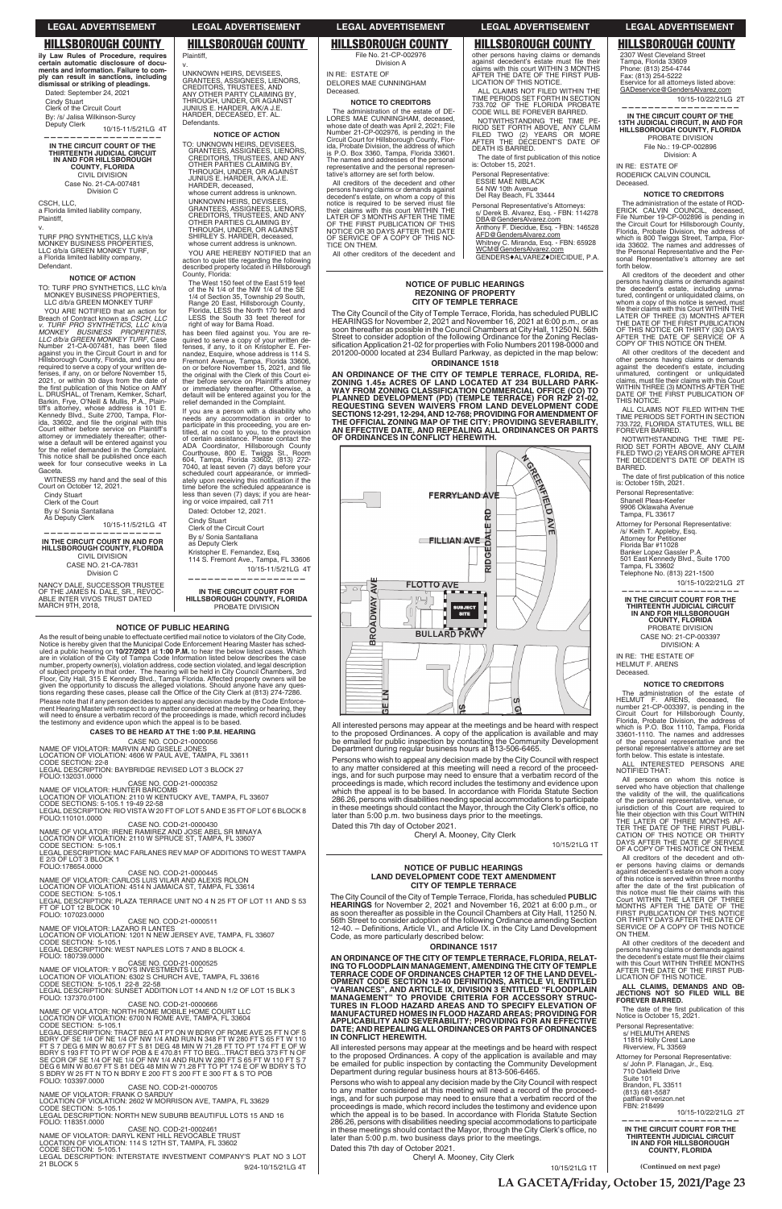## HILLSBOROUGH COUNTY

ily Law Rules of Procedure, requires certain automatic disclosure of documents and information. Failure to comply can result in sanctions, including dismissal or striking of pleadings.

Dated: September 24, 2021

Cindy Stuart
Clerk of the Circuit Court
By: /s/ Jalisa Wilkinson-Surcy
Deputy Clerk

10/15-11/5/21LG 4T

---

**IN THE CIRCUIT COURT OF THE THIRTEENTH JUDICIAL CIRCUIT IN AND FOR HILLSBOROUGH COUNTY, FLORIDA**
CIVIL DIVISION
Case No. 21-CA-007481
Division C

CSCH, LLC,
a Florida limited liability company,
Plaintiff,
v.
TURF PRO SYNTHETICS, LLC k/n/a MONKEY BUSINESS PROPERTIES, LLC d/b/a GREEN MONKEY TURF, a Florida limited liability company,
Defendant.

**NOTICE OF ACTION**

TO: TURF PRO SYNTHETICS, LLC k/n/a MONKEY BUSINESS PROPERTIES, LLC d/b/a GREEN MONKEY TURF

YOU ARE NOTIFIED that an action for Breach of Contract known as *CSCH, LLC v. TURF PRO SYNTHETICS, LLC k/n/a MONKEY BUSINESS PROPERTIES, LLC d/b/a GREEN MONKEY TURF*, Case Number 21-CA-007481, has been filed against you in the Circuit Court in and for Hillsborough County, Florida, and you are required to serve a copy of your written defenses, if any, on or before November 15, 2021, or within 30 days from the date of the first publication of this Notice on AMY L. DRUSHAL, of Trenam, Kemker, Scharf, Barkin, Frye, O'Neill & Mullis, P.A., Plaintiff's attorney, whose address is 101 E. Kennedy Blvd., Suite 2700, Tampa, Florida, 33602, and file the original with this Court either before service on Plaintiff's attorney or immediately thereafter; otherwise a default will be entered against you for the relief demanded in the Complaint. This notice shall be published once each week for four consecutive weeks in La Gaceta.

WITNESS my hand and the seal of this Court on October 12, 2021.

Cindy Stuart
Clerk of the Court
By s/ Sonia Santallana
As Deputy Clerk

10/15-11/5/21LG 4T

---

**IN THE CIRCUIT COURT IN AND FOR HILLSBOROUGH COUNTY, FLORIDA**
CIVIL DIVISION
CASE NO. 21-CA-7831
Division C

NANCY DALE, SUCCESSOR TRUSTEE OF THE JAMES N. DALE, SR., REVOCABLE INTER VIVOS TRUST DATED MARCH 9TH, 2018,
Plaintiff,
v.
UNKNOWN HEIRS, DEVISEES, GRANTEES, ASSIGNEES, LIENORS, CREDITORS, TRUSTEES, AND ANY OTHER PARTY CLAIMING BY, THROUGH, UNDER, OR AGAINST JUNIUS E. HARDER, A/K/A J.E. HARDER, DECEASED, ET. AL.
Defendants.

**NOTICE OF ACTION**

TO: UNKNOWN HEIRS, DEVISEES, GRANTEES, ASSIGNEES, LIENORS, CREDITORS, TRUSTEES, AND ANY OTHER PARTIES CLAIMING BY, THROUGH, UNDER, OR AGAINST JUNIUS E. HARDER, A/K/A J.E. HARDER, deceased,
whose current address is unknown.
UNKNOWN HEIRS, DEVISEES, GRANTEES, ASSIGNEES, LIENORS, CREDITORS, TRUSTEES, AND ANY OTHER PARTIES CLAIMING BY, THROUGH, UNDER, OR AGAINST SHIRLEY S. HARDER, deceased,
whose current address is unknown.

YOU ARE HEREBY NOTIFIED that an action to quiet title regarding the following described property located in Hillsborough County, Florida:

The West 150 feet of the East 519 feet of the N 1/4 of the NW 1/4 of the SE 1/4 of Section 35, Township 29 South, Range 20 East, Hillsborough County, Florida, LESS the North 170 feet and LESS the South 33 feet thereof for right of way for Bama Road.

has been filed against you. You are required to serve a copy of your written defenses, if any, to it on Kristopher E. Fernandez, Esquire, whose address is 114 S. Fremont Avenue, Tampa, Florida 33606, on or before November 15, 2021, and file the original with the Clerk of this Court either before service on Plaintiff's attorney or immediately thereafter. Otherwise, a default will be entered against you for the relief demanded in the Complaint.

If you are a person with a disability who needs any accommodation in order to participate in this proceeding, you are entitled, at no cost to you, to the provision of certain assistance. Please contact the ADA Coordinator, Hillsborough County Courthouse, 800 E. Twiggs St., Room 604, Tampa, Florida 33602, (813) 272-7040, at least seven (7) days before your scheduled court appearance, or immediately upon receiving this notification if the time before the scheduled appearance is less than seven (7) days; if you are hearing or voice impaired, call 711

Dated: October 12, 2021.

Cindy Stuart
Clerk of the Circuit Court
By s/ Sonia Santallana
as Deputy Clerk
Kristopher E. Fernandez, Esq.
114 S. Fremont Ave., Tampa, FL 33606

10/15-11/5/21LG 4T

---

**IN THE CIRCUIT COURT FOR HILLSBOROUGH COUNTY, FLORIDA**
PROBATE DIVISION
File No. 21-CP-002976
Division A

IN RE: ESTATE OF
DELORES MAE CUNNINGHAM
Deceased.

**NOTICE TO CREDITORS**

The administration of the estate of DELORES MAE CUNNINGHAM, deceased, whose date of death was April 2, 2021; File Number 21-CP-002976, is pending in the Circuit Court for Hillsborough County, Florida, Probate Division, the address of which is P.O. Box 3360, Tampa, Florida 33601. The names and addresses of the personal representative and the personal representative's attorney are set forth below.

All creditors of the decedent and other persons having claims or demands against decedent's estate, on whom a copy of this notice is required to be served must file their claims with this court WITHIN THE LATER OF 3 MONTHS AFTER THE TIME OF THE FIRST PUBLICATION OF THIS NOTICE OR 30 DAYS AFTER THE DATE OF SERVICE OF A COPY OF THIS NOTICE ON THEM.

All other creditors of the decedent and other persons having claims or demands against decedent's estate must file their claims with this court WITHIN 3 MONTHS AFTER THE DATE OF THE FIRST PUBLICATION OF THIS NOTICE.

ALL CLAIMS NOT FILED WITHIN THE TIME PERIODS SET FORTH IN SECTION 733.702 OF THE FLORIDA PROBATE CODE WILL BE FOREVER BARRED.

NOTWITHSTANDING THE TIME PERIOD SET FORTH ABOVE, ANY CLAIM FILED TWO (2) YEARS OR MORE AFTER THE DECEDENT'S DATE OF DEATH IS BARRED.

The date of first publication of this notice is: October 15, 2021.

Personal Representative:
ESSIE MAE NIBLACK
54 NW 10th Avenue
Del Ray Beach, FL 33444

Personal Representative's Attorneys:
s/ Derek B. Alvarez, Esq. - FBN: 114278
DBA@GendersAlvarez.com
Anthony F. Diecidue, Esq. - FBN: 146528
AFD@GendersAlvarez.com
Whitney C. Miranda, Esq. - FBN: 65928
WCM@GendersAlvarez.com
GENDERS♦ALVAREZ♦DIECIDUE, P.A.
2307 West Cleveland Street
Tampa, Florida 33609
Phone: (813) 254-4744
Fax: (813) 254-5222
Eservice for all attorneys listed above:
GADeservice@GendersAlvarez.com

10/15-10/22/21LG 2T

---

**IN THE CIRCUIT COURT OF THE 13TH JUDICIAL CIRCUIT, IN AND FOR HILLSBOROUGH COUNTY, FLORIDA**
PROBATE DIVISION
File No.: 19-CP-002896
Division: A

IN RE: ESTATE OF
RODERICK CALVIN COUNCIL
Deceased.

**NOTICE TO CREDITORS**

The administration of the estate of RODERICK CALVIN COUNCIL, deceased, File Number 19-CP-002896 is pending in the Circuit Court for Hillsborough County, Florida, Probate Division, the address of which is 800 Twiggs Street, Tampa, Florida 33602. The names and addresses of the Personal Representative and the Personal Representative's attorney are set forth below.

All creditors of the decedent and other persons having claims or demands against the decedent's estate, including unmatured, contingent or unliquidated claims, on whom a copy of this notice is served, must file their claims with this Court WITHIN THE LATER OF THREE (3) MONTHS AFTER THE DATE OF THE FIRST PUBLICATION OF THIS NOTICE OR THIRTY (30) DAYS AFTER THE DATE OF SERVICE OF A COPY OF THIS NOTICE ON THEM.

All other creditors of the decedent and other persons having claims or demands against the decedent's estate, including unmatured, contingent or unliquidated claims, must file their claims with this Court WITHIN THREE (3) MONTHS AFTER THE DATE OF THE FIRST PUBLICATION OF THIS NOTICE.

ALL CLAIMS NOT FILED WITHIN THE TIME PERIODS SET FORTH IN SECTION 733.722, FLORIDA STATUTES, WILL BE FOREVER BARRED.

NOTWITHSTANDING THE TIME PERIOD SET FORTH ABOVE, ANY CLAIM FILED TWO (2) YEARS OR MORE AFTER THE DECEDENT'S DATE OF DEATH IS BARRED.

The date of first publication of this notice is: October 15th, 2021.

Personal Representative:
Shanell Pleas-Keefer
9906 Oklawaha Avenue
Tampa, FL 33617

Attorney for Personal Representative:
/s/ Keith T. Appleby, Esq.
Attorney for Petitioner
Florida Bar #11028
Banker Lopez Gassler P.A.
501 East Kennedy Blvd., Suite 1700
Tampa, FL 33602
Telephone No. (813) 221-1500

10/15-10/22/21LG 2T

---

**IN THE CIRCUIT COURT FOR THE THIRTEENTH JUDICIAL CIRCUIT IN AND FOR HILLSBOROUGH COUNTY, FLORIDA**
PROBATE DIVISION
CASE NO: 21-CP-003397
DIVISION: A

IN RE: THE ESTATE OF
HELMUT F. ARENS
Deceased.

**NOTICE TO CREDITORS**

The administration of the estate of HELMUT F. ARENS, deceased, file number 21-CP-003397, is pending in the Circuit Court for Hillsborough County, Florida, Probate Division, the address of which is P.O. Box 1110, Tampa, Florida 33601-1110. The names and addresses of the personal representative and the personal representative's attorney are set forth below. This estate is intestate.

ALL INTERESTED PERSONS ARE NOTIFIED THAT:

All persons on whom this notice is served who have objection that challenge the validity of the will, the qualifications of the personal representative, venue, or jurisdiction of this Court are required to file their objection with this Court WITHIN THE LATER OF THREE MONTHS AFTER THE DATE OF THE FIRST PUBLICATION OF THIS NOTICE OR THIRTY DAYS AFTER THE DATE OF SERVICE OF A COPY OF THIS NOTICE ON THEM.

All creditors of the decedent and other persons having claims or demands against decedent's estate on whom a copy of this notice is served within three months after the date of the first publication of this notice must file their claims with this Court WITHIN THE LATER OF THREE MONTHS AFTER THE DATE OF THE FIRST PUBLICATION OF THIS NOTICE OR THIRTY DAYS AFTER THE DATE OF SERVICE OF A COPY OF THIS NOTICE ON THEM.

All other creditors of the decedent and persons having claims or demands against the decedent's estate must file their claims with this Court WITHIN THREE MONTHS AFTER THE DATE OF THE FIRST PUBLICATION OF THIS NOTICE.

**ALL CLAIMS, DEMANDS AND OBJECTIONS NOT SO FILED WILL BE FOREVER BARRED.**

The date of the first publication of this Notice is October 15, 2021.

Personal Representative:
s/ HELMUTH ARENS
11816 Holly Crest Lane
Riverview, FL 33569

Attorney for Personal Representative:
s/ John P. Flanagan, Jr., Esq.
7710 Oakfield Drive
Suite 101
Brandon, FL 33511
(813) 681-5587
patflan@verizon.net
FBN: 218499

10/15-10/22/21LG 2T

---

**IN THE CIRCUIT COURT FOR THE THIRTEENTH JUDICIAL CIRCUIT IN AND FOR HILLSBOROUGH COUNTY, FLORIDA**

(Continued on next page)

---

**NOTICE OF PUBLIC HEARINGS**
**REZONING OF PROPERTY**
**CITY OF TEMPLE TERRACE**

The City Council of the City of Temple Terrace, Florida, has scheduled PUBLIC HEARINGS for November 2, 2021 and November 16, 2021 at 6:00 p.m., or as soon thereafter as possible in the Council Chambers at City Hall, 11250 N. 56th Street to consider adoption of the following Ordinance for the Zoning Reclassification Application 21-02 for properties with Folio Numbers 201198-0000 and 201200-0000 located at 234 Bullard Parkway, as depicted in the map below:

**ORDINANCE 1518**

**AN ORDINANCE OF THE CITY OF TEMPLE TERRACE, FLORIDA, REZONING 1.45± ACRES OF LAND LOCATED AT 234 BULLARD PARKWAY FROM ZONING CLASSIFICATION COMMERCIAL OFFICE (CO) TO PLANNED DEVELOPMENT (PD) (TEMPLE TERRACE) FOR RZP 21-02, REQUESTING SEVEN WAIVERS FROM LAND DEVELOPMENT CODE SECTIONS 12-291, 12-294, AND 12-768; PROVIDING FOR AMENDMENT OF THE OFFICIAL ZONING MAP OF THE CITY; PROVIDING SEVERABILITY, AN EFFECTIVE DATE, AND REPEALING ALL ORDINANCES OR PARTS OF ORDINANCES IN CONFLICT HEREWITH.**

FERRYLAND AVE
N GREENFIELD AVE
FILLIAN AVE
RIDGEDALE RD
FLOTTO AVE
BROADWAY AVE
SUBJECT SITE
BULLARD PKWY

All interested persons may appear at the meetings and be heard with respect to the proposed Ordinances. A copy of the application is available and may be emailed for public inspection by contacting the Community Development Department during regular business hours at 813-506-6465.

Persons who wish to appeal any decision made by the City Council with respect to any matter considered at this meeting will need a record of the proceedings, and for such purpose may need to ensure that a verbatim record of the proceedings is made, which record includes the testimony and evidence upon which the appeal is to be based. In accordance with Florida Statute Section 286.26, persons with disabilities needing special accommodations to participate in these meetings should contact the Mayor, through the City Clerk's office, no later than 5:00 p.m. two business days prior to the meetings.

Dated this 7th day of October 2021.

Cheryl A. Mooney, City Clerk

10/15/21LG 1T

---

**NOTICE OF PUBLIC HEARINGS**
**LAND DEVELOPMENT CODE TEXT AMENDMENT**
**CITY OF TEMPLE TERRACE**

The City Council of the City of Temple Terrace, Florida, has scheduled **PUBLIC HEARINGS** for November 2, 2021 and November 16, 2021 at 6:00 p.m., or as soon thereafter as possible in the Council Chambers at City Hall, 11250 N. 56th Street to consider adoption of the following Ordinance amending Section 12-40. – Definitions, Article VI., and Article IX. in the City Land Development Code, as more particularly described below:

**ORDINANCE 1517**

**AN ORDINANCE OF THE CITY OF TEMPLE TERRACE, FLORIDA, RELATING TO FLOODPLAIN MANAGEMENT, AMENDING THE CITY OF TEMPLE TERRACE CODE OF ORDINANCES CHAPTER 12 OF THE LAND DEVELOPMENT CODE SECTION 12-40 DEFINITIONS, ARTICLE VI, ENTITLED "VARIANCES", AND ARTICLE IX, DIVISION 3 ENTITLED "FLOODPLAIN MANAGEMENT" TO PROVIDE CRITERIA FOR ACCESSORY STRUCTURES IN FLOOD HAZARD AREAS AND TO SPECIFY ELEVATION OF MANUFACTURED HOMES IN FLOOD HAZARD AREAS; PROVIDING FOR APPLICABILITY AND SEVERABILITY; PROVIDING FOR AN EFFECTIVE DATE; AND REPEALING ALL ORDINANCES OR PARTS OF ORDINANCES IN CONFLICT HEREWITH.**

All interested persons may appear at the meetings and be heard with respect to the proposed Ordinances. A copy of the application is available and may be emailed for public inspection by contacting the Community Development Department during regular business hours at 813-506-6465.

Persons who wish to appeal any decision made by the City Council with respect to any matter considered at this meeting will need a record of the proceedings, and for such purpose may need to ensure that a verbatim record of the proceedings is made, which record includes the testimony and evidence upon which the appeal is to be based. In accordance with Florida Statute Section 286.26, persons with disabilities needing special accommodations to participate in these meetings should contact the Mayor, through the City Clerk's office, no later than 5:00 p.m. two business days prior to the meetings.

Dated this 7th day of October 2021.

Cheryl A. Mooney, City Clerk

10/15/21LG 1T

---

**NOTICE OF PUBLIC HEARING**

As the result of being unable to effectuate certified mail notice to violators of the City Code, Notice is hereby given that the Municipal Code Enforcement Hearing Master has scheduled a public hearing on **10/27/2021** at **1:00 P.M.** to hear the below listed cases. Which are in violation of the City of Tampa Code Information listed below describes the case number, property owner(s), violation address, code section violated, and legal description of subject property in that order. The hearing will be held in City Council Chambers, 3rd Floor, City Hall, 315 E Kennedy Blvd., Tampa Florida. Affected property owners will be given the opportunity to discuss the alleged violations. Should anyone have any questions regarding these cases, please call the Office of the City Clerk at (813) 274-7286.

Please note that if any person decides to appeal any decision made by the Code Enforcement Hearing Master with respect to any matter considered at the meeting or hearing, they will need to ensure a verbatim record of the proceedings is made, which record includes the testimony and evidence upon which the appeal is to be based.

**CASES TO BE HEARD AT THE 1:00 P.M. HEARING**

CASE NO. COD-21-0000056
NAME OF VIOLATOR: MARVIN AND GISELE JONES
LOCATION OF VIOLATION: 4606 W PAUL AVE, TAMPA, FL 33611
CODE SECTION: 22-8
LEGAL DESCRIPTION: BAYBRIDGE REVISED LOT 3 BLOCK 27
FOLIO:132031.0000

CASE NO. COD-21-0000352
NAME OF VIOLATOR: HUNTER BARCOMB
LOCATION OF VIOLATION: 2110 W KENTUCKY AVE, TAMPA, FL 33607
CODE SECTIONS: 5-105.1 19-49 22-58
LEGAL DESCRIPTION: RIO VISTA W 20 FT OF LOT 5 AND E 35 FT OF LOT 6 BLOCK 8
FOLIO:110101.0000

CASE NO. COD-21-0000430
NAME OF VIOLATOR: IRENE RAMIREZ AND JOSE ABEL SR MINAYA
LOCATION OF VIOLATION: 2110 W SPRUCE ST, TAMPA, FL 33607
CODE SECTION: 5-105.1
LEGAL DESCRIPTION: MAC FARLANES REV MAP OF ADDITIONS TO WEST TAMPA E 2/3 OF LOT 3 BLOCK 1
FOLIO:178654.0000

CASE NO. COD-21-0000445
NAME OF VIOLATOR: CARLOS LUIS VILAR AND ALEXIS ROLON
LOCATION OF VIOLATION: 4514 N JAMAICA ST, TAMPA, FL 33614
CODE SECTION: 5-105.1
LEGAL DESCRIPTION: PLAZA TERRACE UNIT NO 4 N 25 FT OF LOT 11 AND S 53 FT OF LOT 12 BLOCK 10
FOLIO: 107023.0000

CASE NO. COD-21-0000511
NAME OF VIOLATOR: LAZARO R LANTES
LOCATION OF VIOLATION: 1201 N NEW JERSEY AVE, TAMPA, FL 33607
CODE SECTION: 5-105.1
LEGAL DESCRIPTION: WEST NAPLES LOTS 7 AND 8 BLOCK 4.
FOLIO: 180739.0000

CASE NO. COD-21-0000525
NAME OF VIOLATOR: Y BOYS INVESTMENTS LLC
LOCATION OF VIOLATION: 6302 S CHURCH AVE, TAMPA, FL 33616
CODE SECTION: 5-105.1 22-8 22-58
LEGAL DESCRIPTION: SUNSET ADDITION LOT 14 AND N 1/2 OF LOT 15 BLK 3
FOLIO: 137370.0100

CASE NO. COD-21-0000666
NAME OF VIOLATOR: NORTH ROME MOBILE HOME COURT LLC
LOCATION OF VIOLATION: 6700 N ROME AVE, TAMPA, FL 33604
CODE SECTION: 5-105.1
LEGAL DESCRIPTION: TRACT BEG AT PT ON W BDRY OF ROME AVE 25 FT N OF S BDRY OF SE 1/4 OF NE 1/4 OF NW 1/4 AND RUN N 348 FT W 280 FT S 65 FT W 110 FT S 7 DEG 6 MIN W 80.67 FT S 81 DEG 48 MIN W 71.28 FT TO PT 174 FT E OF W BDRY S 193 FT TO PT W OF POB & E 470.81 FT TO BEG...TRACT BEG 373 FT N OF SE COR OF SE 1/4 OF NE 1/4 OF NW 1/4 AND RUN W 280 FT S 65 FT W 110 FT S 7 DEG 6 MIN W 80.67 FT S 81 DEG 48 MIN W 71.28 FT TO PT 174 E OF W BDRY S TO S BDRY W 25 FT N TO N BDRY E 200 FT S 200 FT E 300 FT & S TO POB
FOLIO: 103397.0000

CASE NO. COD-21-0000705
NAME OF VIOLATOR: FRANK O SARDUY
LOCATION OF VIOLATION: 2602 W MORRISON AVE, TAMPA, FL 33629
CODE SECTION: 5-105.1
LEGAL DESCRIPTION: NORTH NEW SUBURB BEAUTIFUL LOTS 15 AND 16
FOLIO: 118351.0000

CASE NO. COD-21-0002461
NAME OF VIOLATOR: DARYL KENT HILL REVOCABLE TRUST
LOCATION OF VIOLATION: 114 S 12TH ST, TAMPA, FL 33602
CODE SECTION: 5-105.1
LEGAL DESCRIPTION: INTERSTATE INVESTMENT COMPANY'S PLAT NO 3 LOT 21 BLOCK 5

9/24-10/15/21LG 4T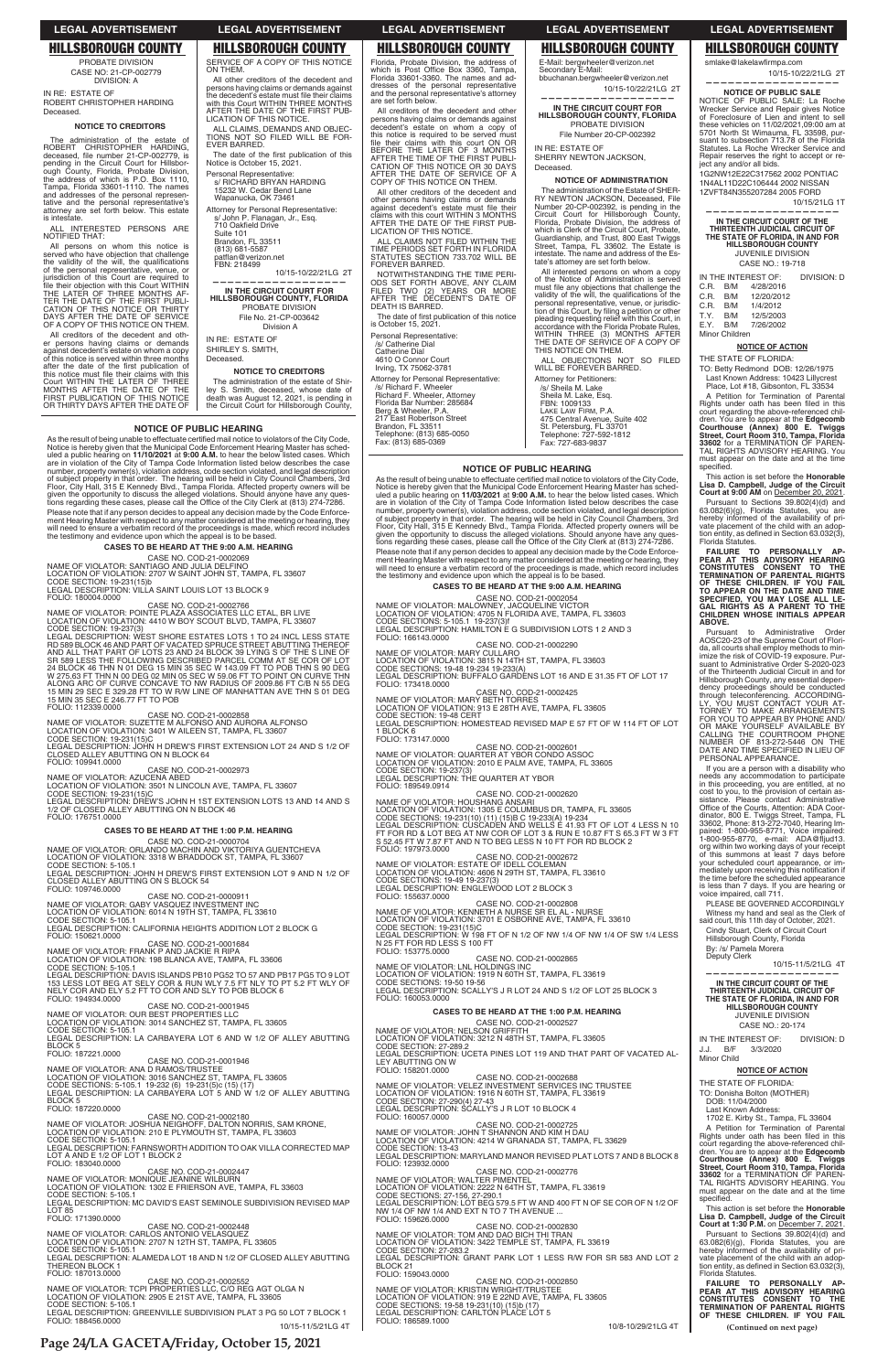# HILLSBOROUGH COUNTY

PROBATE DIVISION
CASE NO: 21-CP-002779
DIVISION: A

IN RE: ESTATE OF
ROBERT CHRISTOPHER HARDING
Deceased.

**NOTICE TO CREDITORS**

The administration of the estate of ROBERT CHRISTOPHER HARDING, deceased, file number 21-CP-002779, is pending in the Circuit Court for Hillsborough County, Florida, Probate Division, the address of which is P.O. Box 1110, Tampa, Florida 33601-1110. The names and addresses of the personal representative and the personal representative's attorney are set forth below. The estate is intestate.

ALL INTERESTED PERSONS ARE NOTIFIED THAT:

All persons on whom this notice is served who have objection that challenge the validity of the will, the qualifications of the personal representative, venue, or jurisdiction of this Court are required to file their objection with this Court WITHIN THE LATER OF THREE MONTHS AFTER THE DATE OF THE FIRST PUBLICATION OF THIS NOTICE OR THIRTY DAYS AFTER THE DATE OF SERVICE OF A COPY OF THIS NOTICE ON THEM.

All creditors of the decedent and other persons having claims or demands against decedent's estate on whom a copy of this notice is served within three months after the date of the first publication of this notice must file their claims with this Court WITHIN THE LATER OF THREE MONTHS AFTER THE DATE OF THE FIRST PUBLICATION OF THIS NOTICE OR THIRTY DAYS AFTER THE DATE OF SERVICE OF A COPY OF THIS NOTICE ON THEM.

All other creditors of the decedent and persons having claims or demands against the decedent's estate must file their claims with this Court WITHIN THREE MONTHS AFTER THE DATE OF THE FIRST PUBLICATION OF THIS NOTICE.

ALL CLAIMS, DEMANDS AND OBJECTIONS NOT SO FILED WILL BE FOREVER BARRED.

The date of the first publication of this Notice is October 15, 2021.

Personal Representative:
s/ RICHARD BRYAN HARDING
15232 W. Cedar Bend Lane
Wapanucka, OK 73461

Attorney for Personal Representative:
s/ John P. Flanagan, Jr., Esq.
710 Oakfield Drive
Suite 101
Brandon, FL 33511
(813) 681-5587
patflan@verizon.net
FBN: 218499

10/15-10/22/21LG 2T

---

**IN THE CIRCUIT COURT FOR HILLSBOROUGH COUNTY, FLORIDA**
PROBATE DIVISION
File No. 21-CP-003642
Division A

IN RE: ESTATE OF
SHIRLEY S. SMITH,
Deceased.

**NOTICE TO CREDITORS**

The administration of the estate of Shirley S. Smith, deceased, whose date of death was August 12, 2021, is pending in the Circuit Court for Hillsborough County, Florida, Probate Division, the address of which is Post Office Box 3360, Tampa, Florida 33601-3360. The names and addresses of the personal representative and the personal representative's attorney are set forth below.

All creditors of the decedent and other persons having claims or demands against decedent's estate on whom a copy of this notice is required to be served must file their claims with this court ON OR BEFORE THE LATER OF 3 MONTHS AFTER THE TIME OF THE FIRST PUBLICATION OF THIS NOTICE OR 30 DAYS AFTER THE DATE OF SERVICE OF A COPY OF THIS NOTICE ON THEM.

All other creditors of the decedent and other persons having claims or demands against decedent's estate must file their claims with this court WITHIN 3 MONTHS AFTER THE DATE OF THE FIRST PUBLICATION OF THIS NOTICE.

ALL CLAIMS NOT FILED WITHIN THE TIME PERIODS SET FORTH IN FLORIDA STATUTES SECTION 733.702 WILL BE FOREVER BARRED.

NOTWITHSTANDING THE TIME PERIODS SET FORTH ABOVE, ANY CLAIM FILED TWO (2) YEARS OR MORE AFTER THE DECEDENT'S DATE OF DEATH IS BARRED.

The date of first publication of this notice is October 15, 2021.

Personal Representative:
/s/ Catherine Dial
Catherine Dial
4610 O Connor Court
Irving, TX 75062-3781

Attorney for Personal Representative:
/s/ Richard F. Wheeler
Richard F. Wheeler, Attorney
Florida Bar Number: 285684
Berg & Wheeler, P.A.
217 East Robertson Street
Brandon, FL 33511
Telephone: (813) 685-0050
Fax: (813) 685-0369
E-Mail: bergwheeler@verizon.net
Secondary E-Mail: bbuchanan.bergwheeler@verizon.net

10/15-10/22/21LG 2T

---

**IN THE CIRCUIT COURT FOR HILLSBOROUGH COUNTY, FLORIDA**
PROBATE DIVISION
File Number 20-CP-002392

IN RE: ESTATE OF
SHERRY NEWTON JACKSON,
Deceased.

**NOTICE OF ADMINISTRATION**

The administration of the Estate of SHERRY NEWTON JACKSON, Deceased, File Number 20-CP-002392, is pending in the Circuit Court for Hillsborough County, Florida, Probate Division, the address of which is Clerk of the Circuit Court, Probate, Guardianship, and Trust, 800 East Twiggs Street, Tampa, FL 33602. The Estate is intestate. The name and address of the Estate's attorney are set forth below.

All interested persons on whom a copy of the Notice of Administration is served must file any objections that challenge the validity of the will, the qualifications of the personal representative, venue, or jurisdiction of this Court, by filing a petition or other pleading requesting relief with this Court, in accordance with the Florida Probate Rules, WITHIN THREE (3) MONTHS AFTER THE DATE OF SERVICE OF A COPY OF THIS NOTICE ON THEM.

ALL OBJECTIONS NOT SO FILED WILL BE FOREVER BARRED.

Attorney for Petitioners:
/s/ Sheila M. Lake
Sheila M. Lake, Esq.
FBN: 1009133
LAKE LAW FIRM, P.A.
475 Central Avenue, Suite 402
St. Petersburg, FL 33701
Telephone: 727-592-1812
Fax: 727-683-9837
smlake@lakelawfirmpa.com

10/15-10/22/21LG 2T

---

**NOTICE OF PUBLIC SALE**

NOTICE OF PUBLIC SALE: La Roche Wrecker Service and Repair gives Notice of Foreclosure of Lien and intent to sell these vehicles on 11/02/2021,09:00 am at 5701 North St Wimauma, FL 33598, pursuant to subsection 713.78 of the Florida Statutes. La Roche Wrecker Service and Repair reserves the right to accept or reject any and/or all bids.

1G2NW12E22C317562 2002 PONTIAC
1N4AL11D22C106444 2002 NISSAN
1ZVFT84N355207284 2005 FORD

10/15/21LG 1T

---

**IN THE CIRCUIT COURT OF THE THIRTEENTH JUDICIAL CIRCUIT OF THE STATE OF FLORIDA, IN AND FOR HILLSBOROUGH COUNTY**
JUVENILE DIVISION
CASE NO.: 19-718

IN THE INTEREST OF: DIVISION: D

C.R. B/M 4/28/2016
C.R. B/M 12/20/2012
C.R. B/M 1/4/2012
T.Y. B/M 12/5/2003
E.Y. B/M 7/26/2002

Minor Children

**NOTICE OF ACTION**

THE STATE OF FLORIDA:

TO: Betty Redmond DOB: 12/26/1975
Last Known Address: 10423 Lillycrest Place, Lot #18, Gibsonton, FL 33534

A Petition for Termination of Parental Rights under oath has been filed in this court regarding the above-referenced children. You are to appear at the **Edgecomb Courthouse (Annex) 800 E. Twiggs Street, Court Room 310, Tampa, Florida 33602** for a TERMINATION OF PARENTAL RIGHTS ADVISORY HEARING. You must appear on the date and at the time specified.

This action is set before the **Honorable Lisa D. Campbell, Judge of the Circuit Court at 9:00 AM** on December 20, 2021.

Pursuant to Sections 39.802(4)(d) and 63.082(6)(g), Florida Statutes, you are hereby informed of the availability of private placement of the child with an adoption entity, as defined in Section 63.032(3), Florida Statutes.

**FAILURE TO PERSONALLY APPEAR AT THIS ADVISORY HEARING CONSTITUTES CONSENT TO THE TERMINATION OF PARENTAL RIGHTS OF THESE CHILDREN. IF YOU FAIL TO APPEAR ON THE DATE AND TIME SPECIFIED, YOU MAY LOSE ALL LEGAL RIGHTS AS A PARENT TO THE CHILDREN WHOSE INITIALS APPEAR ABOVE.**

Pursuant to Administrative Order AOSC20-23 of the Supreme Court of Florida, all courts shall employ methods to minimize the risk of COVID-19 exposure. Pursuant to Administrative Order S-2020-023 of the Thirteenth Judicial Circuit in and for Hillsborough County, any essential dependency proceedings should be conducted through teleconferencing. ACCORDINGLY, YOU MUST CONTACT YOUR ATTORNEY TO MAKE ARRANGEMENTS FOR YOU TO APPEAR BY PHONE AND/OR MAKE YOURSELF AVAILABLE BY CALLING THE COURTROOM PHONE NUMBER OF 813-272-5446 ON THE DATE AND TIME SPECIFIED IN LIEU OF PERSONAL APPEARANCE.

If you are a person with a disability who needs any accommodation to participate in this proceeding, you are entitled, at no cost to you, to the provision of certain assistance. Please contact Administrative Office of the Courts, Attention: ADA Coordinator, 800 E. Twiggs Street, Tampa, FL 33602, Phone: 813-272-7040, Hearing Impaired: 1-800-955-8771, Voice impaired: 1-800-955-8770, e-mail: ADA@fljud13.org within two working days of your receipt of this summons at least 7 days before your scheduled court appearance, or immediately upon receiving this notification if the time before the scheduled appearance is less than 7 days. If you are hearing or voice impaired, call 711.

PLEASE BE GOVERNED ACCORDINGLY

Witness my hand and seal as the Clerk of said court, this 11th day of October, 2021.

Cindy Stuart, Clerk of Circuit Court
Hillsborough County, Florida
By: /s/ Pamela Morera
Deputy Clerk

10/15-11/5/21LG 4T

---

**IN THE CIRCUIT COURT OF THE THIRTEENTH JUDICIAL CIRCUIT OF THE STATE OF FLORIDA, IN AND FOR HILLSBOROUGH COUNTY**
JUVENILE DIVISION
CASE NO.: 20-174

IN THE INTEREST OF: DIVISION: D

J.J. B/F 3/3/2020

Minor Child

**NOTICE OF ACTION**

THE STATE OF FLORIDA:

TO: Donisha Bolton (MOTHER)
DOB: 11/04/2000
Last Known Address: 1702 E. Kirby St., Tampa, FL 33604

A Petition for Termination of Parental Rights under oath has been filed in this court regarding the above-referenced children. You are to appear at the **Edgecomb Courthouse (Annex) 800 E. Twiggs Street, Court Room 310, Tampa, Florida 33602** for a TERMINATION OF PARENTAL RIGHTS ADVISORY HEARING. You must appear on the date and at the time specified.

This action is set before the **Honorable Lisa D. Campbell, Judge of the Circuit Court at 1:30 P.M.** on December 7, 2021.

Pursuant to Sections 39.802(4)(d) and 63.082(6)(g), Florida Statutes, you are hereby informed of the availability of private placement of the child with an adoption entity, as defined in Section 63.032(3), Florida Statutes.

**FAILURE TO PERSONALLY APPEAR AT THIS ADVISORY HEARING CONSTITUTES CONSENT TO THE TERMINATION OF PARENTAL RIGHTS OF THESE CHILDREN. IF YOU FAIL**

**(Continued on next page)**

---

**NOTICE OF PUBLIC HEARING**

As the result of being unable to effectuate certified mail notice to violators of the City Code, Notice is hereby given that the Municipal Code Enforcement Hearing Master has scheduled a public hearing on **11/10/2021** at **9:00 A.M.** to hear the below listed cases. Which are in violation of the City of Tampa Code Information listed below describes the case number, property owner(s), violation address, code section violated, and legal description of subject property in that order. The hearing will be held in City Council Chambers, 3rd Floor, City Hall, 315 E Kennedy Blvd., Tampa Florida. Affected property owners will be given the opportunity to discuss the alleged violations. Should anyone have any questions regarding these cases, please call the Office of the City Clerk at (813) 274-7286.

Please note that if any person decides to appeal any decision made by the Code Enforcement Hearing Master with respect to any matter considered at the meeting or hearing, they will need to ensure a verbatim record of the proceedings is made, which record includes the testimony and evidence upon which the appeal is to be based.

**CASES TO BE HEARD AT THE 9:00 A.M. HEARING**

CASE NO. COD-21-0002069
NAME OF VIOLATOR: SANTIAGO AND JULIA DELFINO
LOCATION OF VIOLATION: 2707 W SAINT JOHN ST, TAMPA, FL 33607
CODE SECTION: 19-231(15)b
LEGAL DESCRIPTION: VILLA SAINT LOUIS LOT 13 BLOCK 9
FOLIO: 180004.0000

CASE NO. COD-21-0002766
NAME OF VIOLATOR: POINTE PLAZA ASSOCIATES LLC ETAL, BR LIVE
LOCATION OF VIOLATION: 4410 W BOY SCOUT BLVD, TAMPA, FL 33607
CODE SECTION: 19-237(3)
LEGAL DESCRIPTION: WEST SHORE ESTATES LOTS 1 TO 24 INCL LESS STATE RD 589 BLOCK 46 AND PART OF VACATED SPRUCE STREET ABUTTING THEREOF AND ALL THAT PART OF LOTS 23 AND 24 BLOCK 39 LYING S OF THE S LINE OF SR 589 LESS THE FOLLOWING DESCRIBED PARCEL COMM AT SE COR OF LOT 24 BLOCK 46 THN N 01 DEG 15 MIN 35 SEC W 143.09 FT TO POB THN S 90 DEG W 275.63 FT THN N 00 DEG 02 MIN 05 SEC W 59.06 FT TO POINT ON CURVE THN ALONG ARC OF CURVE CONCAVE TO NW RADIUS OF 2009.86 FT C/B N 55 DEG 15 MIN 29 SEC E 329.28 FT TO W R/W LINE OF MANHATTAN AVE THN S 01 DEG 15 MIN 35 SEC E 246.77 FT TO POB
FOLIO: 112339.0000

CASE NO. COD-21-0002858
NAME OF VIOLATOR: SUZETTE M ALFONSO AND AURORA ALFONSO
LOCATION OF VIOLATION: 3401 W AILEEN ST, TAMPA, FL 33607
CODE SECTION: 19-231(15)C
LEGAL DESCRIPTION: JOHN H DREW'S FIRST EXTENSION LOT 24 AND S 1/2 OF CLOSED ALLEY ABUTTING ON N BLOCK 64
FOLIO: 109941.0000

CASE NO. COD-21-0002973
NAME OF VIOLATOR: AZUCENA ABED
LOCATION OF VIOLATION: 3501 N LINCOLN AVE, TAMPA, FL 33607
CODE SECTION: 19-231(15)C
LEGAL DESCRIPTION: DREW'S JOHN H 1ST EXTENSION LOTS 13 AND 14 AND S 1/2 OF CLOSED ALLEY ABUTTING ON N BLOCK 46
FOLIO: 176751.0000

**CASES TO BE HEARD AT THE 1:00 P.M. HEARING**

CASE NO. COD-21-0000704
NAME OF VIOLATOR: ORLANDO MACHIN AND VIKTORIYA GUENTCHEVA
LOCATION OF VIOLATION: 3318 W BRADDOCK ST, TAMPA, FL 33607
CODE SECTION: 5-105.1
LEGAL DESCRIPTION: JOHN H DREW'S FIRST EXTENSION LOT 9 AND N 1/2 OF CLOSED ALLEY ABUTTING ON S BLOCK 54
FOLIO: 109746.0000

CASE NO. COD-21-0000911
NAME OF VIOLATOR: GABY VASQUEZ INVESTMENT INC
LOCATION OF VIOLATION: 6014 N 19TH ST, TAMPA, FL 33610
CODE SECTION: 5-105.1
LEGAL DESCRIPTION: CALIFORNIA HEIGHTS ADDITION LOT 2 BLOCK G
FOLIO: 150621.0000

CASE NO. COD-21-0001684
NAME OF VIOLATOR: FRANK P AND JACKIE R RIPA
LOCATION OF VIOLATION: 198 BLANCA AVE, TAMPA, FL 33606
CODE SECTION: 5-105.1
LEGAL DESCRIPTION: DAVIS ISLANDS PB10 PG52 TO 57 AND PB17 PG5 TO 9 LOT 153 LESS LOT BEG AT SELY COR & RUN WLY 7.5 FT NLY TO PT 5.2 FT WLY OF NELY COR AND ELY 5.2 FT TO COR AND SLY TO POB BLOCK 6
FOLIO: 194934.0000

CASE NO. COD-21-0001945
NAME OF VIOLATOR: OUR BEST PROPERTIES LLC
LOCATION OF VIOLATION: 3014 SANCHEZ ST, TAMPA, FL 33605
CODE SECTION: 5-105.1
LEGAL DESCRIPTION: LA CARBAYERA LOT 6 AND W 1/2 OF ALLEY ABUTTING BLOCK 5
FOLIO: 187221.0000

CASE NO. COD-21-0001946
NAME OF VIOLATOR: ANA D RAMOS/TRUSTEE
LOCATION OF VIOLATION: 3016 SANCHEZ ST, TAMPA, FL 33605
CODE SECTIONS: 5-105.1 19-232 (6) 19-231(5)c (15) (17)
LEGAL DESCRIPTION: LA CARBAYERA LOT 5 AND W 1/2 OF ALLEY ABUTTING BLOCK 5
FOLIO: 187220.0000

CASE NO. COD-21-0002180
NAME OF VIOLATOR: JOSHUA NEIGHOFF, DALTON NORRIS, SAM KRONE,
LOCATION OF VIOLATION: 210 E PLYMOUTH ST, TAMPA, FL 33603
CODE SECTION: 5-105.1
LEGAL DESCRIPTION: FARNSWORTH ADDITION TO OAK VILLA CORRECTED MAP LOT A AND E 1/2 OF LOT 1 BLOCK 2
FOLIO: 183040.0000

CASE NO. COD-21-0002447
NAME OF VIOLATOR: MONIQUE JEANINE WILBURN
LOCATION OF VIOLATION: 1302 E FRIERSON AVE, TAMPA, FL 33603
CODE SECTION: 5-105.1
LEGAL DESCRIPTION: MC DAVID'S EAST SEMINOLE SUBDIVISION REVISED MAP LOT 85
FOLIO: 171390.0000

CASE NO. COD-21-0002448
NAME OF VIOLATOR: CARLOS ANTONIO VELASQUEZ
LOCATION OF VIOLATION: 2707 N 12TH ST, TAMPA, FL 33605
CODE SECTION: 5-105.1
LEGAL DESCRIPTION: ALAMEDA LOT 18 AND N 1/2 OF CLOSED ALLEY ABUTTING THEREON BLOCK 1
FOLIO: 187013.0000

CASE NO. COD-21-0002552
NAME OF VIOLATOR: TCPI PROPERTIES LLC, C/O REG AGT OLGA N
LOCATION OF VIOLATION: 2905 E 21ST AVE, TAMPA, FL 33605
CODE SECTION: 5-105.1
LEGAL DESCRIPTION: GREENVILLE SUBDIVISION PLAT 3 PG 50 LOT 7 BLOCK 1
FOLIO: 188456.0000

10/15-11/5/21LG 4T

---

**NOTICE OF PUBLIC HEARING**

As the result of being unable to effectuate certified mail notice to violators of the City Code, Notice is hereby given that the Municipal Code Enforcement Hearing Master has scheduled a public hearing on **11/03/2021** at **9:00 A.M.** to hear the below listed cases. Which are in violation of the City of Tampa Code Information listed below describes the case number, property owner(s), violation address, code section violated, and legal description of subject property in that order. The hearing will be held in City Council Chambers, 3rd Floor, City Hall, 315 E Kennedy Blvd., Tampa Florida. Affected property owners will be given the opportunity to discuss the alleged violations. Should anyone have any questions regarding these cases, please call the Office of the City Clerk at (813) 274-7286.

Please note that if any person decides to appeal any decision made by the Code Enforcement Hearing Master with respect to any matter considered at the meeting or hearing, they will need to ensure a verbatim record of the proceedings is made, which record includes the testimony and evidence upon which the appeal is to be based.

**CASES TO BE HEARD AT THE 9:00 A.M. HEARING**

CASE NO. COD-21-0002054
NAME OF VIOLATOR: MALOWNEY, JACQUELINE VICTOR
LOCATION OF VIOLATION: 4705 N FLORIDA AVE, TAMPA, FL 33603
CODE SECTIONS: 5-105.1 19-237(3)f
LEGAL DESCRIPTION: HAMILTON E G SUBDIVISION LOTS 1 2 AND 3
FOLIO: 166143.0000

CASE NO. COD-21-0002290
NAME OF VIOLATOR: MARY CULLARO
LOCATION OF VIOLATION: 3815 N 14TH ST, TAMPA, FL 33603
CODE SECTIONS: 19-48 19-234 19-233(A)
LEGAL DESCRIPTION: BUFFALO GARDENS LOT 16 AND E 31.35 FT OF LOT 17
FOLIO: 173418.0000

CASE NO. COD-21-0002425
NAME OF VIOLATOR: MARY BETH TORRES
LOCATION OF VIOLATION: 913 E 28TH AVE, TAMPA, FL 33605
CODE SECTION: 19-48 CERT
LEGAL DESCRIPTION: HOMESTEAD REVISED MAP E 57 FT OF W 114 FT OF LOT 1 BLOCK 6
FOLIO: 173147.0000

CASE NO. COD-21-0002601
NAME OF VIOLATOR: QUARTER AT YBOR CONDO ASSOC
LOCATION OF VIOLATION: 2010 E PALM AVE, TAMPA, FL 33605
CODE SECTION: 19-237(3)
LEGAL DESCRIPTION: THE QUARTER AT YBOR
FOLIO: 189549.0914

CASE NO. COD-21-0002620
NAME OF VIOLATOR: HOUSHANG ANSARI
LOCATION OF VIOLATION: 1305 E COLUMBUS DR, TAMPA, FL 33605
CODE SECTIONS: 19-231(10) (11) (15)B C 19-233(A) 19-234
LEGAL DESCRIPTION: CUSCADEN AND WELLS E 41.93 FT OF LOT 4 LESS N 10 FT FOR RD & LOT BEG AT NW COR OF LOT 3 & RUN E 10.87 FT S 65.3 FT W 3 FT S 52.45 FT W 7.87 FT AND N TO BEG LESS N 10 FT FOR RD BLOCK 2
FOLIO: 197973.0000

CASE NO. COD-21-0002672
NAME OF VIOLATOR: ESTATE OF IDELL COLEMAN
LOCATION OF VIOLATION: 4606 N 29TH ST, TAMPA, FL 33610
CODE SECTIONS: 19-49 19-237(3)
LEGAL DESCRIPTION: ENGLEWOOD LOT 2 BLOCK 3
FOLIO: 155637.0000

CASE NO. COD-21-0002808
NAME OF VIOLATOR: KENNETH A NURSE SR EL AL - NURSE
LOCATION OF VIOLATION: 3701 E OSBORNE AVE, TAMPA, FL 33610
CODE SECTION: 19-231(15)C
LEGAL DESCRIPTION: W 198 FT OF N 1/2 OF NW 1/4 OF NW 1/4 OF SW 1/4 LESS N 25 FT FOR RD LESS S 100 FT
FOLIO: 153775.0000

CASE NO. COD-21-0002865
NAME OF VIOLATOR: LNL HOLDINGS INC
LOCATION OF VIOLATION: 1919 N 60TH ST, TAMPA, FL 33619
CODE SECTIONS: 19-50 19-56
LEGAL DESCRIPTION: SCALLY'S J R LOT 24 AND S 1/2 OF LOT 25 BLOCK 3
FOLIO: 160053.0000

**CASES TO BE HEARD AT THE 1:00 P.M. HEARING**

CASE NO. COD-21-0002527
NAME OF VIOLATOR: NELSON GRIFFITH
LOCATION OF VIOLATION: 3212 N 48TH ST, TAMPA, FL 33605
CODE SECTION: 27-289.2
LEGAL DESCRIPTION: UCETA PINES LOT 119 AND THAT PART OF VACATED ALLEY ABUTTING ON W
FOLIO: 158201.0000

CASE NO. COD-21-0002688
NAME OF VIOLATOR: VELEZ INVESTMENT SERVICES INC TRUSTEE
LOCATION OF VIOLATION: 1916 N 60TH ST, TAMPA, FL 33619
CODE SECTION: 27-290(4) 27-43
LEGAL DESCRIPTION: SCALLY'S J R LOT 10 BLOCK 4
FOLIO: 160057.0000

CASE NO. COD-21-0002725
NAME OF VIOLATOR: JOHN T SHANNON AND KIM H DAU
LOCATION OF VIOLATION: 4214 W GRANADA ST, TAMPA, FL 33629
CODE SECTION: 13-43
LEGAL DESCRIPTION: MARYLAND MANOR REVISED PLAT LOTS 7 AND 8 BLOCK 8
FOLIO: 123932.0000

CASE NO. COD-21-0002776
NAME OF VIOLATOR: WALTER PIMENTEL
LOCATION OF VIOLATION: 2222 N 64TH ST, TAMPA, FL 33619
CODE SECTIONS: 27-156, 27-290.1
LEGAL DESCRIPTION: LOT BEG 579.5 FT W AND 400 FT N OF SE COR OF N 1/2 OF NW 1/4 OF NW 1/4 AND EXT N TO 7 TH AVENUE ...
FOLIO: 159626.0000

CASE NO. COD-21-0002830
NAME OF VIOLATOR: TOM AND DAO BICH THI TRAN
LOCATION OF VIOLATION: 3422 TEMPLE ST, TAMPA, FL 33619
CODE SECTION: 27-283.2
LEGAL DESCRIPTION: GRANT PARK LOT 1 LESS R/W FOR SR 583 AND LOT 2 BLOCK 21
FOLIO: 159043.0000

CASE NO. COD-21-0002850
NAME OF VIOLATOR: KRISTIN WRIGHT/TRUSTEE
LOCATION OF VIOLATION: 919 E 22ND AVE, TAMPA, FL 33605
CODE SECTIONS: 19-58 19-231(10) (15)b (17)
LEGAL DESCRIPTION: CARLTON PLACE LOT 5
FOLIO: 186589.1000

10/8-10/29/21LG 4T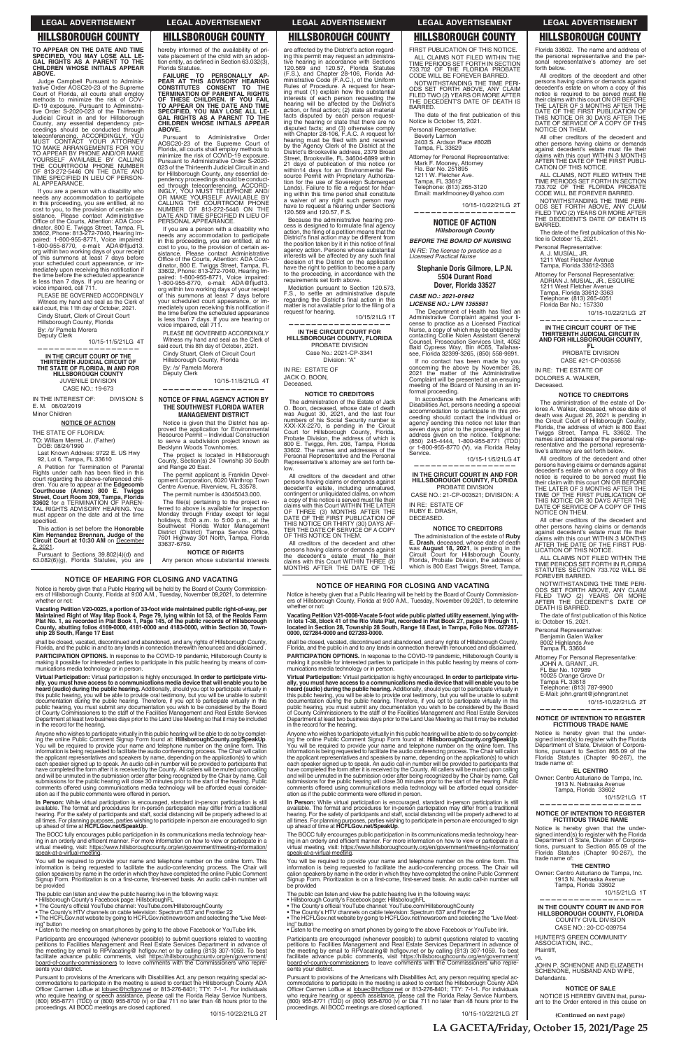TO APPEAR ON THE DATE AND TIME SPECIFIED, YOU MAY LOSE ALL LEGAL RIGHTS AS A PARENT TO THE CHILDREN WHOSE INITIALS APPEAR ABOVE.

Judge Campbell Pursuant to Administrative Order AOSC20-23 of the Supreme Court of Florida, all courts shall employ methods to minimize the risk of COVID-19 exposure. Pursuant to Administrative Order S-2020-023 of the Thirteenth Judicial Circuit in and for Hillsborough County, any essential dependency proceedings should be conducted through teleconferencing. ACCORDINGLY, YOU MUST CONTACT YOUR ATTORNEY TO MAKE ARRANGEMENTS FOR YOU TO APPEAR BY PHONE AND/OR MAKE YOURSELF AVAILABLE BY CALLING THE COURTROOM PHONE NUMBER OF 813-272-5446 ON THE DATE AND TIME SPECIFIED IN LIEU OF PERSONAL APPEARANCE.

If you are a person with a disability who needs any accommodation to participate in this proceeding, you are entitled, at no cost to you, to the provision of certain assistance. Please contact Administrative Office of the Courts, Attention: ADA Coordinator, 800 E. Twiggs Street, Tampa, FL 33602, Phone: 813-272-7040, Hearing Impaired: 1-800-955-8771, Voice impaired: 1-800-955-8770, e-mail: ADA@fljud13.org within two working days of your receipt of this summons at least 7 days before your scheduled court appearance, or immediately upon receiving this notification if the time before the scheduled appearance is less than 7 days. If you are hearing or voice impaired, call 711.

PLEASE BE GOVERNED ACCORDINGLY

Witness my hand and seal as the Clerk of said court, this 11th day of October, 2021.

Cindy Stuart, Clerk of Circuit Court
Hillsborough County, Florida
By: /s/ Pamela Morera
Deputy Clerk

10/15-11/5/21LG 4T

---

**IN THE CIRCUIT COURT OF THE THIRTEENTH JUDICIAL CIRCUIT OF THE STATE OF FLORIDA, IN AND FOR HILLSBOROUGH COUNTY**
JUVENILE DIVISION
CASE NO.: 19-673

IN THE INTEREST OF: DIVISION: S
E. M. 08/02/2019
Minor Children

**NOTICE OF ACTION**

THE STATE OF FLORIDA:
TO: William Merrel, Jr. (Father)
DOB: 08/24/1990
Last Known Address: 9722 E. US Hwy 92, Lot 6, Tampa, FL 33610

A Petition for Termination of Parental Rights under oath has been filed in this court regarding the above-referenced children. You are to appear at the **Edgecomb Courthouse (Annex) 800 E. Twiggs Street, Court Room 309, Tampa, Florida 33602** for a TERMINATION OF PARENTAL RIGHTS ADVISORY HEARING. You must appear on the date and at the time specified.

This action is set before the **Honorable Kim Hernandez Brennan, Judge of the Circuit Court at 10:30 AM** on December 2, 2021.

Pursuant to Sections 39.802(4)(d) and 63.082(6)(g), Florida Statutes, you are hereby informed of the availability of private placement of the child with an adoption entity, as defined in Section 63.032(3), Florida Statutes.

**FAILURE TO PERSONALLY APPEAR AT THIS ADVISORY HEARING CONSTITUTES CONSENT TO THE TERMINATION OF PARENTAL RIGHTS OF THESE CHILDREN. IF YOU FAIL TO APPEAR ON THE DATE AND TIME SPECIFIED, YOU MAY LOSE ALL LEGAL RIGHTS AS A PARENT TO THE CHILDREN WHOSE INITIALS APPEAR ABOVE.**

Pursuant to Administrative Order AOSC20-23 of the Supreme Court of Florida, all courts shall employ methods to minimize the risk of COVID-19 exposure. Pursuant to Administrative Order S-2020-023 of the Thirteenth Judicial Circuit and for Hillsborough County, any essential dependency proceedings should be conducted through teleconferencing. ACCORDINGLY, YOU MUST TELEPHONE AND/OR MAKE YOURSELF AVAILABLE BY CALLING THE COURTROOM PHONE NUMBER OF 813-272-5446 ON THE DATE AND TIME SPECIFIED IN LIEU OF PERSONAL APPEARANCE.

If you are a person with a disability who needs any accommodation to participate in this proceeding, you are entitled, at no cost to you, to the provision of certain assistance. Please contact Administrative Office of the Courts, Attention: ADA Coordinator, 800 E. Twiggs Street, Tampa, FL 33602, Phone: 813-272-7040, Hearing Impaired: 1-800-955-8771, Voice impaired: 1-800-955-8770, e-mail: ADA@fljud13.org within two working days of your receipt of this summons at least 7 days before your scheduled court appearance, or immediately upon receiving this notification if the time before the scheduled appearance is less than 7 days. If you are hearing or voice impaired, call 711.

PLEASE BE GOVERNED ACCORDINGLY

Witness my hand and seal as the Clerk of said court, this 8th day of October, 2021.

Cindy Stuart, Clerk of Circuit Court
Hillsborough County, Florida
By: /s/ Pamela Morera
Deputy Clerk

10/15-11/5/21LG 4T

---

**NOTICE OF FINAL AGENCY ACTION BY THE SOUTHWEST FLORIDA WATER MANAGEMENT DISTRICT**

Notice is given that the District has approved the application for Environmental Resource Permit – Individual Construction to serve a subdivision project known as Becklyn Woods Townhomes.

The project is located in Hillsborough County, Section(s) 24 Township 30 South and Range 20 East.

The permit applicant is Franklin Development Corporation, 6020 Winthrop Town Centre Avenue, Riverview, FL 33578.

The permit number is 43045043.000.

The file(s) pertaining to the project referred to above is available for inspection Monday through Friday except for legal holidays, 8:00 a.m. to 5:00 p.m., at the Southwest Florida Water Management District (District) Tampa Service Office, 7601 Highway 301 North, Tampa, Florida 33637-6759.

**NOTICE OF RIGHTS**

Any person whose substantial interests are affected by the District's action regarding this permit may request an administrative hearing in accordance with Sections 120.569 and 120.57, Florida Statutes (F.S.), and Chapter 28-106, Florida Administrative Code (F.A.C.), of the Uniform Rules of Procedure. A request for hearing must (1) explain how the substantial interests of each person requesting the hearing will be affected by the District's action, or final action; (2) state all material facts disputed by each person requesting the hearing or state that there are no disputed facts; and (3) otherwise comply with Chapter 28-106, F.A.C. A request for hearing must be filed with and received by the Agency Clerk of the District at the District's Brooksville address, 2379 Broad Street, Brooksville, FL 34604-6899 within 21 days of publication of this notice (or within14 days for an Environmental Resource Permit with Proprietary Authorization for the use of Sovereign Submerged Lands). Failure to file a request for hearing within this time period shall constitute a waiver of any right such person may have to request a hearing under Sections 120.569 and 120.57, F.S.

Because the administrative hearing process is designed to formulate final agency action, the filing of a petition means that the District's final action may be different from the position taken by it in this notice of final agency action. Persons whose substantial interests will be affected by any such final decision of the District on the application have the right to petition to become a party to the proceeding, in accordance with the requirements set forth above.

Mediation pursuant to Section 120.573, F.S., to settle an administrative dispute regarding the District's final action in this matter is not available prior to the filing of a request for hearing.

10/15/21LG 1T

---

**IN THE CIRCUIT COURT FOR HILLSBOROUGH COUNTY, FLORIDA**
PROBATE DIVISION
Case No.: 2021-CP-3341
Division: "A"

IN RE: ESTATE OF
JACK O. BOON,
Deceased.

**NOTICE TO CREDITORS**

The administration of the Estate of Jack O. Boon, deceased, whose date of death was August 30, 2021, and the last four numbers of his Social Security number is XXX-XX-2270, is pending in the Circuit Court for Hillsborough County, Florida, Probate Division, the address of which is 800 E. Twiggs, Rm. 206, Tampa, Florida 33602. The names and addresses of the Personal Representative and the Personal Representative's attorney are set forth below.

All creditors of the decedent and other persons having claims or demands against decedent's estate, including unmatured, contingent or unliquidated claims, on whom a copy of this notice is served must file their claims with this Court WITHIN THE LATER OF THREE (3) MONTHS AFTER THE DATE OF THE FIRST PUBLICATION OF THIS NOTICE OR THIRTY (30) DAYS AFTER THE DATE OF SERVICE OF A COPY OF THIS NOTICE ON THEM.

All creditors of the decedent and other persons having claims or demands against the decedent's estate must file their claims with this Court WITHIN THREE (3) MONTHS AFTER THE DATE OF THE FIRST PUBLICATION OF THIS NOTICE.

ALL CLAIMS NOT FILED WITHIN THE TIME PERIODS SET FORTH IN SECTION 733.702 OF THE FLORIDA PROBATE CODE WILL BE FOREVER BARRED.

NOTWITHSTANDING THE TIME PERIODS SET FORTH ABOVE, ANY CLAIM FILED TWO (2) YEARS OR MORE AFTER THE DECEDENT'S DATE OF DEATH IS BARRED.

The date of the first publication of this Notice is October 15, 2021.

Personal Representative:
Beverly Lamon
2403 S. Ardson Place #802B
Tampa, FL 33629

Attorney for Personal Representative:
Mark F. Mooney, Attorney
Fla. Bar No. 251895
1211 W. Fletcher Ave.
Tampa, FL 33612
Telephone: (813) 265-3120
Email: markfmooney@yahoo.com

10/15-10/22/21LG 2T

---

**NOTICE OF ACTION**
*Hillsborough County*

*BEFORE THE BOARD OF NURSING*

*IN RE: The license to practice as a Licensed Practical Nurse*

**Stephanie Doris Gilmore, L.P.N.**
**5504 Durant Road**
**Dover, Florida 33527**

***CASE NO.: 2021-01942***
***LICENSE NO.: LPN 1355581***

The Department of Health has filed an Administrative Complaint against your license to practice as a Licensed Practical Nurse, a copy of which may be obtained by contacting Collie Nolen Assistant General Counsel, Prosecution Services Unit, 4052 Bald Cypress Way, Bin #C65, Tallahassee, Florida 32399-3265, (850) 558-9891.

If no contact has been made by you concerning the above by November 26, 2021 the matter of the Administrative Complaint will be presented at an ensuing meeting of the Board of Nursing in an informal proceeding.

In accordance with the Americans with Disabilities Act, persons needing a special accommodation to participate in this proceeding should contact the individual or agency sending this notice not later than seven days prior to the proceeding at the address given on the notice. Telephone: (850) 245-4444, 1-800-955-8771 (TDD) or 1-800-955-8770 (V), via Florida Relay Service.

10/15-11/5/21LG 4T

---

**IN THE CIRCUIT COURT IN AND FOR HILLSBOROUGH COUNTY, FLORIDA**
PROBATE DIVISION

CASE NO.: 21-CP-003521; DIVISION: A

IN RE: ESTATE OF
RUBY E. DRASH,
DECEASED.

**NOTICE TO CREDITORS**

The administration of the estate of **Ruby E. Drash**, deceased, whose date of death was **August 18, 2021**, is pending in the Circuit Court for Hillsborough County, Florida, Probate Division, the address of which is 800 East Twiggs Street, Tampa, Florida 33602. The name and address of the personal representative and the personal representative's attorney are set forth below.

All creditors of the decedent and other persons having claims or demands against decedent's estate on whom a copy of this notice is required to be served must file their claims with this court ON OR BEFORE THE LATER OF 3 MONTHS AFTER THE DATE OF THE FIRST PUBLICATION OF THIS NOTICE OR 30 DAYS AFTER THE DATE OF SERVICE OF A COPY OF THIS NOTICE ON THEM.

All other creditors of the decedent and other persons having claims or demands against decedent's estate must file their claims with this court WITHIN 3 MONTHS AFTER THE DATE OF THE FIRST PUBLICATION OF THIS NOTICE.

ALL CLAIMS NOT FILED WITHIN THE TIME PERIODS SET FORTH IN SECTION 733.702 OF THE FLORIDA PROBATE CODE WILL BE FOREVER BARRED.

NOTWITHSTANDING THE TIME PERIODS SET FORTH ABOVE, ANY CLAIM FILED TWO (2) YEARS OR MORE AFTER THE DECEDENT'S DATE OF DEATH IS BARRED.

The date of the first publication of this Notice is October 15, 2021.

Personal Representative:
A. J. MUSIAL, JR.
1211 West Fletcher Avenue
Tampa, Florida 33612-3363

Attorney for Personal Representative:
ADRIAN J. MUSIAL, JR., ESQUIRE
1211 West Fletcher Avenue
Tampa, Florida 33612-3363
Telephone: (813) 265-4051
Florida Bar No.: 157330

10/15-10/22/21LG 2T

---

**IN THE CIRCUIT COURT OF THE THIRTEENTH JUDICIAL CIRCUIT IN AND FOR HILLSBOROUGH COUNTY, FL**
PROBATE DIVISION
CASE #21-CP-003556

IN RE: THE ESTATE OF
DOLORES A. WALKER,
Deceased.

**NOTICE TO CREDITORS**

The administration of the estate of Dolores A. Walker, deceased, whose date of death was August 26, 2021 is pending in the Circuit Court of Hillsborough County, Florida, the address of which is 800 East Twiggs Street, Tampa FL 33602. The names and addresses of the personal representative and the personal representative's attorney are set forth below.

All creditors of the decedent and other persons having claims or demands against decedent's estate on whom a copy of this notice is required to be served must file their claims with this court ON OR BEFORE THE LATER OF 3 MONTHS AFTER THE TIME OF THE FIRST PUBLICATION OF THIS NOTICE OR 30 DAYS AFTER THE DATE OF SERVICE OF A COPY OF THIS NOTICE ON THEM.

All other creditors of the decedent and other persons having claims or demands against decedent's estate must file their claims with this court WITHIN 3 MONTHS AFTER THE DATE OF THE FIRST PUBLICATION OF THIS NOTICE.

ALL CLAIMS NOT FILED WITHIN THE TIME PERIODS SET FORTH IN FLORIDA STATUTES SECTION 733.702 WILL BE FOREVER BARRED.

NOTWITHSTANDING THE TIME PERIODS SET FORTH ABOVE, ANY CLAIM FILED TWO (2) YEARS OR MORE AFTER THE DECEDENT'S DATE OF DEATH IS BARRED.

The date of first publication of this Notice is: October 15, 2021.

Personal Representative:
Benjamin Galen Walker
8002 Highlands Ave
Tampa FL 33604

Attorney For Personal Representative:
JOHN A. GRANT, JR.
FL Bar No. 107989
10025 Orange Grove Dr
Tampa FL 33618
Telephone: (813) 787-9900
E-Mail: john.grant@johngrant.net

10/15-10/22/21LG 2T

---

**NOTICE OF INTENTION TO REGISTER FICTITIOUS TRADE NAME**

Notice is hereby given that the undersigned intend(s) to register with the Florida Department of State, Division of Corporations, pursuant to Section 865.09 of the Florida Statutes (Chapter 90-267), the trade name of:

**EL CENTRO**

Owner: Centro Asturiano de Tampa, Inc.
1913 N. Nebraska Avenue
Tampa, Florida 33602

10/15/21LG 1T

---

**NOTICE OF INTENTION TO REGISTER FICTITIOUS TRADE NAME**

Notice is hereby given that the undersigned intend(s) to register with the Florida Department of State, Division of Corporations, pursuant to Section 865.09 of the Florida Statutes (Chapter 90-267), the trade name of:

**THE CENTRO**

Owner: Centro Asturiano de Tampa, Inc.
1913 N. Nebraska Avenue
Tampa, Florida 33602

10/15/21LG 1T

---

**IN THE COUNTY COURT IN AND FOR HILLSBOROUGH COUNTY, FLORIDA**
COUNTY CIVIL DIVISION
CASE NO.: 20-CC-039754

HUNTER'S GREEN COMMUNITY ASSOCIATION, INC.,
Plaintiff,

vs.

JOHN P. SCHENONE AND ELIZABETH SCHENONE, HUSBAND AND WIFE,
Defendants.

**NOTICE OF SALE**

NOTICE IS HEREBY GIVEN that, pursuant to the Order entered in this cause on

**(Continued on next page)**

---

**NOTICE OF HEARING FOR CLOSING AND VACATING**

Notice is hereby given that a Public Hearing will be held by the Board of County Commissioners of Hillsborough County, Florida at 9:00 A.M., Tuesday, November 09,2021, to determine whether or not:

**Vacating Petition V20-0025, a portion of 33-foot wide maintained public right-of-way, per Maintained Right of Way Map Book 4, Page 79, lying within lot 53, of the Revilo Farm Plat No. 1, as recorded in Plat Book 1, Page 145, of the public records of Hillsborough County, abutting folios 4169-0000, 4181-0000 and 4183-0000, within Section 30, Township 28 South, Range 17 East**

shall be closed, vacated, discontinued and abandoned, and any rights of Hillsborough County, Florida, and the public in and to any lands in connection therewith renounced and disclaimed.

**PARTICIPATION OPTIONS.** In response to the COVID-19 pandemic, Hillsborough County is making it possible for interested parties to participate in this public hearing by means of communications media technology or in person.

**Virtual Participation:** Virtual participation is highly encouraged. **In order to participate virtually, you must have access to a communications media device that will enable you to be heard (audio) during the public hearing.** Additionally, should you opt to participate virtually in this public hearing, you will be able to provide oral testimony, but you will be unable to submit documentation during the public hearing. Therefore, if you opt to participate virtually in this public hearing, you must submit any documentation you wish to be considered by the Board of County Commissioners to the staff of the Facilities Management and Real Estate Services Department at least two business days prior to the Land Use Meeting so that it may be included in the record for the hearing.

Anyone who wishes to participate virtually in this public hearing will be able to do so by completing the online Public Comment Signup Form found at: **HillsboroughCounty.org/SpeakUp**. You will be required to provide your name and telephone number on the online form. This information is being requested to facilitate the audio conferencing process. The Chair will call the applicant representatives and speakers by name, depending on the application(s) to which each speaker signed up to speak. An audio call-in number will be provided to participants that have completed the form after it is received by the County. All callers will be muted upon calling and will be unmuted in the submission order after being recognized by the Chair by name. Call submissions for the public hearing will close 30 minutes prior to the start of the hearing. Public comments offered using communications media technology will be afforded equal consideration as if the public comments were offered in person.

**In Person:** While virtual participation is encouraged, standard in-person participation is still available. The format and procedures for in-person participation may differ from a traditional hearing. For the safety of participants and staff, social distancing will be properly adhered to at all times. For planning purposes, parties wishing to participate in person are encouraged to sign up ahead of time at **HCFLGov.net/SpeakUp**.

The BOCC fully encourages public participation in its communications media technology hearing in an orderly and efficient manner. For more information on how to view or participate in a virtual meeting, visit: https://www.hillsboroughcounty.org/en/government/meeting-information/speak-at-a-virtual-meeting.

You will be required to provide your name and telephone number on the online form. This information is being requested to facilitate the audio-conferencing process. The Chair will call on speakers by name in the order in which they have completed the online Public Comment Signup Form. Prioritization is on a first-come, first-served basis. An audio call-in number will be provided

The public can listen and view the public hearing live in the following ways:
- Hillsborough County's Facebook page: HillsboroughFL
- The County's official YouTube channel: YouTube.com/HillsboroughCounty
- The County's HTV channels on cable television: Spectrum 637 and Frontier 22
- The HCFLGov.net website by going to HCFLGov.net/newsroom and selecting the "Live Meeting" button
- Listen to the meeting on smart phones by going to the above Facebook or YouTube link.

Participants are encouraged (whenever possible) to submit questions related to vacating petitions to Facilities Management and Real Estate Services Department in advance of the meeting by email to RPVacating@ hcflgov.net or by calling (813) 307-1059. To best facilitate advance public comments, visit https://hillsboroughcounty.org/en/government/board-of-county-commissioners to leave comments with the Commissioners who represents your district.

Pursuant to provisions of the Americans with Disabilities Act, any person requiring special accommodations to participate in the meeting is asked to contact the Hillsborough County ADA Officer Carmen LoBue at lobuec@hcflgov.net or 813-276-8401; TTY: 7-1-1. For individuals who require hearing or speech assistance, please call the Florida Relay Services Numbers, (800) 955-8771 (TDD) or (800) 955-8700 (v) or Dial 711 no later than 48 hours prior to the proceedings. All BOCC meetings are closed captioned.

10/15-10/22/21LG 2T

---

**NOTICE OF HEARING FOR CLOSING AND VACATING**

Notice is hereby given that a Public Hearing will be held by the Board of County Commissioners of Hillsborough County, Florida at 9:00 A.M., Tuesday, November 09,2021, to determine whether or not:

**Vacating Petition V21-0008-Vacate 5-foot wide public platted utility easement, lying within lots 1-38, block 41 of the Rio Vista Plat, recorded in Plat Book 27, pages 9 through 11, located in Section 28, Township 28 South, Range 18 East, in Tampa, Folio Nos. 027285-0000, 027284-0000 and 027283-0000.**

shall be closed, vacated, discontinued and abandoned, and any rights of Hillsborough County, Florida, and the public in and to any lands in connection therewith renounced and disclaimed.

**PARTICIPATION OPTIONS.** In response to the COVID-19 pandemic, Hillsborough County is making it possible for interested parties to participate in this public hearing by means of communications media technology or in person.

**Virtual Participation:** Virtual participation is highly encouraged. **In order to participate virtually, you must have access to a communications media device that will enable you to be heard (audio) during the public hearing.** Additionally, should you opt to participate virtually in this public hearing, you will be able to provide oral testimony, but you will be unable to submit documentation during the public hearing. Therefore, if you opt to participate virtually in this public hearing, you must submit any documentation you wish to be considered by the Board of County Commissioners to the staff of the Facilities Management and Real Estate Services Department at least two business days prior to the Land Use Meeting so that it may be included in the record for the hearing.

Anyone who wishes to participate virtually in this public hearing will be able to do so by completing the online Public Comment Signup Form found at: **HillsboroughCounty.org/SpeakUp**. You will be required to provide your name and telephone number on the online form. This information is being requested to facilitate the audio conferencing process. The Chair will call the applicant representatives and speakers by name, depending on the application(s) to which each speaker signed up to speak. An audio call-in number will be provided to participants that have completed the form after it is received by the County. All callers will be muted upon calling and will be unmuted in the submission order after being recognized by the Chair by name. Call submissions for the public hearing will close 30 minutes prior to the start of the hearing. Public comments offered using communications media technology will be afforded equal consideration as if the public comments were offered in person.

**In Person:** While virtual participation is encouraged, standard in-person participation is still available. The format and procedures for in-person participation may differ from a traditional hearing. For the safety of participants and staff, social distancing will be properly adhered to at all times. For planning purposes, parties wishing to participate in person are encouraged to sign up ahead of time at **HCFLGov.net/SpeakUp**.

The BOCC fully encourages public participation in its communications media technology hearing in an orderly and efficient manner. For more information on how to view or participate in a virtual meeting, visit: https://www.hillsboroughcounty.org/en/government/meeting-information/speak-at-a-virtual-meeting.

You will be required to provide your name and telephone number on the online form. This information is being requested to facilitate the audio-conferencing process. The Chair will call on speakers by name in the order in which they have completed the online Public Comment Signup Form. Prioritization is on a first-come, first-served basis. An audio call-in number will be provided

The public can listen and view the public hearing live in the following ways:
- Hillsborough County's Facebook page: HillsboroughFL
- The County's official YouTube channel: YouTube.com/HillsboroughCounty
- The County's HTV channels on cable television: Spectrum 637 and Frontier 22
- The HCFLGov.net website by going to HCFLGov.net/newsroom and selecting the "Live Meeting" button
- Listen to the meeting on smart phones by going to the above Facebook or YouTube link.

Participants are encouraged (whenever possible) to submit questions related to vacating petitions to Facilities Management and Real Estate Services Department in advance of the meeting by email to RPVacating@ hcflgov.net or by calling (813) 307-1059. To best facilitate advance public comments, visit https://hillsboroughcounty.org/en/government/board-of-county-commissioners to leave comments with the Commissioners who represents your district.

Pursuant to provisions of the Americans with Disabilities Act, any person requiring special accommodations to participate in the meeting is asked to contact the Hillsborough County ADA Officer Carmen LoBue at lobuec@hcflgov.net or 813-276-8401; TTY: 7-1-1. For individuals who require hearing or speech assistance, please call the Florida Relay Services Numbers, (800) 955-8771 (TDD) or (800) 955-8700 (v) or Dial 711 no later than 48 hours prior to the proceedings. All BOCC meetings are closed captioned.

10/15-10/22/21LG 2T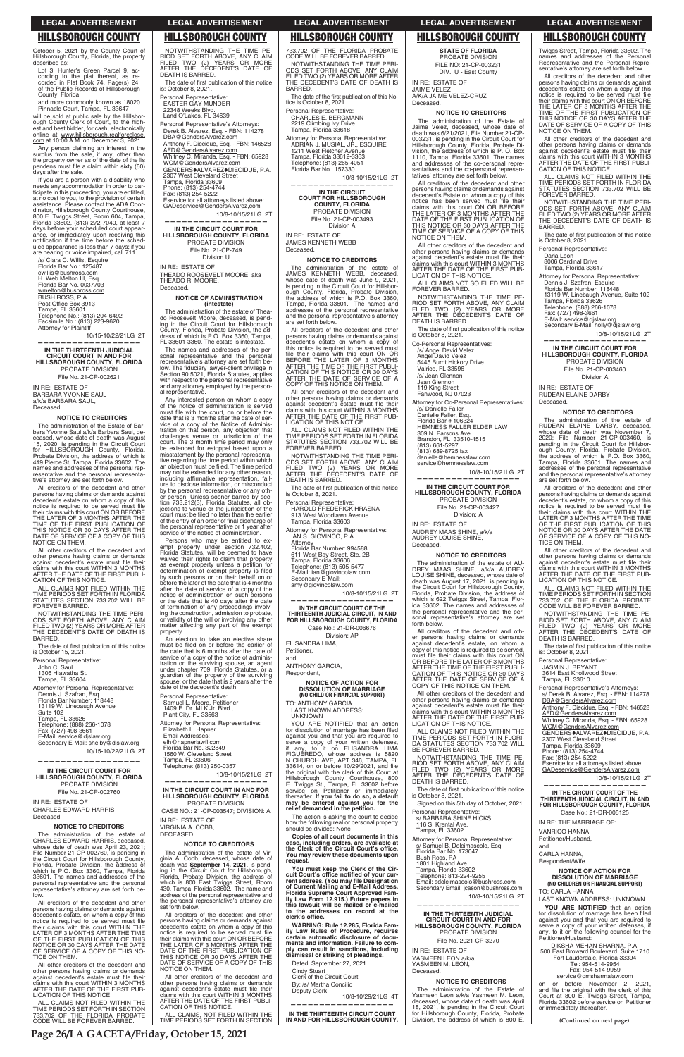October 5, 2021 by the County Court of Hillsborough County, Florida, the property described as:

Lot 3, Hunter's Green Parcel 9, according to the plat thereof, as recorded in Plat Book 74, Page(s) 24, of the Public Records of Hillsborough County, Florida.

and more commonly known as 18020 Pinnacle Court, Tampa, FL 33647

will be sold at public sale by the Hillsborough County Clerk of Court, to the highest and best bidder, for cash, electronically online at www.hillsborough.realforeclose.com at 10:00 A.M. on December 3, 2021.

Any person claiming an interest in the surplus from the sale, if any, other than the property owner as of the date of the lis pendens must file a claim within sixty (60) days after the sale.

If you are a person with a disability who needs any accommodation in order to participate in this proceeding, you are entitled, at no cost to you, to the provision of certain assistance. Please contact the ADA Coordinator, Hillsborough County Courthouse, 800 E. Twiggs Street, Room 604, Tampa, Florida 33602, (813) 272-7040, at least 7 days before your scheduled court appearance, or immediately upon receiving this notification if the time before the scheduled appearance is less than 7 days; if you are hearing or voice impaired, call 711.

/s/ Ciara C. Willis, Esquire
Florida Bar No.: 125487
cwillis@bushross.com
H. Web Melton III, Esq.
Florida Bar No. 0037703
wmelton@bushross.com
BUSH ROSS, P.A.
Post Office Box 3913
Tampa, FL 33601
Telephone No.: (813) 204-6492
Facsimile No.: (813) 223-9620
Attorney for Plaintiff

10/15-10/22/21LG 2T

---

## IN THE THIRTEENTH JUDICIAL CIRCUIT COURT IN AND FOR HILLSBOROUGH COUNTY, FLORIDA

PROBATE DIVISION
File No. 21-CP-02621

IN RE: ESTATE OF
BARBARA YVONNE SAUL
a/k/a BARBARA SAUL,
Deceased.

### NOTICE TO CREDITORS

The administration of the Estate of Barbara Yvonne Saul a/k/a Barbara Saul, deceased, whose date of death was August 15, 2020, is pending in the Circuit Court for HILLSBOROUGH County, Florida, Probate Division, the address of which is 419 Pierce St, Tampa, Florida 33602. The names and addresses of the personal representative and the personal representative's attorney are set forth below.

All creditors of the decedent and other persons having claims or demands against decedent's estate on whom a copy of this notice is required to be served must file their claims with this court ON OR BEFORE THE LATER OF 3 MONTHS AFTER THE TIME OF THE FIRST PUBLICATION OF THIS NOTICE OR 30 DAYS AFTER THE DATE OF SERVICE OF A COPY OF THIS NOTICE ON THEM.

All other creditors of the decedent and other persons having claims or demands against decedent's estate must file their claims with this court WITHIN 3 MONTHS AFTER THE DATE OF THE FIRST PUBLICATION OF THIS NOTICE.

ALL CLAIMS NOT FILED WITHIN THE TIME PERIODS SET FORTH IN FLORIDA STATUTES SECTION 733.702 WILL BE FOREVER BARRED.

NOTWITHSTANDING THE TIME PERIODS SET FORTH ABOVE, ANY CLAIM FILED TWO (2) YEARS OR MORE AFTER THE DECEDENT'S DATE OF DEATH IS BARRED.

The date of first publication of this notice is October 15, 2021.

Personal Representative:
John C. Saul
1306 Hiawatha St.
Tampa, FL 33604

Attorney for Personal Representative:
Dennis J. Szafran, Esq.
Florida Bar Number: 118448
13119 W. Linebaugh Avenue
Suite 102
Tampa, FL 33626
Telephone: (888) 266-1078
Fax: (727) 498-3661
E-Mail: service@djslaw.org
Secondary E-Mail: shelby@djslaw.org

10/15-10/22/21LG 2T

---

## IN THE CIRCUIT COURT FOR HILLSBOROUGH COUNTY, FLORIDA

PROBATE DIVISION
File No. 21-CP-002760

IN RE: ESTATE OF
CHARLES EDWARD HARRIS
Deceased.

### NOTICE TO CREDITORS

The administration of the estate of CHARLES EDWARD HARRIS, deceased, whose date of death was April 23, 2021; File Number 21-CP-002760, is pending in the Circuit Court for Hillsborough County, Florida, Probate Division, the address of which is P.O. Box 3360, Tampa, Florida 33601. The names and addresses of the personal representative and the personal representative's attorney are set forth below.

All creditors of the decedent and other persons having claims or demands against decedent's estate, on whom a copy of this notice is required to be served must file their claims with this court WITHIN THE LATER OF 3 MONTHS AFTER THE DATE OF THE FIRST PUBLICATION OF THIS NOTICE OR 30 DAYS AFTER THE DATE OF SERVICE OF A COPY OF THIS NOTICE ON THEM.

All other creditors of the decedent and other persons having claims or demands against decedent's estate must file their claims with this court WITHIN 3 MONTHS AFTER THE DATE OF THE FIRST PUBLICATION OF THIS NOTICE.

ALL CLAIMS NOT FILED WITHIN THE TIME PERIODS SET FORTH IN SECTION 733.702 OF THE FLORIDA PROBATE CODE WILL BE FOREVER BARRED.

NOTWITHSTANDING THE TIME PERIOD SET FORTH ABOVE, ANY CLAIM FILED TWO (2) YEARS OR MORE AFTER THE DECEDENT'S DATE OF DEATH IS BARRED.

The date of first publication of this notice is: October 8, 2021.

Personal Representative:
EASTER GAY MUNDER
22348 Weeks Blvd.
Land O'Lakes, FL 34639

Personal Representative's Attorneys:
Derek B. Alvarez, Esq. - FBN: 114278
DBA@GendersAlvarez.com
Anthony F. Diecidue, Esq. - FBN: 146528
AFD@GendersAlvarez.com
Whitney C. Miranda, Esq. - FBN: 65928
WCM@GendersAlvarez.com
GENDERS♦ALVAREZ♦DIECIDUE, P.A.
2307 West Cleveland Street
Tampa, Florida 33609
Phone: (813) 254-4744
Fax: (813) 254-5222
Eservice for all attorneys listed above:
GADeservice@GendersAlvarez.com

10/8-10/15/21LG 2T

---

## IN THE CIRCUIT COURT FOR HILLSBOROUGH COUNTY, FLORIDA

PROBATE DIVISION
File No. 21-CP-749
Division U

IN RE: ESTATE OF
THEADO ROOSEVELT MOORE, aka
THEADO R. MOORE,
Deceased.

### NOTICE OF ADMINISTRATION (intestate)

The administration of the estate of Theado Roosevelt Moore, deceased, is pending in the Circuit Court for Hillsborough County, Florida, Probate Division, the address of which is P.O. Box 3360, Tampa, FL 33601-3360. The estate is intestate.

The names and addresses of the personal representative and the personal representative's attorney are set forth below. The fiduciary lawyer-client privilege in Section 90.5021, Florida Statutes, applies with respect to the personal representative and any attorney employed by the personal representative.

Any interested person on whom a copy of the notice of administration is served must file with the court, on or before the date that is 3 months after the date of service of a copy of the Notice of Administration on that person, any objection that challenges venue or jurisdiction of the court. The 3 month time period may only be extended for estoppel based upon a misstatement by the personal representative regarding the time period within which an objection must be filed. The time period may not be extended for any other reason, including affirmative representation, failure to disclose information, or misconduct by the personal representative or any other person. Unless sooner barred by section 733.212(3), Florida Statutes, all objections to venue or the jurisdiction of the court must be filed no later than the earlier of the entry of an order of final discharge of the personal representative or 1 year after service of the notice of administration.

Persons who may be entitled to exempt property under section 732.402, Florida Statutes, will be deemed to have waived their rights to claim that property as exempt property unless a petition for determination of exempt property is filed by such persons or on their behalf on or before the later of the date that is 4 months after the date of service of a copy of the notice of administration on such persons or the date that is 40 days after the date of termination of any proceedings involving the construction, admission to probate, or validity of the will or involving any other matter affecting any part of the exempt property.

An election to take an elective share must be filed on or before the earlier of the date that is 6 months after the date of service of a copy of the notice of administration on the surviving spouse, an agent under chapter 709, Florida Statutes, or a guardian of the property of the surviving spouse; or the date that is 2 years after the date of the decedent's death.

Personal Representative:
Samuel L. Moore, Petitioner
1409 E. Dr. MLK Jr. Blvd.,
Plant City, FL 33563

Attorney for Personal Representative:
Elizabeth L. Hapner
Email Addresses:
elh@hapnerlawfl.com
Florida Bar No. 322849
1560 W. Cleveland Street
Tampa, FL 33606
Telephone: (813) 250-0357

10/8-10/15/21LG 2T

---

## IN THE CIRCUIT COURT IN AND FOR HILLSBOROUGH COUNTY, FLORIDA

PROBATE DIVISION
CASE NO.: 21-CP-003547; DIVISION: A

IN RE: ESTATE OF
VIRGINIA A. COBB,
DECEASED.

### NOTICE TO CREDITORS

The administration of the estate of Virginia A. Cobb, deceased, whose date of death was **September 14, 2021**, is pending in the Circuit Court for Hillsborough, Florida, Probate Division, the address of which is 800 East Twiggs Street, Room 430, Tampa, Florida 33602. The name and address of the personal representative and the personal representative's attorney are set forth below.

All creditors of the decedent and other persons having claims or demands against decedent's estate on whom a copy of this notice is required to be served must file their claims with this court ON OR BEFORE THE LATER OF 3 MONTHS AFTER THE DATE OF THE FIRST PUBLICATION OF THIS NOTICE OR 30 DAYS AFTER THE DATE OF SERVICE OF A COPY OF THIS NOTICE ON THEM.

All other creditors of the decedent and other persons having claims or demands against decedent's estate must file their claims with this court WITHIN 3 MONTHS AFTER THE DATE OF THE FIRST PUBLICATION OF THIS NOTICE.

ALL CLAIMS NOT FILED WITHIN THE TIME PERIODS SET FORTH IN SECTION 733.702 OF THE FLORIDA PROBATE CODE WILL BE FOREVER BARRED.

NOTWITHSTANDING THE TIME PERIODS SET FORTH ABOVE, ANY CLAIM FILED TWO (2) YEARS OR MORE AFTER THE DATE OF THE DECEDENT'S DATE OF DEATH IS BARRED.

The date of first publication of this Notice is October 8, 2021.

Personal Representative:
CHARLES E. BERGMANN
2219 Climbing Ivy Drive
Tampa, Florida 33618

Attorney for Personal Representative:
ADRIAN J. MUSIAL, JR., ESQUIRE
1211 West Fletcher Avenue
Tampa, Florida 33612-3363
Telephone: (813) 265-4051
Florida Bar No.: 157330

10/8-10/15/21LG 2T

---

## IN THE CIRCUIT COURT FOR HILLSBOROUGH COUNTY, FLORIDA

PROBATE DIVISION
File No. 21-CP-003493
Division A

IN RE: ESTATE OF
JAMES KENNETH WEBB
Deceased.

### NOTICE TO CREDITORS

The administration of the estate of JAMES KENNETH WEBB, deceased, whose date of death was June 9, 2021, is pending in the Circuit Court for Hillsborough County, Florida, Probate Division, the address of which is P.O. Box 3360, Tampa, Florida 33601. The names and addresses of the personal representative and the personal representative's attorney are set forth below.

All creditors of the decedent and other persons having claims or demands against decedent's estate on whom a copy of this notice is required to be served must file their claims with this court ON OR BEFORE THE LATER OF 3 MONTHS AFTER THE TIME OF THE FIRST PUBLICATION OF THIS NOTICE OR 30 DAYS AFTER THE DATE OF SERVICE OF A COPY OF THIS NOTICE ON THEM.

All other creditors of the decedent and other persons having claims or demands against decedent's estate must file their claims with this court WITHIN 3 MONTHS AFTER THE DATE OF THE FIRST PUBLICATION OF THIS NOTICE.

ALL CLAIMS NOT FILED WITHIN THE TIME PERIODS SET FORTH IN FLORIDA STATUTES SECTION 733.702 WILL BE FOREVER BARRED.

NOTWITHSTANDING THE TIME PERIODS SET FORTH ABOVE, ANY CLAIM FILED TWO (2) YEARS OR MORE AFTER THE DECEDENT'S DATE OF DEATH IS BARRED.

The date of first publication of this notice is October 8, 2021.

Personal Representative:
HAROLD FREDERICK HRASNA
913 West Woodlawn Avenue
Tampa, Florida 33603

Attorney for Personal Representative:
IAN S. GIOVINCO, P.A.
Attorney
Florida Bar Number: 994588
611 West Bay Street, Ste. 2B
Tampa, Florida 33606
Telephone: (813) 505-5477
E-Mail: ian@giovincolaw.com
Secondary E-Mail:
amy@giovincolaw.com

10/8-10/15/21LG 2T

---

## IN THE CIRCUIT COURT OF THE THIRTEENTH JUDICIAL CIRCUIT, IN AND FOR HILLSBOROUGH COUNTY, FLORIDA

Case No.: 21-DR-006676
Division: AP

ELISANDRA LIMA,
Petitioner,

and

ANTHONY GARCIA,
Respondent,

### NOTICE OF ACTION FOR DISSOLUTION OF MARRIAGE (NO CHILD OR FINANCIAL SUPPORT)

TO: ANTHONY GARCIA
LAST KNOWN ADDRESS:
UNKNOWN

YOU ARE NOTIFIED that an action for dissolution of marriage has been filed against you and that you are required to serve a copy of your written defenses, if any, to it on ELISANDRA LIMA FIGUEREDO, whose address is 5820 N CHURCH AVE, APT 346, TAMPA, FL 33614, on or before 10/29/2021, and file the original with the clerk of this Court at Hillsborough County Courthouse, 800 E. Twiggs St., Tampa, FL 33602 before service on Petitioner or immediately thereafter. **If you fail to do so, a default may be entered against you for the relief demanded in the petition.**

The action is asking the court to decide how the following real or personal property should be divided: None

**Copies of all court documents in this case, including orders, are available at the Clerk of the Circuit Court's office. You may review these documents upon request.**

**You must keep the Clerk of the Circuit Court's office notified of your current address. (You may file Designation of Current Mailing and E-Mail Address, Florida Supreme Court Approved Family Law Form 12.915.) Future papers in this lawsuit will be mailed or e-mailed to the addresses on record at the clerk's office.**

**WARNING: Rule 12.285, Florida Family Law Rules of Procedure, requires certain automatic disclosure of documents and information. Failure to comply can result in sanctions, including dismissal or striking of pleadings.**

Dated: September 27, 2021
Cindy Stuart
Clerk of the Circuit Court
By: /s/ Martha Concilio
Deputy Clerk

10/8-10/29/21LG 4T

---

## IN THE THIRTEENTH CIRCUIT COURT IN AND FOR HILLSBOROUGH COUNTY, STATE OF FLORIDA

PROBATE DIVISION
FILE NO: 21-CP-003231
DIV.: U - East County

IN RE: ESTATE OF
JAIME VELEZ
A/K/A JAIME VELEZ-CRUZ
Deceased.

### NOTICE TO CREDITORS

The administration of the Estate of Jaime Velez, deceased, whose date of death was 6/21/2021, File Number 21-CP-003231, is pending in the Circuit Court for Hillsborough County, Florida, Probate Division, the address of which is P. O. Box 1110, Tampa, Florida 33601. The names and addresses of the co-personal representatives and the co-personal representatives' attorney are set forth below.

All creditors of the decedent and other persons having claims or demands against decedent's Estate on whom a copy of this notice has been served must file their claims with this court ON OR BEFORE THE LATER OF 3 MONTHS AFTER THE DATE OF THE FIRST PUBLICATION OF THIS NOTICE OR 30 DAYS AFTER THE TIME OF SERVICE OF A COPY OF THIS NOTICE ON THEM.

All other creditors of the decedent and other persons having claims or demands against decedent's estate must file their claims with this court WITHIN 3 MONTHS AFTER THE DATE OF THE FIRST PUBLICATION OF THIS NOTICE.

ALL CLAIMS NOT SO FILED WILL BE FOREVER BARRED.

NOTWITHSTANDING THE TIME PERIOD SET FORTH ABOVE, ANY CLAIM FILED TWO (2) YEARS OR MORE AFTER THE DECEDENT'S DATE OF DEATH IS BARRED.

The date of first publication of this notice is October 8, 2021.

Co-Personal Representatives:
/s/ Angel David Velez
Angel David Velez
5445 Burnt Hickory Drive
Valrico, FL 33596
/s/ Jean Glennon
Jean Glennon
119 King Street
Fanwood, NJ 07023

Attorney for Co-Personal Representatives:
/s/ Danielle Faller
Danielle Faller, Esq.
Florida Bar # 106324
HEMNESS FALLER ELDER LAW
309 N. Parsons Ave.
Brandon, FL 33510-4515
(813) 661-5297
(813) 689-8725 fax
danielle@hemnesslaw.com
service@hemnesslaw.com

10/8-10/15/21LG 2T

---

## IN THE CIRCUIT COURT FOR HILLSBOROUGH COUNTY, FLORIDA

PROBATE DIVISION
File No. 21-CP-003427
Division: A

IN RE: ESTATE OF
AUDREY MAAS SHINE, a/k/a
AUDREY LOUISE SHINE,
Deceased.

### NOTICE TO CREDITORS

The administration of the estate of AUDREY MAAS SHINE, a/k/a AUDREY LOUISE SHINE, deceased, whose date of death was August 17, 2021, is pending in the Circuit Court for Hillsborough County, Florida, Probate Division, the address of which is 622 Twiggs Street, Tampa, Florida 33602. The names and addresses of the personal representative and the personal representative's attorney are set forth below.

All creditors of the decedent and other persons having claims or demands against decedent's estate, on whom a copy of this notice is required to be served, must file their claims with this court ON OR BEFORE THE LATER OF 3 MONTHS AFTER THE TIME OF THE FIRST PUBLICATION OF THIS NOTICE OR 30 DAYS AFTER THE DATE OF SERVICE OF A COPY OF THIS NOTICE ON THEM.

All other creditors of the decedent and other persons having claims or demands against decedent's estate must file their claims with this court WITHIN 3 MONTHS AFTER THE DATE OF THE FIRST PUBLICATION OF THIS NOTICE.

ALL CLAIMS NOT FILED WITHIN THE TIME PERIODS SET FORTH IN FLORIDA STATUTES SECTION 733.702 WILL BE FOREVER BARRED.

NOTWITHSTANDING THE TIME PERIOD SET FORTH ABOVE, ANY CLAIM FILED TWO (2) YEARS OR MORE AFTER THE DECEDENT'S DATE OF DEATH IS BARRED.

The date of first publication of this notice is October 8, 2021.

Signed on this 5th day of October, 2021.

Personal Representative:
s/ BARBARA SHINE HICKS
116 S. Krental Ave.
Tampa, FL 33602

Attorney for Personal Representative:
s/ Samuel B. Dolcimascolo, Esq
Florida Bar No. 173047
Bush Ross, PA
1801 Highland Ave.
Tampa, Florida 33602
Telephone: 813-224-9255
Email: sdolcimascolo@bushross.com
Secondary Email: jcason@bushross.com

10/8-10/15/21LG 2T

---

## IN THE THIRTEENTH JUDICIAL CIRCUIT COURT IN AND FOR HILLSBOROUGH COUNTY, FLORIDA

PROBATE DIVISION
File No. 2021-CP-3270

IN RE: ESTATE OF
YASMEEN LEON a/k/a
YASMEEN M. LEON,
Deceased.

### NOTICE TO CREDITORS

The administration of the Estate of Yasmeen Leon a/k/a Yasmeen M. Leon, deceased, whose date of death was April 18, 2021, is pending in the Circuit Court for Hillsborough County, Florida, Probate Division, the address of which is 800 E. Twiggs Street, Tampa, Florida 33602. The names and addresses of the Personal Representative and the Personal Representative's attorney are set forth below.

All creditors of the decedent and other persons having claims or demands against decedent's estate on whom a copy of this notice is required to be served must file their claims with this court ON OR BEFORE THE LATER OF 3 MONTHS AFTER THE TIME OF THE FIRST PUBLICATION OF THIS NOTICE OR 30 DAYS AFTER THE DATE OF SERVICE OF A COPY OF THIS NOTICE ON THEM.

All other creditors of the decedent and other persons having claims or demands against decedent's estate must file their claims with this court WITHIN 3 MONTHS AFTER THE DATE OF THE FIRST PUBLICATION OF THIS NOTICE.

ALL CLAIMS NOT FILED WITHIN THE TIME PERIODS SET FORTH IN FLORIDA STATUTES SECTION 733.702 WILL BE FOREVER BARRED.

NOTWITHSTANDING THE TIME PERIODS SET FORTH ABOVE, ANY CLAIM FILED TWO (2) YEARS OR MORE AFTER THE DECEDENT'S DATE OF DEATH IS BARRED.

The date of first publication of this notice is October 8, 2021.

Personal Representative:
Daria Leon
8006 Cardinal Drive
Tampa, Florida 33617

Attorney for Personal Representative:
Dennis J. Szafran, Esquire
Florida Bar Number: 118448
13119 W. Linebaugh Avenue, Suite 102
Tampa, Florida 33626
Telephone: (888) 266-1078
Fax: (727) 498-3661
E-Mail: service@djslaw.org
Secondary E-Mail: holly@djslaw.org

10/8-10/15/21LG 2T

---

## IN THE CIRCUIT COURT FOR HILLSBOROUGH COUNTY, FLORIDA

PROBATE DIVISION
File No. 21-CP-003460
Division A

IN RE: ESTATE OF
RUDEAN ELAINE DARBY
Deceased.

### NOTICE TO CREDITORS

The administration of the estate of RUDEAN ELAINE DARBY, deceased, whose date of death was November 7, 2020; File Number 21-CP-003460, is pending in the Circuit Court for Hillsborough County, Florida, Probate Division, the address of which is P.O. Box 3360, Tampa, Florida 33601. The names and addresses of the personal representative and the personal representative's attorney are set forth below.

All creditors of the decedent and other persons having claims or demands against decedent's estate, on whom a copy of this notice is required to be served must file their claims with this court WITHIN THE LATER OF 3 MONTHS AFTER THE DATE OF THE FIRST PUBLICATION OF THIS NOTICE OR 30 DAYS AFTER THE DATE OF SERVICE OF A COPY OF THIS NOTICE ON THEM.

All other creditors of the decedent and other persons having claims or demands against decedent's estate must file their claims with this court WITHIN 3 MONTHS AFTER THE DATE OF THE FIRST PUBLICATION OF THIS NOTICE.

ALL CLAIMS NOT FILED WITHIN THE TIME PERIODS SET FORTH IN SECTION 733.702 OF THE FLORIDA PROBATE CODE WILL BE FOREVER BARRED.

NOTWITHSTANDING THE TIME PERIOD SET FORTH ABOVE, ANY CLAIM FILED TWO (2) YEARS OR MORE AFTER THE DECEDENT'S DATE OF DEATH IS BARRED.

The date of first publication of this notice is: October 8, 2021.

Personal Representative:
JASMIN J. BRYANT
3614 East Knollwood Street
Tampa, FL 33610

Personal Representative's Attorneys:
s/ Derek B. Alvarez, Esq. - FBN: 114278
DBA@GendersAlvarez.com
Anthony F. Diecidue, Esq. - FBN: 146528
AFD@GendersAlvarez.com
Whitney C. Miranda, Esq. - FBN: 65928
WCM@GendersAlvarez.com
GENDERS♦ALVAREZ♦DIECIDUE, P.A.
2307 West Cleveland Street
Tampa, Florida 33609
Phone: (813) 254-4744
Fax: (813) 254-5222
Eservice for all attorneys listed above:
GADeservice@GendersAlvarez.com

10/8-10/15/21LG 2T

---

## IN THE CIRCUIT COURT OF THE THIRTEENTH JUDICIAL CIRCUIT, IN AND FOR HILLSBOROUGH COUNTY, FLORIDA

Case No.: 21-DR-006125

IN RE: THE MARRIAGE OF:

VANRICO HANNA,
Petitioner/Husband,

and

CARLA HANNA,
Respondent/Wife.

### NOTICE OF ACTION FOR DISSOLUTION OF MARRIAGE (NO CHILDREN OR FINANCIAL SUPPORT)

TO: CARLA HANNA
LAST KNOWN ADDRESS: UNKNOWN

**YOU ARE NOTIFIED** that an action for dissolution of marriage has been filed against you and that you are required to serve a copy of your written defenses, if any, to it on the following counsel for the Petitioner/Husband:

DIKSHA MEHAN SHARNA, P.A.
500 East Broward Boulevard, Suite 1710
Fort Lauderdale, Florida 33394
Tel: 954-514-9954
Fax: 954-514-9959
service@dmsharnalaw.com

on or before November 2, 2021, and file the original with the clerk of this Court at 800 E. Twiggs Street, Tampa, Florida 33602 before service on Petitioner or immediately thereafter.

**(Continued on next page)**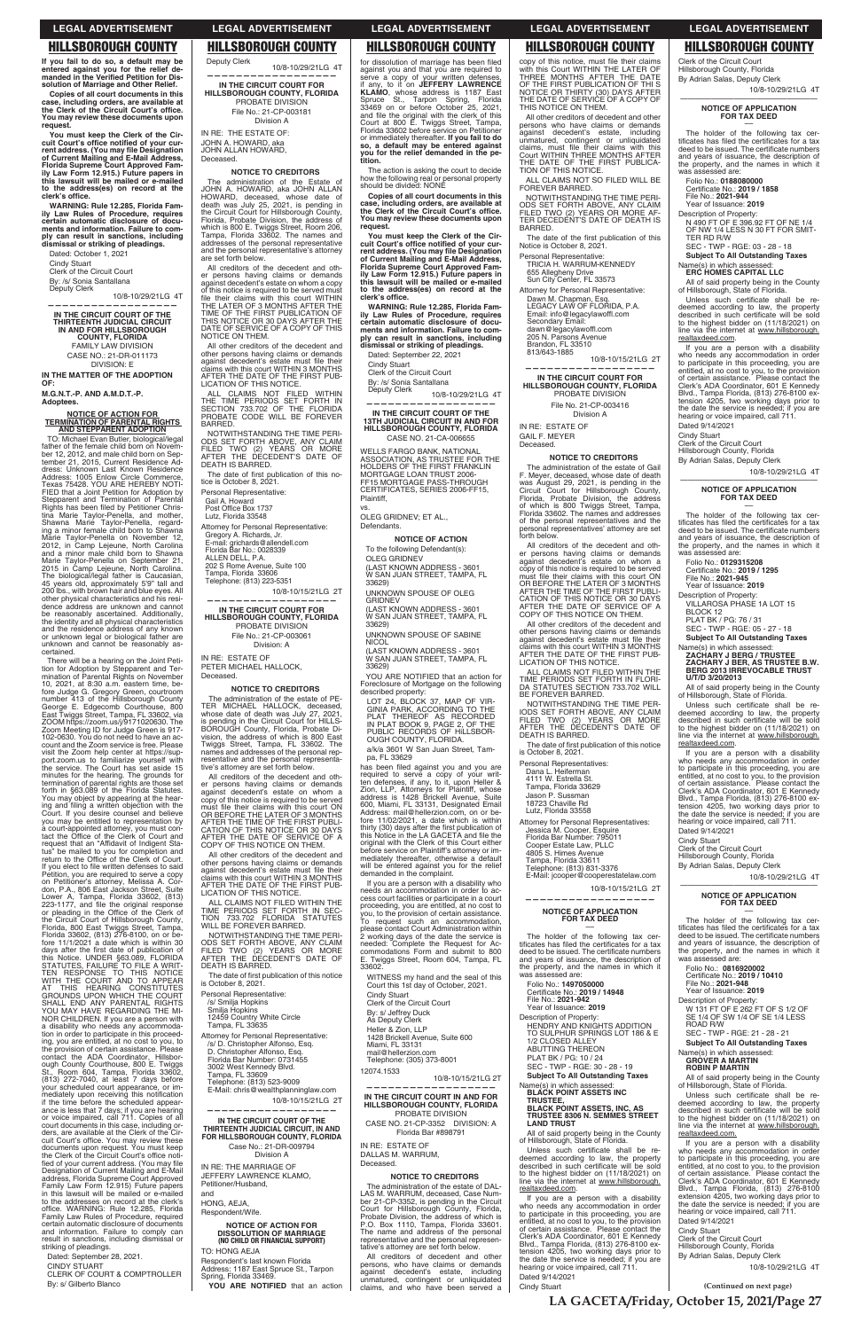If you fail to do so, a default may be entered against you for the relief demanded in the Verified Petition for Dissolution of Marriage and Other Relief.

**Copies of all court documents in this case, including orders, are available at the Clerk of the Circuit Court's office. You may review these documents upon request.**

**You must keep the Clerk of the Circuit Court's office notified of your current address. (You may file Designation of Current Mailing and E-Mail Address, Florida Supreme Court Approved Family Law Form 12.915.) Future papers in this lawsuit will be mailed or e-mailed to the address(es) on record at the clerk's office.**

**WARNING: Rule 12.285, Florida Family Law Rules of Procedure, requires certain automatic disclosure of documents and information. Failure to comply can result in sanctions, including dismissal or striking of pleadings.**

Dated: October 1, 2021
Cindy Stuart
Clerk of the Circuit Court
By: /s/ Sonia Santallana
Deputy Clerk

10/8-10/29/21LG 4T

---

**IN THE CIRCUIT COURT OF THE THIRTEENTH JUDICIAL CIRCUIT IN AND FOR HILLSBOROUGH COUNTY, FLORIDA**
FAMILY LAW DIVISION
CASE NO.: 21-DR-011173
DIVISION: E

**IN THE MATTER OF THE ADOPTION OF:**
**M.G.N.T.-P. AND A.M.D.T.-P.**
**Adoptees.**

**NOTICE OF ACTION FOR TERMINATION OF PARENTAL RIGHTS AND STEPPARENT ADOPTION**

TO: Michael Evan Butler, biological/legal father of the female child born on November 12, 2012, and male child born on September 21, 2015, Current Residence Address: Unknown Last Known Residence Address: 1005 Enlow Circle Commerce, Texas 75428. YOU ARE HEREBY NOTIFIED that a Joint Petition for Adoption by Stepparent and Termination of Parental Rights has been filed by Petitioner Christina Marie Taylor-Penella, and mother, Shawna Marie Taylor-Penella, regarding a minor female child born to Shawna Marie Taylor-Penella on November 12, 2012, in Camp Lejeune, North Carolina and a minor male child born to Shawna Marie Taylor-Penella on September 21, 2015 in Camp Lejeune, North Carolina. The biological/legal father is Caucasian, 45 years old, approximately 5'9" tall and 200 lbs., with brown hair and blue eyes. All other physical characteristics and his residence address are unknown and cannot be reasonably ascertained. Additionally, the identity and all physical characteristics and the residence address of any known or unknown legal or biological father are unknown and cannot be reasonably ascertained.

There will be a hearing on the Joint Petition for Adoption by Stepparent and Termination of Parental Rights on November 10, 2021, at 8:30 a.m. eastern time, before Judge G. Gregory Green, courtroom number 413 of the Hillsborough County George E. Edgecomb Courthouse, 800 East Twiggs Street, Tampa, FL 33602, via ZOOM https://zoom.us/j/9171020630. The Zoom Meeting ID for Judge Green is 917-102-0630. You do not need to have an account and the Zoom service is free. Please visit the Zoom help center at https://support.zoom.us to familiarize yourself with the service. The Court has set aside 15 minutes for the hearing. The grounds for termination of parental rights are those set forth in §63.089 of the Florida Statutes. You may object by appearing at the hearing and filing a written objection with the Court. If you desire counsel and believe you may be entitled to representation by a court-appointed attorney, you must contact the Office of the Clerk of Court and request that an "Affidavit of Indigent Status" be mailed to you for completion and return to the Office of the Clerk of Court. If you elect to file written defenses to said Petition, you are required to serve a copy on Petitioner's attorney, Melissa A. Cordon, P.A., 806 East Jackson Street, Suite Lower A, Tampa, Florida 33602, (813) 223-1177, and file the original response or pleading in the Office of the Clerk of the Circuit Court of Hillsborough County, Florida, 800 East Twiggs Street, Tampa, Florida 33602, (813) 276-8100, on or before 11/1/2021 a date which is within 30 days after the first date of publication of this Notice. UNDER §63.089, FLORIDA STATUTES, FAILURE TO FILE A WRITTEN RESPONSE TO THIS NOTICE WITH THE COURT AND TO APPEAR AT THIS HEARING CONSTITUTES GROUNDS UPON WHICH THE COURT SHALL END ANY PARENTAL RIGHTS YOU MAY HAVE REGARDING THE MINOR CHILDREN. If you are a person with a disability who needs any accommodation in order to participate in this proceeding, you are entitled, at no cost to you, to the provision of certain assistance. Please contact the ADA Coordinator, Hillsborough County Courthouse, 800 E. Twiggs St., Room 604, Tampa, Florida 33602, (813) 272-7040, at least 7 days before your scheduled court appearance, or immediately upon receiving this notification if the time before the scheduled appearance is less that 7 days; if you are hearing or voice impaired, call 711. Copies of all court documents in this case, including orders, are available at the Clerk of the Circuit Court's office. You may review these documents upon request. You must keep the Clerk of the Circuit Court's office notified of your current address. (You may file Designation of Current Mailing and E-Mail address, Florida Supreme Court Approved Family Law Form 12.915) Future papers in this lawsuit will be mailed or e-mailed to the addresses on record at the clerk's office. WARNING: Rule 12.285, Florida Family Law Rules of Procedure, requires certain automatic disclosure of documents and information. Failure to comply can result in sanctions, including dismissal or striking of pleadings.

Dated: September 28, 2021.
CINDY STUART
CLERK OF COURT & COMPTROLLER
By: s/ Gilberto Blanco
Deputy Clerk

10/8-10/29/21LG 4T

---

**IN THE CIRCUIT COURT FOR HILLSBOROUGH COUNTY, FLORIDA**
PROBATE DIVISION
File No.: 21-CP-003181
Division A

IN RE: THE ESTATE OF:
JOHN A. HOWARD, aka
JOHN ALLAN HOWARD,
Deceased.

**NOTICE TO CREDITORS**

The administration of the Estate of JOHN A. HOWARD, aka JOHN ALLAN HOWARD, deceased, whose date of death was July 25, 2021, is pending in the Circuit Court for Hillsborough County, Florida, Probate Division, the address of which is 800 E. Twiggs Street, Room 206, Tampa, Florida 33602. The names and addresses of the personal representative and the personal representative's attorney are set forth below.

All creditors of the decedent and other persons having claims or demands against decedent's estate on whom a copy of this notice is required to be served must file their claims with this court WITHIN THE LATER OF 3 MONTHS AFTER THE TIME OF THE FIRST PUBLICATION OF THIS NOTICE OR 30 DAYS AFTER THE DATE OF SERVICE OF A COPY OF THIS NOTICE ON THEM.

All other creditors of the decedent and other persons having claims or demands against decedent's estate must file their claims with this court WITHIN 3 MONTHS AFTER THE DATE OF THE FIRST PUBLICATION OF THIS NOTICE.

ALL CLAIMS NOT FILED WITHIN THE TIME PERIODS SET FORTH IN SECTION 733.702 OF THE FLORIDA PROBATE CODE WILL BE FOREVER BARRED.

NOTWITHSTANDING THE TIME PERIODS SET FORTH ABOVE, ANY CLAIM FILED TWO (2) YEARS OR MORE AFTER THE DECEDENT'S DATE OF DEATH IS BARRED.

The date of first publication of this notice is October 8, 2021.

Personal Representative:
Gail A. Howard
Post Office Box 1737
Lutz, Florida 33548

Attorney for Personal Representative:
Gregory A. Richards, Jr.
E-mail: grichards@allendell.com
Florida Bar No.: 0028339
ALLEN DELL, P.A.
202 S Rome Avenue, Suite 100
Tampa, Florida 33606
Telephone: (813) 223-5351

10/8-10/15/21LG 2T

---

**IN THE CIRCUIT COURT FOR HILLSBOROUGH COUNTY, FLORIDA**
PROBATE DIVISION
File No.: 21-CP-003061
Division: A

IN RE: ESTATE OF
PETER MICHAEL HALLOCK,
Deceased.

**NOTICE TO CREDITORS**

The administration of the estate of PETER MICHAEL HALLOCK, deceased, whose date of death was July 27, 2021, is pending in the Circuit Court for HILLSBOROUGH County, Florida, Probate Division, the address of which is 800 East Twiggs Street, Tampa, FL 33602. The names and addresses of the personal representative and the personal representative's attorney are set forth below.

All creditors of the decedent and other persons having claims or demands against decedent's estate on whom a copy of this notice is required to be served must file their claims with this court ON OR BEFORE THE LATER OF 3 MONTHS AFTER THE TIME OF THE FIRST PUBLICATION OF THIS NOTICE OR 30 DAYS AFTER THE DATE OF SERVICE OF A COPY OF THIS NOTICE ON THEM.

All other creditors of the decedent and other persons having claims or demands against decedent's estate must file their claims with this court WITHIN 3 MONTHS AFTER THE DATE OF THE FIRST PUBLICATION OF THIS NOTICE.

ALL CLAIMS NOT FILED WITHIN THE TIME PERIODS SET FORTH IN SECTION 733.702 OF THE FLORIDA STATUTES WILL BE FOREVER BARRED.

NOTWITHSTANDING THE TIME PERIODS SET FORTH ABOVE, ANY CLAIM FILED TWO (2) YEARS OR MORE AFTER THE DECEDENT'S DATE OF DEATH IS BARRED.

The date of first publication of this notice is October 8, 2021.

Personal Representative:
/s/ Smilja Hopkins
Smilja Hopkins
12459 Country White Circle
Tampa, FL 33635

Attorney for Personal Representative:
/s/ D. Christopher Alfonso, Esq.
D. Christopher Alfonso, Esq.
Florida Bar Number: 0731455
3002 West Kennedy Blvd.
Tampa, FL 33609
Telephone: (813) 523-9009
E-Mail: chris@wealthplanninglaw.com

10/8-10/15/21LG 2T

---

**IN THE CIRCUIT COURT OF THE THIRTEENTH JUDICIAL CIRCUIT, IN AND FOR HILLSBOROUGH COUNTY, FLORIDA**
Case No.: 21-DR-009794
Division A

IN RE: THE MARRIAGE OF
JEFFERY LAWRENCE KLAMO,
Petitioner/Husband,
and
HONG, AEJA,
Respondent/Wife.

**NOTICE OF ACTION FOR DISSOLUTION OF MARRIAGE (NO CHILD OR FINANCIAL SUPPORT)**

TO: HONG AEJA
Respondent's last known Florida Address: 1187 East Spruce St., Tarpon Spring, Florida 33469.

**YOU ARE NOTIFIED** that an action for dissolution of marriage has been filed against you and that you are required to serve a copy of your written defenses, if any, to it on **JEFFERY LAWRENCE KLAMO**, whose address is 1187 East Spruce St., Tarpon Spring, Florida 33469 on or before October 25, 2021, and file the original with the clerk of this Court at 800 E. Twiggs Street, Tampa, Florida 33602 before service on Petitioner or immediately thereafter. **If you fail to do so, a default may be entered against you for the relief demanded in the petition.**

The action is asking the court to decide how the following real or personal property should be divided: NONE

**Copies of all court documents in this case, including orders, are available at the Clerk of the Circuit Court's office. You may review these documents upon request.**

**You must keep the Clerk of the Circuit Court's office notified of your current address. (You may file Designation of Current Mailing and E-Mail Address, Florida Supreme Court Approved Family Law Form 12.915.) Future papers in this lawsuit will be mailed or e-mailed to the address(es) on record at the clerk's office.**

**WARNING: Rule 12.285, Florida Family Law Rules of Procedure, requires certain automatic disclosure of documents and information. Failure to comply can result in sanctions, including dismissal or striking of pleadings.**

Dated: September 22, 2021
Cindy Stuart
Clerk of the Circuit Court
By: /s/ Sonia Santallana
Deputy Clerk

10/8-10/29/21LG 4T

---

**IN THE CIRCUIT COURT OF THE 13TH JUDICIAL CIRCUIT IN AND FOR HILLSBOROUGH COUNTY, FLORIDA**
CASE NO. 21-CA-006655

WELLS FARGO BANK, NATIONAL ASSOCIATION, AS TRUSTEE FOR THE HOLDERS OF THE FIRST FRANKLIN MORTGAGE LOAN TRUST 2006-FF15 MORTGAGE PASS-THROUGH CERTIFICATES, SERIES 2006-FF15,
Plaintiff,
vs.
OLEG GRIDNEV; ET AL.,
Defendants.

**NOTICE OF ACTION**

To the following Defendant(s):
OLEG GRIDNEV
(LAST KNOWN ADDRESS - 3601 W SAN JUAN STREET, TAMPA, FL 33629)
UNKNOWN SPOUSE OF OLEG GRIDNEV
(LAST KNOWN ADDRESS - 3601 W SAN JUAN STREET, TAMPA, FL 33629)
UNKNOWN SPOUSE OF SABINE NICOL
(LAST KNOWN ADDRESS - 3601 W SAN JUAN STREET, TAMPA, FL 33629)

YOU ARE NOTIFIED that an action for Foreclosure of Mortgage on the following described property:

LOT 24, BLOCK 37, MAP OF VIRGINIA PARK, ACCORDING TO THE PLAT THEREOF AS RECORDED IN PLAT BOOK 9, PAGE 2, OF THE PUBLIC RECORDS OF HILLSBOROUGH COUNTY, FLORIDA.

a/k/a 3601 W San Juan Street, Tampa, FL 33629

has been filed against you and you are required to serve a copy of your written defenses, if any, to it, upon Heller & Zion, LLP, Attorneys for Plaintiff, whose address is 1428 Brickell Avenue, Suite 600, Miami, FL 33131, Designated Email Address: mail@hellerzion.com, on or before 11/02/2021, a date which is within thirty (30) days after the first publication of this Notice in the LA GACETA and file the original with the Clerk of this Court either before service on Plaintiff's attorney or immediately thereafter; otherwise a default will be entered against you for the relief demanded in the complaint.

If you are a person with a disability who needs an accommodation in order to access court facilities or participate in a court proceeding, you are entitled, at no cost to you, to the provision of certain assistance. To request such an accommodation, please contact Court Administration within 2 working days of the date the service is needed: Complete the Request for Accommodations Form and submit to 800 E. Twiggs Street, Room 604, Tampa, FL 33602.

WITNESS my hand and the seal of this Court this 1st day of October, 2021.

Cindy Stuart
Clerk of the Circuit Court
By: s/ Jeffrey Duck
As Deputy Clerk

Heller & Zion, LLP
1428 Brickell Avenue, Suite 600
Miami, FL 33131
mail@hellerzion.com
Telephone: (305) 373-8001
12074.1533

10/8-10/15/21LG 2T

---

**IN THE CIRCUIT COURT IN AND FOR HILLSBOROUGH COUNTY, FLORIDA**
PROBATE DIVISION
CASE NO. 21-CP-3352 DIVISION: A
Florida Bar #898791

IN RE: ESTATE OF
DALLAS M. WARRUM,
Deceased.

**NOTICE TO CREDITORS**

The administration of the estate of DALLAS M. WARRUM, deceased, Case Number 21-CP-3352, is pending in the Circuit Court for Hillsborough County, Florida, Probate Division, the address of which is P.O. Box 1110, Tampa, Florida 33601. The name and address of the personal representative and the personal representative's attorney are set forth below.

All creditors of decedent and other persons, who have claims or demands against decedent's estate, including unmatured, contingent or unliquidated claims, and who have been served a copy of this notice, must file their claims with this Court WITHIN THE LATER OF THREE MONTHS AFTER THE DATE OF THE FIRST PUBLICATION OF THIS NOTICE OR THIRTY (30) DAYS AFTER THE DATE OF SERVICE OF A COPY OF THIS NOTICE ON THEM.

All other creditors of decedent and other persons who have claims or demands against decedent's estate, including unmatured, contingent or unliquidated claims, must file their claims with this Court WITHIN THREE MONTHS AFTER THE DATE OF THE FIRST PUBLICATION OF THIS NOTICE.

ALL CLAIMS NOT SO FILED WILL BE FOREVER BARRED.

NOTWITHSTANDING THE TIME PERIODS SET FORTH ABOVE, ANY CLAIM FILED TWO (2) YEARS OR MORE AFTER DECEDENT'S DATE OF DEATH IS BARRED.

The date of the first publication of this Notice is October 8, 2021.

Personal Representative:
TRICIA H. WARRUM-KENNEDY
655 Allegheny Drive
Sun City Center, FL 33573

Attorney for Personal Representative:
Dawn M. Chapman, Esq.
LEGACY LAW OF FLORIDA, P.A.
Email: info@legacylawoffl.com
Secondary Email:
dawn@legacylawoffl.com
205 N. Parsons Avenue
Brandon, FL 33510
813/643-1885

10/8-10/15/21LG 2T

---

**IN THE CIRCUIT COURT FOR HILLSBOROUGH COUNTY, FLORIDA**
PROBATE DIVISION
File No. 21-CP-003416
Division A

IN RE: ESTATE OF
GAIL F. MEYER
Deceased.

**NOTICE TO CREDITORS**

The administration of the estate of Gail F. Meyer, deceased, whose date of death was August 29, 2021, is pending in the Circuit Court for Hillsborough County, Florida, Probate Division, the address of which is 800 Twiggs Street, Tampa, Florida 33602. The names and addresses of the personal representatives and the personal representatives' attorney are set forth below.

All creditors of the decedent and other persons having claims or demands against decedent's estate on whom a copy of this notice is required to be served must file their claims with this court ON OR BEFORE THE LATER OF 3 MONTHS AFTER THE TIME OF THE FIRST PUBLICATION OF THIS NOTICE OR 30 DAYS AFTER THE DATE OF SERVICE OF A COPY OF THIS NOTICE ON THEM.

All other creditors of the decedent and other persons having claims or demands against decedent's estate must file their claims with this court WITHIN 3 MONTHS AFTER THE DATE OF THE FIRST PUBLICATION OF THIS NOTICE.

ALL CLAIMS NOT FILED WITHIN THE TIME PERIODS SET FORTH IN FLORIDA STATUTES SECTION 733.702 WILL BE FOREVER BARRED.

NOTWITHSTANDING THE TIME PERIODS SET FORTH ABOVE, ANY CLAIM FILED TWO (2) YEARS OR MORE AFTER THE DECEDENT'S DATE OF DEATH IS BARRED.

The date of first publication of this notice is October 8, 2021.

Personal Representatives:
Dana L. Heffernan
4111 W. Estrella St.
Tampa, Florida 33629
Jason P. Sussman
18723 Chaville Rd
Lutz, Florida 33558

Attorney for Personal Representatives:
Jessica M. Cooper, Esquire
Florida Bar Number: 795011
Cooper Estate Law, PLLC
4805 S. Himes Avenue
Tampa, Florida 33611
Telephone: (813) 831-3376
E-Mail: jcooper@cooperestatelaw.com

10/8-10/15/21LG 2T

---

**NOTICE OF APPLICATION FOR TAX DEED**

The holder of the following tax certificates has filed the certificates for a tax deed to be issued. The certificate numbers and years of issuance, the description of the property, and the names in which it was assessed are:

Folio No.: **1497050000**
Certificate No.: **2019 / 14948**
File No.: **2021-942**
Year of Issuance: **2019**

Description of Property:
HENDRY AND KNIGHTS ADDITION TO SULPHUR SPRINGS LOT 186 & E 1/2 CLOSED ALLEY
ABUTTING THEREON
PLAT BK / PG: 10 / 24
SEC - TWP - RGE: 30 - 28 - 19
**Subject To All Outstanding Taxes**

Name(s) in which assessed:
**BLACK POINT ASSETS INC TRUSTEE,**
**BLACK POINT ASSETS, INC, AS TRUSTEE 8306 N. SEMMES STREET LAND TRUST**

All of said property being in the County of Hillsborough, State of Florida.

Unless such certificate shall be redeemed according to law, the property described in such certificate will be sold to the highest bidder on (11/18/2021) on line via the internet at www.hillsborough.realtaxdeed.com.

If you are a person with a disability who needs any accommodation in order to participate in this proceeding, you are entitled, at no cost to you, to the provision of certain assistance. Please contact the Clerk's ADA Coordinator, 601 E Kennedy Blvd., Tampa Florida, (813) 276-8100 extension 4205, two working days prior to the date the service is needed; if you are hearing or voice impaired, call 711.

Dated 9/14/2021
Cindy Stuart
Clerk of the Circuit Court
Hillsborough County, Florida
By Adrian Salas, Deputy Clerk

10/8-10/29/21LG 4T

---

**NOTICE OF APPLICATION FOR TAX DEED**

The holder of the following tax certificates has filed the certificates for a tax deed to be issued. The certificate numbers and years of issuance, the description of the property, and the names in which it was assessed are:

Folio No.: **0188080000**
Certificate No.: **2019 / 1858**
File No.: **2021-944**
Year of Issuance: **2019**

Description of Property:
N 490 FT OF E 396.92 FT OF NE 1/4 OF NW 1/4 LESS N 30 FT FOR SMITTER RD R/W
SEC - TWP - RGE: 03 - 28 - 18
**Subject To All Outstanding Taxes**

Name(s) in which assessed:
**ERC HOMES CAPITAL LLC**

All of said property being in the County of Hillsborough, State of Florida.

Unless such certificate shall be redeemed according to law, the property described in such certificate will be sold to the highest bidder on (11/18/2021) on line via the internet at www.hillsborough.realtaxdeed.com.

If you are a person with a disability who needs any accommodation in order to participate in this proceeding, you are entitled, at no cost to you, to the provision of certain assistance. Please contact the Clerk's ADA Coordinator, 601 E Kennedy Blvd., Tampa Florida, (813) 276-8100 extension 4205, two working days prior to the date the service is needed; if you are hearing or voice impaired, call 711.

Dated 9/14/2021
Cindy Stuart
Clerk of the Circuit Court
Hillsborough County, Florida
By Adrian Salas, Deputy Clerk

10/8-10/29/21LG 4T

---

**NOTICE OF APPLICATION FOR TAX DEED**

The holder of the following tax certificates has filed the certificates for a tax deed to be issued. The certificate numbers and years of issuance, the description of the property, and the names in which it was assessed are:

Folio No.: **0129315208**
Certificate No.: **2019 / 1295**
File No.: **2021-945**
Year of Issuance: **2019**

Description of Property:
VILLAROSA PHASE 1A LOT 15
BLOCK 12
PLAT BK / PG: 76 / 31
SEC - TWP - RGE: 05 - 27 - 18
**Subject To All Outstanding Taxes**

Name(s) in which assessed:
**ZACHARY J BERG / TRUSTEE**
**ZACHARY J BER, AS TRUSTEE B.W. BERG 2013 IRREVOCABLE TRUST U/T/D 3/20/2013**

All of said property being in the County of Hillsborough, State of Florida.

Unless such certificate shall be redeemed according to law, the property described in such certificate will be sold to the highest bidder on (11/18/2021) on line via the internet at www.hillsborough.realtaxdeed.com.

If you are a person with a disability who needs any accommodation in order to participate in this proceeding, you are entitled, at no cost to you, to the provision of certain assistance. Please contact the Clerk's ADA Coordinator, 601 E Kennedy Blvd., Tampa Florida, (813) 276-8100 extension 4205, two working days prior to the date the service is needed; if you are hearing or voice impaired, call 711.

Dated 9/14/2021
Cindy Stuart
Clerk of the Circuit Court
Hillsborough County, Florida
By Adrian Salas, Deputy Clerk

10/8-10/29/21LG 4T

---

**NOTICE OF APPLICATION FOR TAX DEED**

The holder of the following tax certificates has filed the certificates for a tax deed to be issued. The certificate numbers and years of issuance, the description of the property, and the names in which it was assessed are:

Folio No.: **0816920002**
Certificate No.: **2019 / 10410**
File No.: **2021-948**
Year of Issuance: **2019**

Description of Property:
W 131 FT OF E 262 FT OF S 1/2 OF SE 1/4 OF SW 1/4 OF SE 1/4 LESS ROAD R/W
SEC - TWP - RGE: 21 - 28 - 21
**Subject To All Outstanding Taxes**

Name(s) in which assessed:
**GROVER A MARTIN**
**ROBIN P MARTIN**

All of said property being in the County of Hillsborough, State of Florida.

Unless such certificate shall be redeemed according to law, the property described in such certificate will be sold to the highest bidder on (11/18/2021) on line via the internet at www.hillsborough.realtaxdeed.com.

If you are a person with a disability who needs any accommodation in order to participate in this proceeding, you are entitled, at no cost to you, to the provision of certain assistance. Please contact the Clerk's ADA Coordinator, 601 E Kennedy Blvd., Tampa Florida, (813) 276-8100 extension 4205, two working days prior to the date the service is needed; if you are hearing or voice impaired, call 711.

Dated 9/14/2021
Cindy Stuart
Clerk of the Circuit Court
Hillsborough County, Florida
By Adrian Salas, Deputy Clerk

10/8-10/29/21LG 4T

**(Continued on next page)**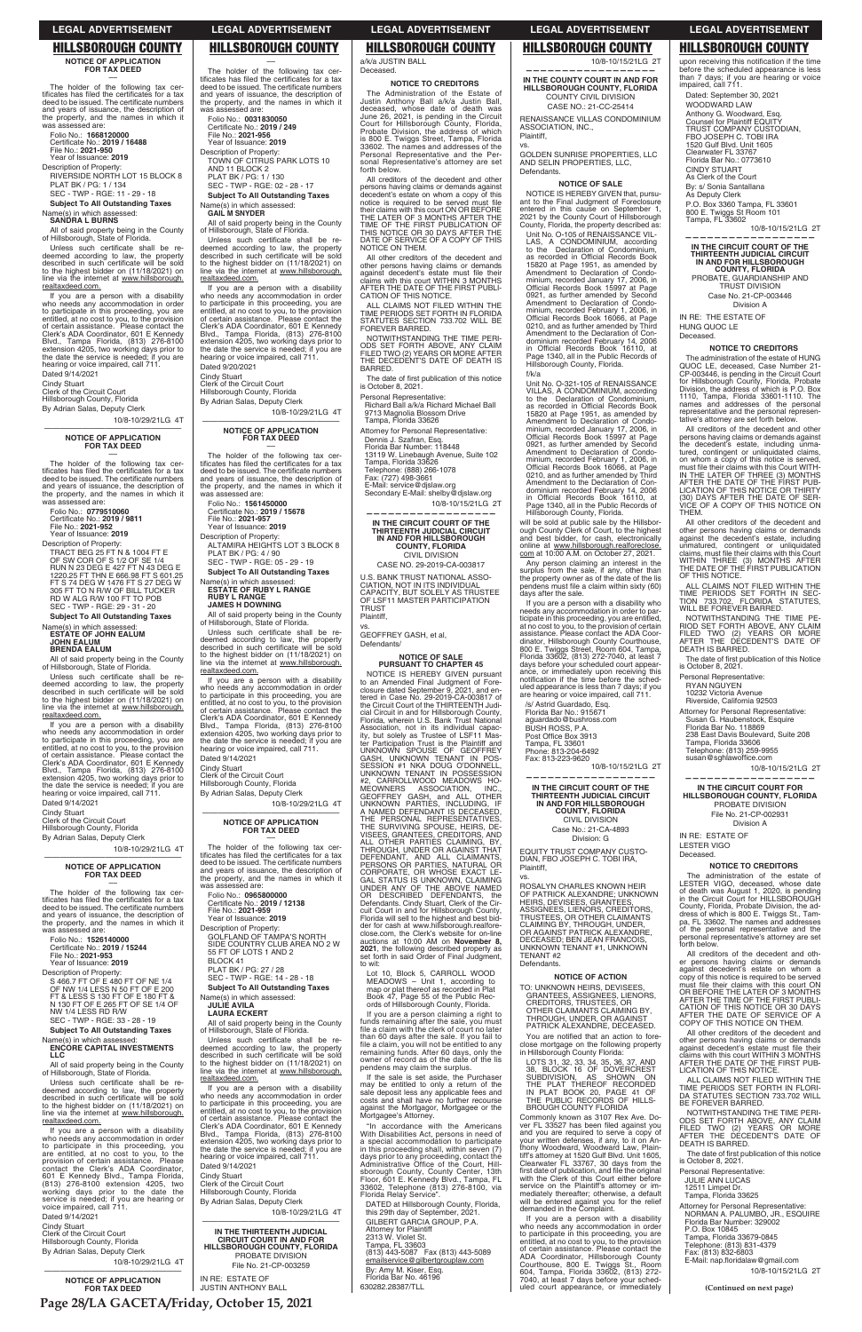# HILLSBOROUGH COUNTY

**NOTICE OF APPLICATION FOR TAX DEED**

—

The holder of the following tax certificates has filed the certificates for a tax deed to be issued. The certificate numbers and years of issuance, the description of the property, and the names in which it was assessed are:

Folio No.: **1668120000**
Certificate No.: **2019 / 16488**
File No.: **2021-950**
Year of Issuance: **2019**

Description of Property:
RIVERSIDE NORTH LOT 15 BLOCK 8
PLAT BK / PG: 1 / 134
SEC - TWP - RGE: 11 - 29 - 18

**Subject To All Outstanding Taxes**

Name(s) in which assessed:
**SANDRA L BURNS**

All of said property being in the County of Hillsborough, State of Florida.

Unless such certificate shall be redeemed according to law, the property described in such certificate will be sold to the highest bidder on (11/18/2021) on line via the internet at www.hillsborough.realtaxdeed.com.

If you are a person with a disability who needs any accommodation in order to participate in this proceeding, you are entitled, at no cost to you, to the provision of certain assistance. Please contact the Clerk's ADA Coordinator, 601 E Kennedy Blvd., Tampa Florida, (813) 276-8100 extension 4205, two working days prior to the date the service is needed; if you are hearing or voice impaired, call 711.

Dated 9/14/2021
Cindy Stuart
Clerk of the Circuit Court
Hillsborough County, Florida
By Adrian Salas, Deputy Clerk

10/8-10/29/21LG 4T

—

**NOTICE OF APPLICATION FOR TAX DEED**

—

The holder of the following tax certificates has filed the certificates for a tax deed to be issued. The certificate numbers and years of issuance, the description of the property, and the names in which it was assessed are:

Folio No.: **0779510060**
Certificate No.: **2019 / 9811**
File No.: **2021-952**
Year of Issuance: **2019**

Description of Property:
TRACT BEG 25 FT N & 1004 FT E OF SW COR OF S 1/2 OF SE 1/4 RUN N 23 DEG E 427 FT N 43 DEG E 1220.25 FT THN E 666.98 FT S 601.25 FT S 74 DEG W 1476 FT S 27 DEG W 305 FT TO N R/W OF BILL TUCKER RD W ALG R/W 100 FT TO POB
SEC - TWP - RGE: 29 - 31 - 20

**Subject To All Outstanding Taxes**

Name(s) in which assessed:
**ESTATE OF JOHN EALUM**
**JOHN EALUM**
**BRENDA EALUM**

All of said property being in the County of Hillsborough, State of Florida.

Unless such certificate shall be redeemed according to law, the property described in such certificate will be sold to the highest bidder on (11/18/2021) on line via the internet at www.hillsborough.realtaxdeed.com.

If you are a person with a disability who needs any accommodation in order to participate in this proceeding, you are entitled, at no cost to you, to the provision of certain assistance. Please contact the Clerk's ADA Coordinator, 601 E Kennedy Blvd., Tampa Florida, (813) 276-8100 extension 4205, two working days prior to the date the service is needed; if you are hearing or voice impaired, call 711.

Dated 9/14/2021
Cindy Stuart
Clerk of the Circuit Court
Hillsborough County, Florida
By Adrian Salas, Deputy Clerk

10/8-10/29/21LG 4T

—

**NOTICE OF APPLICATION FOR TAX DEED**

—

The holder of the following tax certificates has filed the certificates for a tax deed to be issued. The certificate numbers and years of issuance, the description of the property, and the names in which it was assessed are:

Folio No.: **1526140000**
Certificate No.: **2019 / 15244**
File No.: **2021-953**
Year of Issuance: **2019**

Description of Property:
S 466.7 FT OF E 480 FT OF NE 1/4 OF NW 1/4 LESS N 50 FT OF E 200 FT & LESS S 130 FT OF E 180 FT & N 130 FT OF E 265 FT OF SE 1/4 OF NW 1/4 LESS RD R/W
SEC - TWP - RGE: 33 - 28 - 19

**Subject To All Outstanding Taxes**

Name(s) in which assessed:
**ENCORE CAPITAL INVESTMENTS LLC**

All of said property being in the County of Hillsborough, State of Florida.

Unless such certificate shall be redeemed according to law, the property described in such certificate will be sold to the highest bidder on (11/18/2021) on line via the internet at www.hillsborough.realtaxdeed.com.

If you are a person with a disability who needs any accommodation in order to participate in this proceeding, you are entitled, at no cost to you, to the provision of certain assistance. Please contact the Clerk's ADA Coordinator, 601 E Kennedy Blvd., Tampa Florida, (813) 276-8100 extension 4205, two working days prior to the date the service is needed; if you are hearing or voice impaired, call 711.

Dated 9/14/2021
Cindy Stuart
Clerk of the Circuit Court
Hillsborough County, Florida
By Adrian Salas, Deputy Clerk

10/8-10/29/21LG 4T

—

**NOTICE OF APPLICATION FOR TAX DEED**

—

The holder of the following tax certificates has filed the certificates for a tax deed to be issued. The certificate numbers and years of issuance, the description of the property, and the names in which it was assessed are:

Folio No.: **0031830050**
Certificate No.: **2019 / 249**
File No.: **2021-956**
Year of Issuance: **2019**

Description of Property:
TOWN OF CITRUS PARK LOTS 10 AND 11 BLOCK 2
PLAT BK / PG: 1 / 130
SEC - TWP - RGE: 02 - 28 - 17

**Subject To All Outstanding Taxes**

Name(s) in which assessed:
**GAIL M SNYDER**

All of said property being in the County of Hillsborough, State of Florida.

Unless such certificate shall be redeemed according to law, the property described in such certificate will be sold to the highest bidder on (11/18/2021) on line via the internet at www.hillsborough.realtaxdeed.com.

If you are a person with a disability who needs any accommodation in order to participate in this proceeding, you are entitled, at no cost to you, to the provision of certain assistance. Please contact the Clerk's ADA Coordinator, 601 E Kennedy Blvd., Tampa Florida, (813) 276-8100 extension 4205, two working days prior to the date the service is needed; if you are hearing or voice impaired, call 711.

Dated 9/20/2021
Cindy Stuart
Clerk of the Circuit Court
Hillsborough County, Florida
By Adrian Salas, Deputy Clerk

10/8-10/29/21LG 4T

—

**NOTICE OF APPLICATION FOR TAX DEED**

—

The holder of the following tax certificates has filed the certificates for a tax deed to be issued. The certificate numbers and years of issuance, the description of the property, and the names in which it was assessed are:

Folio No.: **1561450000**
Certificate No.: **2019 / 15678**
File No.: **2021-957**
Year of Issuance: **2019**

Description of Property:
ALTAMIRA HEIGHTS LOT 3 BLOCK 8
PLAT BK / PG: 4 / 90
SEC - TWP - RGE: 05 - 29 - 19

**Subject To All Outstanding Taxes**

Name(s) in which assessed:
**ESTATE OF RUBY L RANGE**
**RUBY L RANGE**
**JAMES H DOWNING**

All of said property being in the County of Hillsborough, State of Florida.

Unless such certificate shall be redeemed according to law, the property described in such certificate will be sold to the highest bidder on (11/18/2021) on line via the internet at www.hillsborough.realtaxdeed.com.

If you are a person with a disability who needs any accommodation in order to participate in this proceeding, you are entitled, at no cost to you, to the provision of certain assistance. Please contact the Clerk's ADA Coordinator, 601 E Kennedy Blvd., Tampa Florida, (813) 276-8100 extension 4205, two working days prior to the date the service is needed; if you are hearing or voice impaired, call 711.

Dated 9/14/2021
Cindy Stuart
Clerk of the Circuit Court
Hillsborough County, Florida
By Adrian Salas, Deputy Clerk

10/8-10/29/21LG 4T

—

**NOTICE OF APPLICATION FOR TAX DEED**

—

The holder of the following tax certificates has filed the certificates for a tax deed to be issued. The certificate numbers and years of issuance, the description of the property, and the names in which it was assessed are:

Folio No.: **0965800000**
Certificate No.: **2019 / 12138**
File No.: **2021-959**
Year of Issuance: **2019**

Description of Property:
GOLFLAND OF TAMPA'S NORTH SIDE COUNTRY CLUB AREA NO 2 W 55 FT OF LOTS 1 AND 2
BLOCK 41
PLAT BK / PG: 27 / 28
SEC - TWP - RGE: 14 - 28 - 18

**Subject To All Outstanding Taxes**

Name(s) in which assessed:
**JULIE AVILA**
**LAURA ECKERT**

All of said property being in the County of Hillsborough, State of Florida.

Unless such certificate shall be redeemed according to law, the property described in such certificate will be sold to the highest bidder on (11/18/2021) on line via the internet at www.hillsborough.realtaxdeed.com.

If you are a person with a disability who needs any accommodation in order to participate in this proceeding, you are entitled, at no cost to you, to the provision of certain assistance. Please contact the Clerk's ADA Coordinator, 601 E Kennedy Blvd., Tampa Florida, (813) 276-8100 extension 4205, two working days prior to the date the service is needed; if you are hearing or voice impaired, call 711.

Dated 9/14/2021
Cindy Stuart
Clerk of the Circuit Court
Hillsborough County, Florida
By Adrian Salas, Deputy Clerk

10/8-10/29/21LG 4T

—

**IN THE THIRTEENTH JUDICIAL CIRCUIT COURT IN AND FOR HILLSBOROUGH COUNTY, FLORIDA**
PROBATE DIVISION
File No. 21-CP-003259

IN RE: ESTATE OF
JUSTIN ANTHONY BALL
a/k/a JUSTIN BALL
Deceased.

**NOTICE TO CREDITORS**

The Administration of the Estate of Justin Anthony Ball a/k/a Justin Ball, deceased, whose date of death was June 26, 2021, is pending in the Circuit Court for Hillsborough County, Florida, Probate Division, the address of which is 800 E. Twiggs Street, Tampa, Florida 33602. The names and addresses of the Personal Representative and the Personal Representative's attorney are set forth below.

All creditors of the decedent and other persons having claims or demands against decedent's estate on whom a copy of this notice is required to be served must file their claims with this court ON OR BEFORE THE LATER OF 3 MONTHS AFTER THE TIME OF THE FIRST PUBLICATION OF THIS NOTICE OR 30 DAYS AFTER THE DATE OF SERVICE OF A COPY OF THIS NOTICE ON THEM.

All other creditors of the decedent and other persons having claims or demands against decedent's estate must file their claims with this court WITHIN 3 MONTHS AFTER THE DATE OF THE FIRST PUBLICATION OF THIS NOTICE.

ALL CLAIMS NOT FILED WITHIN THE TIME PERIODS SET FORTH IN FLORIDA STATUTES SECTION 733.702 WILL BE FOREVER BARRED.

NOTWITHSTANDING THE TIME PERIODS SET FORTH ABOVE, ANY CLAIM FILED TWO (2) YEARS OR MORE AFTER THE DECEDENT'S DATE OF DEATH IS BARRED.

The date of first publication of this notice is October 8, 2021.

Personal Representative:
Richard Ball a/k/a Richard Michael Ball
9713 Magnolia Blossom Drive
Tampa, Florida 33626

Attorney for Personal Representative:
Dennis J. Szafran, Esq.
Florida Bar Number: 118448
13119 W. Linebaugh Avenue, Suite 102
Tampa, Florida 33626
Telephone: (888) 266-1078
Fax: (727) 498-3661
E-Mail: service@djslaw.org
Secondary E-Mail: shelby@djslaw.org

10/8-10/15/21LG 2T

—

**IN THE CIRCUIT COURT OF THE THIRTEENTH JUDICIAL CIRCUIT IN AND FOR HILLSBOROUGH COUNTY, FLORIDA**
CIVIL DIVISION
CASE NO. 29-2019-CA-003817

U.S. BANK TRUST NATIONAL ASSOCIATION, NOT IN ITS INDIVIDUAL CAPACITY, BUT SOLELY AS TRUSTEE OF LSF11 MASTER PARTICIPATION TRUST
Plaintiff,

vs.

GEOFFREY GASH, et al,
Defendants/

**NOTICE OF SALE PURSUANT TO CHAPTER 45**

NOTICE IS HEREBY GIVEN pursuant to an Amended Final Judgment of Foreclosure dated September 9, 2021, and entered in Case No. 29-2019-CA-003817 of the Circuit Court of the THIRTEENTH Judicial Circuit in and for Hillsborough County, Florida, wherein U.S. Bank Trust National Association, not in its individual capacity, but solely as Trustee of LSF11 Master Participation Trust is the Plaintiff and UNKNOWN SPOUSE OF GEOFFREY GASH, UNKNOWN TENANT IN POSSESSION #1 NKA DOUG O'DONNELL, UNKNOWN TENANT IN POSSESSION #2, CARROLLWOOD MEADOWS HOMEOWNERS ASSOCIATION, INC., GEOFFREY GASH, and ALL OTHER UNKNOWN PARTIES, INCLUDING, IF A NAMED DEFENDANT IS DECEASED, THE PERSONAL REPRESENTATIVES, THE SURVIVING SPOUSE, HEIRS, DEVISEES, GRANTEES, CREDITORS, AND ALL OTHER PARTIES CLAIMING, BY, THROUGH, UNDER OR AGAINST THAT DEFENDANT, AND ALL CLAIMANTS, PERSONS OR PARTIES, NATURAL OR CORPORATE, OR WHOSE EXACT LEGAL STATUS IS UNKNOWN, CLAIMING UNDER ANY OF THE ABOVE NAMED OR DESCRIBED DEFENDANTS, the Defendants. Cindy Stuart, Clerk of the Circuit Court in and for Hillsborough County, Florida will sell to the highest and best bidder for cash at www.hillsborough.realforeclose.com, the Clerk's website for on-line auctions at 10:00 AM on **November 8, 2021**, the following described property as set forth in said Order of Final Judgment, to wit:

Lot 10, Block 5, CARROLL WOOD MEADOWS – Unit 1, according to map or plat thereof as recorded in Plat Book 47, Page 55 of the Public Records of Hillsborough County, Florida.

If you are a person claiming a right to funds remaining after the sale, you must file a claim with the clerk of court no later than 60 days after the sale. If you fail to file a claim, you will not be entitled to any remaining funds. After 60 days, only the owner of record as of the date of the lis pendens may claim the surplus.

If the sale is set aside, the Purchaser may be entitled to only a return of the sale deposit less any applicable fees and costs and shall have no further recourse against the Mortgagor, Mortgagee or the Mortgagee's Attorney.

"In accordance with the Americans With Disabilities Act, persons in need of a special accommodation to participate in this proceeding shall, within seven (7) days prior to any proceeding, contact the Administrative Office of the Court, Hillsborough County, County Center, 13th Floor, 601 E. Kennedy Blvd., Tampa, FL 33602, Telephone (813) 276-8100, via Florida Relay Service".

DATED at Hillsborough County, Florida, this 29th day of September, 2021.
GILBERT GARCIA GROUP, P.A.
Attorney for Plaintiff
2313 W. Violet St.
Tampa, FL 33603
(813) 443-5087 Fax (813) 443-5089
emailservice@gilbertgrouplaw.com
By: Amy M. Kiser, Esq.
Florida Bar No. 46196
630282.28387/TLL

10/8-10/15/21LG 2T

—

**IN THE COUNTY COURT IN AND FOR HILLSBOROUGH COUNTY, FLORIDA**
COUNTY CIVIL DIVISION
CASE NO.: 21-CC-25414

RENAISSANCE VILLAS CONDOMINIUM ASSOCIATION, INC.,
Plaintiff,

vs.

GOLDEN SUNRISE PROPERTIES, LLC AND SELIN PROPERTIES, LLC,
Defendants.

**NOTICE OF SALE**

NOTICE IS HEREBY GIVEN that, pursuant to the Final Judgment of Foreclosure entered in this cause on September 1, 2021 by the County Court of Hillsborough County, Florida, the property described as:

Unit No. O-105 of RENAISSANCE VILLAS, A CONDOMINIUM, according to the Declaration of Condominium, as recorded in Official Records Book 15820 at Page 1951, as amended by Amendment to Declaration of Condominium, recorded January 17, 2006, in Official Records Book 15997 at Page 0921, as further amended by Second Amendment to Declaration of Condominium, recorded February 1, 2006, in Official Records Book 16066, at Page 0210, and as further amended by Third Amendment to the Declaration of Condominium recorded February 14, 2006 in Official Records Book 16110, at Page 1340, all in the Public Records of Hillsborough County, Florida.

f/k/a

Unit No. O-321-105 of RENAISSANCE VILLAS, A CONDOMINIUM, according to the Declaration of Condominium, as recorded in Official Records Book 15820 at Page 1951, as amended by Amendment to Declaration of Condominium, recorded January 17, 2006, in Official Records Book 15997 at Page 0921, as further amended by Second Amendment to Declaration of Condominium, recorded February 1, 2006, in Official Records Book 16066, at Page 0210, and as further amended by Third Amendment to the Declaration of Condominium recorded February 14, 2006 in Official Records Book 16110, at Page 1340, all in the Public Records of Hillsborough County, Florida.

will be sold at public sale by the Hillsborough County Clerk of Court, to the highest and best bidder, for cash, electronically online at www.hillsborough.realforeclose.com at 10:00 A.M. on October 27, 2021.

Any person claiming an interest in the surplus from the sale, if any, other than the property owner as of the date of the lis pendens must file a claim within sixty (60) days after the sale.

If you are a person with a disability who needs any accommodation in order to participate in this proceeding, you are entitled, at no cost to you, to the provision of certain assistance. Please contact the ADA Coordinator, Hillsborough County Courthouse, 800 E. Twiggs Street, Room 604, Tampa, Florida 33602, (813) 272-7040, at least 7 days before your scheduled court appearance, or immediately upon receiving this notification if the time before the scheduled appearance is less than 7 days; if you are hearing or voice impaired, call 711.

/s/ Astrid Guardado, Esq.
Florida Bar No.: 915671
aguardado@bushross.com
BUSH ROSS, P.A.
Post Office Box 3913
Tampa, FL 33601
Phone: 813-204-6492
Fax: 813-223-9620

10/8-10/15/21LG 2T

—

**IN THE CIRCUIT COURT OF THE THIRTEENTH JUDICIAL CIRCUIT IN AND FOR HILLSBOROUGH COUNTY, FLORIDA**
CIVIL DIVISION
Case No.: 21-CA-4893
Division: G

EQUITY TRUST COMPANY CUSTODIAN, FBO JOSEPH C. TOBI IRA,
Plaintiff,

vs.

ROSALYN CHARLES KNOWN HEIR OF PATRICK ALEXANDRE; UNKNOWN HEIRS, DEVISEES, GRANTEES, ASSIGNEES, LIENORS, CREDITORS, TRUSTEES, OR OTHER CLAIMANTS CLAIMING BY, THROUGH, UNDER, OR AGAINST PATRICK ALEXANDRE, DECEASED; BEN JEAN FRANCOIS, UNKNOWN TENANT #1, UNKNOWN TENANT #2
Defendants.

**NOTICE OF ACTION**

TO: UNKNOWN HEIRS, DEVISEES, GRANTEES, ASSIGNEES, LIENORS, CREDITORS, TRUSTEES, OR OTHER CLAIMANTS CLAIMING BY, THROUGH, UNDER, OR AGAINST PATRICK ALEXANDRE, DECEASED.

You are notified that an action to foreclose mortgage on the following property in Hillsborough County Florida:

LOTS 31, 32, 33, 34, 35, 36, 37, AND 38, BLOCK 16 OF DOVERCREST SUBDIVISION, AS SHOWN ON THE PLAT THEREOF RECORDED IN PLAT BOOK 20, PAGE 41 OF THE PUBLIC RECORDS OF HILLSBOROUGH COUNTY FLORIDA

Commonly known as 3107 Rex Ave. Dover FL 33527 has been filed against you and you are required to serve a copy of your written defenses, if any, to it on Anthony Woodward, Woodward Law, Plaintiff's attorney at 1520 Gulf Blvd. Unit 1605, Clearwater FL 33767, 30 days from the first date of publication, and file the original with the Clerk of this Court either before service on the Plaintiff's attorney or immediately thereafter; otherwise, a default will be entered against you for the relief demanded in the Complaint.

If you are a person with a disability who needs any accommodation in order to participate in this proceeding, you are entitled, at no cost to you, to the provision of certain assistance. Please contact the ADA Coordinator, Hillsborough County Courthouse, 800 E. Twiggs St., Room 604, Tampa, Florida 33602, (813) 272-7040, at least 7 days before your scheduled court appearance, or immediately upon receiving this notification if the time before the scheduled appearance is less than 7 days; if you are hearing or voice impaired, call 711.

Dated: September 30, 2021
WOODWARD LAW
Anthony G. Woodward, Esq.
Counsel for Plaintiff EQUITY TRUST COMPANY CUSTODIAN, FBO JOSEPH C. TOBI IRA
1520 Gulf Blvd. Unit 1605
Clearwater FL 33767
Florida Bar No.: 0773610

CINDY STUART
As Clerk of the Court
By: s/ Sonia Santallana
As Deputy Clerk
P.O. Box 3360 Tampa, FL 33601
800 E. Twiggs St Room 101
Tampa, FL 33602

10/8-10/15/21LG 2T

—

**IN THE CIRCUIT COURT OF THE THIRTEENTH JUDICIAL CIRCUIT IN AND FOR HILLSBOROUGH COUNTY, FLORIDA**
PROBATE, GUARDIANSHIP AND TRUST DIVISION
Case No. 21-CP-003446
Division A

IN RE: THE ESTATE OF
HUNG QUOC LE
Deceased.

**NOTICE TO CREDITORS**

The administration of the estate of HUNG QUOC LE, deceased, Case Number 21-CP-003446, is pending in the Circuit Court for Hillsborough County, Florida, Probate Division, the address of which is P.O. Box 1110, Tampa, Florida 33601-1110. The names and addresses of the personal representative and the personal representative's attorney are set forth below.

All creditors of the decedent and other persons having claims or demands against the decedent's estate, including unmatured, contingent or unliquidated claims, on whom a copy of this notice is served, must file their claims with this Court WITHIN THE LATER OF THREE (3) MONTHS AFTER THE DATE OF THE FIRST PUBLICATION OF THIS NOTICE OR THIRTY (30) DAYS AFTER THE DATE OF SERVICE OF A COPY OF THIS NOTICE ON THEM.

All other creditors of the decedent and other persons having claims or demands against the decedent's estate, including unmatured, contingent or unliquidated claims, must file their claims with this Court WITHIN THREE (3) MONTHS AFTER THE DATE OF THE FIRST PUBLICATION OF THIS NOTICE.

ALL CLAIMS NOT FILED WITHIN THE TIME PERIODS SET FORTH IN SECTION 733.702, FLORIDA STATUTES, WILL BE FOREVER BARRED.

NOTWITHSTANDING THE TIME PERIOD SET FORTH ABOVE, ANY CLAIM FILED TWO (2) YEARS OR MORE AFTER THE DECEDENT'S DATE OF DEATH IS BARRED.

The date of first publication of this Notice is October 8, 2021.

Personal Representative:
RYAN NGUYEN
10232 Victoria Avenue
Riverside, California 92503

Attorney for Personal Representative:
Susan G. Haubenstock, Esquire
Florida Bar No. 118869
238 East Davis Boulevard, Suite 208
Tampa, Florida 33606
Telephone: (813) 259-9955
susan@sghlawoffice.com

10/8-10/15/21LG 2T

—

**IN THE CIRCUIT COURT FOR HILLSBOROUGH COUNTY, FLORIDA**
PROBATE DIVISION
File No. 21-CP-002931
Division A

IN RE: ESTATE OF
LESTER VIGO
Deceased.

**NOTICE TO CREDITORS**

The administration of the estate of LESTER VIGO, deceased, whose date of death was August 1, 2020, is pending in the Circuit Court for HILLSBOROUGH County, Florida, Probate Division, the address of which is 800 E. Twiggs St., Tampa, FL 33602. The names and addresses of the personal representative and the personal representative's attorney are set forth below.

All creditors of the decedent and other persons having claims or demands against decedent's estate on whom a copy of this notice is required to be served must file their claims with this court ON OR BEFORE THE LATER OF 3 MONTHS AFTER THE TIME OF THE FIRST PUBLICATION OF THIS NOTICE OR 30 DAYS AFTER THE DATE OF SERVICE OF A COPY OF THIS NOTICE ON THEM.

All other creditors of the decedent and other persons having claims or demands against decedent's estate must file their claims with this court WITHIN 3 MONTHS AFTER THE DATE OF THE FIRST PUBLICATION OF THIS NOTICE.

ALL CLAIMS NOT FILED WITHIN THE TIME PERIODS SET FORTH IN FLORIDA STATUTES SECTION 733.702 WILL BE FOREVER BARRED.

NOTWITHSTANDING THE TIME PERIODS SET FORTH ABOVE, ANY CLAIM FILED TWO (2) YEARS OR MORE AFTER THE DECEDENT'S DATE OF DEATH IS BARRED.

The date of first publication of this notice is October 8, 2021.

Personal Representative:
JULIE ANN LUCAS
12511 Limpet Dr.
Tampa, Florida 33625

Attorney for Personal Representative:
NORMAN A. PALUMBO, JR., ESQUIRE
Florida Bar Number: 329002
P.O. Box 10845
Tampa, Florida 33679-0845
Telephone: (813) 831-4379
Fax: (813) 832-6803
E-Mail: nap.floridalaw@gmail.com

10/8-10/15/21LG 2T

**(Continued on next page)**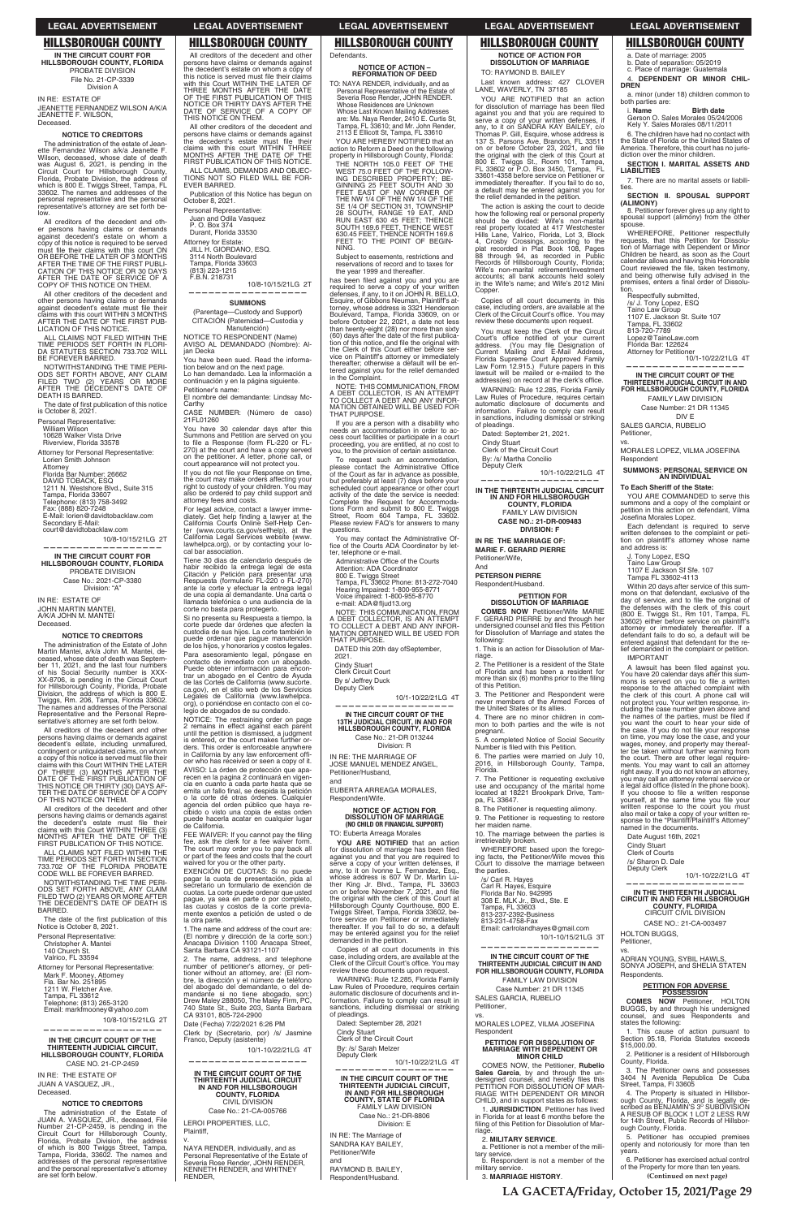# HILLSBOROUGH COUNTY

**IN THE CIRCUIT COURT FOR HILLSBOROUGH COUNTY, FLORIDA**
PROBATE DIVISION
File No. 21-CP-3339
Division A

IN RE: ESTATE OF
JEANETTE FERNANDEZ WILSON A/K/A JEANETTE F. WILSON,
Deceased.

**NOTICE TO CREDITORS**

The administration of the estate of Jeanette Fernandez Wilson a/k/a Jeanette F. Wilson, deceased, whose date of death was August 6, 2021, is pending in the Circuit Court for Hillsborough County, Florida, Probate Division, the address of which is 800 E. Twiggs Street, Tampa, FL 33602. The names and addresses of the personal representative and the personal representative's attorney are set forth below.

All creditors of the decedent and other persons having claims or demands against decedent's estate on whom a copy of this notice is required to be served must file their claims with this court ON OR BEFORE THE LATER OF 3 MONTHS AFTER THE TIME OF THE FIRST PUBLICATION OF THIS NOTICE OR 30 DAYS AFTER THE DATE OF SERVICE OF A COPY OF THIS NOTICE ON THEM.

All other creditors of the decedent and other persons having claims or demands against decedent's estate must file their claims with this court WITHIN 3 MONTHS AFTER THE DATE OF THE FIRST PUBLICATION OF THIS NOTICE.

ALL CLAIMS NOT FILED WITHIN THE TIME PERIODS SET FORTH IN FLORIDA STATUTES SECTION 733.702 WILL BE FOREVER BARRED.

NOTWITHSTANDING THE TIME PERIODS SET FORTH ABOVE, ANY CLAIM FILED TWO (2) YEARS OR MORE AFTER THE DECEDENT'S DATE OF DEATH IS BARRED.

The date of first publication of this notice is October 8, 2021.

Personal Representative:
William Wilson
10628 Walker Vista Drive
Riverview, Florida 33578

Attorney for Personal Representative:
Lorien Smith Johnson
Attorney
Florida Bar Number: 26662
DAVID TOBACK, ESQ
1211 N. Westshore Blvd., Suite 315
Tampa, Florida 33607
Telephone: (813) 758-3492
Fax: (888) 820-7248
E-Mail: lorien@davidtobacklaw.com
Secondary E-Mail:
court@davidtobacklaw.com

10/8-10/15/21LG 2T

---

**IN THE CIRCUIT COURT FOR HILLSBOROUGH COUNTY, FLORIDA**
PROBATE DIVISION
Case No.: 2021-CP-3380
Division: "A"

IN RE: ESTATE OF
JOHN MARTIN MANTEI, A/K/A JOHN M. MANTEI
Deceased.

**NOTICE TO CREDITORS**

The administration of the Estate of John Martin Mantei, a/k/a John M. Mantei, deceased, whose date of death was September 11, 2021, and the last four numbers of his Social Security number is XXX-XX-8706, is pending in the Circuit Court for Hillsborough County, Florida, Probate Division, the address of which is 800 E. Twiggs Street, Rm. 206, Tampa, Florida 33602. The names and addresses of the Personal Representative and the Personal Representative's attorney are set forth below.

All creditors of the decedent and other persons having claims or demands against decedent's estate, including unmatured, contingent or unliquidated claims, on whom a copy of this notice is served must file their claims with this Court WITHIN THE LATER OF THREE (3) MONTHS AFTER THE DATE OF THE FIRST PUBLICATION OF THIS NOTICE OR THIRTY (30) DAYS AFTER THE DATE OF SERVICE OF A COPY OF THIS NOTICE ON THEM.

All creditors of the decedent and other persons having claims or demands against the decedent's estate must file their claims with this Court WITHIN THREE (3) MONTHS AFTER THE DATE OF THE FIRST PUBLICATION OF THIS NOTICE.

ALL CLAIMS NOT FILED WITHIN THE TIME PERIODS SET FORTH IN SECTION 733.702 OF THE FLORIDA PROBATE CODE WILL BE FOREVER BARRED.

NOTWITHSTANDING THE TIME PERIODS SET FORTH ABOVE, ANY CLAIM FILED TWO (2) YEARS OR MORE AFTER THE DECEDENT'S DATE OF DEATH IS BARRED.

The date of the first publication of this Notice is October 8, 2021.

Personal Representative:
Christopher A. Mantei
140 Church St.
Valrico, FL 33594

Attorney for Personal Representative:
Mark F. Mooney, Attorney
Fla. Bar No. 251895
1211 W. Fletcher Ave.
Tampa, FL 33612
Telephone: (813) 265-3120
Email: markfmooney@yahoo.com

10/8-10/15/21LG 2T

---

**IN THE CIRCUIT COURT OF THE THIRTEENTH JUDICIAL CIRCUIT, HILLSBOROUGH COUNTY, FLORIDA**
CASE NO. 21-CP-2459

IN RE: THE ESTATE OF
JUAN A VASQUEZ, JR.,
Deceased.

**NOTICE TO CREDITORS**

The administration of the Estate of JUAN A. VASQUEZ, JR., deceased, File Number 21-CP-2459, is pending in the Circuit Court for Hillsborough County, Florida, Probate Division, the address of which is 800 Twiggs Street, Tampa, Tampa, Florida, 33602. The names and addresses of the personal representative and the personal representative's attorney are set forth below.

All creditors of the decedent and other persons having claims or demands against the decedent's estate on whom a copy of this notice is served must file their claims with this Court WITHIN THE LATER OF THREE MONTHS AFTER THE DATE OF THE FIRST PUBLICATION OF THIS NOTICE OR THIRTY DAYS AFTER THE DATE OF SERVICE OF A COPY OF THIS NOTICE ON THEM.

All other creditors of the decedent and persons having claims or demands against the decedent's estate must file their claims with this Court WITHIN THREE MONTHS AFTER THE DATE OF THE FIRST PUBLICATION OF THIS NOTICE.

ALL CLAIMS, DEMANDS AND OBJECTIONS NOT SO FILED WILL BE FOREVER BARRED.

Publication of this Notice has begun on October 8, 2021.

Personal Representative:
Juan and Odila Vasquez
P. O. Box 374
Durant, Florida 33530

Attorney for Estate:
JILL H. GIORDANO, ESQ.
3114 North Boulevard
Tampa, Florida 33603
(813) 223-1215
F.B.N. 218731

10/8-10/15/21LG 2T

---

**SUMMONS**
(Parentage—Custody and Support)
CITACIÓN (Paternidad—Custodia y Manutención)

NOTICE TO RESPONDENT (Name)
AVISO AL DEMANDADO (Nombre): Alan Decka

You have been sued. Read the information below and on the next page.
Lo han demandado. Lea la información a continuación y en la página siguiente.

Petitioner's name:
El nombre del demandante: Lindsay McCarthy

CASE NUMBER: (Número de caso) 21FL01260

You have 30 calendar days after this Summons and Petition are served on you to file a Response (form FL-220 or FL-270) at the court and have a copy served on the petitioner. A letter, phone call, or court appearance will not protect you.

If you do not file your Response on time, the court may make orders affecting your right to custody of your children. You may also be ordered to pay child support and attorney fees and costs.

For legal advice, contact a lawyer immediately. Get help finding a lawyer at the California Courts Online Self-Help Center (www.courts.ca.gov/selfhelp), at the California Legal Services website (www.lawhelpca.org), or by contacting your local bar association.

Tiene 30 días de calendario después de haber recibido la entrega legal de esta Citación y Petición para presentar una Respuesta (formulario FL-220 o FL-270) ante la corte y efectuar la entrega legal de una copia al demandante. Una carta o llamada telefónica o una audiencia de la corte no basta para protegerlo.

Si no presenta su Respuesta a tiempo, la corte puede dar órdenes que afecten la custodia de sus hijos. La corte también le puede ordenar que pague manutención de los hijos, y honorarios y costos legales.

Para asesoramiento legal, póngase en contacto de inmediato con un abogado. Puede obtener información para encontrar un abogado en el Centro de Ayuda de las Cortes de California (www.sucorte.ca.gov), en el sitio web de los Servicios Legales de California (www.lawhelpca.org), o poniéndose en contacto con el colegio de abogados de su condado.

NOTICE: The restraining order on page 2 remains in effect against each parent until the petition is dismissed, a judgment is entered, or the court makes further orders. This order is enforceable anywhere in California by any law enforcement officer who has received or seen a copy of it.

AVISO: La orden de protección que aparecen en la pagina 2 continuara en vigencia en cuanto a cada parte hasta que se emita un fallo final, se despida la petición o la corte dé otras órdenes. Cualquier agencia del orden público que haya recibido o visto una copia de estas orden puede hacerla acatar en cualquier lugar de California.

FEE WAIVER: If you cannot pay the filing fee, ask the clerk for a fee waiver form. The court may order you to pay back all or part of the fees and costs that the court waived for you or the other party.

EXENCIÓN DE CUOTAS: Si no puede pagar la cuota de presentación, pida al secretario un formulario de exención de cuotas. La corte puede ordenar que usted pague, ya sea en parte o por completo, las cuotas y costos de la corte previamente exentos a petición de usted o de la otra parte.

1. The name and address of the court are: (El nombre y dirección de la corte son:) Anacapa Division 1100 Anacapa Street, Santa Barbara CA 93121-1107

2. The name, address, and telephone number of petitioner's attorney, or petitioner without an attorney, are: (El nombre, la dirección y el número de teléfono del abogado del demandante, o del demandante si no tiene abogado, son:) Drew Maley 288050, The Maley Firm, PC, 740 State St., Suite 203, Santa Barbara CA 93101, 805-724-2900

Date (Fecha) 7/22/2021 6:26 PM

Clerk by (Secretario, por) /s/ Jasmine Franco, Deputy (asistente)

10/1-10/22/21LG 4T

---

**IN THE CIRCUIT COURT OF THE THIRTEENTH JUDICIAL CIRCUIT IN AND FOR HILLSBOROUGH COUNTY, FLORIDA**
CIVIL DIVISION
Case No.: 21-CA-005766

LEROI PROPERTIES, LLC,
Plaintiff,
v.
NAYA RENDER, individually, and as Personal Representative of the Estate of Severia Rose Render, JOHN RENDER, KENNETH RENDER, and WHITNEY RENDER,
Defendants.

**NOTICE OF ACTION – REFORMATION OF DEED**

TO: NAYA RENDER, individually, and as Personal Representative of the Estate of Severia Rose Render, JOHN RENDER, Whose Residences are Unknown
Whose Last Known Mailing Addresses are: Ms. Naya Render, 2410 E. Curtis St, Tampa, FL 33610; and Mr. John Render, 2113 E Ellicott St, Tampa, FL 33610

YOU ARE HEREBY NOTIFIED that an action to Reform a Deed on the following property in Hillsborough County, Florida:

THE NORTH 105.0 FEET OF THE WEST 75.0 FEET OF THE FOLLOWING DESCRIBED PROPERTY; BEGINNING 25 FEET SOUTH AND 30 FEET EAST OF NW CORNER OF THE NW 1/4 OF THE NW 1/4 OF THE SE 1/4 OF SECTION 31, TOWNSHIP 28 SOUTH, RANGE 19 EAT, AND RUN EAST 630 45 FEET; THENCE SOUTH 169.6 FEET, THENCE WEST 630.45 FEET, THENCE NORTH 169.6 FEET TO THE POINT OF BEGINNING.

Subject to easements, restrictions and reservations of record and to taxes for the year 1999 and thereafter.

has been filed against you and you are required to serve a copy of your written defenses, if any, to it on JOHN R. BELLO, Esquire, of Gibbons Neuman, Plaintiff's attorney, whose address is 3321 Henderson Boulevard, Tampa, Florida 33609, on or before October 22, 2021, a date not less than twenty-eight (28) nor more than sixty (60) days after the date of the first publication of this notice, and file the original with the Clerk of this Court either before service on Plaintiff's attorney or immediately thereafter; otherwise a default will be entered against you for the relief demanded in the Complaint.

NOTE: THIS COMMUNICATION, FROM A DEBT COLLECTOR, IS AN ATTEMPT TO COLLECT A DEBT AND ANY INFORMATION OBTAINED WILL BE USED FOR THAT PURPOSE.

If you are a person with a disability who needs an accommodation in order to access court facilities or participate in a court proceeding, you are entitled, at no cost to you, to the provision of certain assistance.

To request such an accommodation, please contact the Administrative Office of the Court as far in advance as possible, but preferably at least (7) days before your scheduled court appearance or other court activity of the date the service is needed: Complete the Request for Accommodations Form and submit to 800 E. Twiggs Street, Room 604 Tampa, FL 33602. Please review FAQ's for answers to many questions.

You may contact the Administrative Office of the Courts ADA Coordinator by letter, telephone or e-mail.

Administrative Office of the Courts
Attention: ADA Coordinator
800 E. Twiggs Street
Tampa, FL 33602 Phone: 813-272-7040
Hearing Impaired: 1-800-955-8771
Voice impaired: 1-800-955-8770
e-mail: ADA@fljud13.org

NOTE: THIS COMMUNICATION, FROM A DEBT COLLECTOR, IS AN ATTEMPT TO COLLECT A DEBT AND ANY INFORMATION OBTAINED WILL BE USED FOR THAT PURPOSE.

DATED this 20th day ofSeptember, 2021.

Cindy Stuart
Clerk Circuit Court
By /s/ Jeffrey Duck
Deputy Clerk

10/1-10/22/21LG 4T

---

**IN THE CIRCUIT COURT OF THE 13TH JUDICIAL CIRCUIT, IN AND FOR HILLSBOROUGH COUNTY, FLORIDA**
Case No.: 21-DR-013244
Division: R

IN RE: THE MARRIAGE OF
JOSE MANUEL MENDEZ ANGEL,
Petitioner/Husband,
and
EUBERTA ARREAGA MORALES,
Respondent/Wife.

**NOTICE OF ACTION FOR DISSOLUTION OF MARRIAGE (NO CHILD OR FINANCIAL SUPPORT)**

TO: Euberta Arreaga Morales

**YOU ARE NOTIFIED** that an action for dissolution of marriage has been filed against you and that you are required to serve a copy of your written defenses, if any, to it on Ivonne L. Fernandez, Esq., whose address is 607 W Dr. Martin Luther King Jr. Blvd., Tampa, FL 33603 on or before November 7, 2021, and file the original with the clerk of this Court at Hillsborough County Courthouse, 800 E. Twiggs Street, Tampa, Florida 33602, before service on Petitioner or immediately thereafter. If you fail to do so, a default may be entered against you for the relief demanded in the petition.

Copies of all court documents in this case, including orders, are available at the Clerk of the Circuit Court's office. You may review these documents upon request.

WARNING: Rule 12.285, Florida Family Law Rules of Procedure, requires certain automatic disclosure of documents and information. Failure to comply can result in sanctions, including dismissal or striking of pleadings.

Dated: September 28, 2021

Cindy Stuart
Clerk of the Circuit Court
By: /s/ Sarah Melzer
Deputy Clerk

10/1-10/22/21LG 4T

---

**IN THE CIRCUIT COURT OF THE THIRTEENTH JUDICIAL CIRCUIT IN AND FOR HILLSBOROUGH COUNTY, STATE OF FLORIDA**
FAMILY LAW DIVISION
Case No.: 21-DR-8806
Division: E

IN RE: The Marriage of
SANDRA KAY BAILEY,
Petitioner/Wife
and
RAYMOND B. BAILEY,
Respondent/Husband.

**NOTICE OF ACTION FOR DISSOLUTION OF MARRIAGE**

TO: RAYMOND B. BAILEY

Last known address: 427 CLOVER LANE, WAVERLY, TN 37185

YOU ARE NOTIFIED that an action for dissolution of marriage has been filed against you and that you are required to serve a copy of your written defenses, if any, to it on SANDRA KAY BAILEY, c/o Thomas P. Gill, Esquire, whose address is 137 S. Parsons Ave, Brandon, FL 33511 on or before October 23, 2021, and file the original with the clerk of this Court at 800 E. Twiggs St., Room 101, Tampa, FL 33602 or P.O. Box 3450, Tampa, FL 33601-4358 before service on Petitioner or immediately thereafter. If you fail to do so, a default may be entered against you for the relief demanded in the petition.

The action is asking the court to decide how the following real or personal property should be divided: Wife's non-marital real property located at 417 Westchester Hills Lane, Valrico, Florida, Lot 3, Block 4, Crosby Crossings, according to the plat recorded in Plat Book 108, Pages 88 through 94, as recorded in Public Records of Hillsborough County, Florida; Wife's non-marital retirement/investment accounts; all bank accounts held solely in the Wife's name; and Wife's 2012 Mini Copper.

Copies of all court documents in this case, including orders, are available at the Clerk of the Circuit Court's office. You may review these documents upon request.

You must keep the Clerk of the Circuit Court's office notified of your current address. (You may file Designation of Current Mailing and E-Mail Address, Florida Supreme Court Approved Family Law Form 12.915.) Future papers in this lawsuit will be mailed or e-mailed to the address(es) on record at the clerk's office.

WARNING: Rule 12.285, Florida Family Law Rules of Procedure, requires certain automatic disclosure of documents and information. Failure to comply can result in sanctions, including dismissal or striking of pleadings.

Dated: September 21, 2021.

Cindy Stuart
Clerk of the Circuit Court
By: /s/ Martha Concilio
Deputy Clerk

10/1-10/22/21LG 4T

---

**IN THE THIRTEENTH JUDICIAL CIRCUIT IN AND FOR HILLSBOROUGH COUNTY, FLORIDA**
FAMILY LAW DIVISION
**CASE NO.: 21-DR-009483**
**DIVISION: F**

**IN RE THE MARRIAGE OF:**
**MARIE F. GERARD PIERRE**
Petitioner/Wife,
And
**PETERSON PIERRE**
Respondent/Husband.

**PETITION FOR DISSOLUTION OF MARRIAGE**

**COMES NOW** Petitioner/Wife MARIE F. GERARD PIERRE by and through her undersigned counsel and files this Petition for Dissolution of Marriage and states the following:

1. This is an action for Dissolution of Marriage.

2. The Petitioner is a resident of the State of Florida and has been a resident for more than six (6) months prior to the filing of this Petition.

3. The Petitioner and Respondent were never members of the Armed Forces of the United States or its allies.

4. There are no minor children in common to both parties and the wife is not pregnant.

5. A completed Notice of Social Security Number is filed with this Petition.

6. The parties were married on July 10, 2016, in Hillsborough County, Tampa, Florida.

7. The Petitioner is requesting exclusive use and occupancy of the marital home located at 18221 Brookpark Drive, Tampa, FL 33647.

8. The Petitioner is requesting alimony.

9. The Petitioner is requesting to restore her maiden name.

10. The marriage between the parties is irretrievably broken.

WHEREFORE based upon the foregoing facts, the Petitioner/Wife moves this Court to dissolve the marriage between the parties.

/s/ Carl R. Hayes
Carl R. Hayes, Esquire
Florida Bar No. 942995
308 E. MLK Jr., Blvd., Ste. E
Tampa, FL 33603
813-237-2392-Business
813-231-4758-Fax
Email: carlrolandhayes@gmail.com

10/1-10/15/21LG 3T

---

**IN THE CIRCUIT COURT OF THE THIRTEENTH JUDICIAL CIRCUIT IN AND FOR HILLSBOROUGH COUNTY, FLORIDA**
FAMILY LAW DIVISION
Case Number: 21 DR 11345

SALES GARCIA, RUBELIO
Petitioner,
vs.
MORALES LOPEZ, VILMA JOSEFINA
Respondent

**PETITION FOR DISSOLUTION OF MARRIAGE WITH DEPENDENT OR MINOR CHILD**

COMES NOW, the Petitioner, **Rubelio Sales Garcia**, by and through the undersigned counsel, and hereby files this PETITION FOR DISSOLUTION OF MARRIAGE WITH DEPENDENT OR MINOR CHILD, and in support states as follows:

1. **JURISDICTION**. Petitioner has lived in Florida for at least 6 months before the filing of this Petition for Dissolution of Marriage.

2. **MILITARY SERVICE**.
a. Petitioner is not a member of the military service.
b. Respondent is not a member of the military service.

3. **MARRIAGE HISTORY**.
a. Date of marriage: 2005
b. Date of separation: 05/2019
c. Place of marriage: Guatemala

4. **DEPENDENT OR MINOR CHILDREN**
a. minor (under 18) children common to both parties are:

| i. Name | Birth date |
|---|---|
| Gerson O. Sales Morales | 05/24/2006 |
| Kely Y. Sales Morales | 08/11/2011 |

6. The children have not lived outside the State of Florida or the United States of America. Therefore, this court has jurisdiction over the minor children.

**SECTION I. MARITAL ASSETS AND LIABILITIES**

7. There are no marital assets or liabilities.

**SECTION II. SPOUSAL SUPPORT (ALIMONY)**

8. Petitioner forever gives up any right to spousal support (alimony) from the other spouse.

WHEREFORE, Petitioner respectfully requests, that this Petition for Dissolution of Marriage with Dependent or Minor Children be heard, as soon as the Court calendar allows and having this Honorable Court reviewed the file, taken testimony, and being otherwise fully advised in the premises, enters a final order of Dissolution.

Respectfully submitted,
/s/ J. Tony Lopez, ESQ
Taino Law Group
1107 E. Jackson St. Suite 107
Tampa, FL 33602
813-720-7789
Lopez@TainoLaw.com
Florida Bar: 122624
Attorney for Petitioner

10/1-10/22/21LG 4T

---

**IN THE CIRCUIT COURT OF THE THIRTEENTH JUDICIAL CIRCUIT IN AND FOR HILLSBOROUGH COUNTY, FLORIDA**
FAMILY LAW DIVISION
Case Number: 21 DR 11345
DIV E

SALES GARCIA, RUBELIO
Petitioner,
vs.
MORALES LOPEZ, VILMA JOSEFINA
Respondent

**SUMMONS: PERSONAL SERVICE ON AN INDIVIDUAL**

**To Each Sheriff of the State:**

YOU ARE COMMANDED to serve this summons and a copy of the complaint or petition in this action on defendant, Vilma Josefina Morales Lopez.

Each defendant is required to serve written defenses to the complaint or petition on plaintiff's attorney whose name and address is:

J. Tony Lopez, ESQ
Taino Law Group
1107 E Jackson St Ste. 107
Tampa, FL 33602-4113

Within 20 days after service of this summons on that defendant, exclusive of the day of service, and to file the original of the defenses with the clerk of this court (800 E. Twiggs St., Rm 101, Tampa, FL 33602) either before service on plaintiff's attorney or immediately thereafter. If a defendant fails to do so, a default will be entered against that defendant for the relief demanded in the complaint or petition.

IMPORTANT

A lawsuit has been filed against you. You have 20 calendar days after this summons is served on you to file a written response to the attached complaint with the clerk of this court. A phone call will not protect you. Your written response, including the case number given above and the names of the parties, must be filed if you want the court to hear your side of the case. If you do not file your response on time, you may lose the case, and your wages, money, and property may thereafter be taken without further warning from the court. There are other legal requirements. You may want to call an attorney right away. If you do not know an attorney, you may call an attorney referral service or a legal aid office (listed in the phone book). If you choose to file a written response yourself, at the same time you file your written response to the court you must also mail or take a copy of your written response to the "Plaintiff/Plaintiff's Attorney" named in the documents.

Date August 16th, 2021

Cindy Stuart
Clerk of Courts
/s/ Sharon D. Dale
Deputy Clerk

10/1-10/22/21LG 4T

---

**IN THE THIRTEENTH JUDICIAL CIRCUIT IN AND FOR HILLSBOROUGH COUNTY, FLORIDA**
CIRCUIT CIVIL DIVISION
CASE NO.: 21-CA-003497

HOLTON BUGGS,
Petitioner,
vs.
ADRIAN YOUNG, SYBIL HAWLS, SONYA JOSEPH, and SHELIA STATEN
Respondents.

**PETITION FOR ADVERSE POSSESSION**

**COMES NOW** Petitioner, HOLTON BUGGS, by and through his undersigned counsel, and sues Respondents and states the following:

1. This cause of action pursuant to Section 95.18, Florida Statutes exceeds $15,000.00.

2. Petitioner is a resident of Hillsborough County, Florida.

3. The Petitioner owns and possesses 3404 N Avenida Republica De Cuba Street, Tampa, Fl 33605

4. The Property is situated in Hillsborough County, Florida, and is legally described as BENJAMIN'S 3[rd] SUBDIVISION A RESUB OF BLOCK 1 LOT 2 LESS R/W for 14th Street, Public Records of Hillsborough County, Florida.

5. Petitioner has occupied premises openly and notoriously for more than ten years.

6. Petitioner has exercised actual control of the Property for more than ten years.

**(Continued on next page)**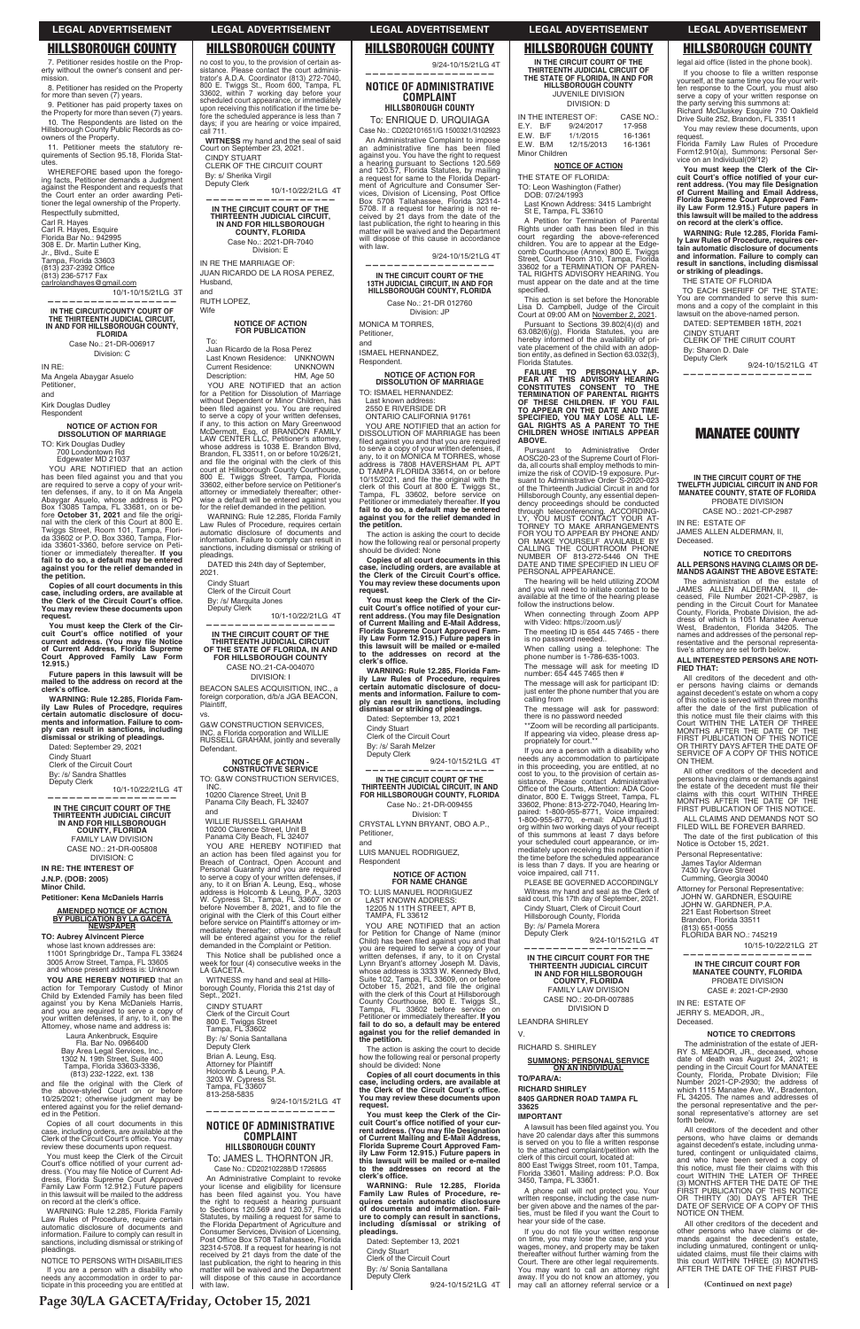# HILLSBOROUGH COUNTY

7. Petitioner resides hostile on the Property without the owner's consent and permission.

8. Petitioner has resided on the Property for more than seven (7) years.

9. Petitioner has paid property taxes on the Property for more than seven (7) years.

10. The Respondents are listed on the Hillsborough County Public Records as co-owners of the Property.

11. Petitioner meets the statutory requirements of Section 95.18, Florida Statutes.

WHEREFORE based upon the foregoing facts, Petitioner demands a Judgment against the Respondent and requests that the Court enter an order awarding Petitioner the legal ownership of the Property.

Respectfully submitted,

Carl R. Hayes
Carl R. Hayes, Esquire
Florida Bar No.: 942995
308 E. Dr. Martin Luther King, Jr., Blvd., Suite E
Tampa, Florida 33603
(813) 237-2392 Office
(813) 236-5717 Fax
carlrolandhayes@gmail.com

10/1-10/15/21LG 3T

---

**IN THE CIRCUIT/COUNTY COURT OF THE THIRTEENTH JUDICIAL CIRCUIT, IN AND FOR HILLSBOROUGH COUNTY, FLORIDA**
Case No.: 21-DR-006917
Division: C

IN RE:
Ma Angela Abaygar Asuelo
Petitioner,
and
Kirk Douglas Dudley
Respondent

**NOTICE OF ACTION FOR DISSOLUTION OF MARRIAGE**

TO: Kirk Douglas Dudley
700 Londontown Rd
Edgewater MD 21037

YOU ARE NOTIFIED that an action has been filed against you and that you are required to serve a copy of your written defenses, if any, to it on Ma Angela Abaygar Asuelo, whose address is PO Box 13085 Tampa, FL 33681, on or before **October 31, 2021** and file the original with the clerk of this Court at 800 E. Twiggs Street, Room 101, Tampa, Florida 33602 or P.O. Box 3360, Tampa, Florida 33601-3360, before service on Petitioner or immediately thereafter. **If you fail to do so, a default may be entered against you for the relief demanded in the petition.**

**Copies of all court documents in this case, including orders, are available at the Clerk of the Circuit Court's office. You may review these documents upon request.**

**You must keep the Clerk of the Circuit Court's office notified of your current address. (You may file Notice of Current Address, Florida Supreme Court Approved Family Law Form 12.915.)**

**Future papers in this lawsuit will be mailed to the address on record at the clerk's office.**

**WARNING: Rule 12.285, Florida Family Law Rules of Procedure, requires certain automatic disclosure of documents and information. Failure to comply can result in sanctions, including dismissal or striking of pleadings.**

Dated: September 29, 2021
Cindy Stuart
Clerk of the Circuit Court
By: /s/ Sandra Shattles
Deputy Clerk

10/1-10/22/21LG 4T

---

**IN THE CIRCUIT COURT OF THE THIRTEENTH JUDICIAL CIRCUIT IN AND FOR HILLSBOROUGH COUNTY, FLORIDA**
FAMILY LAW DIVISION
CASE NO.: 21-DR-005808
DIVISION: C

**IN RE: THE INTEREST OF**
**J.N.P. (DOB: 2005)**
**Minor Child.**
**Petitioner: Kena McDaniels Harris**

**AMENDED NOTICE OF ACTION BY PUBLICATION BY LA GACETA NEWSPAPER**

**TO: Aubrey Alvincent Pierce**
whose last known addresses are:
11001 Springbridge Dr., Tampa FL 33624
3005 Arrow Street, Tampa, FL 33605
and whose present address is: Unknown

**YOU ARE HEREBY NOTIFIED** that an action for Temporary Custody of Minor Child by Extended Family has been filed against you by Kena McDaniels Harris, and you are required to serve a copy of your written defenses, if any, to it, on the Attorney, whose name and address is:

Laura Ankenbruck, Esquire
Fla. Bar No. 0966400
Bay Area Legal Services, Inc.,
1302 N. 19th Street, Suite 400
Tampa, Florida 33603-3336,
(813) 232-1222, ext. 138

and file the original with the Clerk of the above-styled Court on or before 10/25/2021; otherwise judgment may be entered against you for the relief demanded in the Petition.

Copies of all court documents in this case, including orders, are available at the Clerk of the Circuit Court's office. You may review these documents upon request.

You must keep the Clerk of the Circuit Court's office notified of your current address. (You may file Notice of Current Address, Florida Supreme Court Approved Family Law Form 12.912.) Future papers in this lawsuit will be mailed to the address on record at the clerk's office.

WARNING: Rule 12.285, Florida Family Law Rules of Procedure, require certain automatic disclosure of documents and information. Failure to comply can result in sanctions, including dismissal or striking of pleadings.

NOTICE TO PERSONS WITH DISABILITIES

If you are a person with a disability who needs any accommodation in order to participate in this proceeding you are entitled at no cost to you, to the provision of certain assistance. Please contact the court administrator's A.D.A. Coordinator (813) 272-7040, 800 E. Twiggs St., Room 600, Tampa, FL 33602, within 7 working day before your scheduled court appearance, or immediately upon receiving this notification if the time before the scheduled appearance is less than 7 days; if you are hearing or voice impaired, call 711.

**WITNESS** my hand and the seal of said Court on September 23, 2021.

CINDY STUART
CLERK OF THE CIRCUIT COURT
By: s/ Sherika Virgil
Deputy Clerk

10/1-10/22/21LG 4T

---

**IN THE CIRCUIT COURT OF THE THIRTEENTH JUDICIAL CIRCUIT, IN AND FOR HILLSBOROUGH COUNTY, FLORIDA**
Case No.: 2021-DR-7040
Division: E

IN RE THE MARRIAGE OF:
JUAN RICARDO DE LA ROSA PEREZ,
Husband,
and
RUTH LOPEZ,
Wife

**NOTICE OF ACTION FOR PUBLICATION**

To:
Juan Ricardo de la Rosa Perez
Last Known Residence: UNKNOWN
Current Residence: UNKNOWN
Description: HM, Age 50

YOU ARE NOTIFIED that an action for a Petition for Dissolution of Marriage without Dependent or Minor Children, has been filed against you. You are required to serve a copy of your written defenses, if any, to this action on Mary Greenwood McDermott, Esq. of BRANDON FAMILY LAW CENTER LLC, Petitioner's attorney, whose address is 1038 E. Brandon Blvd, Brandon, FL 33511, on or before 10/26/21, and file the original with the clerk of this court at Hillsborough County Courthouse, 800 E. Twiggs Street, Tampa, Florida 33602, either before service on Petitioner's attorney or immediately thereafter; otherwise a default will be entered against you for the relief demanded in the petition.

WARNING: Rule 12.285, Florida Family Law Rules of Procedure, requires certain automatic disclosure of documents and information. Failure to comply can result in sanctions, including dismissal or striking of pleadings.

DATED this 24th day of September, 2021.

Cindy Stuart
Clerk of the Circuit Court
By: /s/ Marquita Jones
Deputy Clerk

10/1-10/22/21LG 4T

---

**IN THE CIRCUIT COURT OF THE THIRTEENTH JUDICIAL CIRCUIT OF THE STATE OF FLORIDA, IN AND FOR HILLSBOROUGH COUNTY**
CASE NO.:21-CA-004070
DIVISION: I

BEACON SALES ACQUISITION, INC., a foreign corporation, d/b/a JGA BEACON,
Plaintiff,
vs.
G&W CONSTRUCTION SERVICES, INC., a Florida corporation and WILLIE RUSSELL GRAHAM, jointly and severally
Defendant.

**NOTICE OF ACTION - CONSTRUCTIVE SERVICE**

TO: G&W CONSTRUCTION SERVICES, INC.
10200 Clarence Street, Unit B
Panama City Beach, FL 32407
and
WILLIE RUSSELL GRAHAM
10200 Clarence Street, Unit B
Panama City Beach, FL 32407

YOU ARE HEREBY NOTIFIED that an action has been filed against you for Breach of Contract, Open Account and Personal Guaranty and you are required to serve a copy of your written defenses, if any, to it on Brian A. Leung, Esq., whose address is Holcomb & Leung, P.A., 3203 W. Cypress St., Tampa, FL 33607 on or before November 8, 2021, and to file the original with the Clerk of this Court either before service on Plaintiff's attorney or immediately thereafter; otherwise a default will be entered against you for the relief demanded in the Complaint or Petition.

This Notice shall be published once a week for four (4) consecutive weeks in the LA GACETA.

WITNESS my hand and seal at Hillsborough County, Florida this 21st day of Sept., 2021.

CINDY STUART
Clerk of the Circuit Court
800 E. Twiggs Street
Tampa, FL 33602
By: /s/ Sonia Santallana
Deputy Clerk
Brian A. Leung, Esq.
Attorney for Plaintiff
Holcomb & Leung, P.A.
3203 W. Cypress St.
Tampa, FL 33607
813-258-5835

9/24-10/15/21LG 4T

---

**NOTICE OF ADMINISTRATIVE COMPLAINT**
**HILLSBOROUGH COUNTY**

To: JAMES L. THORNTON JR.
Case No.: CD202102288/D 1726865

An Administrative Complaint to revoke your license and eligibility for licensure has been filed against you. You have the right to request a hearing pursuant to Sections 120.569 and 120.57, Florida Statutes, by mailing a request for same to the Florida Department of Agriculture and Consumer Services, Division of Licensing, Post Office Box 5708 Tallahassee, Florida 32314-5708. If a request for hearing is not received by 21 days from the date of the last publication, the right to hearing in this matter will be waived and the Department will dispose of this cause in accordance with law.

9/24-10/15/21LG 4T

---

**NOTICE OF ADMINISTRATIVE COMPLAINT**
**HILLSBOROUGH COUNTY**

To: ENRIQUE D. URQUIAGA
Case No.: CD202101651/G 1500321/3102923

An Administrative Complaint to impose an administrative fine has been filed against you. You have the right to request a hearing pursuant to Sections 120.569 and 120.57, Florida Statutes, by mailing a request for same to the Florida Department of Agriculture and Consumer Services, Division of Licensing, Post Office Box 5708 Tallahassee, Florida 32314-5708. If a request for hearing is not received by 21 days from the date of the last publication, the right to hearing in this matter will be waived and the Department will dispose of this cause in accordance with law.

9/24-10/15/21LG 4T

---

**IN THE CIRCUIT COURT OF THE 13TH JUDICIAL CIRCUIT, IN AND FOR HILLSBOROUGH COUNTY, FLORIDA**
Case No.: 21-DR 012760
Division: JP

MONICA M TORRES,
Petitioner,
and
ISMAEL HERNANDEZ,
Respondent.

**NOTICE OF ACTION FOR DISSOLUTION OF MARRIAGE**

TO: ISMAEL HERNANDEZ:
Last known address:
2550 E RIVERSIDE DR
ONTARIO CALIFORNIA 91761

YOU ARE NOTIFIED that an action for DISSOLUTION OF MARRIAGE has been filed against you and that you are required to serve a copy of your written defenses, if any, to it on MONICA M TORRES, whose address is 7808 HAVERSHAM PL APT D TAMPA FLORIDA 33614, on or before 10/15/2021, and file the original with the clerk of this Court at 800 E. Twiggs St., Tampa, FL 33602, before service on Petitioner or immediately thereafter. **If you fail to do so, a default may be entered against you for the relief demanded in the petition.**

The action is asking the court to decide how the following real or personal property should be divided: None

**Copies of all court documents in this case, including orders, are available at the Clerk of the Circuit Court's office. You may review these documents upon request.**

**You must keep the Clerk of the Circuit Court's office notified of your current address. (You may file Designation of Current Mailing and E-Mail Address, Florida Supreme Court Approved Family Law Form 12.915.) Future papers in this lawsuit will be mailed or e-mailed to the addresses on record at the clerk's office.**

**WARNING: Rule 12.285, Florida Family Law Rules of Procedure, requires certain automatic disclosure of documents and information. Failure to comply can result in sanctions, including dismissal or striking of pleadings.**

Dated: September 13, 2021
Cindy Stuart
Clerk of the Circuit Court
By: /s/ Sarah Melzer
Deputy Clerk

9/24-10/15/21LG 4T

---

**IN THE CIRCUIT COURT OF THE THIRTEENTH JUDICIAL CIRCUIT, IN AND FOR HILLSBOROUGH COUNTY, FLORIDA**
Case No.: 21-DR-009455
Division: T

CRYSTAL LYNN BRYANT, OBO A.P.,
Petitioner,
and
LUIS MANUEL RODRIGUEZ,
Respondent

**NOTICE OF ACTION FOR NAME CHANGE**

TO: LUIS MANUEL RODRIGUEZ
LAST KNOWN ADDRESS:
12205 N 11TH STREET, APT B,
TAMPA, FL 33612

YOU ARE NOTIFIED that an action for Petition for Change of Name (minor Child) has been filed against you and that you are required to serve a copy of your written defenses, if any, to it on Crystal Lynn Bryant's attorney Joseph M. Davis, whose address is 3333 W. Kennedy Blvd, Suite 102, Tampa, FL 33609, on or before October 15, 2021, and file the original with the clerk of this Court at Hillsborough County Courthouse, 800 E. Twiggs St., Tampa, FL 33602 before service on Petitioner or immediately thereafter. **If you fail to do so, a default may be entered against you for the relief demanded in the petition.**

The action is asking the court to decide how the following real or personal property should be divided: None

**Copies of all court documents in this case, including orders, are available at the Clerk of the Circuit Court's office. You may review these documents upon request.**

**You must keep the Clerk of the Circuit Court's office notified of your current address. (You may file Designation of Current Mailing and E-Mail Address, Florida Supreme Court Approved Family Law Form 12.915.) Future papers in this lawsuit will be mailed or e-mailed to the addresses on record at the clerk's office.**

**WARNING: Rule 12.285, Florida Family Law Rules of Procedure, requires certain automatic disclosure of documents and information. Failure to comply can result in sanctions, including dismissal or striking of pleadings.**

Dated: September 13, 2021
Cindy Stuart
Clerk of the Circuit Court
By: /s/ Sonia Santallana
Deputy Clerk

9/24-10/15/21LG 4T

---

**IN THE CIRCUIT COURT OF THE THIRTEENTH JUDICIAL CIRCUIT OF THE STATE OF FLORIDA, IN AND FOR HILLSBOROUGH COUNTY**
JUVENILE DIVISION
DIVISION: D

| IN THE INTEREST OF: | | CASE NO.: |
|---|---|---|
| E.V. B/F | 9/24/2017 | 17-958 |
| E.W. B/F | 1/1/2015 | 16-1361 |
| E.W. B/M | 12/15/2013 | 16-1361 |

Minor Children

**NOTICE OF ACTION**

THE STATE OF FLORIDA:
TO: Leon Washington (Father)
DOB: 07/24/1993
Last Known Address: 3415 Lambright St E, Tampa, FL 33610

A Petition for Termination of Parental Rights under oath has been filed in this court regarding the above-referenced children. You are to appear at the Edgecomb Courthouse (Annex) 800 E. Twiggs Street, Court Room 310, Tampa, Florida 33602 for a TERMINATION OF PARENTAL RIGHTS ADVISORY HEARING. You must appear on the date and at the time specified.

This action is set before the Honorable Lisa D. Campbell, Judge of the Circuit Court at 09:00 AM on November 2, 2021.

Pursuant to Sections 39.802(4)(d) and 63.082(6)(g), Florida Statutes, you are hereby informed of the availability of private placement of the child with an adoption entity, as defined in Section 63.032(3), Florida Statutes.

**FAILURE TO PERSONALLY APPEAR AT THIS ADVISORY HEARING CONSTITUTES CONSENT TO THE TERMINATION OF PARENTAL RIGHTS OF THESE CHILDREN. IF YOU FAIL TO APPEAR ON THE DATE AND TIME SPECIFIED, YOU MAY LOSE ALL LEGAL RIGHTS AS A PARENT TO THE CHILDREN WHOSE INITIALS APPEAR ABOVE.**

Pursuant to Administrative Order AOSC20-23 of the Supreme Court of Florida, all courts shall employ methods to minimize the risk of COVID-19 exposure. Pursuant to Administrative Order S-2020-023 of the Thirteenth Judicial Circuit in and for Hillsborough County, any essential dependency proceedings should be conducted through teleconferencing. ACCORDINGLY, YOU MUST CONTACT YOUR ATTORNEY TO MAKE ARRANGEMENTS FOR YOU TO APPEAR BY PHONE AND/OR MAKE YOURSELF AVAILABLE BY CALLING THE COURTROOM PHONE NUMBER OF 813-272-5446 ON THE DATE AND TIME SPECIFIED IN LIEU OF PERSONAL APPEARANCE.

The hearing will be held utilizing ZOOM and you will need to initiate contact to be available at the time of the hearing please follow the instructions below.

When connecting through Zoom APP with Video: https://zoom.us/j/

The meeting ID is 654 445 7465 - there is no password needed.

When calling using a telephone: The phone number is 1-786-635-1003.

The message will ask for meeting ID number: 654 445 7465 then #

The message will ask for participant ID: just enter the phone number that you are calling from

The message will ask for password: there is no password needed

**Zoom will be recording all participants. If appearing via video, please dress appropriately for court.**

If you are a person with a disability who needs any accommodation to participate in this proceeding, you are entitled, at no cost to you, to the provision of certain assistance. Please contact Administrative Office of the Courts, Attention: ADA Coordinator, 800 E. Twiggs Street, Tampa, FL 33602, Phone: 813-272-7040, Hearing Impaired: 1-800-955-8771, Voice impaired: 1-800-955-8770, e-mail: ADA@fljud13.org within two working days of your receipt of this summons at least 7 days before your scheduled court appearance, or immediately upon receiving this notification if the time before the scheduled appearance is less than 7 days. If you are hearing or voice impaired, call 711.

PLEASE BE GOVERNED ACCORDINGLY

Witness my hand and seal as the Clerk of said court, this 17th day of September, 2021.

Cindy Stuart, Clerk of Circuit Court
Hillsborough County, Florida
By: /s/ Pamela Morera
Deputy Clerk

9/24-10/15/21LG 4T

---

**IN THE CIRCUIT COURT FOR THE THIRTEENTH JUDICIAL CIRCUIT IN AND FOR HILLSBOROUGH COUNTY, FLORIDA**
FAMILY LAW DIVISION
CASE NO.: 20-DR-007885
DIVISION D

LEANDRA SHIRLEY
V.
RICHARD S. SHIRLEY

**SUMMONS: PERSONAL SERVICE ON AN INDIVIDUAL**

**TO/PARA/A:**
**RICHARD SHIRLEY**
**8405 GARDNER ROAD TAMPA FL 33625**

**IMPORTANT**

A lawsuit has been filed against you. You have 20 calendar days after this summons is served on you to file a written response to the attached complaint/petition with the clerk of this circuit court, located at: 800 East Twiggs Street, room 101, Tampa, Florida 33601. Mailing address: P.O. Box 3450, Tampa, FL 33601.

A phone call will not protect you. Your written response, including the case number given above and the names of the parties, must be filed if you want the Court to hear your side of the case.

If you do not file your written response on time, you may lose the case, and your wages, money, and property may be taken thereafter without further warning from the Court. There are other legal requirements. You may want to call an attorney right away. If you do not know an attorney, you may call an attorney referral service or a legal aid office (listed in the phone book).

If you choose to file a written response yourself, at the same time you file your written response to the Court, you must also serve a copy of your written response on the party serving this summons at: Richard McCluskey Esquire 710 Oakfield Drive Suite 252, Brandon, FL 33511

You may review these documents, upon request.

Florida Family Law Rules of Procedure Form12.910(a), Summons: Personal Service on an Individual(09/12)

**You must keep the Clerk of the Circuit Court's office notified of your current address. (You may file Designation of Current Mailing and Email Address, Florida Supreme Court Approved Family Law Form 12.915.) Future papers in this lawsuit will be mailed to the address on record at the clerk's office.**

**WARNING: Rule 12.285, Florida Family Law Rules of Procedure, requires certain automatic disclosure of documents and information. Failure to comply can result in sanctions, including dismissal or striking of pleadings.**

THE STATE OF FLORIDA

TO EACH SHERIFF OF THE STATE: You are commanded to serve this summons and a copy of the complaint in this lawsuit on the above-named person.

DATED: SEPTEMBER 18TH, 2021
CINDY STUART
CLERK OF THE CIRCUIT COURT
By: Sharon D. Dale
Deputy Clerk

9/24-10/15/21LG 4T

---

# MANATEE COUNTY

**IN THE CIRCUIT COURT OF THE TWELFTH JUDICIAL CIRCUIT IN AND FOR MANATEE COUNTY, STATE OF FLORIDA**
PROBATE DIVISION
CASE NO.: 2021-CP-2987

IN RE: ESTATE OF
JAMES ALLEN ALDERMAN, II,
Deceased.

**NOTICE TO CREDITORS**

**ALL PERSONS HAVING CLAIMS OR DEMANDS AGAINST THE ABOVE ESTATE:**

The administration of the estate of JAMES ALLEN ALDERMAN, II, deceased, File Number 2021-CP-2987, is pending in the Circuit Court for Manatee County, Florida, Probate Division, the address of which is 1051 Manatee Avenue West, Bradenton, Florida 34205. The names and addresses of the personal representative and the personal representative's attorney are set forth below.

**ALL INTERESTED PERSONS ARE NOTIFIED THAT:**

All creditors of the decedent and other persons having claims or demands against decedent's estate on whom a copy of this notice is served within three months after the date of the first publication of this notice must file their claims with this Court WITHIN THE LATER OF THREE MONTHS AFTER THE DATE OF THE FIRST PUBLICATION OF THIS NOTICE OR THIRTY DAYS AFTER THE DATE OF SERVICE OF A COPY OF THIS NOTICE ON THEM.

All other creditors of the decedent and persons having claims or demands against the estate of the decedent must file their claims with this Court WITHIN THREE MONTHS AFTER THE DATE OF THE FIRST PUBLICATION OF THIS NOTICE.

ALL CLAIMS AND DEMANDS NOT SO FILED WILL BE FOREVER BARRED.

The date of the first publication of this Notice is October 15, 2021.

Personal Representative:
James Taylor Alderman
7430 Ivy Grove Street
Cumming, Georgia 30040

Attorney for Personal Representative:
JOHN W. GARDNER, ESQUIRE
JOHN W. GARDNER, P.A.
221 East Robertson Street
Brandon, Florida 33511
(813) 651-0055
FLORIDA BAR NO.: 745219

10/15-10/22/21LG 2T

---

**IN THE CIRCUIT COURT FOR MANATEE COUNTY, FLORIDA**
PROBATE DIVISION
CASE #: 2021-CP-2930

IN RE: ESTATE OF
JERRY S. MEADOR, JR.,
Deceased.

**NOTICE TO CREDITORS**

The administration of the estate of JERRY S. MEADOR, JR., deceased, whose date of death was August 24, 2021; is pending in the Circuit Court for MANATEE County, Florida, Probate Division; File Number 2021-CP-2930; the address of which 1115 Manatee Ave. W., Bradenton, FL 34205. The names and addresses of the personal representative and the personal representative's attorney are set forth below.

All creditors of the decedent and other persons, who have claims or demands against decedent's estate, including unmatured, contingent or unliquidated claims, and who have been served a copy of this notice, must file their claims with this court WITHIN THE LATER OF THREE (3) MONTHS AFTER THE DATE OF THE FIRST PUBLICATION OF THIS NOTICE OR THIRTY (30) DAYS AFTER THE DATE OF SERVICE OF A COPY OF THIS NOTICE ON THEM.

All other creditors of the decedent and other persons who have claims or demands against the decedent's estate, including unmatured, contingent or unliquidated claims, must file their claims with this court WITHIN THREE (3) MONTHS AFTER THE DATE OF THE FIRST PUB-

**(Continued on next page)**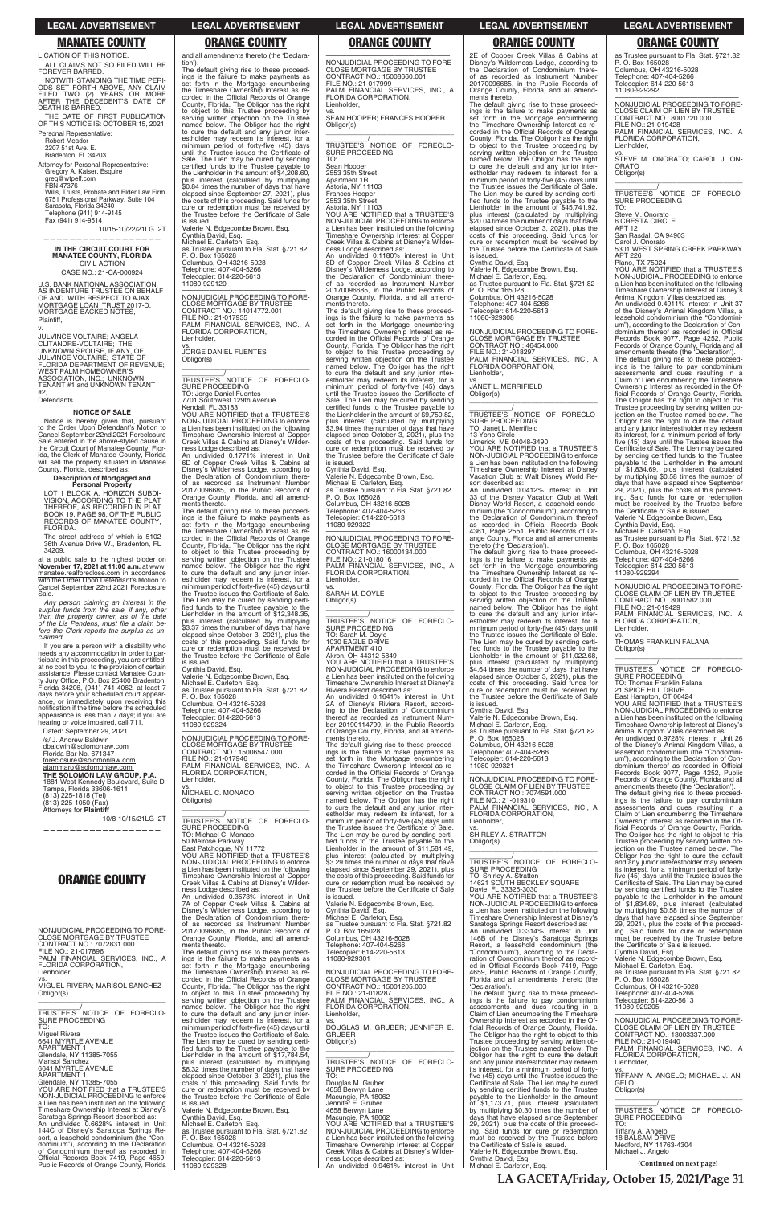## MANATEE COUNTY

LICATION OF THIS NOTICE.

ALL CLAIMS NOT SO FILED WILL BE FOREVER BARRED.

NOTWITHSTANDING THE TIME PERIODS SET FORTH ABOVE, ANY CLAIM FILED TWO (2) YEARS OR MORE AFTER THE DECEDENT'S DATE OF DEATH IS BARRED.

THE DATE OF FIRST PUBLICATION OF THIS NOTICE IS: OCTOBER 15, 2021.

Personal Representative:
Robert Meador
2207 51st Ave. E.
Bradenton, FL 34203

Attorney for Personal Representative:
Gregory A. Kaiser, Esquire
greg@wtpelf.com
FBN 47376
Wills, Trusts, Probate and Elder Law Firm
6751 Professional Parkway, Suite 104
Sarasota, Florida 34240
Telephone (941) 914-9145
Fax (941) 914-9514

10/15-10/22/21LG 2T

**IN THE CIRCUIT COURT FOR MANATEE COUNTY, FLORIDA**
CIVIL ACTION
CASE NO.: 21-CA-000924

U.S. BANK NATIONAL ASSOCIATION, AS INDENTURE TRUSTEE ON BEHALF OF AND WITH RESPECT TO AJAX MORTGAGE LOAN TRUST 2017-D, MORTGAGE-BACKED NOTES,
Plaintiff,
v.
JULVINCE VOLTAIRE; ANGELA CLITANDRE-VOLTAIRE; THE UNKNOWN SPOUSE, IF ANY, OF JULVINCE VOLTAIRE; STATE OF FLORIDA DEPARTMENT OF REVENUE; WEST PALM HOMEOWNER'S ASSOCIATION, INC.; UNKNOWN TENANT #1 and UNKNOWN TENANT #2,
Defendants.

**NOTICE OF SALE**

Notice is hereby given that, pursuant to the Order Upon Defendant's Motion to Cancel September 22nd 2021 Foreclosure Sale entered in the above-styled cause in the Circuit Court of Manatee County, Florida, the Clerk of Manatee County, Florida will sell the property situated in Manatee County, Florida, described as:

**Description of Mortgaged and Personal Property**

LOT 1 BLOCK A, HORIZON SUBDIVISION, ACCORDING TO THE PLAT THEREOF, AS RECORDED IN PLAT BOOK 19, PAGE 98, OF THE PUBLIC RECORDS OF MANATEE COUNTY, FLORIDA.

The street address of which is 5102 36th Avenue Drive W., Bradenton, FL 34209.

at a public sale to the highest bidder on **November 17, 2021 at 11:00 a.m.** at www.manatee.realforeclose.com in accordance with the Order Upon Defendant's Motion to Cancel September 22nd 2021 Foreclosure Sale.

*Any person claiming an interest in the surplus funds from the sale, if any, other than the property owner, as of the date of the Lis Pendens, must file a claim before the Clerk reports the surplus as unclaimed.*

If you are a person with a disability who needs any accommodation in order to participate in this proceeding, you are entitled, at no cost to you, to the provision of certain assistance. Please contact Manatee County Jury Office, P.O. Box 25400 Bradenton, Florida 34206, (941) 741-4062, at least 7 days before your scheduled court appearance, or immediately upon receiving this notification if the time before the scheduled appearance is less than 7 days; if you are hearing or voice impaired, call 711.

Dated: September 29, 2021.

/s/ J. Andrew Baldwin
dbaldwin@solomonlaw.com
Florida Bar No. 671347
foreclosure@solomonlaw.com
atammaro@solomonlaw.com
**THE SOLOMON LAW GROUP, P.A.**
1881 West Kennedy Boulevard, Suite D
Tampa, Florida 33606-1611
(813) 225-1818 (Tel)
(813) 225-1050 (Fax)
Attorneys for **Plaintiff**

10/8-10/15/21LG 2T

## ORANGE COUNTY

NONJUDICIAL PROCEEDING TO FORECLOSE MORTGAGE BY TRUSTEE
CONTRACT NO.: 7072831.000
FILE NO.: 21-017896
PALM FINANCIAL SERVICES, INC., A FLORIDA CORPORATION,
Lienholder,
vs.
MIGUEL RIVERA; MARISOL SANCHEZ
Obligor(s)

TRUSTEE'S NOTICE OF FORECLOSURE PROCEEDING
TO:
Miguel Rivera
6641 MYRTLE AVENUE
APARTMENT 1
Glendale, NY 11385-7055
Marisol Sanchez
6641 MYRTLE AVENUE
APARTMENT 1
Glendale, NY 11385-7055

YOU ARE NOTIFIED that a TRUSTEE'S NON-JUDICIAL PROCEEDING to enforce a Lien has been instituted on the following Timeshare Ownership Interest at Disney's Saratoga Springs Resort described as:
An undivided 0.6628% interest in Unit 144C of Disney's Saratoga Springs Resort, a leasehold condominium (the "Condominium"), according to the Declaration of Condominium thereof as recorded in Official Records Book 7419, Page 4659, Public Records of Orange County, Florida and all amendments thereto (the 'Declaration').

The default giving rise to these proceedings is the failure to make payments as set forth in the Mortgage encumbering the Timeshare Ownership Interest as recorded in the Official Records of Orange County, Florida. The Obligor has the right to object to this Trustee proceeding by serving written objection on the Trustee named below. The Obligor has the right to cure the default and any junior interestholder may redeem its interest, for a minimum period of forty-five (45) days until the Trustee issues the Certificate of Sale. The Lien may be cured by sending certified funds to the Trustee payable to the Lienholder in the amount of $4,208.60, plus interest (calculated by multiplying $0.84 times the number of days that have elapsed since September 27, 2021), plus the costs of this proceeding. Said funds for cure or redemption must be received by the Trustee before the Certificate of Sale is issued.

Valerie N. Edgecombe Brown, Esq.
Cynthia David, Esq.
Michael E. Carleton, Esq.
as Trustee pursuant to Fla. Stat. §721.82
P. O. Box 165028
Columbus, OH 43216-5028
Telephone: 407-404-5266
Telecopier: 614-220-5613
11080-929120

NONJUDICIAL PROCEEDING TO FORECLOSE MORTGAGE BY TRUSTEE
CONTRACT NO.: 14014772.001
FILE NO.: 21-017935
PALM FINANCIAL SERVICES, INC., A FLORIDA CORPORATION,
Lienholder,
vs.
JORGE DANIEL FUENTES
Obligor(s)

TRUSTEE'S NOTICE OF FORECLOSURE PROCEEDING
TO: Jorge Daniel Fuentes
7701 Southwest 128th Avenue
Kendall, FL 33183

YOU ARE NOTIFIED that a TRUSTEE'S NON-JUDICIAL PROCEEDING to enforce a Lien has been instituted on the following Timeshare Ownership Interest at Copper Creek Villas & Cabins at Disney's Wilderness Lodge described as:
An undivided 0.1771% interest in Unit 6D of Copper Creek Villas & Cabins at Disney's Wilderness Lodge, according to the Declaration of Condominium thereof as recorded as Instrument Number 20170096685, in the Public Records of Orange County, Florida, and all amendments thereto.

The default giving rise to these proceedings is the failure to make payments as set forth in the Mortgage encumbering the Timeshare Ownership Interest as recorded in the Official Records of Orange County, Florida. The Obligor has the right to object to this Trustee proceeding by serving written objection on the Trustee named below. The Obligor has the right to cure the default and any junior interestholder may redeem its interest, for a minimum period of forty-five (45) days until the Trustee issues the Certificate of Sale. The Lien may be cured by sending certified funds to the Trustee payable to the Lienholder in the amount of $12,348.35, plus interest (calculated by multiplying $3.37 times the number of days that have elapsed since October 3, 2021), plus the costs of this proceeding. Said funds for cure or redemption must be received by the Trustee before the Certificate of Sale is issued.

Cynthia David, Esq.
Valerie N. Edgecombe Brown, Esq.
Michael E. Carleton, Esq.
as Trustee pursuant to Fla. Stat. §721.82
P. O. Box 165028
Columbus, OH 43216-5028
Telephone: 407-404-5266
Telecopier: 614-220-5613
11080-929324

NONJUDICIAL PROCEEDING TO FORECLOSE MORTGAGE BY TRUSTEE
CONTRACT NO.: 15006547.000
FILE NO.: 21-017946
PALM FINANCIAL SERVICES, INC., A FLORIDA CORPORATION,
Lienholder,
vs.
MICHAEL C. MONACO
Obligor(s)

TRUSTEE'S NOTICE OF FORECLOSURE PROCEEDING
TO: Michael C. Monaco
50 Melrose Parkway
East Patchogue, NY 11772

YOU ARE NOTIFIED that a TRUSTEE'S NON-JUDICIAL PROCEEDING to enforce a Lien has been instituted on the following Timeshare Ownership Interest at Copper Creek Villas & Cabins at Disney's Wilderness Lodge described as:
An undivided 0.3573% interest in Unit 7A of Copper Creek Villas & Cabins at Disney's Wilderness Lodge, according to the Declaration of Condominium thereof as recorded as Instrument Number 20170096685, in the Public Records of Orange County, Florida, and all amendments thereto.

The default giving rise to these proceedings is the failure to make payments as set forth in the Mortgage encumbering the Timeshare Ownership Interest as recorded in the Official Records of Orange County, Florida. The Obligor has the right to object to this Trustee proceeding by serving written objection on the Trustee named below. The Obligor has the right to cure the default and any junior interestholder may redeem its interest, for a minimum period of forty-five (45) days until the Trustee issues the Certificate of Sale. The Lien may be cured by sending certified funds to the Trustee payable to the Lienholder in the amount of $17,784.54, plus interest (calculated by multiplying $6.32 times the number of days that have elapsed since October 3, 2021), plus the costs of this proceeding. Said funds for cure or redemption must be received by the Trustee before the Certificate of Sale is issued.

Valerie N. Edgecombe Brown, Esq.
Cynthia David, Esq.
Michael E. Carleton, Esq.
as Trustee pursuant to Fla. Stat. §721.82
P. O. Box 165028
Columbus, OH 43216-5028
Telephone: 407-404-5266
Telecopier: 614-220-5613
11080-929328

NONJUDICIAL PROCEEDING TO FORECLOSE MORTGAGE BY TRUSTEE
CONTRACT NO.: 15008660.001
FILE NO.: 21-017999
PALM FINANCIAL SERVICES, INC., A FLORIDA CORPORATION,
Lienholder,
vs.
SEAN HOOPER; FRANCES HOOPER
Obligor(s)

TRUSTEE'S NOTICE OF FORECLOSURE PROCEEDING
TO:
Sean Hooper
2553 35th Street
Apartment 1R
Astoria, NY 11103
Frances Hooper
2553 35th Street
Apartment 1R
Astoria, NY 11103

YOU ARE NOTIFIED that a TRUSTEE'S NON-JUDICIAL PROCEEDING to enforce a Lien has been instituted on the following Timeshare Ownership Interest at Copper Creek Villas & Cabins at Disney's Wilderness Lodge described as:
An undivided 0.1180% interest in Unit 8D of Copper Creek Villas & Cabins at Disney's Wilderness Lodge, according to the Declaration of Condominium thereof as recorded as Instrument Number 20170096685, in the Public Records of Orange County, Florida, and all amendments thereto.

The default giving rise to these proceedings is the failure to make payments as set forth in the Mortgage encumbering the Timeshare Ownership Interest as recorded in the Official Records of Orange County, Florida. The Obligor has the right to object to this Trustee proceeding by serving written objection on the Trustee named below. The Obligor has the right to cure the default and any junior interestholder may redeem its interest, for a minimum period of forty-five (45) days until the Trustee issues the Certificate of Sale. The Lien may be cured by sending certified funds to the Trustee payable to the Lienholder in the amount of $9,750.82, plus interest (calculated by multiplying $3.94 times the number of days that have elapsed since October 3, 2021), plus the costs of this proceeding. Said funds for cure or redemption must be received by the Trustee before the Certificate of Sale is issued.

Cynthia David, Esq.
Valerie N. Edgecombe Brown, Esq.
Michael E. Carleton, Esq.
as Trustee pursuant to Fla. Stat. §721.82
P. O. Box 165028
Columbus, OH 43216-5028
Telephone: 407-404-5266
Telecopier: 614-220-5613
11080-929322

NONJUDICIAL PROCEEDING TO FORECLOSE MORTGAGE BY TRUSTEE
CONTRACT NO.: 16000134.000
FILE NO.: 21-018016
PALM FINANCIAL SERVICES, INC., A FLORIDA CORPORATION,
Lienholder,
vs.
SARAH M. DOYLE
Obligor(s)

TRUSTEE'S NOTICE OF FORECLOSURE PROCEEDING
TO: Sarah M. Doyle
1030 EAGLE DRIVE
APARTMENT 410
Akron, OH 44312-5649

YOU ARE NOTIFIED that a TRUSTEE'S NON-JUDICIAL PROCEEDING to enforce a Lien has been instituted on the following Timeshare Ownership Interest at Disney's Riviera Resort described as:
An undivided 0.1641% interest in Unit 2A of Disney's Riviera Resort, according to the Declaration of Condominium thereof as recorded as Instrument Number 20190114799, in the Public Records of Orange County, Florida, and all amendments thereto.

The default giving rise to these proceedings is the failure to make payments as set forth in the Mortgage encumbering the Timeshare Ownership Interest as recorded in the Official Records of Orange County, Florida. The Obligor has the right to object to this Trustee proceeding by serving written objection on the Trustee named below. The Obligor has the right to cure the default and any junior interestholder may redeem its interest, for a minimum period of forty-five (45) days until the Trustee issues the Certificate of Sale. The Lien may be cured by sending certified funds to the Trustee payable to the Lienholder in the amount of $11,581.49, plus interest (calculated by multiplying $3.29 times the number of days that have elapsed since September 29, 2021), plus the costs of this proceeding. Said funds for cure or redemption must be received by the Trustee before the Certificate of Sale is issued.

Valerie N. Edgecombe Brown, Esq.
Cynthia David, Esq.
Michael E. Carleton, Esq.
as Trustee pursuant to Fla. Stat. §721.82
P. O. Box 165028
Columbus, OH 43216-5028
Telephone: 407-404-5266
Telecopier: 614-220-5613
11080-929301

NONJUDICIAL PROCEEDING TO FORECLOSE MORTGAGE BY TRUSTEE
CONTRACT NO.: 15001205.000
FILE NO.: 21-018287
PALM FINANCIAL SERVICES, INC., A FLORIDA CORPORATION,
Lienholder,
vs.
DOUGLAS M. GRUBER; JENNIFER E. GRUBER
Obligor(s)

TRUSTEE'S NOTICE OF FORECLOSURE PROCEEDING
TO:
Douglas M. Gruber
4658 Berwyn Lane
Macungie, PA 18062
Jennifer E. Gruber
4658 Berwyn Lane
Macungie, PA 18062

YOU ARE NOTIFIED that a TRUSTEE'S NON-JUDICIAL PROCEEDING to enforce a Lien has been instituted on the following Timeshare Ownership Interest at Copper Creek Villas & Cabins at Disney's Wilderness Lodge described as:
An undivided 0.9461% interest in Unit 2E of Copper Creek Villas & Cabins at Disney's Wilderness Lodge, according to the Declaration of Condominium thereof as recorded as Instrument Number 20170096685, in the Public Records of Orange County, Florida, and all amendments thereto.

The default giving rise to these proceedings is the failure to make payments as set forth in the Mortgage encumbering the Timeshare Ownership Interest as recorded in the Official Records of Orange County, Florida. The Obligor has the right to object to this Trustee proceeding by serving written objection on the Trustee named below. The Obligor has the right to cure the default and any junior interestholder may redeem its interest, for a minimum period of forty-five (45) days until the Trustee issues the Certificate of Sale. The Lien may be cured by sending certified funds to the Trustee payable to the Lienholder in the amount of $45,741.92, plus interest (calculated by multiplying $20.04 times the number of days that have elapsed since October 3, 2021), plus the costs of this proceeding. Said funds for cure or redemption must be received by the Trustee before the Certificate of Sale is issued.

Cynthia David, Esq.
Valerie N. Edgecombe Brown, Esq.
Michael E. Carleton, Esq.
as Trustee pursuant to Fla. Stat. §721.82
P. O. Box 165028
Columbus, OH 43216-5028
Telephone: 407-404-5266
Telecopier: 614-220-5613
11080-929308

NONJUDICIAL PROCEEDING TO FORECLOSE MORTGAGE BY TRUSTEE
CONTRACT NO.: 46454.000
FILE NO.: 21-018297
PALM FINANCIAL SERVICES, INC., A FLORIDA CORPORATION,
Lienholder,
vs.
JANET L. MERRIFIELD
Obligor(s)

TRUSTEE'S NOTICE OF FORECLOSURE PROCEEDING
TO: Janet L. Merrifield
13 Yoho Circle
Limerick, ME 04048-3490

YOU ARE NOTIFIED that a TRUSTEE'S NON-JUDICIAL PROCEEDING to enforce a Lien has been instituted on the following Timeshare Ownership Interest at Disney Vacation Club at Walt Disney World Resort described as:
An undivided 0.0412% interest in Unit 33 of the Disney Vacation Club at Walt Disney World Resort, a leasehold condominium (the "Condominium"), according to the Declaration of Condominium thereof as recorded in Official Records Book 4361, Page 2551, Public Records of Orange County, Florida and all amendments thereto (the 'Declaration').

The default giving rise to these proceedings is the failure to make payments as set forth in the Mortgage encumbering the Timeshare Ownership Interest as recorded in the Official Records of Orange County, Florida. The Obligor has the right to object to this Trustee proceeding by serving written objection on the Trustee named below. The Obligor has the right to cure the default and any junior interestholder may redeem its interest, for a minimum period of forty-five (45) days until the Trustee issues the Certificate of Sale. The Lien may be cured by sending certified funds to the Trustee payable to the Lienholder in the amount of $11,022.68, plus interest (calculated by multiplying $4.64 times the number of days that have elapsed since October 3, 2021), plus the costs of this proceeding. Said funds for cure or redemption must be received by the Trustee before the Certificate of Sale is issued.

Cynthia David, Esq.
Valerie N. Edgecombe Brown, Esq.
Michael E. Carleton, Esq.
as Trustee pursuant to Fla. Stat. §721.82
P. O. Box 165028
Columbus, OH 43216-5028
Telephone: 407-404-5266
Telecopier: 614-220-5613
11080-929321

NONJUDICIAL PROCEEDING TO FORECLOSE CLAIM OF LIEN BY TRUSTEE
CONTRACT NO.: 7074591.000
FILE NO.: 21-019310
PALM FINANCIAL SERVICES, INC., A FLORIDA CORPORATION,
Lienholder,
vs.
SHIRLEY A. STRATTON
Obligor(s)

TRUSTEE'S NOTICE OF FORECLOSURE PROCEEDING
TO: Shirley A. Stratton
14621 SOUTH BECKLEY SQUARE
Davie, FL 33325-3030

YOU ARE NOTIFIED that a TRUSTEE'S NON-JUDICIAL PROCEEDING to enforce a Lien has been instituted on the following Timeshare Ownership Interest at Disney's Saratoga Springs Resort described as:
An undivided 0.3314% interest in Unit 146B of the Disney's Saratoga Springs Resort, a leasehold condominium (the "Condominium"), according to the Declaration of Condominium thereof as recorded in Official Records Book 7419, Page 4659, Public Records of Orange County, Florida and all amendments thereto (the 'Declaration').

The default giving rise to these proceedings is the failure to pay condominium assessments and dues resulting in a Claim of Lien encumbering the Timeshare Ownership Interest as recorded in the Official Records of Orange County, Florida. The Obligor has the right to object to this Trustee proceeding by serving written objection on the Trustee named below. The Obligor has the right to cure the default and any junior interestholder may redeem its interest, for a minimum period of forty-five (45) days until the Trustee issues the Certificate of Sale. The Lien may be cured by sending certified funds to the Trustee payable to the Lienholder in the amount of $1,173.71, plus interest (calculated by multiplying $0.30 times the number of days that have elapsed since September 29, 2021), plus the costs of this proceeding. Said funds for cure or redemption must be received by the Trustee before the Certificate of Sale is issued.

Valerie N. Edgecombe Brown, Esq.
Cynthia David, Esq.
Michael E. Carleton, Esq.
as Trustee pursuant to Fla. Stat. §721.82
P. O. Box 165028
Columbus, OH 43216-5028
Telephone: 407-404-5266
Telecopier: 614-220-5613
11080-929292

NONJUDICIAL PROCEEDING TO FORECLOSE CLAIM OF LIEN BY TRUSTEE
CONTRACT NO.: 8001720.000
FILE NO.: 21-019428
PALM FINANCIAL SERVICES, INC., A FLORIDA CORPORATION,
Lienholder,
vs.
STEVE M. ONORATO; CAROL J. ONORATO
Obligor(s)

TRUSTEE'S NOTICE OF FORECLOSURE PROCEEDING
TO:
Steve M. Onorato
6 CRESTA CIRCLE
APT 12
San Rasdal, CA 94903
Carol J. Onorato
5301 WEST SPRING CREEK PARKWAY
APT 226
Plano, TX 75024

YOU ARE NOTIFIED that a TRUSTEE'S NON-JUDICIAL PROCEEDING to enforce a Lien has been instituted on the following Timeshare Ownership Interest at Disney's Animal Kingdom Villas described as:
An undivided 0.4911% interest in Unit 37 of the Disney's Animal Kingdom Villas, a leasehold condominium (the "Condominium"), according to the Declaration of Condominium thereof as recorded in Official Records Book 9077, Page 4252, Public Records of Orange County, Florida and all amendments thereto (the 'Declaration').

The default giving rise to these proceedings is the failure to pay condominium assessments and dues resulting in a Claim of Lien encumbering the Timeshare Ownership Interest as recorded in the Official Records of Orange County, Florida. The Obligor has the right to object to this Trustee proceeding by serving written objection on the Trustee named below. The Obligor has the right to cure the default and any junior interestholder may redeem its interest, for a minimum period of forty-five (45) days until the Trustee issues the Certificate of Sale. The Lien may be cured by sending certified funds to the Trustee payable to the Lienholder in the amount of $1,834.69, plus interest (calculated by multiplying $0.58 times the number of days that have elapsed since September 29, 2021), plus the costs of this proceeding. Said funds for cure or redemption must be received by the Trustee before the Certificate of Sale is issued.

Valerie N. Edgecombe Brown, Esq.
Cynthia David, Esq.
Michael E. Carleton, Esq.
as Trustee pursuant to Fla. Stat. §721.82
P. O. Box 165028
Columbus, OH 43216-5028
Telephone: 407-404-5266
Telecopier: 614-220-5613
11080-929294

NONJUDICIAL PROCEEDING TO FORECLOSE CLAIM OF LIEN BY TRUSTEE
CONTRACT NO.: 8001582.000
FILE NO.: 21-019429
PALM FINANCIAL SERVICES, INC., A FLORIDA CORPORATION,
Lienholder,
vs.
THOMAS FRANKLIN FALANA
Obligor(s)

TRUSTEE'S NOTICE OF FORECLOSURE PROCEEDING
TO: Thomas Franklin Falana
21 SPICE HILL DRIVE
East Hampton, CT 06424

YOU ARE NOTIFIED that a TRUSTEE'S NON-JUDICIAL PROCEEDING to enforce a Lien has been instituted on the following Timeshare Ownership Interest at Disney's Animal Kingdom Villas described as:
An undivided 0.9728% interest in Unit 26 of the Disney's Animal Kingdom Villas, a leasehold condominium (the "Condominium"), according to the Declaration of Condominium thereof as recorded in Official Records Book 9077, Page 4252, Public Records of Orange County, Florida and all amendments thereto (the 'Declaration').

The default giving rise to these proceedings is the failure to pay condominium assessments and dues resulting in a Claim of Lien encumbering the Timeshare Ownership Interest as recorded in the Official Records of Orange County, Florida. The Obligor has the right to object to this Trustee proceeding by serving written objection on the Trustee named below. The Obligor has the right to cure the default and any junior interestholder may redeem its interest, for a minimum period of forty-five (45) days until the Trustee issues the Certificate of Sale. The Lien may be cured by sending certified funds to the Trustee payable to the Lienholder in the amount of $1,834.69, plus interest (calculated by multiplying $0.58 times the number of days that have elapsed since September 29, 2021), plus the costs of this proceeding. Said funds for cure or redemption must be received by the Trustee before the Certificate of Sale is issued.

Cynthia David, Esq.
Valerie N. Edgecombe Brown, Esq.
Michael E. Carleton, Esq.
as Trustee pursuant to Fla. Stat. §721.82
P. O. Box 165028
Columbus, OH 43216-5028
Telephone: 407-404-5266
Telecopier: 614-220-5613
11080-929205

NONJUDICIAL PROCEEDING TO FORECLOSE CLAIM OF LIEN BY TRUSTEE
CONTRACT NO.: 13003337.000
FILE NO.: 21-019440
PALM FINANCIAL SERVICES, INC., A FLORIDA CORPORATION,
Lienholder,
vs.
TIFFANY A. ANGELO; MICHAEL J. ANGELO
Obligor(s)

TRUSTEE'S NOTICE OF FORECLOSURE PROCEEDING
TO:
Tiffany A. Angelo
18 BALSAM DRIVE
Medford, NY 11763-4304
Michael J. Angelo

**(Continued on next page)**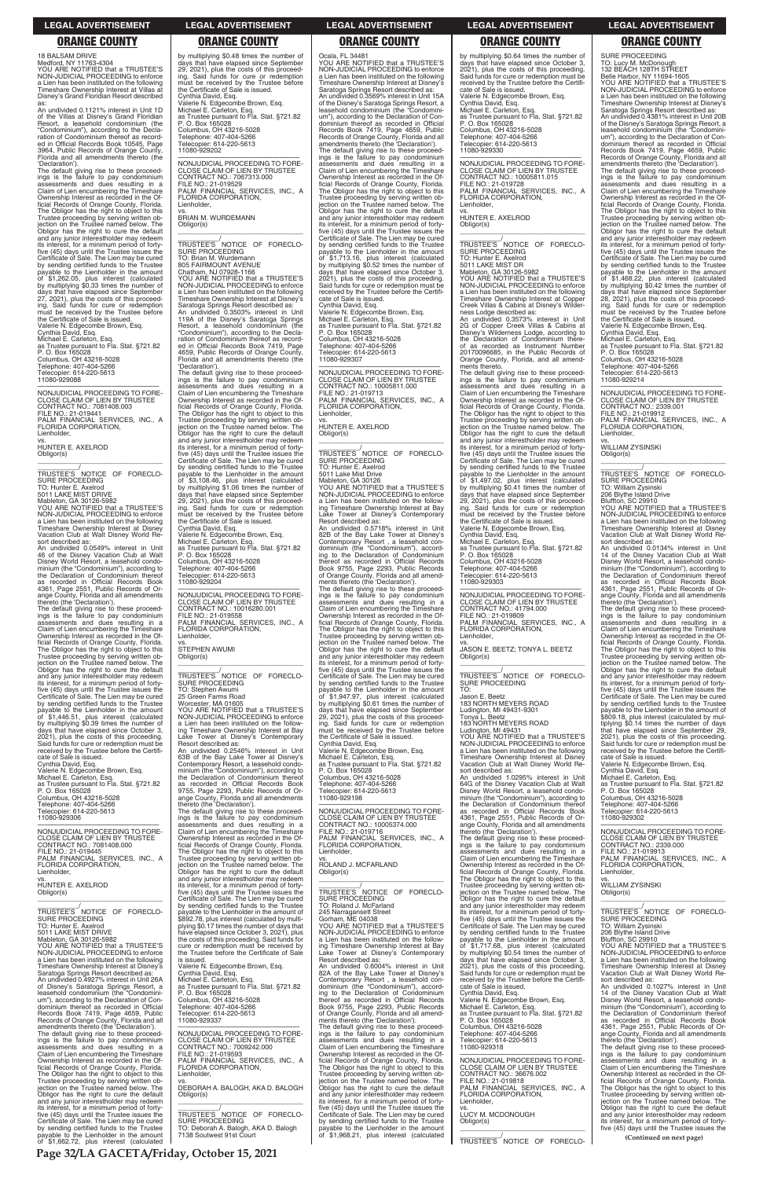18 BALSAM DRIVE
Medford, NY 11763-4304
YOU ARE NOTIFIED that a TRUSTEE'S NON-JUDICIAL PROCEEDING to enforce a Lien has been instituted on the following Timeshare Ownership Interest at Villas at Disney's Grand Floridian Resort described as:
An undivided 0.1121% interest in Unit 1D of the Villas at Disney's Grand Floridian Resort, a leasehold condominium (the "Condominium"), according to the Declaration of Condominium thereof as recorded in Official Records Book 10545, Page 3964, Public Records of Orange County, Florida and all amendments thereto (the 'Declaration').
The default giving rise to these proceedings is the failure to pay condominium assessments and dues resulting in a Claim of Lien encumbering the Timeshare Ownership Interest as recorded in the Official Records of Orange County, Florida. The Obligor has the right to object to this Trustee proceeding by serving written objection on the Trustee named below. The Obligor has the right to cure the default and any junior interestholder may redeem its interest, for a minimum period of forty-five (45) days until the Trustee issues the Certificate of Sale. The Lien may be cured by sending certified funds to the Trustee payable to the Lienholder in the amount of $1,262.05, plus interest (calculated by multiplying $0.33 times the number of days that have elapsed since September 27, 2021), plus the costs of this proceeding. Said funds for cure or redemption must be received by the Trustee before the Certificate of Sale is issued.
Valerie N. Edgecombe Brown, Esq.
Cynthia David, Esq.
Michael E. Carleton, Esq.
as Trustee pursuant to Fla. Stat. §721.82
P. O. Box 165028
Columbus, OH 43216-5028
Telephone: 407-404-5266
Telecopier: 614-220-5613
11080-929088

NONJUDICIAL PROCEEDING TO FORECLOSE CLAIM OF LIEN BY TRUSTEE
CONTRACT NO.: 7081408.003
FILE NO.: 21-019441
PALM FINANCIAL SERVICES, INC., A FLORIDA CORPORATION,
Lienholder,
vs.
HUNTER E. AXELROD
Obligor(s)
_______________________________/
TRUSTEE'S NOTICE OF FORECLOSURE PROCEEDING
TO: Hunter E. Axelrod
5011 LAKE MIST DRIVE
Mableton, GA 30126-5982
YOU ARE NOTIFIED that a TRUSTEE'S NON-JUDICIAL PROCEEDING to enforce a Lien has been instituted on the following Timeshare Ownership Interest at Disney Vacation Club at Walt Disney World Resort described as:
An undivided 0.0549% interest in Unit 46 of the Disney Vacation Club at Walt Disney World Resort, a leasehold condominium (the "Condominium"), according to the Declaration of Condominium thereof as recorded in Official Records Book 4361, Page 2551, Public Records of Orange County, Florida and all amendments thereto (the 'Declaration').
The default giving rise to these proceedings is the failure to pay condominium assessments and dues resulting in a Claim of Lien encumbering the Timeshare Ownership Interest as recorded in the Official Records of Orange County, Florida. The Obligor has the right to object to this Trustee proceeding by serving written objection on the Trustee named below. The Obligor has the right to cure the default and any junior interestholder may redeem its interest, for a minimum period of forty-five (45) days until the Trustee issues the Certificate of Sale. The Lien may be cured by sending certified funds to the Trustee payable to the Lienholder in the amount of $1,446.51, plus interest (calculated by multiplying $0.39 times the number of days that have elapsed since October 3, 2021), plus the costs of this proceeding. Said funds for cure or redemption must be received by the Trustee before the Certificate of Sale is issued.
Cynthia David, Esq.
Valerie N. Edgecombe Brown, Esq.
Michael E. Carleton, Esq.
as Trustee pursuant to Fla. Stat. §721.82
P. O. Box 165028
Columbus, OH 43216-5028
Telephone: 407-404-5266
Telecopier: 614-220-5613
11080-929306

NONJUDICIAL PROCEEDING TO FORECLOSE CLAIM OF LIEN BY TRUSTEE
CONTRACT NO.: 7081408.000
FILE NO.: 21-019445
PALM FINANCIAL SERVICES, INC., A FLORIDA CORPORATION,
Lienholder,
vs.
HUNTER E. AXELROD
Obligor(s)
_______________________________/
TRUSTEE'S NOTICE OF FORECLOSURE PROCEEDING
TO: Hunter E. Axelrod
5011 LAKE MIST DRIVE
Mableton, GA 30126-5982
YOU ARE NOTIFIED that a TRUSTEE'S NON-JUDICIAL PROCEEDING to enforce a Lien has been instituted on the following Timeshare Ownership Interest at Disney's Saratoga Springs Resort described as:
An undivided 0.4927% interest in Unit 26A of Disney's Saratoga Springs Resort, a leasehold condominium (the "Condominium"), according to the Declaration of Condominium thereof as recorded in Official Records Book 7419, Page 4659, Public Records of Orange County, Florida and all amendments thereto (the 'Declaration').
The default giving rise to these proceedings is the failure to pay condominium assessments and dues resulting in a Claim of Lien encumbering the Timeshare Ownership Interest as recorded in the Official Records of Orange County, Florida. The Obligor has the right to object to this Trustee proceeding by serving written objection on the Trustee named below. The Obligor has the right to cure the default and any junior interestholder may redeem its interest, for a minimum period of forty-five (45) days until the Trustee issues the Certificate of Sale. The Lien may be cured by sending certified funds to the Trustee payable to the Lienholder in the amount of $1,662.72, plus interest (calculated by multiplying $0.48 times the number of days that have elapsed since September 29, 2021), plus the costs of this proceeding. Said funds for cure or redemption must be received by the Trustee before the Certificate of Sale is issued.
Cynthia David, Esq.
Valerie N. Edgecombe Brown, Esq.
Michael E. Carleton, Esq.
as Trustee pursuant to Fla. Stat. §721.82
P. O. Box 165028
Columbus, OH 43216-5028
Telephone: 407-404-5266
Telecopier: 614-220-5613
11080-929202

NONJUDICIAL PROCEEDING TO FORECLOSE CLAIM OF LIEN BY TRUSTEE
CONTRACT NO.: 7067313.000
FILE NO.: 21-019529
PALM FINANCIAL SERVICES, INC., A FLORIDA CORPORATION,
Lienholder,
vs.
BRIAN M. WURDEMANN
Obligor(s)
_______________________________/
TRUSTEE'S NOTICE OF FORECLOSURE PROCEEDING
TO: Brian M. Wurdemann
805 FAIRMOUNT AVENUE
Chatham, NJ 07928-1166
YOU ARE NOTIFIED that a TRUSTEE'S NON-JUDICIAL PROCEEDING to enforce a Lien has been instituted on the following Timeshare Ownership Interest at Disney's Saratoga Springs Resort described as:
An undivided 0.3503% interest in Unit 119A of the Disney's Saratoga Springs Resort, a leasehold condominium (the "Condominium"), according to the Declaration of Condominium thereof as recorded in Official Records Book 7419, Page 4659, Public Records of Orange County, Florida and all amendments thereto (the 'Declaration').
The default giving rise to these proceedings is the failure to pay condominium assessments and dues resulting in a Claim of Lien encumbering the Timeshare Ownership Interest as recorded in the Official Records of Orange County, Florida. The Obligor has the right to object to this Trustee proceeding by serving written objection on the Trustee named below. The Obligor has the right to cure the default and any junior interestholder may redeem its interest, for a minimum period of forty-five (45) days until the Trustee issues the Certificate of Sale. The Lien may be cured by sending certified funds to the Trustee payable to the Lienholder in the amount of $3,108.46, plus interest (calculated by multiplying $1.06 times the number of days that have elapsed since September 29, 2021), plus the costs of this proceeding. Said funds for cure or redemption must be received by the Trustee before the Certificate of Sale is issued.
Cynthia David, Esq.
Valerie N. Edgecombe Brown, Esq.
Michael E. Carleton, Esq.
as Trustee pursuant to Fla. Stat. §721.82
P. O. Box 165028
Columbus, OH 43216-5028
Telephone: 407-404-5266
Telecopier: 614-220-5613
11080-929204

NONJUDICIAL PROCEEDING TO FORECLOSE CLAIM OF LIEN BY TRUSTEE
CONTRACT NO.: 10016280.001
FILE NO.: 21-019558
PALM FINANCIAL SERVICES, INC., A FLORIDA CORPORATION,
Lienholder,
vs.
STEPHEN AWUMI
Obligor(s)
_______________________________/
TRUSTEE'S NOTICE OF FORECLOSURE PROCEEDING
TO: Stephen Awumi
25 Green Farms Road
Worcester, MA 01605
YOU ARE NOTIFIED that a TRUSTEE'S NON-JUDICIAL PROCEEDING to enforce a Lien has been instituted on the following Timeshare Ownership Interest at Bay Lake Tower at Disney's Contemporary Resort described as:
An undivided 0.2546% interest in Unit 63B of the Bay Lake Tower at Disney's Contemporary Resort, a leasehold condominium (the "Condominium"), according to the Declaration of Condominium thereof as recorded in Official Records Book 9755, Page 2293, Public Records of Orange County, Florida and all amendments thereto (the 'Declaration').
The default giving rise to these proceedings is the failure to pay condominium assessments and dues resulting in a Claim of Lien encumbering the Timeshare Ownership Interest as recorded in the Official Records of Orange County, Florida. The Obligor has the right to object to this Trustee proceeding by serving written objection on the Trustee named below. The Obligor has the right to cure the default and any junior interestholder may redeem its interest, for a minimum period of forty-five (45) days until the Trustee issues the Certificate of Sale. The Lien may be cured by sending certified funds to the Trustee payable to the Lienholder in the amount of $892.78, plus interest (calculated by multiplying $0.17 times the number of days that have elapsed since October 3, 2021), plus the costs of this proceeding. Said funds for cure or redemption must be received by the Trustee before the Certificate of Sale is issued.
Valerie N. Edgecombe Brown, Esq.
Cynthia David, Esq.
Michael E. Carleton, Esq.
as Trustee pursuant to Fla. Stat. §721.82
P. O. Box 165028
Columbus, OH 43216-5028
Telephone: 407-404-5266
Telecopier: 614-220-5613
11080-929337

NONJUDICIAL PROCEEDING TO FORECLOSE CLAIM OF LIEN BY TRUSTEE
CONTRACT NO.: 7009242.000
FILE NO.: 21-019593
PALM FINANCIAL SERVICES, INC., A FLORIDA CORPORATION,
Lienholder,
vs.
DEBORAH A. BALOGH, AKA D. BALOGH
Obligor(s)
_______________________________/
TRUSTEE'S NOTICE OF FORECLOSURE PROCEEDING
TO: Deborah A. Balogh, AKA D. Balogh
7138 Southwest 91st Court
Ocala, FL 34481
YOU ARE NOTIFIED that a TRUSTEE'S NON-JUDICIAL PROCEEDING to enforce a Lien has been instituted on the following Timeshare Ownership Interest at Disney's Saratoga Springs Resort described as:
An undivided 0.3569% interest in Unit 15A of the Disney's Saratoga Springs Resort, a leasehold condominium (the "Condominium"), according to the Declaration of Condominium thereof as recorded in Official Records Book 7419, Page 4659, Public Records of Orange County, Florida and all amendments thereto (the 'Declaration').
The default giving rise to these proceedings is the failure to pay condominium assessments and dues resulting in a Claim of Lien encumbering the Timeshare Ownership Interest as recorded in the Official Records of Orange County, Florida. The Obligor has the right to object to this Trustee proceeding by serving written objection on the Trustee named below. The Obligor has the right to cure the default and any junior interestholder may redeem its interest, for a minimum period of forty-five (45) days until the Trustee issues the Certificate of Sale. The Lien may be cured by sending certified funds to the Trustee payable to the Lienholder in the amount of $1,713.16, plus interest (calculated by multiplying $0.52 times the number of days that have elapsed since October 3, 2021), plus the costs of this proceeding. Said funds for cure or redemption must be received by the Trustee before the Certificate of Sale is issued.
Cynthia David, Esq.
Valerie N. Edgecombe Brown, Esq.
Michael E. Carleton, Esq.
as Trustee pursuant to Fla. Stat. §721.82
P. O. Box 165028
Columbus, OH 43216-5028
Telephone: 407-404-5266
Telecopier: 614-220-5613
11080-929307

NONJUDICIAL PROCEEDING TO FORECLOSE CLAIM OF LIEN BY TRUSTEE
CONTRACT NO.: 10005811.000
FILE NO.: 21-019713
PALM FINANCIAL SERVICES, INC., A FLORIDA CORPORATION,
Lienholder,
vs.
HUNTER E. AXELROD
Obligor(s)
_______________________________/
TRUSTEE'S NOTICE OF FORECLOSURE PROCEEDING
TO: Hunter E. Axelrod
5011 Lake Mist Drive
Mableton, GA 30126
YOU ARE NOTIFIED that a TRUSTEE'S NON-JUDICIAL PROCEEDING to enforce a Lien has been instituted on the following Timeshare Ownership Interest at Bay Lake Tower at Disney's Contemporary Resort described as:
An undivided 0.5718% interest in Unit 82B of the Bay Lake Tower at Disney's Contemporary Resort , a leasehold condominium (the "Condominium"), according to the Declaration of Condominium thereof as recorded in Official Records Book 9755, Page 2293, Public Records of Orange County, Florida and all amendments thereto (the 'Declaration').
The default giving rise to these proceedings is the failure to pay condominium assessments and dues resulting in a Claim of Lien encumbering the Timeshare Ownership Interest as recorded in the Official Records of Orange County, Florida. The Obligor has the right to object to this Trustee proceeding by serving written objection on the Trustee named below. The Obligor has the right to cure the default and any junior interestholder may redeem its interest, for a minimum period of forty-five (45) days until the Trustee issues the Certificate of Sale. The Lien may be cured by sending certified funds to the Trustee payable to the Lienholder in the amount of $1,947.97, plus interest (calculated by multiplying $0.61 times the number of days that have elapsed since September 29, 2021), plus the costs of this proceeding. Said funds for cure or redemption must be received by the Trustee before the Certificate of Sale is issued.
Cynthia David, Esq.
Valerie N. Edgecombe Brown, Esq.
Michael E. Carleton, Esq.
as Trustee pursuant to Fla. Stat. §721.82
P. O. Box 165028
Columbus, OH 43216-5028
Telephone: 407-404-5266
Telecopier: 614-220-5613
11080-929198

NONJUDICIAL PROCEEDING TO FORECLOSE CLAIM OF LIEN BY TRUSTEE
CONTRACT NO.: 10005374.000
FILE NO.: 21-019716
PALM FINANCIAL SERVICES, INC., A FLORIDA CORPORATION,
Lienholder,
vs.
ROLAND J. MCFARLAND
Obligor(s)
_______________________________/
TRUSTEE'S NOTICE OF FORECLOSURE PROCEEDING
TO: Roland J. McFarland
245 Narragansett Street
Gorham, ME 04038
YOU ARE NOTIFIED that a TRUSTEE'S NON-JUDICIAL PROCEEDING to enforce a Lien has been instituted on the following Timeshare Ownership Interest at Bay Lake Tower at Disney's Contemporary Resort described as:
An undivided 0.6004% interest in Unit 82A of the Bay Lake Tower at Disney's Contemporary Resort , a leasehold condominium (the "Condominium"), according to the Declaration of Condominium thereof as recorded in Official Records Book 9755, Page 2293, Public Records of Orange County, Florida and all amendments thereto (the 'Declaration').
The default giving rise to these proceedings is the failure to pay condominium assessments and dues resulting in a Claim of Lien encumbering the Timeshare Ownership Interest as recorded in the Official Records of Orange County, Florida. The Obligor has the right to object to this Trustee proceeding by serving written objection on the Trustee named below. The Obligor has the right to cure the default and any junior interestholder may redeem its interest, for a minimum period of forty-five (45) days until the Trustee issues the Certificate of Sale. The Lien may be cured by sending certified funds to the Trustee payable to the Lienholder in the amount of $1,968.21, plus interest (calculated by multiplying $0.64 times the number of days that have elapsed since October 3, 2021), plus the costs of this proceeding. Said funds for cure or redemption must be received by the Trustee before the Certificate of Sale is issued.
Valerie N. Edgecombe Brown, Esq.
Cynthia David, Esq.
Michael E. Carleton, Esq.
as Trustee pursuant to Fla. Stat. §721.82
P. O. Box 165028
Columbus, OH 43216-5028
Telephone: 407-404-5266
Telecopier: 614-220-5613
11080-929330

NONJUDICIAL PROCEEDING TO FORECLOSE CLAIM OF LIEN BY TRUSTEE
CONTRACT NO.: 10005811.015
FILE NO.: 21-019728
PALM FINANCIAL SERVICES, INC., A FLORIDA CORPORATION,
Lienholder,
vs.
HUNTER E. AXELROD
Obligor(s)
_______________________________/
TRUSTEE'S NOTICE OF FORECLOSURE PROCEEDING
TO: Hunter E. Axelrod
5011 LAKE MIST DR
Mableton, GA 30126-5982
YOU ARE NOTIFIED that a TRUSTEE'S NON-JUDICIAL PROCEEDING to enforce a Lien has been instituted on the following Timeshare Ownership Interest at Copper Creek Villas & Cabins at Disney's Wilderness Lodge described as:
An undivided 0.3573% interest in Unit 2G of Copper Creek Villas & Cabins at Disney's Wilderness Lodge, according to the Declaration of Condominium thereof as recorded as Instrument Number 20170096685, in the Public Records of Orange County, Florida, and all amendments thereto.
The default giving rise to these proceedings is the failure to pay condominium assessments and dues resulting in a Claim of Lien encumbering the Timeshare Ownership Interest as recorded in the Official Records of Orange County, Florida. The Obligor has the right to object to this Trustee proceeding by serving written objection on the Trustee named below. The Obligor has the right to cure the default and any junior interestholder may redeem its interest, for a minimum period of forty-five (45) days until the Trustee issues the Certificate of Sale. The Lien may be cured by sending certified funds to the Trustee payable to the Lienholder in the amount of $1,497.02, plus interest (calculated by multiplying $0.41 times the number of days that have elapsed since September 29, 2021), plus the costs of this proceeding. Said funds for cure or redemption must be received by the Trustee before the Certificate of Sale is issued.
Valerie N. Edgecombe Brown, Esq.
Cynthia David, Esq.
Michael E. Carleton, Esq.
as Trustee pursuant to Fla. Stat. §721.82
P. O. Box 165028
Columbus, OH 43216-5028
Telephone: 407-404-5266
Telecopier: 614-220-5613
11080-929303

NONJUDICIAL PROCEEDING TO FORECLOSE CLAIM OF LIEN BY TRUSTEE
CONTRACT NO.: 41794.000
FILE NO.: 21-019809
PALM FINANCIAL SERVICES, INC., A FLORIDA CORPORATION,
Lienholder,
vs.
JASON E. BEETZ; TONYA L. BEETZ
Obligor(s)
_______________________________/
TRUSTEE'S NOTICE OF FORECLOSURE PROCEEDING
TO:
Jason E. Beetz
183 NORTH MEYERS ROAD
Ludington, MI 49431-9301
Tonya L. Beetz
183 NORTH MEYERS ROAD
Ludington, MI 49431
YOU ARE NOTIFIED that a TRUSTEE'S NON-JUDICIAL PROCEEDING to enforce a Lien has been instituted on the following Timeshare Ownership Interest at Disney Vacation Club at Walt Disney World Resort described as:
An undivided 1.0295% interest in Unit 64G of the Disney Vacation Club at Walt Disney World Resort, a leasehold condominium (the "Condominium"), according to the Declaration of Condominium thereof as recorded in Official Records Book 4361, Page 2551, Public Records of Orange County, Florida and all amendments thereto (the 'Declaration').
The default giving rise to these proceedings is the failure to pay condominium assessments and dues resulting in a Claim of Lien encumbering the Timeshare Ownership Interest as recorded in the Official Records of Orange County, Florida. The Obligor has the right to object to this Trustee proceeding by serving written objection on the Trustee named below. The Obligor has the right to cure the default and any junior interestholder may redeem its interest, for a minimum period of forty-five (45) days until the Trustee issues the Certificate of Sale. The Lien may be cured by sending certified funds to the Trustee payable to the Lienholder in the amount of $1,717.66, plus interest (calculated by multiplying $0.54 times the number of days that have elapsed since October 3, 2021), plus the costs of this proceeding. Said funds for cure or redemption must be received by the Trustee before the Certificate of Sale is issued.
Cynthia David, Esq.
Valerie N. Edgecombe Brown, Esq.
Michael E. Carleton, Esq.
as Trustee pursuant to Fla. Stat. §721.82
P. O. Box 165028
Columbus, OH 43216-5028
Telephone: 407-404-5266
Telecopier: 614-220-5613
11080-929318

NONJUDICIAL PROCEEDING TO FORECLOSE CLAIM OF LIEN BY TRUSTEE
CONTRACT NO.: 36676.002
FILE NO.: 21-019818
PALM FINANCIAL SERVICES, INC., A FLORIDA CORPORATION,
Lienholder,
vs.
LUCY M. MCDONOUGH
Obligor(s)
_______________________________/
TRUSTEE'S NOTICE OF FORECLOSURE PROCEEDING
TO: Lucy M. McDonough
132 BEACH 128TH STREET
Belle Harbor, NY 11694-1605
YOU ARE NOTIFIED that a TRUSTEE'S NON-JUDICIAL PROCEEDING to enforce a Lien has been instituted on the following Timeshare Ownership Interest at Disney's Saratoga Springs Resort described as:
An undivided 0.4381% interest in Unit 20B of the Disney's Saratoga Springs Resort, a leasehold condominium (the "Condominium"), according to the Declaration of Condominium thereof as recorded in Official Records Book 7419, Page 4659, Public Records of Orange County, Florida and all amendments thereto (the 'Declaration').
The default giving rise to these proceedings is the failure to pay condominium assessments and dues resulting in a Claim of Lien encumbering the Timeshare Ownership Interest as recorded in the Official Records of Orange County, Florida. The Obligor has the right to object to this Trustee proceeding by serving written objection on the Trustee named below. The Obligor has the right to cure the default and any junior interestholder may redeem its interest, for a minimum period of forty-five (45) days until the Trustee issues the Certificate of Sale. The Lien may be cured by sending certified funds to the Trustee payable to the Lienholder in the amount of $1,468.22, plus interest (calculated by multiplying $0.42 times the number of days that have elapsed since September 28, 2021), plus the costs of this proceeding. Said funds for cure or redemption must be received by the Trustee before the Certificate of Sale is issued.
Valerie N. Edgecombe Brown, Esq.
Cynthia David, Esq.
Michael E. Carleton, Esq.
as Trustee pursuant to Fla. Stat. §721.82
P. O. Box 165028
Columbus, OH 43216-5028
Telephone: 407-404-5266
Telecopier: 614-220-5613
11080-929214

NONJUDICIAL PROCEEDING TO FORECLOSE CLAIM OF LIEN BY TRUSTEE
CONTRACT NO.: 2339.001
FILE NO.: 21-019912
PALM FINANCIAL SERVICES, INC., A FLORIDA CORPORATION,
Lienholder,
vs.
WILLIAM ZYSINSKI
Obligor(s)
_______________________________/
TRUSTEE'S NOTICE OF FORECLOSURE PROCEEDING
TO: William Zysinski
206 Blythe Island Drive
Bluffton, SC 29910
YOU ARE NOTIFIED that a TRUSTEE'S NON-JUDICIAL PROCEEDING to enforce a Lien has been instituted on the following Timeshare Ownership Interest at Disney Vacation Club at Walt Disney World Resort described as:
An undivided 0.0134% interest in Unit 14 of the Disney Vacation Club at Walt Disney World Resort, a leasehold condominium (the "Condominium"), according to the Declaration of Condominium thereof as recorded in Official Records Book 4361, Page 2551, Public Records of Orange County, Florida and all amendments thereto (the 'Declaration').
The default giving rise to these proceedings is the failure to pay condominium assessments and dues resulting in a Claim of Lien encumbering the Timeshare Ownership Interest as recorded in the Official Records of Orange County, Florida. The Obligor has the right to object to this Trustee proceeding by serving written objection on the Trustee named below. The Obligor has the right to cure the default and any junior interestholder may redeem its interest, for a minimum period of forty-five (45) days until the Trustee issues the Certificate of Sale. The Lien may be cured by sending certified funds to the Trustee payable to the Lienholder in the amount of $809.18, plus interest (calculated by multiplying $0.14 times the number of days that have elapsed since September 29, 2021), plus the costs of this proceeding. Said funds for cure or redemption must be received by the Trustee before the Certificate of Sale is issued.
Valerie N. Edgecombe Brown, Esq.
Cynthia David, Esq.
Michael E. Carleton, Esq.
as Trustee pursuant to Fla. Stat. §721.82
P. O. Box 165028
Columbus, OH 43216-5028
Telephone: 407-404-5266
Telecopier: 614-220-5613
11080-929302

NONJUDICIAL PROCEEDING TO FORECLOSE CLAIM OF LIEN BY TRUSTEE
CONTRACT NO.: 2339.000
FILE NO.: 21-019913
PALM FINANCIAL SERVICES, INC., A FLORIDA CORPORATION,
Lienholder,
vs.
WILLIAM ZYSINSKI
Obligor(s)
_______________________________/
TRUSTEE'S NOTICE OF FORECLOSURE PROCEEDING
TO: William Zysinski
206 Blythe Island Drive
Bluffton, SC 29910
YOU ARE NOTIFIED that a TRUSTEE'S NON-JUDICIAL PROCEEDING to enforce a Lien has been instituted on the following Timeshare Ownership Interest at Disney Vacation Club at Walt Disney World Resort described as:
An undivided 0.1027% interest in Unit 14 of the Disney Vacation Club at Walt Disney World Resort, a leasehold condominium (the "Condominium"), according to the Declaration of Condominium thereof as recorded in Official Records Book 4361, Page 2551, Public Records of Orange County, Florida and all amendments thereto (the 'Declaration').
The default giving rise to these proceedings is the failure to pay condominium assessments and dues resulting in a Claim of Lien encumbering the Timeshare Ownership Interest as recorded in the Official Records of Orange County, Florida. The Obligor has the right to object to this Trustee proceeding by serving written objection on the Trustee named below. The Obligor has the right to cure the default and any junior interestholder may redeem its interest, for a minimum period of forty-five (45) days until the Trustee issues the

**(Continued on next page)**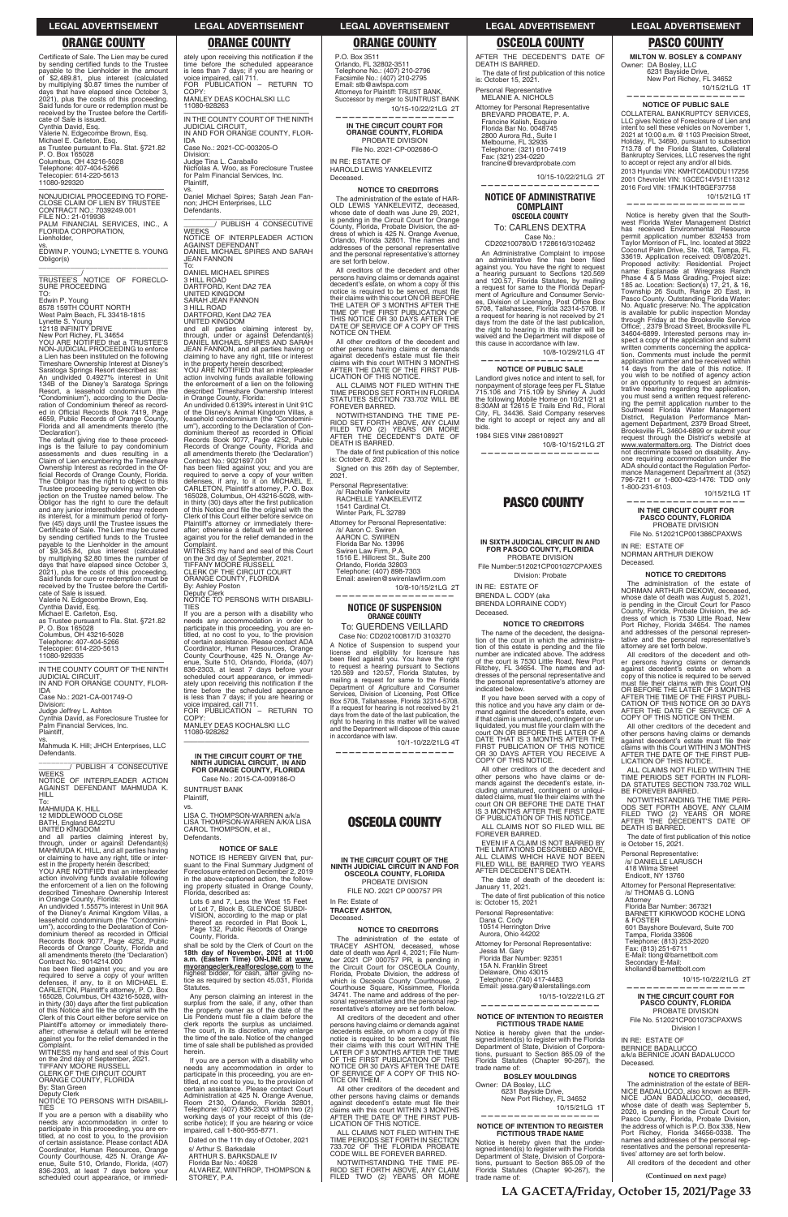## ORANGE COUNTY

Certificate of Sale. The Lien may be cured by sending certified funds to the Trustee payable to the Lienholder in the amount of $2,489.81, plus interest (calculated by multiplying $0.87 times the number of days that have elapsed since October 3, 2021), plus the costs of this proceeding. Said funds for cure or redemption must be received by the Trustee before the Certificate of Sale is issued.
Cynthia David, Esq.
Valerie N. Edgecombe Brown, Esq.
Michael E. Carleton, Esq.
as Trustee pursuant to Fla. Stat. §721.82
P. O. Box 165028
Columbus, OH 43216-5028
Telephone: 407-404-5266
Telecopier: 614-220-5613
11080-929320

---

NONJUDICIAL PROCEEDING TO FORECLOSE CLAIM OF LIEN BY TRUSTEE
CONTRACT NO.: 7039249.001
FILE NO.: 21-019936
PALM FINANCIAL SERVICES, INC., A FLORIDA CORPORATION,
Lienholder,
vs.
EDWIN P. YOUNG; LYNETTE S. YOUNG
Obligor(s)

______________/

TRUSTEE'S NOTICE OF FORECLOSURE PROCEEDING
TO:
Edwin P. Young
8578 159TH COURT NORTH
West Palm Beach, FL 33418-1815
Lynette S. Young
12118 INFINITY DRIVE
New Port Richey, FL 34654
YOU ARE NOTIFIED that a TRUSTEE'S NON-JUDICIAL PROCEEDING to enforce a Lien has been instituted on the following Timeshare Ownership Interest at Disney's Saratoga Springs Resort described as:
An undivided 0.4927% interest in Unit 134B of the Disney's Saratoga Springs Resort, a leasehold condominium (the "Condominium"), according to the Declaration of Condominium thereof as recorded in Official Records Book 7419, Page 4659, Public Records of Orange County, Florida and all amendments thereto (the 'Declaration').
The default giving rise to these proceedings is the failure to pay condominium assessments and dues resulting in a Claim of Lien encumbering the Timeshare Ownership Interest as recorded in the Official Records of Orange County, Florida. The Obligor has the right to object to this Trustee proceeding by serving written objection on the Trustee named below. The Obligor has the right to cure the default and any junior interestholder may redeem its interest, for a minimum period of forty-five (45) days until the Trustee issues the Certificate of Sale. The Lien may be cured by sending certified funds to the Trustee payable to the Lienholder in the amount of $9,345.84, plus interest (calculated by multiplying $2.80 times the number of days that have elapsed since October 3, 2021), plus the costs of this proceeding. Said funds for cure or redemption must be received by the Trustee before the Certificate of Sale is issued.
Valerie N. Edgecombe Brown, Esq.
Cynthia David, Esq.
Michael E. Carleton, Esq.
as Trustee pursuant to Fla. Stat. §721.82
P. O. Box 165028
Columbus, OH 43216-5028
Telephone: 407-404-5266
Telecopier: 614-220-5613
11080-929335

---

IN THE COUNTY COURT OF THE NINTH JUDICIAL CIRCUIT,
IN AND FOR ORANGE COUNTY, FLORIDA
Case No.: 2021-CA-001749-O
Division:
Judge Jeffrey L. Ashton
Cynthia David, as Foreclosure Trustee for Palm Financial Services, Inc.
Plaintiff,
vs.
Mahmuda K. Hill; JHCH Enterprises, LLC
Defendants.

______________/ PUBLISH 4 CONSECUTIVE WEEKS

NOTICE OF INTERPLEADER ACTION AGAINST DEFENDANT MAHMUDA K. HILL
To:
MAHMUDA K. HILL
12 MIDDLEWOOD CLOSE
BATH, England BA22TU
UNITED KINGDOM
and all parties claiming interest by, through, under or against Defendant(s) MAHMUDA K. HILL, and all parties having or claiming to have any right, title or interest in the property herein described;
YOU ARE NOTIFIED that an interpleader action involving funds available following the enforcement of a lien on the following described Timeshare Ownership Interest in Orange County, Florida:
An undivided 1.5557% interest in Unit 96A of the Disney's Animal Kingdom Villas, a leasehold condominium (the "Condominium"), according to the Declaration of Condominium thereof as recorded in Official Records Book 9077, Page 4252, Public Records of Orange County, Florida and all amendments thereto (the 'Declaration')
Contract No.: 9014214.000
has been filed against you; and you are required to serve a copy of your written defenses, if any, to it on MICHAEL E. CARLETON, Plaintiff's attorney, P. O. Box 165028, Columbus, OH 43216-5028, within thirty (30) days after the first publication of this Notice and file the original with the Clerk of this Court either before service on Plaintiff's attorney or immediately thereafter; otherwise a default will be entered against you for the relief demanded in the Complaint.
WITNESS my hand and seal of this Court on the 2nd day of September, 2021.
TIFFANY MOORE RUSSELL
CLERK OF THE CIRCUIT COURT
ORANGE COUNTY, FLORIDA
By: Stan Green
Deputy Clerk
NOTICE TO PERSONS WITH DISABILITIES
If you are a person with a disability who needs any accommodation in order to participate in this proceeding, you are entitled, at no cost to you, to the provision of certain assistance. Please contact ADA Coordinator, Human Resources, Orange County Courthouse, 425 N. Orange Avenue, Suite 510, Orlando, Florida, (407) 836-2303, at least 7 days before your scheduled court appearance, or immediately upon receiving this notification if the time before the scheduled appearance is less than 7 days; if you are hearing or voice impaired, call 711.
FOR PUBLICATION – RETURN TO COPY:
MANLEY DEAS KOCHALSKI LLC
11080-928263

---

IN THE COUNTY COURT OF THE NINTH JUDICIAL CIRCUIT,
IN AND FOR ORANGE COUNTY, FLORIDA
Case No.: 2021-CC-003205-O
Division:
Judge Tina L. Caraballo
Nicholas A. Woo, as Foreclosure Trustee for Palm Financial Services, Inc.
Plaintiff,
vs.
Daniel Michael Spires; Sarah Jean Fannon; JHCH Enterprises, LLC
Defendants.

______________/ PUBLISH 4 CONSECUTIVE WEEKS

NOTICE OF INTERPLEADER ACTION AGAINST DEFENDANT DANIEL MICHAEL SPIRES AND SARAH JEAN FANNON
To:
DANIEL MICHAEL SPIRES
3 HILL ROAD
DARTFORD, Kent DA2 7EA
UNITED KINGDOM
SARAH JEAN FANNON
3 HILL ROAD
DARTFORD, Kent DA2 7EA
UNITED KINGDOM
and all parties claiming interest by, through, under or against Defendant(s) DANIEL MICHAEL SPIRES AND SARAH JEAN FANNON, and all parties having or claiming to have any right, title or interest in the property herein described;
YOU ARE NOTIFIED that an interpleader action involving funds available following the enforcement of a lien on the following described Timeshare Ownership Interest in Orange County, Florida:
An undivided 0.6139% interest in Unit 91C of the Disney's Animal Kingdom Villas, a leasehold condominium (the "Condominium"), according to the Declaration of Condominium thereof as recorded in Official Records Book 9077, Page 4252, Public Records of Orange County, Florida and all amendments thereto (the 'Declaration')
Contract No.: 9021697.001
has been filed against you; and you are required to serve a copy of your written defenses, if any, to it on MICHAEL E. CARLETON, Plaintiff's attorney, P. O. Box 165028, Columbus, OH 43216-5028, within thirty (30) days after the first publication of this Notice and file the original with the Clerk of this Court either before service on Plaintiff's attorney or immediately thereafter; otherwise a default will be entered against you for the relief demanded in the Complaint.
WITNESS my hand and seal of this Court on the 3rd day of September, 2021.
TIFFANY MOORE RUSSELL
CLERK OF THE CIRCUIT COURT
ORANGE COUNTY, FLORIDA
By: Ashley Poston
Deputy Clerk
NOTICE TO PERSONS WITH DISABILITIES
If you are a person with a disability who needs any accommodation in order to participate in this proceeding, you are entitled, at no cost to you, to the provision of certain assistance. Please contact ADA Coordinator, Human Resources, Orange County Courthouse, 425 N. Orange Avenue, Suite 510, Orlando, Florida, (407) 836-2303, at least 7 days before your scheduled court appearance, or immediately upon receiving this notification if the time before the scheduled appearance is less than 7 days; if you are hearing or voice impaired, call 711.
FOR PUBLICATION – RETURN TO COPY:
MANLEY DEAS KOCHALSKI LLC
11080-928262

---

**IN THE CIRCUIT COURT OF THE NINTH JUDICIAL CIRCUIT, IN AND FOR ORANGE COUNTY, FLORIDA**
Case No.: 2015-CA-009186-O
SUNTRUST BANK
Plaintiff,
vs.
LISA C. THOMPSON-WARREN a/k/a LISA THOMPSON-WARREN A/K/A LISA CAROL THOMPSON, et al.,
Defendants.

**NOTICE OF SALE**

NOTICE IS HEREBY GIVEN that, pursuant to the Final Summary Judgment of Foreclosure entered on December 2, 2019 in the above-captioned action, the following property situated in Orange County, Florida, described as:
Lots 6 and 7, Less the West 15 Feet of Lot 7, Block B, GLENCOE SUBDIVISION, according to the map or plat thereof as recorded in Plat Book L, Page 132, Public Records of Orange County, Florida.
shall be sold by the Clerk of Court on the **18th day of November, 2021 at 11:00 a.m. (Eastern Time) ON-LINE at www.myorangeclerk.realforeclose.com** to the highest bidder, for cash, after giving notice as required by section 45.031, Florida Statutes.
Any person claiming an interest in the surplus from the sale, if any, other than the property owner as of the date of the Lis Pendens must file a claim before the clerk reports the surplus as unclaimed. The court, in its discretion, may enlarge the time of the sale. Notice of the changed time of sale shall be published as provided herein.
If you are a person with a disability who needs any accommodation in order to participate in this proceeding, you are entitled, at no cost to you, to the provision of certain assistance. Please contact Court Administration at 425 N. Orange Avenue, Room 2130, Orlando, Florida 32801, Telephone: (407) 836-2303 within two (2) working days of your receipt of this (describe notice); If you are hearing or voice impaired, call 1-800-955-8771.
Dated on the 11th day of October, 2021
s/ Arthur S. Barksdale
ARTHUR S. BARKSDALE IV
Florida Bar No.: 40628
ALVAREZ, WINTHROP, THOMPSON & STOREY, P.A.
P.O. Box 3511
Orlando, FL 32802-3511
Telephone No.: (407) 210-2796
Facsimile No.: (407) 210-2795
Email: stb@awtspa.com
Attorneys for Plaintiff: TRUIST BANK, Successor by merger to SUNTRUST BANK
10/15-10/22/21LG 2T

---

**IN THE CIRCUIT COURT FOR ORANGE COUNTY, FLORIDA**
PROBATE DIVISION
File No. 2021-CP-002686-O
IN RE: ESTATE OF
HAROLD LEWIS YANKELEVITZ
Deceased.

**NOTICE TO CREDITORS**

The administration of the estate of HAROLD LEWIS YANKELEVITZ, deceased, whose date of death was June 29, 2021, is pending in the Circuit Court for Orange County, Florida, Probate Division, the address of which is 425 N. Orange Avenue, Orlando, Florida 32801. The names and addresses of the personal representative and the personal representative's attorney are set forth below.
All creditors of the decedent and other persons having claims or demands against decedent's estate, on whom a copy of this notice is required to be served, must file their claims with this court ON OR BEFORE THE LATER OF 3 MONTHS AFTER THE TIME OF THE FIRST PUBLICATION OF THIS NOTICE OR 30 DAYS AFTER THE DATE OF SERVICE OF A COPY OF THIS NOTICE ON THEM.
All other creditors of the decedent and other persons having claims or demands against decedent's estate must file their claims with this court WITHIN 3 MONTHS AFTER THE DATE OF THE FIRST PUBLICATION OF THIS NOTICE.
ALL CLAIMS NOT FILED WITHIN THE TIME PERIODS SET FORTH IN FLORIDA STATUTES SECTION 733.702 WILL BE FOREVER BARRED.
NOTWITHSTANDING THE TIME PERIOD SET FORTH ABOVE, ANY CLAIM FILED TWO (2) YEARS OR MORE AFTER THE DECEDENT'S DATE OF DEATH IS BARRED.
The date of first publication of this notice is: October 8, 2021.
Signed on this 26th day of September, 2021.
Personal Representative:
/s/ Rachelle Yankelevitz
RACHELLE YANKELEVITZ
1541 Cardinal Ct.
Winter Park, FL 32789
Attorney for Personal Representative:
/s/ Aaron C. Swiren
AARON C. SWIREN
Florida Bar No. 13996
Swiren Law Firm, P.A.
1516 E. Hillcrest St., Suite 200
Orlando, Florida 32803
Telephone: (407) 898-7303
Email: aswiren@swirenlawfirm.com
10/8-10/15/21LG 2T

---

**NOTICE OF SUSPENSION ORANGE COUNTY**
To: GUERDENS VEILLARD
Case No: CD202100817/D 3103270
A Notice of Suspension to suspend your license and eligibility for licensure has been filed against you. You have the right to request a hearing pursuant to Sections 120.569 and 120.57, Florida Statutes, by mailing a request for same to the Florida Department of Agriculture and Consumer Services, Division of Licensing, Post Office Box 5708, Tallahassee, Florida 32314-5708. If a request for hearing is not received by 21 days from the date of the last publication, the right to hearing in this matter will be waived and the Department will dispose of this cause in accordance with law.
10/1-10/22/21LG 4T

## OSCEOLA COUNTY

**IN THE CIRCUIT COURT OF THE NINTH JUDICIAL CIRCUIT IN AND FOR OSCEOLA COUNTY, FLORIDA**
PROBATE DIVISION
FILE NO. 2021 CP 000757 PR
In Re: Estate of
**TRACEY ASHTON,**
Deceased.

**NOTICE TO CREDITORS**

The administration of the estate of TRACEY ASHTON, deceased, whose date of death was April 4, 2021; File Number 2021 CP 000757 PR, is pending in the Circuit Court for OSCEOLA County, Florida, Probate Division, the address of which is Osceola County Courthouse, 2 Courthouse Square, Kissimmee, Florida 34741. The name and address of the personal representative and the personal representative's attorney are set forth below.
All creditors of the decedent and other persons having claims or demands against decedent's estate, on whom a copy of this notice is required to be served must file their claims with this court WITHIN THE LATER OF 3 MONTHS AFTER THE TIME OF THE FIRST PUBLICATION OF THIS NOTICE OR 30 DAYS AFTER THE DATE OF SERVICE OF A COPY OF THIS NOTICE ON THEM.
All other creditors of the decedent and other persons having claims or demands against decedent's estate must file their claims with this court WITHIN 3 MONTHS AFTER THE DATE OF THE FIRST PUBLICATION OF THIS NOTICE.
ALL CLAIMS NOT FILED WITHIN THE TIME PERIODS SET FORTH IN SECTION 733.702 OF THE FLORIDA PROBATE CODE WILL BE FOREVER BARRED.
NOTWITHSTANDING THE TIME PERIOD SET FORTH ABOVE, ANY CLAIM FILED TWO (2) YEARS OR MORE AFTER THE DECEDENT'S DATE OF DEATH IS BARRED.
The date of first publication of this notice is: October 15, 2021.
Personal Representative
MELANIE A. NICHOLS
Attorney for Personal Representative
BREVARD PROBATE, P. A.
Francine Kalish, Esquire
Florida Bar No. 0048745
2800 Aurora Rd., Suite I
Melbourne, FL 32935
Telephone: (321) 610-7419
Fax: (321) 234-0220
francine@brevardprobate.com
10/15-10/22/21LG 2T

---

**NOTICE OF ADMINISTRATIVE COMPLAINT OSCEOLA COUNTY**
To: CARLENS DEXTRA
Case No.:
CD202100780/D 1728616/3102462
An Administrative Complaint to impose an administrative fine has been filed against you. You have the right to request a hearing pursuant to Sections 120.569 and 120.57, Florida Statutes, by mailing a request for same to the Florida Department of Agriculture and Consumer Services, Division of Licensing, Post Office Box 5708, Tallahassee, Florida 32314-5708. If a request for hearing is not received by 21 days from the date of the last publication, the right to hearing in this matter will be waived and the Department will dispose of this cause in accordance with law.
10/8-10/29/21LG 4T

---

**NOTICE OF PUBLIC SALE**
Landlord gives notice and intent to sell, for nonpayment of storage fees per FL Statue 715.106 and 715.109 by Shirley A Judd the following Mobile Home on 10/21/21 at 8:30AM at 72615 E Trails End Rd., Floral City, FL 34436. Said Company reserves the right to accept or reject any and all bids.
1984 SIES VIN# 28610892T
10/8-10/15/21LG 2T

## PASCO COUNTY

**IN SIXTH JUDICIAL CIRCUIT IN AND FOR PASCO COUNTY, FLORIDA**
PROBATE DIVISION
File Number:512021CP001027CPAXES
Division: Probate
IN RE: ESTATE OF
BRENDA L. CODY (aka BRENDA LORRAINE CODY)
Deceased.

**NOTICE TO CREDITORS**

The name of the decedent, the designation of the court in which the administration of this estate is pending and the file number are indicated above. The address of the court is 7530 Little Road, New Port Ritchey, FL 34654. The names and addresses of the personal representative and the personal representative's attorney are indicated below.
If you have been served with a copy of this notice and you have any claim or demand against the decedent's estate, even if that claim is unmatured, contingent or unliquidated, you must file your claim with the court ON OR BEFORE THE LATER OF A DATE THAT IS 3 MONTHS AFTER THE FIRST PUBLICATION OF THIS NOTICE OR 30 DAYS AFTER YOU RECEIVE A COPY OF THIS NOTICE.
All other creditors of the decedent and other persons who have claims or demands against the decedent's estate, including unmatured, contingent or unliquidated claims, must file their claims with the court ON OR BEFORE THE DATE THAT IS 3 MONTHS AFTER THE FIRST DATE OF PUBLICATION OF THIS NOTICE.
ALL CLAIMS NOT SO FILED WILL BE FOREVER BARRED.
EVEN IF A CLAIM IS NOT BARRED BY THE LIMITATIONS DESCRIBED ABOVE, ALL CLAIMS WHICH HAVE NOT BEEN FILED WILL BE BARRED TWO YEARS AFTER DECEDENT'S DEATH.
The date of death of the decedent is: January 11, 2021.
The date of first publication of this notice is: October 15, 2021
Personal Representative:
Dana C. Cody
10514 Herrington Drive
Aurora, Ohio 44202
Attorney for Personal Representative:
Jessa M. Gary
Florida Bar Number: 92351
15A N. Franklin Street
Delaware, Ohio 43015
Telephone: (740) 417-4483
Email: jessa.gary@alerstallings.com
10/15-10/22/21LG 2T

---

**NOTICE OF INTENTION TO REGISTER FICTITIOUS TRADE NAME**
Notice is hereby given that the undersigned intend(s) to register with the Florida Department of State, Division of Corporations, pursuant to Section 865.09 of the Florida Statutes (Chapter 90-267), the trade name of:
**BOSLEY MOULDINGS**
Owner: DA Bosley, LLC
6231 Bayside Drive,
New Port Richey, FL 34652
10/15/21LG 1T

---

**NOTICE OF INTENTION TO REGISTER FICTITIOUS TRADE NAME**
Notice is hereby given that the undersigned intend(s) to register with the Florida Department of State, Division of Corporations, pursuant to Section 865.09 of the Florida Statutes (Chapter 90-267), the trade name of:
**MILTON W. BOSLEY & COMPANY**
Owner: DA Bosley, LLC
6231 Bayside Drive,
New Port Richey, FL 34652
10/15/21LG 1T

---

**NOTICE OF PUBLIC SALE**
COLLATERAL BANKRUPTCY SERVICES, LLC gives Notice of Foreclosure of Lien and intent to sell these vehicles on November 1, 2021 at 10:00 a.m. @ 1103 Precision Street, Holiday, FL 34690, pursuant to subsection 713.78 of the Florida Statutes, Collateral Bankruptcy Services, LLC reserves the right to accept or reject any and/or all bids.
2013 Hyundai VIN: KMHTC6AD0DU177256
2001 Chevrolet VIN: 1GCEC14V51E113312
2016 Ford VIN: 1FMJK1HT8GEF37758
10/15/21LG 1T

---

Notice is hereby given that the Southwest Florida Water Management District has received Environmental Resource permit application number 832453 from Taylor Morrison of FL, Inc. located at 3922 Coconut Palm Drive, Ste. 108, Tampa, FL 33619. Application received: 09/08/2021. Proposed activity: Residential. Project name: Esplanade at Wiregrass Ranch Phase 4 & 5 Mass Grading. Project size: 185 ac. Location: Section(s) 17, 21, & 16, Township 26 South, Range 20 East, in Pasco County. Outstanding Florida Water: No. Aquatic preserve: No. The application is available for public inspection Monday through Friday at the Brooksville Service Office, 2379 Broad Street, Brooksville FL 34604-6899. Interested persons may inspect a copy of the application and submit written comments concerning the application. Comments must include the permit application number and be received within 14 days from the date of this notice. If you wish to be notified of agency action or an opportunity to request an administrative hearing regarding the application, you must send a written request referencing the permit application number to the Southwest Florida Water Management District, Regulation Performance Management Department, 2379 Broad Street, Brooksville FL 34604-6899 or submit your request through the District's website at www.watermatters.org. The District does not discriminate based on disability. Anyone requiring accommodation under the ADA should contact the Regulation Performance Management Department at (352) 796-7211 or 1-800-423-1476; TDD only 1-800-231-6103.
10/15/21LG 1T

---

**IN THE CIRCUIT COURT FOR PASCO COUNTY, FLORIDA**
PROBATE DIVISION
File No. 512021CP001386CPAXWS
IN RE: ESTATE OF
NORMAN ARTHUR DIEKOW
Deceased.

**NOTICE TO CREDITORS**

The administration of the estate of NORMAN ARTHUR DIEKOW, deceased, whose date of death was August 5, 2021, is pending in the Circuit Court for Pasco County, Florida, Probate Division, the address of which is 7530 Little Road, New Port Richey, Florida 34654. The names and addresses of the personal representative and the personal representative's attorney are set forth below.
All creditors of the decedent and other persons having claims or demands against decedent's estate on whom a copy of this notice is required to be served must file their claims with this Court ON OR BEFORE THE LATER OF 3 MONTHS AFTER THE TIME OF THE FIRST PUBLICATION OF THIS NOTICE OR 30 DAYS AFTER THE DATE OF SERVICE OF A COPY OF THIS NOTICE ON THEM.
All other creditors of the decedent and other persons having claims or demands against decedent's estate must file their claims with this court WITHIN 3 MONTHS AFTER THE DATE OF THE FIRST PUBLICATION OF THIS NOTICE.
ALL CLAIMS NOT FILED WITHIN THE TIME PERIODS SET FORTH IN FLORIDA STATUTES SECTION 733.702 WILL BE FOREVER BARRED.
NOTWITHSTANDING THE TIME PERIODS SET FORTH ABOVE, ANY CLAIM FILED TWO (2) YEARS OR MORE AFTER THE DECEDENT'S DATE OF DEATH IS BARRED.
The date of first publication of this notice is October 15, 2021.
Personal Representative:
/s/ DANIELLE LARUSCH
418 Wilma Street
Endicott, NY 13760
Attorney for Personal Representative:
/s/ THOMAS G. LONG
Attorney
Florida Bar Number: 367321
BARNETT KIRKWOOD KOCHE LONG & FOSTER
601 Bayshore Boulevard, Suite 700
Tampa, Florida 33606
Telephone: (813) 253-2020
Fax: (813) 251-6711
E-Mail: tlong@barnettbolt.com
Secondary E-Mail: kholland@barnettbolt.com
10/15-10/22/21LG 2T

---

**IN THE CIRCUIT COURT FOR PASCO COUNTY, FLORIDA**
PROBATE DIVISION
File No. 512021CP001073CPAXWS
Division I
IN RE: ESTATE OF
BERNICE BADALUCCO
a/k/a BERNICE JOAN BADALUCCO
Deceased.

**NOTICE TO CREDITORS**

The administration of the estate of BERNICE BADALUCCO, also known as BERNICE JOAN BADALUCCO, deceased, whose date of death was September 5, 2020, is pending in the Circuit Court for Pasco County, Florida, Probate Division, the address of which is P.O. Box 338, New Port Richey, Florida 34656-0338. The names and addresses of the personal representatives and the personal representatives' attorney are set forth below.
All creditors of the decedent and other

**(Continued on next page)**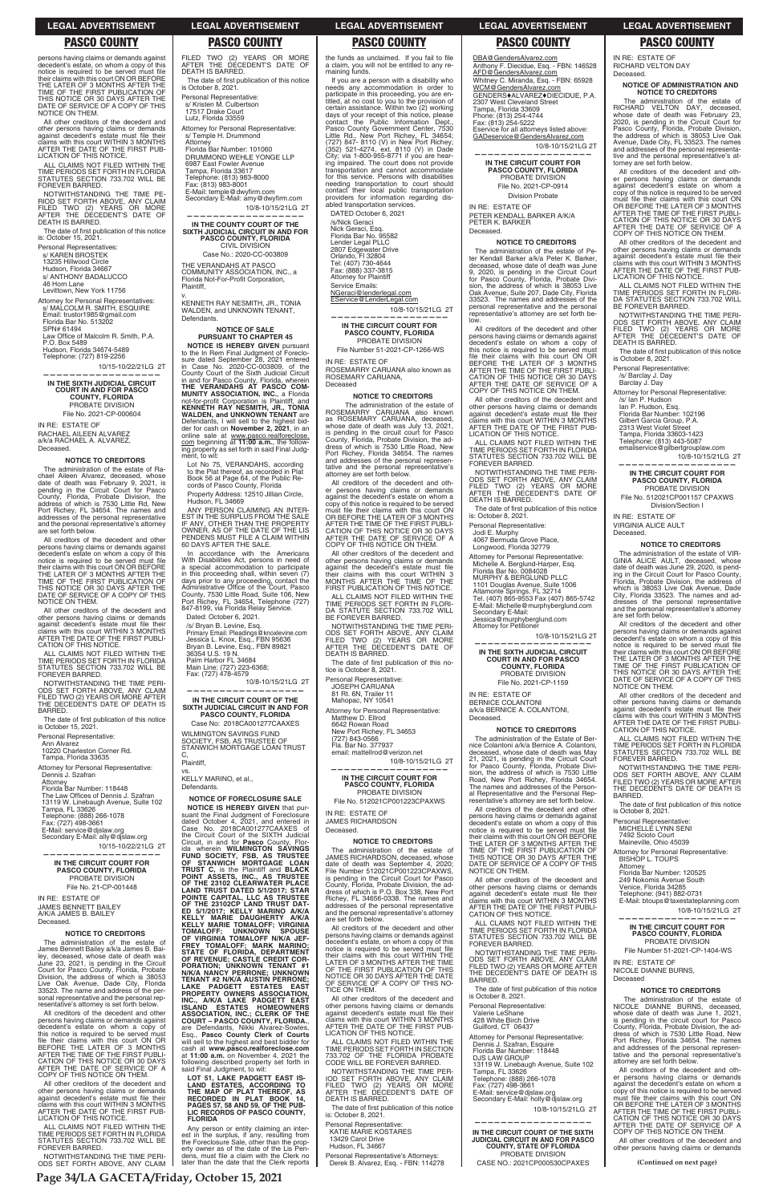persons having claims or demands against decedent's estate, on whom a copy of this notice is required to be served must file their claims with this court ON OR BEFORE THE LATER OF 3 MONTHS AFTER THE TIME OF THE FIRST PUBLICATION OF THIS NOTICE OR 30 DAYS AFTER THE DATE OF SERVICE OF A COPY OF THIS NOTICE ON THEM.

All other creditors of the decedent and other persons having claims or demands against decedent's estate must file their claims with this court WITHIN 3 MONTHS AFTER THE DATE OF THE FIRST PUBLICATION OF THIS NOTICE.

ALL CLAIMS NOT FILED WITHIN THE TIME PERIODS SET FORTH IN FLORIDA STATUTES SECTION 733.702 WILL BE FOREVER BARRED.

NOTWITHSTANDING THE TIME PERIOD SET FORTH ABOVE, ANY CLAIM FILED TWO (2) YEARS OR MORE AFTER THE DECEDENT'S DATE OF DEATH IS BARRED.

The date of first publication of this notice is: October 15, 2021.

Personal Representatives:
s/ KAREN BROSTEK
13235 Hillwood Circle
Hudson, Florida 34667
s/ ANTHONY BADALUCCO
46 Horn Lane
Levittown, New York 11756

Attorney for Personal Representatives:
s/ MALCOLM R. SMITH, ESQUIRE
Email: trustor1985@gmail.com
Florida Bar No. 513202
SPN# 61494
Law Office of Malcolm R. Smith, P.A.
P.O. Box 5489
Hudson, Florida 34674-5489
Telephone: (727) 819-2256

10/15-10/22/21LG 2T

---

**IN THE SIXTH JUDICIAL CIRCUIT COURT IN AND FOR PASCO COUNTY, FLORIDA**
PROBATE DIVISION
File No. 2021-CP-000604

IN RE: ESTATE OF
RACHAEL AILEEN ALVAREZ
a/k/a RACHAEL A. ALVAREZ,
Deceased.

**NOTICE TO CREDITORS**

The administration of the estate of Rachael Aileen Alvarez, deceased, whose date of death was February 9, 2021, is pending in the Circuit Court for Pasco County, Florida, Probate Division, the address of which is 7530 Little Rd, New Port Richey, FL 34654. The names and addresses of the personal representative and the personal representative's attorney are set forth below.

All creditors of the decedent and other persons having claims or demands against decedent's estate on whom a copy of this notice is required to be served must file their claims with this court ON OR BEFORE THE LATER OF 3 MONTHS AFTER THE TIME OF THE FIRST PUBLICATION OF THIS NOTICE OR 30 DAYS AFTER THE DATE OF SERVICE OF A COPY OF THIS NOTICE ON THEM.

All other creditors of the decedent and other persons having claims or demands against decedent's estate must file their claims with this court WITHIN 3 MONTHS AFTER THE DATE OF THE FIRST PUBLICATION OF THIS NOTICE.

ALL CLAIMS NOT FILED WITHIN THE TIME PERIODS SET FORTH IN FLORIDA STATUTES SECTION 733.702 WILL BE FOREVER BARRED.

NOTWITHSTANDING THE TIME PERIODS SET FORTH ABOVE, ANY CLAIM FILED TWO (2) YEARS OR MORE AFTER THE DECEDENT'S DATE OF DEATH IS BARRED.

The date of first publication of this notice is October 15, 2021.

Personal Representative:
Ann Alvarez
10220 Charleston Corner Rd.
Tampa, Florida 33635

Attorney for Personal Representative:
Dennis J. Szafran
Attorney
Florida Bar Number: 118448
The Law Offices of Dennis J. Szafran
13119 W. Linebaugh Avenue, Suite 102
Tampa, FL 33626
Telephone: (888) 266-1078
Fax: (727) 498-3661
E-Mail: service@djslaw.org
Secondary E-Mail: ally@djslaw.org

10/15-10/22/21LG 2T

---

**IN THE CIRCUIT COURT FOR PASCO COUNTY, FLORIDA**
PROBATE DIVISION
File No. 21-CP-001448

IN RE: ESTATE OF
JAMES BENNETT BAILEY
A/K/A JAMES B. BAILEY
Deceased.

**NOTICE TO CREDITORS**

The administration of the estate of James Bennett Bailey a/k/a James B. Bailey, deceased, whose date of death was June 23, 2021, is pending in the Circuit Court for Pasco County, Florida, Probate Division, the address of which is 38053 Live Oak Avenue, Dade City, Florida 33523. The name and address of the personal representative and the personal representative's attorney is set forth below.

All creditors of the decedent and other persons having claims or demands against decedent's estate on whom a copy of this notice is required to be served must file their claims with this court ON OR BEFORE THE LATER OF 3 MONTHS AFTER THE TIME OF THE FIRST PUBLICATION OF THIS NOTICE OR 30 DAYS AFTER THE DATE OF SERVICE OF A COPY OF THIS NOTICE ON THEM.

All other creditors of the decedent and other persons having claims or demands against decedent's estate must file their claims with this court WITHIN 3 MONTHS AFTER THE DATE OF THE FIRST PUBLICATION OF THIS NOTICE.

ALL CLAIMS NOT FILED WITHIN THE TIME PERIODS SET FORTH IN FLORIDA STATUTES SECTION 733.702 WILL BE FOREVER BARRED.

NOTWITHSTANDING THE TIME PERIODS SET FORTH ABOVE, ANY CLAIM FILED TWO (2) YEARS OR MORE AFTER THE DECEDENT'S DATE OF DEATH IS BARRED.

The date of first publication of this notice is October 8, 2021.

Personal Representative:
s/ Kristen M. Culbertson
17517 Drake Court
Lutz, Florida 33559

Attorney for Personal Representative:
s/ Temple H. Drummond
Attorney
Florida Bar Number: 101060
DRUMMOND WEHLE YONGE LLP
6987 East Fowler Avenue
Tampa, Florida 33617
Telephone: (813) 983-8000
Fax: (813) 983-8001
E-Mail: temple@dwyfirm.com
Secondary E-Mail: amy@dwyfirm.com

10/8-10/15/21LG 2T

---

**IN THE COUNTY COURT OF THE SIXTH JUDICIAL CIRCUIT IN AND FOR PASCO COUNTY, FLORIDA**
CIVIL DIVISION
Case No.: 2020-CC-003809

THE VERANDAHS AT PASCO COMMUNITY ASSOCIATION, INC., a Florida Not-For-Profit Corporation, Plaintiff,
v.
KENNETH RAY NESMITH, JR., TONIA WALDEN, and UNKNOWN TENANT, Defendants.

**NOTICE OF SALE PURSUANT TO CHAPTER 45**

**NOTICE IS HEREBY GIVEN** pursuant to the In Rem Final Judgment of Foreclosure dated September 28, 2021 entered in Case No. 2020-CC-003809, of the County Court of the Sixth Judicial Circuit in and for Pasco County, Florida, wherein **THE VERANDAHS AT PASCO COMMUNITY ASSOCIATION, INC.**, a Florida not-for-profit Corporation is Plaintiff, and **KENNETH RAY NESMITH, JR., TONIA WALDEN, and UNKNOWN TENANT**, are Defendants, I will sell to the highest bidder for cash on **November 2, 2021**, in an online sale at www.pasco.realforeclose.com beginning at **11:00 a.m.**, the following property as set forth in said Final Judgment, to wit:

Lot No 75, VERANDAHS, according to the Plat thereof, as recorded in Plat Book 56 at Page 64, of the Public Records of Pasco County, Florida

Property Address: 12510 Jillian Circle, Hudson, FL 34669

ANY PERSON CLAIMING AN INTEREST IN THE SURPLUS FROM THE SALE IF ANY, OTHER THAN THE PROPERTY OWNER, AS OF THE DATE OF THE LIS PENDENS MUST FILE A CLAIM WITHIN 60 DAYS AFTER THE SALE.

In accordance with the Americans With Disabilities Act, persons in need of a special accommodation to participate in this proceeding shall, within seven (7) days prior to any proceeding, contact the Administrative Office of the Court, Pasco County, 7530 Little Road, Suite 106, New Port Richey, FL 34654, Telephone (727) 847-8199, via Florida Relay Service.

Dated: October 6, 2021.

/s/ Bryan B. Levine, Esq.
Primary Email: Pleadings@knoxlevine.com
Jessica L. Knox, Esq., FBN 95636
Bryan B. Levine, Esq., FBN 89821
36354 U.S. 19 N.
Palm Harbor FL 34684
Main Line: (727) 223-6368;
Fax: (727) 478-4579

10/8-10/15/21LG 2T

---

**IN THE CIRCUIT COURT OF THE SIXTH JUDICIAL CIRCUIT IN AND FOR PASCO COUNTY, FLORIDA**
Case No: 2018CA001277CAAXES

WILMINGTON SAVINGS FUND SOCIETY, FSB, AS TRUSTEE OF STANWICH MORTGAGE LOAN TRUST C,
Plaintiff,
vs.
KELLY MARINO, et al.,
Defendants.

**NOTICE OF FORECLOSURE SALE**

**NOTICE IS HEREBY GIVEN** that pursuant the Final Judgment of Foreclosure dated October 4, 2021, and entered in Case No. 2018CA001277CAAXES of the Circuit Court of the SIXTH Judicial Circuit, in and for **Pasco** County, Florida wherein **WILMINGTON SAVINGS FUND SOCIETY, FSB, AS TRUSTEE OF STANWICH MORTGAGE LOAN TRUST C**, is the Plaintiff and **BLACK POINT ASSETS, INC., AS TRUSTEE OF THE 23102 CLEARWATER PLACE LAND TRUST DATED 5/1/2017; STAR POINTE CAPITAL, LLC AS TRUSTEE OF THE 23102CP LAND TRUST DATED 5/1/2017; KELLY MARINO A/K/A KELLY MARIE DAUGHERTY A/K/A KELLY MARIE TOMALOFF; VIRGINIA TOMALOFF; UNKNOWN SPOUSE OF VIRGINIA TOMALOFF N/K/A JEFFREY TOMALOFF; MARK MARINO; STATE OF FLORIDA, DEPARTMENT OF REVENUE; CASTLE CREDIT CORPORATION; UNKNOWN TENANT #1 N/K/A NANCY PERRONE; UNKNOWN TENANT #2 N/K/A AUSTIN PERRONE; LAKE PADGETT ESTATES EAST PROPERTY OWNERS ASSOCIATION, INC., A/K/A LAKE PADGETT EAST ISLAND ESTATES HOMEOWNERS ASSOCIATION, INC.; CLERK OF THE COURT – PASCO COUNTY, FLORIDA.**, are Defendants, Nikki Alvarez-Sowles, Esq., **Pasco County Clerk of Courts** will sell to the highest and best bidder for cash at **www.pasco.realforeclose.com** at **11:00 a.m.** on November 4, 2021 the following described property set forth in said Final Judgment, to wit:

**LOT 51, LAKE PADGETT EAST ISLAND ESTATES, ACCORDING TO THE MAP OF PLAT THEREOF, AS RECORDED IN PLAT BOOK 14, PAGES 57, 58 AND 59, OF THE PUBLIC RECORDS OF PASCO COUNTY, FLORIDA**

Any person or entity claiming an interest in the surplus, if any, resulting from the Foreclosure Sale, other than the property owner as of the date of the Lis Pendens, must file a claim with the Clerk no later than the date that the Clerk reports the funds as unclaimed. If you fail to file a claim, you will not be entitled to any remaining funds.

If you are a person with a disability who needs any accommodation in order to participate in this proceeding, you are entitled, at no cost to you to the provision of certain assistance. Within two (2) working days of your receipt of this notice, please contact the Public Information Dept., Pasco County Government Center, 7530 Little Rd., New Port Richey, FL 34654; (727) 847- 8110 (V) in New Port Richey; (352) 521-4274, ext. 8110 (V) in Dade City; via 1-800-955-8771 if you are hearing impaired. The court does not provide transportation and cannot accommodate for this service. Persons with disabilities needing transportation to court should contact their local public transportation providers for information regarding disabled transportation services.

DATED October 6, 2021

/s/Nick Geraci
Nick Geraci, Esq.
Florida Bar No. 95582
Lender Legal PLLC
2807 Edgewater Drive
Orlando, Fl 32804
Tel: (407) 730-4644
Fax: (888) 337-3815
Attorney for Plaintiff
Service Emails:
NGeraci@lenderlegal.com
EService@LenderLegal.com

10/8-10/15/21LG 2T

---

**IN THE CIRCUIT COURT FOR PASCO COUNTY, FLORIDA**
PROBATE DIVISION
File Number 51-2021-CP-1266-WS

IN RE: ESTATE OF
ROSEMARRY CARUANA also known as ROSEMARY CARUANA,
Deceased

**NOTICE TO CREDITORS**

The administration of the estate of ROSEMARRY CARUANA also known as ROSEMARY CARUANA, deceased, whose date of death was July 13, 2021, is pending in the circuit court for Pasco County, Florida, Probate Division, the address of which is 7530 Little Road, New Port Richey, Florida 34654. The names and addresses of the personal representative and the personal representative's attorney are set forth below.

All creditors of the decedent and other persons having claims or demands against the decedent's estate on whom a copy of this notice is required to be served must file their claims with this court ON OR BEFORE THE LATER OF 3 MONTHS AFTER THE TIME OF THE FIRST PUBLICATION OF THIS NOTICE OR 30 DAYS AFTER THE DATE OF SERVICE OF A COPY OF THIS NOTICE ON THEM.

All other creditors of the decedent and other persons having claims or demands against the decedent's estate must file their claims with this court WITHIN 3 MONTHS AFTER THE TIME OF THE FIRST PUBLICATION OF THIS NOTICE.

ALL CLAIMS NOT FILED WITHIN THE TIME PERIODS SET FORTH IN FLORIDA STATUTES SECTION 733.702 WILL BE FOREVER BARRED.

NOTWITHSTANDING THE TIME PERIODS SET FORTH ABOVE, ANY CLAIM FILED TWO (2) YEARS OR MORE AFTER THE DECEDENT'S DATE OF DEATH IS BARRED.

The date of first publication of this notice is October 8, 2021.

Personal Representative:
JOSEPH CARUANA
81 Rt. 6N, Trailer 11
Mahopac, NY 10541

Attorney for Personal Representative:
Matthew D. Ellrod
6642 Rowan Road
New Port Richey, FL 34653
(727) 843-0566
Fla. Bar No. 377937
email: mattellrod@verizon.net

10/8-10/15/21LG 2T

---

**IN THE CIRCUIT COURT FOR PASCO COUNTY, FLORIDA**
PROBATE DIVISION
File No. 512021CP001223CPAXWS

IN RE: ESTATE OF
JAMES RICHARDSON
Deceased.

**NOTICE TO CREDITORS**

The administration of the estate of JAMES RICHARDSON, deceased, whose date of death was September 4, 2020; File Number 512021CP001223CPAXWS, is pending in the Circuit Court for Pasco County, Florida, Probate Division, the address of which is P.O. Box 338, New Port Richey, FL 34656-0338. The names and addresses of the personal representative and the personal representative's attorney are set forth below.

All creditors of the decedent and other persons having claims or demands against decedent's estate, on whom a copy of this notice is required to be served must file their claims with this court WITHIN THE LATER OF 3 MONTHS AFTER THE TIME OF THE FIRST PUBLICATION OF THIS NOTICE OR 30 DAYS AFTER THE DATE OF SERVICE OF A COPY OF THIS NOTICE ON THEM.

All other creditors of the decedent and other persons having claims or demands against decedent's estate must file their claims with this court WITHIN 3 MONTHS AFTER THE DATE OF THE FIRST PUBLICATION OF THIS NOTICE.

ALL CLAIMS NOT FILED WITHIN THE TIME PERIODS SET FORTH IN SECTION 733.702 OF THE FLORIDA PROBATE CODE WILL BE FOREVER BARRED.

NOTWITHSTANDING THE TIME PERIOD SET FORTH ABOVE, ANY CLAIM FILED TWO (2) YEARS OR MORE AFTER THE DECEDENT'S DATE OF DEATH IS BARRED.

The date of first publication of this notice is: October 8, 2021.

Personal Representative:
KATIE MARIE KOSTARES
13429 Carol Drive
Hudson, FL 34667

Personal Representative's Attorneys:
Derek B. Alvarez, Esq. - FBN: 114278
DBA@GendersAlvarez.com
Anthony F. Diecidue, Esq. - FBN: 146528
AFD@GendersAlvarez.com
Whitney C. Miranda, Esq. - FBN: 65928
WCM@GendersAlvarez.com
GENDERS♦ALVAREZ♦DIECIDUE, P.A.
2307 West Cleveland Street
Tampa, Florida 33609
Phone: (813) 254-4744
Fax: (813) 254-5222
Eservice for all attorneys listed above:
GADeservice@GendersAlvarez.com

10/8-10/15/21LG 2T

---

**IN THE CIRCUIT COURT FOR PASCO COUNTY, FLORIDA**
PROBATE DIVISION
File No. 2021-CP-0914
Division Probate

IN RE: ESTATE OF
PETER KENDALL BARKER A/K/A PETER K. BARKER
Deceased.

**NOTICE TO CREDITORS**

The administration of the estate of Peter Kendall Barker a/k/a Peter K. Barker, deceased, whose date of death was June 9, 2020, is pending in the Circuit Court for Pasco County, Florida, Probate Division, the address of which is 38053 Live Oak Avenue, Suite 207, Dade City, Florida 33523. The names and addresses of the personal representative and the personal representative's attorney are set forth below.

All creditors of the decedent and other persons having claims or demands against decedent's estate on whom a copy of this notice is required to be served must file their claims with this court ON OR BEFORE THE LATER OF 3 MONTHS AFTER THE TIME OF THE FIRST PUBLICATION OF THIS NOTICE OR 30 DAYS AFTER THE DATE OF SERVICE OF A COPY OF THIS NOTICE ON THEM.

All other creditors of the decedent and other persons having claims or demands against decedent's estate must file their claims with this court WITHIN 3 MONTHS AFTER THE DATE OF THE FIRST PUBLICATION OF THIS NOTICE.

ALL CLAIMS NOT FILED WITHIN THE TIME PERIODS SET FORTH IN FLORIDA STATUTES SECTION 733.702 WILL BE FOREVER BARRED.

NOTWITHSTANDING THE TIME PERIODS SET FORTH ABOVE, ANY CLAIM FILED TWO (2) YEARS OR MORE AFTER THE DECEDENT'S DATE OF DEATH IS BARRED.

The date of first publication of this notice is: October 8, 2021.

Personal Representative:
Jodi E. Murphy
4067 Bermuda Grove Place,
Longwood, Florida 32779

Attorney for Personal Representative:
Michelle A. Berglund-Harper, Esq.
Florida Bar No. 0084028
MURPHY & BERGLUND PLLC
1101 Douglas Avenue, Suite 1006
Altamonte Springs, FL 32714
Tel. (407) 865-9553 Fax (407) 865-5742
E-Mail: Michelle@murphyberglund.com
Secondary E-Mail:
Jessica@murphyberglund.com
Attorney for Petitioner

10/8-10/15/21LG 2T

---

**IN THE SIXTH JUDICIAL CIRCUIT COURT IN AND FOR PASCO COUNTY, FLORIDA**
PROBATE DIVISION
File No. 2021-CP-1159

IN RE: ESTATE OF
BERNICE COLANTONI
a/k/a BERNICE A. COLANTONI,
Deceased.

**NOTICE TO CREDITORS**

The administration of the Estate of Bernice Colantoni a/k/a Bernice A. Colantoni, deceased, whose date of death was May 21, 2021, is pending in the Circuit Court for Pasco County, Florida, Probate Division, the address of which is 7530 Little Road, New Port Richey, Florida 34654. The names and addresses of the Personal Representative and the Personal Representative's attorney are set forth below.

All creditors of the decedent and other persons having claims or demands against decedent's estate on whom a copy of this notice is required to be served must file their claims with this court ON OR BEFORE THE LATER OF 3 MONTHS AFTER THE TIME OF THE FIRST PUBLICATION OF THIS NOTICE OR 30 DAYS AFTER THE DATE OF SERVICE OF A COPY OF THIS NOTICE ON THEM.

All other creditors of the decedent and other persons having claims or demands against decedent's estate must file their claims with this court WITHIN 3 MONTHS AFTER THE DATE OF THE FIRST PUBLICATION OF THIS NOTICE.

ALL CLAIMS NOT FILED WITHIN THE TIME PERIODS SET FORTH IN FLORIDA STATUTES SECTION 733.702 WILL BE FOREVER BARRED.

NOTWITHSTANDING THE TIME PERIODS SET FORTH ABOVE, ANY CLAIM FILED TWO (2) YEARS OR MORE AFTER THE DECEDENT'S DATE OF DEATH IS BARRED.

The date of first publication of this notice is October 8, 2021.

Personal Representative:
Valerie LeShane
428 White Birch Drive
Guilford, CT 06437

Attorney for Personal Representative:
Dennis J. Szafran, Esquire
Florida Bar Number: 118448
DJS LAW GROUP
13119 W. Linebaugh Avenue, Suite 102
Tampa, FL 33626
Telephone: (888) 266-1078
Fax: (727) 498-3661
E-Mail: service@djslaw.org
Secondary E-Mail: holly@djslaw.org

10/8-10/15/21LG 2T

---

**IN THE CIRCUIT COURT OF THE SIXTH JUDICIAL CIRCUIT IN AND FOR PASCO COUNTY, STATE OF FLORIDA**
PROBATE DIVISION
CASE NO.: 2021CP000530CPAXES

IN RE: ESTATE OF
RICHARD VELTON DAY
Deceased.

**NOTICE OF ADMINISTRATION AND NOTICE TO CREDITORS**

The administration of the estate of RICHARD VELTON DAY, deceased, whose date of death was February 23, 2020, is pending in the Circuit Court for Pasco County, Florida, Probate Division, the address of which is 38053 Live Oak Avenue, Dade City, FL 33523. The names and addresses of the personal representative and the personal representative's attorney are set forth below.

All creditors of the decedent and other persons having claims or demands against decedent's estate on whom a copy of this notice is required to be served must file their claims with this court ON OR BEFORE THE LATER OF 3 MONTHS AFTER THE TIME OF THE FIRST PUBLICATION OF THIS NOTICE OR 30 DAYS AFTER THE DATE OF SERVICE OF A COPY OF THIS NOTICE ON THEM.

All other creditors of the decedent and other persons having claims or demands against decedent's estate must file their claims with this court WITHIN 3 MONTHS AFTER THE DATE OF THE FIRST PUBLICATION OF THIS NOTICE.

ALL CLAIMS NOT FILED WITHIN THE TIME PERIODS SET FORTH IN FLORIDA STATUTES SECTION 733.702 WILL BE FOREVER BARRED.

NOTWITHSTANDING THE TIME PERIODS SET FORTH ABOVE, ANY CLAIM FILED TWO (2) YEARS OR MORE AFTER THE DECEDENT'S DATE OF DEATH IS BARRED.

The date of first publication of this notice is October 8, 2021.

Personal Representative:
/s/ Barclay J. Day
Barclay J. Day

Attorney for Personal Representative:
/s/ Ian P. Hudson
Ian P. Hudson, Esq.
Florida Bar Number: 102196
Gilbert Garcia Group, P.A.
2313 West Violet Street
Tampa, Florida 33603-1423
Telephone: (813) 443-5087
emailservice@gilbertgrouplaw.com

10/8-10/15/21LG 2T

---

**IN THE CIRCUIT COURT FOR PASCO COUNTY, FLORIDA**
PROBATE DIVISION
File No. 512021CP001157 CPAXWS
Division/Section I

IN RE: ESTATE OF
VIRGINIA ALICE AULT
Deceased.

**NOTICE TO CREDITORS**

The administration of the estate of VIRGINIA ALICE AULT, deceased, whose date of death was June 29, 2020, is pending in the Circuit Court for Pasco County, Florida, Probate Division, the address of which is 38053 Live Oak Avenue, Dade City, Florida 33523. The names and addresses of the personal representative and the personal representative's attorney are set forth below.

All creditors of the decedent and other persons having claims or demands against decedent's estate on whom a copy of this notice is required to be served must file their claims with this court ON OR BEFORE THE LATER OF 3 MONTHS AFTER THE TIME OF THE FIRST PUBLICATION OF THIS NOTICE OR 30 DAYS AFTER THE DATE OF SERVICE OF A COPY OF THIS NOTICE ON THEM.

All other creditors of the decedent and other persons having claims or demands against decedent's estate must file their claims with this court WITHIN 3 MONTHS AFTER THE DATE OF THE FIRST PUBLICATION OF THIS NOTICE.

ALL CLAIMS NOT FILED WITHIN THE TIME PERIODS SET FORTH IN FLORIDA STATUTES SECTION 733.702 WILL BE FOREVER BARRED.

NOTWITHSTANDING THE TIME PERIODS SET FORTH ABOVE, ANY CLAIM FILED TWO (2) YEARS OR MORE AFTER THE DECEDENT'S DATE OF DEATH IS BARRED.

The date of first publication of this notice is October 8, 2021.

Personal Representative:
MICHELLE LYNN SENI
7492 Scioto Court
Maineville, Ohio 45039

Attorney for Personal Representative:
BISHOP L. TOUPS
Attorney
Florida Bar Number: 120525
249 Nokomis Avenue South
Venice, Florida 34285
Telephone: (941) 882-0731
E-Mail: btoups@taxestateplanning.com

10/8-10/15/21LG 2T

---

**IN THE CIRCUIT COURT FOR PASCO COUNTY, FLORIDA**
PROBATE DIVISION
File Number 51-2021-CP-1404-WS

IN RE: ESTATE OF
NICOLE DIANNE BURNS,
Deceased

**NOTICE TO CREDITORS**

The administration of the estate of NICOLE DIANNE BURNS, deceased, whose date of death was June 1, 2021, is pending in the circuit court for Pasco County, Florida, Probate Division, the address of which is 7530 Little Road, New Port Richey, Florida 34654. The names and addresses of the personal representative and the personal representative's attorney are set forth below.

All creditors of the decedent and other persons having claims or demands against the decedent's estate on whom a copy of this notice is required to be served must file their claims with this court ON OR BEFORE THE LATER OF 3 MONTHS AFTER THE TIME OF THE FIRST PUBLICATION OF THIS NOTICE OR 30 DAYS AFTER THE DATE OF SERVICE OF A COPY OF THIS NOTICE ON THEM.

All other creditors of the decedent and other persons having claims or demands

(Continued on next page)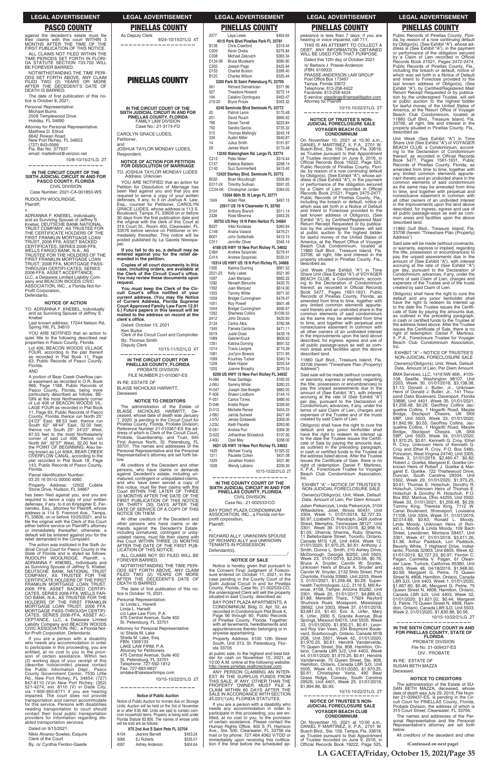## PASCO COUNTY

against the decedent's estate must file their claims with this court WITHIN 3 MONTHS AFTER THE TIME OF THE FIRST PUBLICATION OF THIS NOTICE.

ALL CLAIMS NOT FILED WITHIN THE TIME PERIODS SET FORTH IN FLORIDA STATUTE SECTION 733.702 WILL BE FOREVER BARRED.

NOTWITHSTANDING THE TIME PERIODS SET FORTH ABOVE, ANY CLAIM FILED TWO (2) YEARS OR MORE AFTER THE DECEDENT'S DATE OF DEATH IS BARRED.

The date of first publication of this notice is October 8, 2021.

Personal Representative:
Michael Burns
2509 Templewood Drive
Holiday, FL 34690

Attorney for Personal Representative:
Matthew D. Ellrod
6642 Rowan Road
New Port Richey, FL 34653
(727) 843-0566
Fla. Bar No. 377937
email: mattellrod@verizon.net

10/8-10/15/21LG 2T

---

**IN THE CIRCUIT COURT OF THE SIXTH JUDICIAL CIRCUIT IN AND FOR PASCO COUNTY, FLORIDA**
CIVIL DIVISION

Case Number: 2021-CA-001850-WS

RUDOLPH WOOLRIDGE,
Plaintiff,

v.

ADRIANNA F. KNEBEL, Individually and as Surviving Spouse of Jeffrey S. Knebel, DEUTSCHE BANK NATIONAL TRUST COMPANY, AS TRUSTEE FOR THE CERTIFICATE HOLDERS OF THE FIRST FRANKLIN MORTGAGE LOAN TRUST, 2006 FF8, ASSET BACKED CERTIFICATES, SERIES 2006-FF8, WELLS FARGO BANK, N.A., AS TRUSTEE FOR THE HOLDERS OF THE FIRST FRANKLIN MORTGAGE LOAN TRUST, 2006 FFA, MORTGAGE PASS-THROUGH CERTIFICATES, SERIES 2006-FFA, ASSET ACCEPTANCE, LLC, a Delaware Limited Liability Company and BEACON WOODS CIVIC ASSOCIATION, INC., a Florida Not-for-Profit Corporation,
Defendants.

**NOTICE OF ACTION**

TO: ADRIANNA F. KNEBEL, Individually and as Surviving Spouse of Jeffrey S. Knebel
Last known address: 17244 Nelson Rd, Spring Hill, FL 34610

YOU ARE NOTIFIED that an action to quiet title to the following described real properties in Pasco County, Florida:

Lot 406, BEACON WOODS VILLAGE FOUR, according to the plat thereof as recorded in Plat Book 11, Page 63, Public Records of Pasco County, Florida.

AND

A portion of Bear Creek Overflow canal easement as recorded in O.R. Book 966, Page 1188, Public Records of Pasco County, Florida, being more particularly described as follows: BEGIN at the most Northwesterly corner of Lot 406 of BEACON WOODS VILLAGE FOUR as recorded in Plat Book 11, Page 63, Public Records of Pasco County, Florida; thence run North 25° 24'23" East, 88.53 feet; thence run South 62° 48'44" East, 32.02 feet; thence run South 25° 24'23" West, 87.53 feet to the most Northeasterly corner of said Lot 406; thence run North 64° 35'37" West, 32.00 feet to the POINT OF BEGINNING. Also being known as Lot 406A, BEAR CREEK OVERFLOW CANAL, according to the plat recorded in Plat Book 18, Page 143, Public Records of Pasco County, Florida.

Parcel Identification Number:
03 25 16 051G 00000 4060

Property Address: 12502 Cobble Stone Drive, Hudson, FL 34667

has been filed against you, and you are required to serve a copy of your written defenses, if any, to it on Kristopher E. Fernandez, Esq., attorney for Plaintiff, whose address is 114 S. Fremont Ave., Tampa, FL 33606, on or before 10/25/2021, and to file the original with the Clerk of this Court either before service on Plaintiff's attorney or immediately thereafter; otherwise, a default will be entered against you for the relief demanded in the Complaint.

The action was instituted in the Sixth Judicial Circuit Court for Pasco County in the State of Florida and is styled as follows: RUDOLPH WOOLRIDGE, Plaintiff, v. ADRIANNA F. KNEBEL, Individually and as Surviving Spouse of Jeffrey S. Knebel, DEUTSCHE BANK NATIONAL TRUST COMPANY, AS TRUSTEE FOR THE CERTIFICATE HOLDERS OF THE FIRST FRANKLIN MORTGAGE LOAN TRUST, 2006 FF8, ASSET BACKED CERTIFICATES, SERIES 2006-FF8, WELLS FARGO BANK, N.A., AS TRUSTEE FOR THE HOLDERS OF THE FIRST FRANKLIN MORTGAGE LOAN TRUST, 2006 FFA, MORTGAGE PASS-THROUGH CERTIFICATES, SERIES 2006-FFA, ASSET ACCEPTANCE, LLC, a Delaware Limited Liability Company and BEACON WOODS CIVIC ASSOCIATION, INC., a Florida Not-for-Profit Corporation, Defendants.

If you are a person with a disability who needs any accommodation in order to participate in this proceeding, you are entitled, at no cost to you to the provision of certain assistance. Within two (2) working days of your receipt of this (describe notice/order) please contact the Public Information Dept., Pasco County Government Center, 7530 Little Rd., New Port Richey, FL 34654; (727) 847-8110 (V)in New Port Richey; (352) 521-4274, ext. 8110 (V) in Dade City; via 1-800-955-8771 if you are hearing impaired. The court does not provide transportation and cannot accommodate for this service. Persons with disabilities needing transportation to court should contact their local public transportation providers for information regarding disabled transportation services.

Dated on 9/15/2021.

Nikki Alvarez-Sowles, Esquire
Clerk of the Court
By: /s/ Cynthia Ferdon-Gaede
As Deputy Clerk

9/24-10/15/21LG 4T

---

## PINELLAS COUNTY

**IN THE CIRCUIT COURT OF THE SIXTH JUDICIAL CIRCUIT IN AND FOR PINELLAS COUNTY, FLORIDA**
FAMILY LAW DIVISION
Case No.: 21-3174-FD

CAROLYN GRACE LUDES,
Petitioner,
and
JOSHUA TAYLOR MONDAY LUDES,
Respondent.

**NOTICE OF ACTION FOR PETITION FOR DISSOLUTION OF MARRIAGE**

TO: JOSHUA TAYLOR MONDAY LUDES
Address: Unknown

YOU ARE NOTIFIED that an action for Petition for Dissolution of Marriage has been filed against you and that you are required to serve a copy of your written defenses, if any, to it on Joshua A. Law, Esq., counsel for Petitioner, CAROLYN GRACE LUDES, whose address is 113 S. Boulevard, Tampa, FL 33606 on or before 30 days from the first publication date and the original with the clerk of this Court at 315 Court St., Room 400, Clearwater, FL 33756 before service on Petitioner or immediately thereafter. This notice will be posted published by La Gaceta Newspaper.

**If you fail to do so, a default may be entered against you for the relief demanded in the petition.**

**Copies of all court documents in this case, including orders, are available at the Clerk of the Circuit Court's office. You may review these documents upon request.**

**You must keep the Clerk of the Circuit Court's office notified of your current address. (You may file Notice of Current Address, Florida Supreme Court Approved Family Law Form 12.915.) Future papers in this lawsuit will be mailed to the address on record at the clerk's office.**

Dated: October 13, 2021
Ken Burke
Clerk of the Circuit Court and Comptroller
By: Thomas Smith
Deputy Clerk

10/15-11/5/21LG 4T

---

**IN THE CIRCUIT COURT FOR PINELLAS COUNTY, FLORIDA**
PROBATE DIVISION
FILE NUMBER 21-010367-ES

IN RE: ESTATE OF
BLAISE NICHOLAS HARWITT,
Deceased.

**NOTICE TO CREDITORS**

The administration of the Estate of BLAISE NICHOLAS HARWITT, Deceased, whose date of death was January 7, 2020; is pending in the Circuit Court for Pinellas County, Florida, Probate Division; Reference Number 21-010367-ES the address of which is Clerk of the Circuit Court, Probate, Guardianship, and Trust, 545 First Avenue North, St. Petersburg, FL 33701. The names and addresses of the Personal Representative and the Personal Representative's attorney are set forth below.

All creditors of the Decedent and other persons, who have claims or demands against Decedent's estate, including unmatured, contingent or unliquidated claims, and who have been served a copy of this notice, must file their claims with this Court WITHIN THE LATER OF THREE (3) MONTHS AFTER THE DATE OF THE FIRST PUBLICATION OF THIS NOTICE OR THIRTY (30) DAYS AFTER THE DATE OF SERVICE OF A COPY OF THIS NOTICE ON THEM.

All other creditors of the Decedent and other persons who have claims or demands against the Decedent's Estate, including unmatured, contingent or unliquidated claims, must file their claims with this Court WITHIN THREE (3) MONTHS AFTER THE DATE OF THE FIRST PUBLICATION OF THIS NOTICE.

ALL CLAIMS NOT SO FILED WILL BE FOREVER BARRED.

NOTWITHSTANDING THE TIME PERIODS SET FORTH ABOVE, ANY CLAIM FILED TWO (2) YEARS OR MORE AFTER THE DECEDENT'S DATE OF DEATH IS BARRED.

The date of first publication of this notice is October 15, 2021.

Personal Representative:
/s/ Linda L. Harwitt
Linda L. Harwitt
c/o Lake Law Firm, P.A.
475 Central Avenue, Suite 402
St. Petersburg, FL 33701

Attorney for Personal Representative:
/s/ Sheila M. Lake
Sheila M. Lake, Esq.
FBN: 1009133
LAKE LAW FIRM, P.A.
Attorney for Petitioners
475 Central Avenue, Suite 402
St. Petersburg, FL 33701
Telephone: 727-592-1812
Fax: 727-683-9637
smlake@lakelawfirmpa.com

10/15-10/22/21LG 2T

---

**Notice of Public Auction**

Notice of Public Auction for monies due on Storage Units. Auction will be held on the 3rd of November at or after 8:00 AM. Units are said to contain common household items. Property is being sold under Florida Statute 83.806. The names of whose units will be sold are as follows:

**975 2nd Ave S Saint Pete FL 33704**

| | | |
|---|---|---|
| A104 | Jeanine Barnett | $453.24 |
| 3066 | EJ Roberts | $535.01 |
| 4067 | Ashley Anderson | $404.64 |
| 2077 | Laya Lewis | $404.64 |

**4015 Park Blvd Pinellas Park FL 33781**

| | | |
|---|---|---|
| B138 | Chris Crawford | $319.44 |
| C009 | Kevin Ondra | $276.84 |
| C038 | Michael Zekovich | $383.34 |
| D134-36 | Bruce Murakami | $680.90 |
| C202 | Joseph Page | $425.94 |
| D155 | Chantel Buxton | $399.40 |
| B125 | Charles Wilson | $325.44 |

**5200 Park St Saint Petersburg FL 33709**

| | | |
|---|---|---|
| 061 | Richard Demetrician | $371.96 |
| 527 | Theadore Howard | $272.14 |
| 194 | Catalino Dominguez | $463.47 |
| 219-20 | Bryce Proulx | $563.32 |

**6249 Seminole Blvd Seminole FL 33772**

| | | |
|---|---|---|
| 20 | Patrick Leoni | $170.48 |
| 251 | David Rouch | $666.92 |
| 796 | Devan Terrell | $223.84 |
| 750 | Sandra Garcia | $735.32 |
| 515 | Thomas Mattingly | $245.18 |
| 334 | Austin Miller | $940.87 |
| 14 | Julius Smith | $191.87 |
| 29 | James Ward | $170.48 |

**13240 Walsingham Rd. Largo FL 33774**

| | | |
|---|---|---|
| C212 | Peter Meier | $319.44 |
| C157 | Kateiia Baldwin | $298.14 |
| C140 | Suzi Summerfield | $415.40 |

**12420 Starkey Blvd. Seminole FL 33772**

| | | |
|---|---|---|
| B033 | Brian Mccullough | $308.80 |
| E017-24 | Timothy Sullivan | $591.05 |
| CC04-06 | Christopher Jordan | $394.00 |

**13564 66th St. N Largo FL 33771**

| | | |
|---|---|---|
| 1049 | Adam Risk | $497.15 |

**23917 US 19 N Clearwater FL 33765**

| | | |
|---|---|---|
| 2124 | Anthony Branch | $511.14 |
| 2328 | Rose Minenna | $463.25 |

**30750 US Hwy 19 N Palm Harbor FL 34684**

| | | |
|---|---|---|
| B327 | Vikki Kovlakas | $260.94 |
| C146 | Ariana Vassos | $479.21 |
| B001 | John Gottschalk | $410.15 |
| C311 | Jennifer Oliver | $346.14 |

**6188 US HWY 19 New Port Richey FL 34652**

| | | |
|---|---|---|
| C494 | Andrew Szopinski | $279.41 |
| C414 | Andrew Szopinski | $535.01 |

**10314 US HWY US 19 N Port Richey FL 34668**

| | | |
|---|---|---|
| 1355 | Katrina Durning | $691.52 |
| 2521-23 | Kelly Lakes | $521.80 |
| 1097 | Juan Marquez | $862.22 |
| 1292 | Nevaeh Banuche | $420.70 |
| 1392 | Juan Marquez | $614.90 |
| 1305 | Tammy White | $971.50 |
| 1009 | Bridget Cunningham | $479.47 |
| 1051 | Roy Powell | $601.48 |
| 1004 | Bridget Cunningham | $692.67 |
| 1262 | Shamesa Collins | $1036.50 |
| 2412 | John Diruscio | $420.60 |
| 2134 | Carlos Alba | $782.68 |
| 1345 | Pamela Cantone | $471.11 |
| 0019 | Justin Doss | $439.16 |
| 1089 | Gabriel Kruck | $606.62 |
| 1351 | Katrina Durning | $691.52 |
| 1214 | Travis Lavigne | $715.39 |
| 1081 | JosLynn Bowers | $731.85 |
| 1099 | Kourtney Tucker | $340.74 |
| 1228 | Mark Hoppe | $255.54 |
| 1205 | Joanne Broaphy | $275.54 |

**6209 US HWY 19 New Port Richey FL 34652**

| | | |
|---|---|---|
| H-084 | Rosa Santiago | $165.50 |
| J-06U | Sammy White | $280.25 |
| H-047 | Joseph Dee Boeglin | $882.00 |
| F-006 | Shawn Lindbom | $144.10 |
| F-051 | Carlos Torres | $486.40 |
| D-046 | Kristie Roper | $336.60 |
| D-013 | Michelle Renee | $454.25 |
| J-08U | Jamila Sutwell | $427.49 |
| J-07U | Jersey Dzikawski | $358.00 |
| J-23U | Keith Pacella | $293.80 |
| E-051 | Andrea Pun | $304.35 |
| D-022 | Jothanthan Shoestock | $197.60 |
| J-40U | Opal May | $358.00 |

**5631 US HWY 19 New Port Richey FL 34652**

| | | |
|---|---|---|
| 1425 | Michael Young | $1325.52 |
| 1311 | Paulette Cohen | $431.08 |
| 1325 | Jonathan Hoskin | $421.80 |
| 1026 | Wendy Leblanc | $335.50 |

10/15-10/22/21LG 2T

---

**IN THE COUNTY COURT OF THE SIXTH JUDICIAL CIRCUIT IN AND FOR PINELLAS COUNTY, FLORIDA**
CIVIL DIVISION
Case No.: 21-002533-CO

BAY POINT PLAZA CONDOMINIUM ASSOCIATION, INC., a Florida not-for-profit corporation,
Plaintiff,

v.

RICHARD ALLY, UNKNOWN SPOUSE OF RICHARD ALLY and UNKNOWN TENANTS IN POSSESSION
Defendant(s).

**NOTICE OF SALE**

Notice is hereby given that pursuant to the Consent Final Judgment of Foreclosure entered on October 11, 2021, in the case pending in the County Court of the Sixth Judicial Circuit in and for Pinellas County, Florida, Case No. 21-002533-CO, the undersigned Clerk will sell the property situated in said County, described as:

BAY POINT PLAZA APARTMENTS, A CONDOMINIUM, Bldg. D, Apt. 52, as recorded in Condominium Plat Book 4, Page 56 through 60, Public Records of Pinellas County, Florida. Together with all tenements, hereditaments and appurtenances thereto belonging or in anywise appertaining.

Property Address: 6100 12th Street South, Unit 313, St. Petersburg, Florida 33705

at public sale, to the highest and best bidder for cash on November 15, 2021, at 10:00 A.M. online at the following website: http://www.pinellas.realforeclose.com.

ANY PERSON CLAIMING AN INTEREST IN THE SURPLUS FUNDS FROM THIS SALE, IF ANY, OTHER THAN THE PROPERTY OWNER, MUST FILE A CLAIM WITHIN 60 DAYS AFTER THE SALE IN ACCORDANCE WITH SECTION 45.031(1)(A), FLORIDA STATUTES.

If you are a person with a disability who needs any accommodation in order to participate in this proceeding, you are entitled, at no cost to you, to the provision of certain assistance. Please contact the Human Rights Office, 400 S. Ft. Harrison Ave., Ste. 500, Clearwater, FL 33756 via mail or by phone: 727.464.4062 V/TDD or immediately upon receiving this notification if the time before the scheduled appearance is less than 7 days; if you are hearing or voice impaired, call 711.

THIS IS AN ATTEMPT TO COLLECT A DEBT. ANY INFORMATION OBTAINED WILL BE USED FOR THAT PURPOSE.

Dated this 12th day of October 2021

/s/ Barbara J. Prasse-Anderson
(FBN: 610933)
PRASSE-ANDERSON LAW GROUP
Post Office Box 173497
Tampa, Florida 33672
Telephone: 813-258-4422
Facsimile: 813-258-4424
E-service: pleadings@tampalitigator.com
Attorney for Plaintiff

10/15-10/22/21LG 2T

---

**NOTICE OF TRUSTEE'S NON-JUDICIAL FORECLOSURE SALE**
**VOYAGER BEACH CLUB CONDOMINIUM**

On November 10, 2021 at 10:30 a.m., DANIEL F MARTINEZ, II, P.A., 2701 W. Busch Blvd., Ste. 159, Tampa, Fla. 33618, as Trustee pursuant to that Appointment of Trustee recorded on June 9, 2016, in Official Records Book 19222, Page 525, Public Records of Pinellas County, Florida, by reason of a now continuing default by Obligor(s), (See Exhibit "A"), whose address is (See Exhibit "A"), in the payment or performance of the obligation secured by a Claim of Lien recorded in Official Records Book 21521, Pages 2475-2477, Public Records of Pinellas County, Fla., including the breach or default, notice of which was set forth in a Notice of Default and Intent to Foreclose provided to the last known address of Obligor(s), (See Exhibit "A"), by Certified/Registered Mail/Return Receipt Requested or by publication by the undersigned Trustee, will sell at public auction to the highest bidder for lawful money of the United States of America, at the Resort Office of Voyager Beach Club Condominium, located at 11860 Gulf Blvd., Treasure Island, Fla. 33706, all right, title and interest in the property situated in Pinellas County, Fla., described as:

Unit Week (See Exhibit "A") in Time Share Unit (See Exhibit "A") of VOYAGER BEACH CLUB, a Condominium, according to the Declaration of Condominium thereof, as recorded in Official Records Book 5477, Pages 1561-1631, Public Records of Pinellas County, Florida, as amended from time to time, together with any limited common elements appurtenant thereto and an undivided share in the common elements of said condominium as the same may be amended from time to time, and together with perpetual and nonexclusive easement in common with all other owners of an undivided interest in the improvements upon the land above described, for ingress, egress and use of all public passage-ways as well as common areas and facilities upon the above described land.

11860 Gulf Blvd., Treasure Island, Fla. 33706 (herein "Timeshare Plan (Property) Address")

Said sale will be made (without covenants, or warranty, express or implied, regarding the title, possession or encumbrances) to pay the unpaid assessments due in the amount of (See Exhibit "A"), with interest accruing at the rate of (See Exhibit "A") per day, pursuant to the Declaration of Condominium, advances, if any, under the terms of said Claim of Lien, charges and expenses of the Trustee and of the trusts created by said Claim of Lien.

Obligor(s) shall have the right to cure the default and any junior lienholder shall have the right to redeem its interest up to the date the Trustee issues the Certificate of Sale by paying the amounts due, as outlined in the preceding paragraph, in cash or certified funds to the Trustee at the address listed above. After the Trustee issues the Certificate of Sale, there is no right of redemption. Daniel F. Martinez, II, P.A., Foreclosure Trustee for Voyager Beach Club Condominium Association, Inc.

EXHIBIT "A" – NOTICE OF TRUSTEE'S NON-JUDICIAL FORECLOSURE SALE

Owner(s)/Obligor(s), Unit, Week, Default Date, Amount of Lien, Per Diem Amount

Julian Piekarczyk, Linda Piekarczyk, 3104 Willardshire, Joliet, Illinois 60431, Unit 3304, Week 1, 01/01/2019, $2,727.33, $0.97; Lizabeth D. Randolph, 3426 Justine Street, Memphis, Tennessee 38127, Unit 3301, Week 39, 01/01/2018, $2,958.16, $1.05; Dhanraj Sharma, Ruby Sharma, 11 Bellefontaine Street, Toronto, Ontario, Canada M1S 1J6, Unit 4404, Week 12, 01/01/2020, $1,970.25, $0.61; Anthony J. Smith, Donna L. Smith, 210 Ashley Drive, McDonough, Georgia 30252, Unit 5503, Week 23, 01/01/2019, $2,253.66, $0.76; Bruce A. Snyder, Carolin W. Snyder, Unknown Heirs of Bruce A. Snyder and Carolin W. Snyder, 2132 Shilo Street, Port Charlotte, Florida 33980, Unit 2203, Week 3, 01/01/2021, $1,258.48, $0.29; Superhealth Technologies, LLC, 3116 S. Mill Avenue, #158, Tempe, Arizona 85282, Unit 3301, Week 20, 01/01/2017, $4,889.43, $1.89; Meredith Tharp, 17924 Rayford Shumrock Road, Mossspoint, Mississippi 39562, Unit 3303, Week 37, 01/01/2018, $3,681.53, $1.40; Eric A. Urfer, Mary K. Urfer, 2930 S. Granite Avenue, Blue Springs, Missouri 64015, Unit 5505, Week 33, 01/01/2020, $1,930.21, $0.61; Leonard Roy Van Veen, 234 Braymore Boulevard, Scarborough, Ontario, Canada M1B 2G8, Unit 5501, Week 42, 01/01/2020, $1,970.25, $0.61; Hendrik Vandervelde, 75 Queen Street, Ste. 808, Hamilton, Ontario, Canada L8R 3J3, Unit 4403, Week 44, 01/01/2020, $1,970.25, $0.61; Hendrik Vandervelde, 75 Queen Street, Ste. 808, Hamilton, Ontario, Canada L8R 3J3, Unit 5505, Week 45, 01/01/2020, $1,970.25, $0.61; Christopher Verta, 490 Bear Grass Ridge, Conway, South Carolina 29526, Unit 4401, Week 25, 01/01/2019, $1,894.86, $0.93.

10/15-10/22/21LG 2T

---

**NOTICE OF TRUSTEE'S NON-JUDICIAL FORECLOSURE SALE**
**VOYAGER BEACH CLUB CONDOMINIUM**

On November 10, 2021 at 10:00 a.m., DANIEL F MARTINEZ, II, P.A., 2701 W. Busch Blvd., Ste. 159, Tampa, Fla. 33618, as Trustee pursuant to that Appointment of Trustee recorded on June 9, 2016, in Official Records Book 19222, Page 525, Public Records of Pinellas County, Florida, by reason of a now continuing default by Obligor(s), (See Exhibit "A"), whose address is (See Exhibit "A"), in the payment or performance of the obligation secured by a Claim of Lien recorded in Official Records Book 21521, Pages 2472-2474, Public Records of Pinellas County, Fla., including the breach or default, notice of which was set forth in a Notice of Default and Intent to Foreclose provided to the last known address of Obligor(s), (See Exhibit "A"), by Certified/Registered Mail/Return Receipt Requested or by publication by the undersigned Trustee, will sell at public auction to the highest bidder for lawful money of the United States of America, at the Resort Office of Voyager Beach Club Condominium, located at 11860 Gulf Blvd., Treasure Island, Fla. 33706, all right, title and interest in the property situated in Pinellas County, Fla., described as:

Unit Week (See Exhibit "A") in Time Share Unit (See Exhibit "A") of VOYAGER BEACH CLUB, a Condominium, according to the Declaration of Condominium thereof, as recorded in Official Records Book 5477, Pages 1561-1631, Public Records of Pinellas County, Florida, as amended from time to time, together with any limited common elements appurtenant thereto and an undivided share in the common elements of said condominium as the same may be amended from time to time, and together with perpetual and nonexclusive easement in common with all other owners of an undivided interest in the improvements upon the land above described, for ingress, egress and use of all public passage-ways as well as common areas and facilities upon the above described land.

11860 Gulf Blvd., Treasure Island, Fla. 33706 (herein "Timeshare Plan (Property) Address")

Said sale will be made (without covenants, or warranty, express or implied, regarding the title, possession or encumbrances) to pay the unpaid assessments due in the amount of (See Exhibit "A"), with interest accruing at the rate of (See Exhibit "A") per day, pursuant to the Declaration of Condominium, advances, if any, under the terms of said Claim of Lien, charges and expenses of the Trustee and of the trusts created by said Claim of Lien.

Obligor(s) shall have the right to cure the default and any junior lienholder shall have the right to redeem its interest up to the date the Trustee issues the Certificate of Sale by paying the amounts due, as outlined in the preceding paragraph, in cash or certified funds to the Trustee at the address listed above. After the Trustee issues the Certificate of Sale, there is no right of redemption. Daniel F. Martinez, II, P.A., Foreclosure Trustee for Voyager Beach Club Condominium Association, Inc.

EXHIBIT "A" – NOTICE OF TRUSTEE'S NON-JUDICIAL FORECLOSURE SALE

Owner(s)/Obligor(s), Unit, Week, Default Date, Amount of Lien, Per Diem Amount

BMA Services, LLC, 1416 NW 46th, #105-108, Seattle, Washington 98107, Unit 2203, Week 30, 01/01/2018, $3,138.08, $1.13; Donald J. Butler, Jr., Unknown Heirs of Donald J. Butler, Jr., 141 Thousand Oaks Boulevard, Davenport, Florida 33896, Unit 4401, Week 35, 01/01/2021, $1,256.48, $0.29; Geoffrey Collins Jacqueline Collins, 1 Hogarth Road, Marple Bridge, Stockport Chesire, UK SK6 5BP, Unit 5503, Week 33, 01/01/2020, $1,842.99, $0.55; Geoffrey Collins, Jacqueline Collins, 1 Hogarth Road, Marple Bridge, Stockport Chesire, UK SK6 5BP, Unit 5503, Week 34, 01/01/2020, $1,970.25, $0.61; Kenneth G. Croy, Ethel R. Croy, Unknown Heirs of Kenneth G. Croy and Ethel R. Croy, P.O. Box 5485, Princeton, West Virginia 24740, Unit 3305, Week 3, 01/01/2019, $2,460.47, $0.82; Robert J. Goetke, Margaret E. Goetke Unknown Heirs of Robert J. Goetke & Margaret E. Goetke, 722 Thistlewood Drive, Duncan, South Carolina 29334, Unit 5502, Week 29, 01/01/2020, $1,970.25, $0.61; Thomas E. Holschuh, Dorothy R. Holschuh, Unknown Heirs of Thomas E. Holschuh & Dorothy R. Holschuh, P.O. Box 852, Mantua, Ohio 44255, Unit 5502, Week 33, 01/01/2021, $1,256.48, $0.29; Tommy King, Theresa King, 7112 W. Canal Boulevard, Shreveport, Louisiana 71108, Unit 3304, Week 31, 01/01/2019, $2,014.68, $0.63; Ronald L. Moody, Linda Moody, Unknown Heirs of Ronald L. Moody & Linda Moody, 109 Bach Street, Lewistown, Montana 59457, Unit 3301, Week 47, 01/01/2018, $3,611.26, $1.36; Arthur Paddock, Lori Paddock, Beverly White, 7 Highland Drive, Indialantic, Florida 32903, Unit 6605, Week 42, 01/01/2019, $2,727.33, $0.97; Fermin C. Pagan, Camelita V. Pagan, 61 Oleander Lane, Turlock, California 95380, Unit 4403, Week 48, 04/18/2019, $1,948.60, $0.58; Margaret G. Petrie, 75 Queen Street N, #808, Hamilton, Ontario, Canada L8R 3J3, Unit 4403, Week 1, 01/01/2020, $1,667.60, $0.46; Margaret G. Petrie, 75 Queen Street N, #808, Hamilton, Ontario, Canada L8R 3J3, Unit 4403, Week 52, 01/01/2020, $1,621.02, $0.44; Margaret G. Petrie, 75 Queen Street N, #808, Hamilton, Ontario, Canada L8R 3J3, Unit 5503, Week 2, 01/01/2020, $1,830.86, $0.56.

10/15-10/22/21LG 2T

---

**IN THE SIXTH CIRCUIT COURT IN AND FOR PINELLAS COUNTY, STATE OF FLORIDA**
PROBATE DIVISION
File No. 21-009437-ES
DIV.: PROBATE

IN RE: ESTATE OF
SUSAN BETH MAZZA
Deceased.

**NOTICE TO CREDITORS**

The administration of the Estate of SUSAN BETH MAZZA, deceased, whose date of death was July 29, 2019, File Number 21-009437-ES, is pending in the Circuit Court for PINELLAS County, Florida, Probate Division, the address of which is 315 Court Street, Clearwater, FL 33756.

The names and addresses of the Personal Representative and the Personal Representative's attorney are set forth below.

All creditors of the decedent and other

**(Continued on next page)**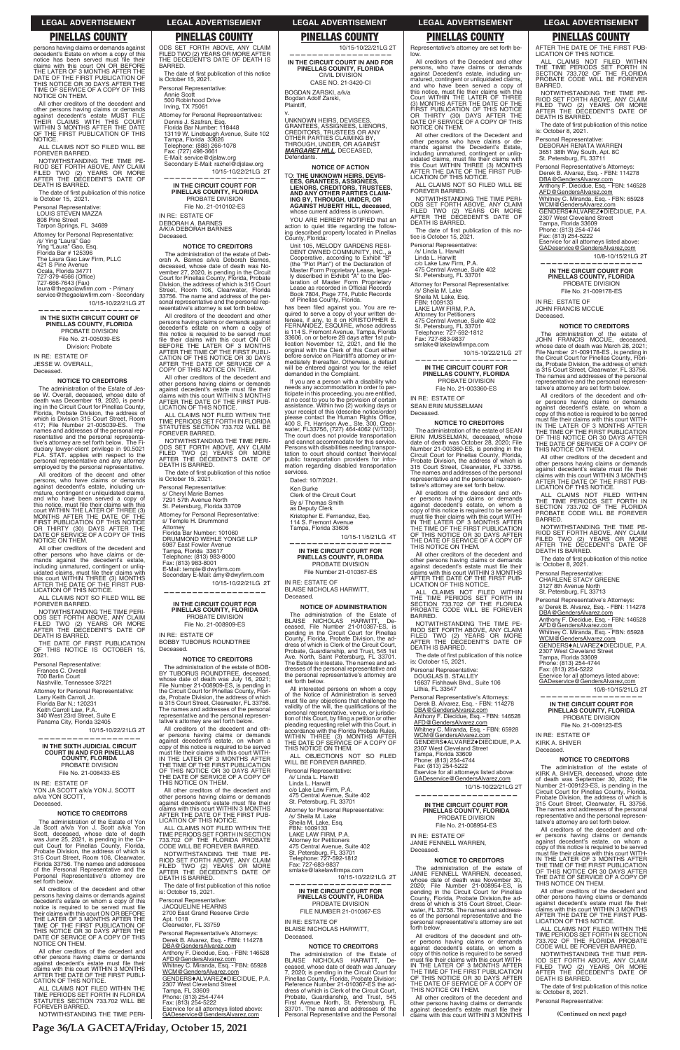persons having claims or demands against decedent's Estate on whom a copy of this notice has been served must file their claims with this court ON OR BEFORE THE LATER OF 3 MONTHS AFTER THE DATE OF THE FIRST PUBLICATION OF THIS NOTICE OR 30 DAYS AFTER THE TIME OF SERVICE OF A COPY OF THIS NOTICE ON THEM.

All other creditors of the decedent and other persons having claims or demands against decedent's estate MUST FILE THEIR CLAIMS WITH THIS COURT WITHIN 3 MONTHS AFTER THE DATE OF THE FIRST PUBLICATION OF THIS NOTICE.

ALL CLAIMS NOT SO FILED WILL BE FOREVER BARRED.

NOTWITHSTANDING THE TIME PERIOD SET FORTH ABOVE, ANY CLAIM FILED TWO (2) YEARS OR MORE AFTER THE DECEDENT'S DATE OF DEATH IS BARRED.

The date of first publication of this notice is October 15, 2021.

Personal Representative:
LOUIS STEVEN MAZZA
808 Pine Street
Tarpon Springs, FL 34689

Attorney for Personal Representative:
/s/ Ying "Laura" Gao
Ying "Laura" Gao, Esq.
Florida Bar # 125396
The Laura Gao Law Firm, PLLC
421 S Pine Avenue
Ocala, Florida 34471
727-379-4566 (Office)
727-666-7643 (Fax)
laura@thegaolawfirm.com - Primary
service@thegaolawfirm.com - Secondary

10/15-10/22/21LG 2T

---

## IN THE SIXTH CIRCUIT COURT OF PINELLAS COUNTY, FLORIDA

PROBATE DIVISION
File No. 21-005039-ES
Division: Probate

IN RE: ESTATE OF
JESSE W. OVERALL,
Deceased.

### NOTICE TO CREDITORS

The administration of the Estate of Jesse W. Overall, deceased, whose date of death was December 19, 2020, is pending in the Circuit Court for Pinellas County, Florida, Probate Division, the address of which is Division 315 Court Street, Room 417; File Number 21-005039-ES. The names and addresses of the personal representative and the personal representative's attorney are set forth below. The Fiduciary lawyer-client privilege in 90.5021 FLA. STAT. applies with respect to the personal representative and any attorney employed by the personal representative.

All creditors of the decent and other persons, who have claims or demands against decedent's estate, including unmature, contingent or unliquidated claims, and who have been served a copy of this notice, must file their claims with this court WITHIN THE LATER OF THREE (3) MONTHS AFTER THE DATE OF THE FIRST PUBLICATION OF THIS NOTICE OR THIRTY (30) DAYS AFTER THE DATE OF SERVICE OF A COPY OF THIS NOTICE ON THEM.

All other creditors of the decedent and other persons who have claims or demands against the decedent's estate, including unmatured, contingent or unliquidated claims, must file their claims with this court WITHIN THREE (3) MONTHS AFTER THE DATE OF THE FIRST PUBLICATION OF THIS NOTICE.

ALL CLAIMS NOT SO FILED WILL BE FOREVER BARRED.

NOTWITHSTANDING THE TIME PERIODS SET FORTH ABOVE, ANY CLAIM FILED TWO (2) YEARS OR MORE AFTER THE DECEDENT'S DATE OF DEATH IS BARRED.

THE DATE OF FIRST PUBLICATION OF THIS NOTICE IS OCTOBER 15, 2021.

Personal Representative:
Frances C. Overall
700 Barlin Court
Nashville, Tennessee 37221

Attorney for Personal Representative:
Larry Keith Carroll, Jr.
Florida Bar N.: 120231
Keith Carroll Law, P.A.
340 West 23rd Street, Suite E
Panama City, Florida 32405

10/15-10/22/21LG 2T

---

## IN THE SIXTH JUDICIAL CIRCUIT COURT IN AND FOR PINELLAS COUNTY, FLORIDA

PROBATE DIVISION
File No. 21-008433-ES

IN RE: ESTATE OF
YON JA SCOTT a/k/a YON J. SCOTT a/k/a YON SCOTT,
Deceased.

### NOTICE TO CREDITORS

The administration of the Estate of Yon Ja Scott a/k/a Yon J. Scott a/k/a Yon Scott, deceased, whose date of death was June 25, 2021, is pending in the Circuit Court for Pinellas County, Florida, Probate Division, the address of which is 315 Court Street, Room 106, Clearwater, Florida 33756. The names and addresses of the Personal Representative and the Personal Representative's attorney are set forth below.

All creditors of the decedent and other persons having claims or demands against decedent's estate on whom a copy of this notice is required to be served must file their claims with this court ON OR BEFORE THE LATER OF 3 MONTHS AFTER THE TIME OF THE FIRST PUBLICATION OF THIS NOTICE OR 30 DAYS AFTER THE DATE OF SERVICE OF A COPY OF THIS NOTICE ON THEM.

All other creditors of the decedent and other persons having claims or demands against decedent's estate must file their claims with this court WITHIN 3 MONTHS AFTER THE DATE OF THE FIRST PUBLICATION OF THIS NOTICE.

ALL CLAIMS NOT FILED WITHIN THE TIME PERIODS SET FORTH IN FLORIDA STATUTES SECTION 733.702 WILL BE FOREVER BARRED.

NOTWITHSTANDING THE TIME PERIODS SET FORTH ABOVE, ANY CLAIM FILED TWO (2) YEARS OR MORE AFTER THE DECEDENT'S DATE OF DEATH IS BARRED.

The date of first publication of this notice is October 15, 2021.

Personal Representative:
Annie Scott
500 Robinhood Drive
Irving, TX 75061

Attorney for Personal Representatives:
Dennis J. Szafran, Esq.
Florida Bar Number: 118448
13119 W. Linebaugh Avenue, Suite 102
Tampa, Florida 33626
Telephone: (888) 266-1078
Fax: (727) 498-3661
E-Mail: service@djslaw.org
Secondary E-Mail: rachel@djslaw.org

10/15-10/22/21LG 2T

---

## IN THE CIRCUIT COURT FOR PINELLAS COUNTY, FLORIDA

PROBATE DIVISION
File No. 21-010102-ES

IN RE: ESTATE OF
DEBORAH A. BARNES
A/K/A DEBORAH BARNES
Deceased.

### NOTICE TO CREDITORS

The administration of the estate of Deborah A. Barnes a/k/a Deborah Barnes, deceased, whose date of death was November 27, 2020, is pending in the Circuit Court for Pinellas County, Florida, Probate Division, the address of which is 315 Court Street, Room 106, Clearwater, Florida 33756. The name and address of the personal representative and the personal representative's attorney is set forth below.

All creditors of the decedent and other persons having claims or demands against decedent's estate on whom a copy of this notice is required to be served must file their claims with this court ON OR BEFORE THE LATER OF 3 MONTHS AFTER THE TIME OF THE FIRST PUBLICATION OF THIS NOTICE OR 30 DAYS AFTER THE DATE OF SERVICE OF A COPY OF THIS NOTICE ON THEM.

All other creditors of the decedent and other persons having claims or demands against decedent's estate must file their claims with this court WITHIN 3 MONTHS AFTER THE DATE OF THE FIRST PUBLICATION OF THIS NOTICE.

ALL CLAIMS NOT FILED WITHIN THE TIME PERIODS SET FORTH IN FLORIDA STATUTES SECTION 733.702 WILL BE FOREVER BARRED.

NOTWITHSTANDING THE TIME PERIODS SET FORTH ABOVE, ANY CLAIM FILED TWO (2) YEARS OR MORE AFTER THE DECEDENT'S DATE OF DEATH IS BARRED.

The date of first publication of this notice is October 15, 2021.

Personal Representative:
s/ Cheryl Marie Barnes
7291 57th Avenue North
St. Petersburg, Florida 33709

Attorney for Personal Representative:
s/ Temple H. Drummond
Attorney
Florida Bar Number: 101060
DRUMMOND WEHLE YONGE LLP
6987 East Fowler Avenue
Tampa, Florida 33617
Telephone: (813) 983-8000
Fax: (813) 983-8001
E-Mail: temple@dwyfirm.com
Secondary E-Mail: amy@dwyfirm.com

10/15-10/22/21LG 2T

---

## IN THE CIRCUIT COURT FOR PINELLAS COUNTY, FLORIDA

PROBATE DIVISION
File No. 21-008909-ES

IN RE: ESTATE OF
BOBBY TUBORUS ROUNDTREE
Deceased.

### NOTICE TO CREDITORS

The administration of the estate of BOBBY TUBORUS ROUNDTREE, deceased, whose date of death was July 16, 2021; File Number 21-008909-ES, is pending in the Circuit Court for Pinellas County, Florida, Probate Division, the address of which is 315 Court Street, Clearwater, FL 33756. The names and addresses of the personal representative and the personal representative's attorney are set forth below.

All creditors of the decedent and other persons having claims or demands against decedent's estate, on whom a copy of this notice is required to be served must file their claims with this court WITHIN THE LATER OF 3 MONTHS AFTER THE TIME OF THE FIRST PUBLICATION OF THIS NOTICE OR 30 DAYS AFTER THE DATE OF SERVICE OF A COPY OF THIS NOTICE ON THEM.

All other creditors of the decedent and other persons having claims or demands against decedent's estate must file their claims with this court WITHIN 3 MONTHS AFTER THE DATE OF THE FIRST PUBLICATION OF THIS NOTICE.

ALL CLAIMS NOT FILED WITHIN THE TIME PERIODS SET FORTH IN SECTION 733.702 OF THE FLORIDA PROBATE CODE WILL BE FOREVER BARRED.

NOTWITHSTANDING THE TIME PERIOD SET FORTH ABOVE, ANY CLAIM FILED TWO (2) YEARS OR MORE AFTER THE DECEDENT'S DATE OF DEATH IS BARRED.

The date of first publication of this notice is: October 15, 2021.

Personal Representative:
JACQUELINE HEARNS
2700 East Grand Reserve Circle
Apt. 1018
Clearwater, FL 33759

Personal Representative's Attorneys:
Derek B. Alvarez, Esq. - FBN: 114278
DBA@GendersAlvarez.com
Anthony F. Diecidue, Esq. - FBN: 146528
AFD@GendersAlvarez.com
Whitney C. Miranda, Esq. - FBN: 65928
WCM@GendersAlvarez.com
GENDERS♦ALVAREZ♦DIECIDUE, P.A.
2307 West Cleveland Street
Tampa, FL 33609
Phone: (813) 254-4744
Fax: (813) 254-5222
Eservice for all attorneys listed above:
GADeservice@GendersAlvarez.com

10/15-10/22/21LG 2T

---

10/15-10/22/21LG 2T

## IN THE CIRCUIT COURT IN AND FOR PINELLAS COUNTY, FLORIDA

CIVIL DIVISION
CASE NO. 21-3420-CI

BOGDAN ZARSKI, a/k/a
Bogdan Adolf Zarski,
Plaintiff,

v.

UNKNOWN HEIRS, DEVISEES, GRANTEES, ASSIGNEES, LIENORS, CREDITORS, TRUSTEES OR ANY OTHER PARTIES CLAIMING BY, THROUGH, UNDER, OR AGAINST ***MARGARET HILL***, DECEASED,
Defendants.

### NOTICE OF ACTION

TO: **THE UNKNOWN HEIRS, DEVISEES, GRANTEES, ASSIGNEES, LIENORS, CREDITORS, TRUSTEES, AND ANY OTHER PARTIES CLAIMING BY, THROUGH, UNDER, OR AGAINST HUBERT HILL, deceased**, whose current address is unknown.

YOU ARE HEREBY NOTIFIED that an action to quiet title regarding the following described property located in Pinellas County, Florida:

Unit 105, MELODY GARDENS RESIDENT OWNED COMMUNITY, INC., a Cooperative, according to Exhibit "B" (the "Plot Plan") of the Declaration of Master Form Proprietary Lease, legally described in Exhibit "A" to the Declaration of Master Form Proprietary Lease as recorded in Official Records Book 7804, Page 774, Public Records of Pinellas County, Florida.

has been filed against you. You are required to serve a copy of your written defenses, if any, to it on KRISTOPHER E. FERNANDEZ, ESQUIRE, whose address is 114 S. Fremont Avenue, Tampa, Florida 33606, on or before 28 days after 1st publication November 12, 2021, and file the original with the Clerk of this Court either before service on Plaintiff's attorney or immediately thereafter. Otherwise, a default will be entered against you for the relief demanded in the Complaint.

If you are a person with a disability who needs any accommodation in order to participate in this proceeding, you are entitled, at no cost to you to the provision of certain assistance. Within two (2) working days or your receipt of this (describe notice/order) please contact the Human Rights Office, 400 S. Ft. Harrison Ave., Ste. 300, Clearwater, FL33756, (727) 464-4062 (V/TDD). The court does not provide transportation and cannot accommodate for this service. Persons with disabilities needing transportation to court should contact their local public transportation providers for information regarding disabled transportation services.

Dated: 10/7/2021.

Ken Burke
Clerk of the Circuit Court
By // Thomas Smith
as Deputy Clerk
Kristopher E. Fernandez, Esq.
114 S. Fremont Avenue
Tampa, Florida 33606

10/15-11/5/21LG 4T

---

## IN THE CIRCUIT COURT FOR PINELLAS COUNTY, FLORIDA

PROBATE DIVISION
File Number 21-01367-ES

IN RE: ESTATE OF
BLAISE NICHOLAS HARWITT,
Deceased.

### NOTICE OF ADMINISTRATION

The administration of the Estate of BLAISE NICHOLAS HARWITT, Deceased, File Number 21-01367-ES, is pending in the Circuit Court for Pinellas County, Florida, Probate Division, the address of which is Clerk of the Circuit Court, Probate, Guardianship, and Trust, 545 1st Ave. North, Saint Petersburg, FL 33701. The Estate is intestate. The names and addresses of the personal representative and the personal representative's attorney are set forth below.

All interested persons on whom a copy of the Notice of Administration is served must file any objections that challenge the validity of the will, the qualifications of the personal representative, venue, or jurisdiction of this Court, by filing a petition or other pleading requesting relief with this Court, in accordance with the Florida Probate Rules, WITHIN THREE (3) MONTHS AFTER THE DATE OF SERVICE OF A COPY OF THIS NOTICE ON THEM.

ALL OBJECTIONS NOT SO FILED WILL BE FOREVER BARRED.

Personal Representative:
/s/ Linda L. Harwitt
Linda L. Harwitt
c/o Lake Law Firm, P.A.
475 Central Avenue, Suite 402
St. Petersburg, FL 33701

Attorney for Personal Representative:
/s/ Sheila M. Lake
Sheila M. Lake, Esq.
FBN: 1009133
LAKE LAW FIRM, P.A.
Attorney for Petitioners
475 Central Avenue, Suite 402
St. Petersburg, FL 33701
Telephone: 727-592-1812
Fax: 727-683-9837
smlake@lakelawfirmpa.com

10/15-10/22/21LG 2T

---

## IN THE CIRCUIT COURT FOR PINELLAS COUNTY, FLORIDA

PROBATE DIVISION
FILE NUMBER 21-01367-ES

IN RE: ESTATE OF
BLAISE NICHOLAS HARWITT,
Deceased.

### NOTICE TO CREDITORS

The administration of the Estate of BLAISE NICHOLAS HARWITT, Deceased, whose date of death was January 7, 2020; is pending in the Circuit Court for Pinellas County, Florida, Probate Division; Reference Number 21-01367-ES the address of which is Clerk of the Circuit Court, Probate, Guardianship, and Trust, 545 First Avenue North, St. Petersburg, FL 33701. The names and addresses of the Personal Representative and the Personal Representative's attorney are set forth below.

All creditors of the Decedent and other persons, who have claims or demands against Decedent's estate, including unmatured, contingent or unliquidated claims, and who have been served a copy of this notice, must file their claims with this Court WITHIN THE LATER OF THREE (3) MONTHS AFTER THE DATE OF THE FIRST PUBLICATION OF THIS NOTICE OR THIRTY (30) DAYS AFTER THE DATE OF SERVICE OF A COPY OF THIS NOTICE ON THEM.

All other creditors of the Decedent and other persons who have claims or demands against the Decedent's Estate, including unmatured, contingent or unliquidated claims, must file their claims with this Court WITHIN THREE (3) MONTHS AFTER THE DATE OF THE FIRST PUBLICATION OF THIS NOTICE.

ALL CLAIMS NOT SO FILED WILL BE FOREVER BARRED.

NOTWITHSTANDING THE TIME PERIODS SET FORTH ABOVE, ANY CLAIM FILED TWO (2) YEARS OR MORE AFTER THE DECEDENT'S DATE OF DEATH IS BARRED.

The date of first publication of this notice is October 15, 2021.

Personal Representative:
/s/ Linda L. Harwitt
Linda L. Harwitt
c/o Lake Law Firm, P.A.
475 Central Avenue, Suite 402
St. Petersburg, FL 33701

Attorney for Personal Representative:
/s/ Sheila M. Lake
Sheila M. Lake, Esq.
FBN: 1009133
LAKE LAW FIRM, P.A.
Attorney for Petitioners
475 Central Avenue, Suite 402
St. Petersburg, FL 33701
Telephone: 727-592-1812
Fax: 727-683-9837
smlake@lakelawfirmpa.com

10/15-10/22/21LG 2T

---

## IN THE CIRCUIT COURT FOR PINELLAS COUNTY, FLORIDA

PROBATE DIVISION
File No. 21-003360-ES

IN RE: ESTATE OF
SEAN ERIN MUSSELMAN
Deceased.

### NOTICE TO CREDITORS

The administration of the estate of SEAN ERIN MUSSELMAN, deceased, whose date of death was October 28, 2020; File Number 21-003360-ES, is pending in the Circuit Court for Pinellas County, Florida, Probate Division, the address of which is 315 Court Street, Clearwater, FL 33756. The names and addresses of the personal representative and the personal representative's attorney are set forth below.

All creditors of the decedent and other persons having claims or demands against decedent's estate, on whom a copy of this notice is required to be served must file their claims with this court WITHIN THE LATER OF 3 MONTHS AFTER THE TIME OF THE FIRST PUBLICATION OF THIS NOTICE OR 30 DAYS AFTER THE DATE OF SERVICE OF A COPY OF THIS NOTICE ON THEM.

All other creditors of the decedent and other persons having claims or demands against decedent's estate must file their claims with this court WITHIN 3 MONTHS AFTER THE DATE OF THE FIRST PUBLICATION OF THIS NOTICE.

ALL CLAIMS NOT FILED WITHIN THE TIME PERIODS SET FORTH IN SECTION 733.702 OF THE FLORIDA PROBATE CODE WILL BE FOREVER BARRED.

NOTWITHSTANDING THE TIME PERIOD SET FORTH ABOVE, ANY CLAIM FILED TWO (2) YEARS OR MORE AFTER THE DECEDENT'S DATE OF DEATH IS BARRED.

The date of first publication of this notice is: October 15, 2021.

Personal Representative:
DOUGLAS B. STALLEY
16637 Fishhawk Blvd., Suite 106
Lithia, FL 33547

Personal Representative's Attorneys:
Derek B. Alvarez, Esq. - FBN: 114278
DBA@GendersAlvarez.com
Anthony F. Diecidue, Esq. - FBN: 146528
AFD@GendersAlvarez.com
Whitney C. Miranda, Esq. - FBN: 65928
WCM@GendersAlvarez.com
GENDERS♦ALVAREZ♦DIECIDUE, P.A.
2307 West Cleveland Street
Tampa, Florida 33609
Phone: (813) 254-4744
Fax: (813) 254-5222
Eservice for all attorneys listed above:
GADeservice@GendersAlvarez.com

10/15-10/22/21LG 2T

---

## IN THE CIRCUIT COURT FOR PINELLAS COUNTY, FLORIDA

PROBATE DIVISION
File No. 21-008954-ES

IN RE: ESTATE OF
JANIE FENNELL WARREN,
Deceased.

### NOTICE TO CREDITORS

The administration of the estate of JANIE FENNELL WARREN, deceased, whose date of death was November 30, 2020; File Number 21-008954-ES, is pending in the Circuit Court for Pinellas County, Florida, Probate Division, the address of which is 315 Court Street, Clearwater, FL 33756. The names and addresses of the personal representative and the personal representative's attorney are set forth below.

All creditors of the decedent and other persons having claims or demands against decedent's estate, on whom a copy of this notice is required to be served must file their claims with this court WITHIN THE LATER OF 3 MONTHS AFTER THE TIME OF THE FIRST PUBLICATION OF THIS NOTICE OR 30 DAYS AFTER THE DATE OF SERVICE OF A COPY OF THIS NOTICE ON THEM.

All other creditors of the decedent and other persons having claims or demands against decedent's estate must file their claims with this court WITHIN 3 MONTHS AFTER THE DATE OF THE FIRST PUBLICATION OF THIS NOTICE.

ALL CLAIMS NOT FILED WITHIN THE TIME PERIODS SET FORTH IN SECTION 733.702 OF THE FLORIDA PROBATE CODE WILL BE FOREVER BARRED.

NOTWITHSTANDING THE TIME PERIOD SET FORTH ABOVE, ANY CLAIM FILED TWO (2) YEARS OR MORE AFTER THE DECEDENT'S DATE OF DEATH IS BARRED.

The date of first publication of this notice is: October 8, 2021.

Personal Representative:
DEBORAH RENATA WARREN
3651 38th Way South, Apt. 8C
St. Petersburg, FL 33711

Personal Representative's Attorneys:
Derek B. Alvarez, Esq. - FBN: 114278
DBA@GendersAlvarez.com
Anthony F. Diecidue, Esq. - FBN: 146528
AFD@GendersAlvarez.com
Whitney C. Miranda, Esq. - FBN: 65928
WCM@GendersAlvarez.com
GENDERS♦ALVAREZ♦DIECIDUE, P.A.
2307 West Cleveland Street
Tampa, Florida 33609
Phone: (813) 254-4744
Fax: (813) 254-5222
Eservice for all attorneys listed above:
GADeservice@GendersAlvarez.com

10/8-10/15/21LG 2T

---

## IN THE CIRCUIT COURT FOR PINELLAS COUNTY, FLORIDA

PROBATE DIVISION
File No. 21-009178-ES

IN RE: ESTATE OF
JOHN FRANCIS MCCUE
Deceased.

### NOTICE TO CREDITORS

The administration of the estate of JOHN FRANCIS MCCUE, deceased, whose date of death was March 28, 2021; File Number 21-009178-ES, is pending in the Circuit Court for Pinellas County, Florida, Probate Division, the address of which is 315 Court Street, Clearwater, FL 33756. The names and addresses of the personal representative and the personal representative's attorney are set forth below.

All creditors of the decedent and other persons having claims or demands against decedent's estate, on whom a copy of this notice is required to be served must file their claims with this court WITHIN THE LATER OF 3 MONTHS AFTER THE TIME OF THE FIRST PUBLICATION OF THIS NOTICE OR 30 DAYS AFTER THE DATE OF SERVICE OF A COPY OF THIS NOTICE ON THEM.

All other creditors of the decedent and other persons having claims or demands against decedent's estate must file their claims with this court WITHIN 3 MONTHS AFTER THE DATE OF THE FIRST PUBLICATION OF THIS NOTICE.

ALL CLAIMS NOT FILED WITHIN THE TIME PERIODS SET FORTH IN SECTION 733.702 OF THE FLORIDA PROBATE CODE WILL BE FOREVER BARRED.

NOTWITHSTANDING THE TIME PERIOD SET FORTH ABOVE, ANY CLAIM FILED TWO (2) YEARS OR MORE AFTER THE DECEDENT'S DATE OF DEATH IS BARRED.

The date of first publication of this notice is: October 8, 2021.

Personal Representative:
CHARLENE STACY GREENE
3127 8th Avenue North
St. Petersburg, FL 33713

Personal Representative's Attorneys:
s/ Derek B. Alvarez, Esq. - FBN: 114278
DBA@GendersAlvarez.com
Anthony F. Diecidue, Esq. - FBN: 146528
AFD@GendersAlvarez.com
Whitney C. Miranda, Esq. - FBN: 65928
WCM@GendersAlvarez.com
GENDERS♦ALVAREZ♦DIECIDUE, P.A.
2307 West Cleveland Street
Tampa, Florida 33609
Phone: (813) 254-4744
Fax: (813) 254-5222
Eservice for all attorneys listed above:
GADeservice@GendersAlvarez.com

10/8-10/15/21LG 2T

---

## IN THE CIRCUIT COURT FOR PINELLAS COUNTY, FLORIDA

PROBATE DIVISION
File No. 21-009123-ES

IN RE: ESTATE OF
KIRK A. SHIVER
Deceased.

### NOTICE TO CREDITORS

The administration of the estate of KIRK A. SHIVER, deceased, whose date of death was September 30, 2020; File Number 21-009123-ES, is pending in the Circuit Court for Pinellas County, Florida, Probate Division, the address of which is 315 Court Street, Clearwater, FL 33756. The names and addresses of the personal representative and the personal representative's attorney are set forth below.

All creditors of the decedent and other persons having claims or demands against decedent's estate, on whom a copy of this notice is required to be served must file their claims with this court WITHIN THE LATER OF 3 MONTHS AFTER THE TIME OF THE FIRST PUBLICATION OF THIS NOTICE OR 30 DAYS AFTER THE DATE OF SERVICE OF A COPY OF THIS NOTICE ON THEM.

All other creditors of the decedent and other persons having claims or demands against decedent's estate must file their claims with this court WITHIN 3 MONTHS AFTER THE DATE OF THE FIRST PUBLICATION OF THIS NOTICE.

ALL CLAIMS NOT FILED WITHIN THE TIME PERIODS SET FORTH IN SECTION 733.702 OF THE FLORIDA PROBATE CODE WILL BE FOREVER BARRED.

NOTWITHSTANDING THE TIME PERIOD SET FORTH ABOVE, ANY CLAIM FILED TWO (2) YEARS OR MORE AFTER THE DECEDENT'S DATE OF DEATH IS BARRED.

The date of first publication of this notice is: October 8, 2021.

Personal Representative:

**(Continued on next page)**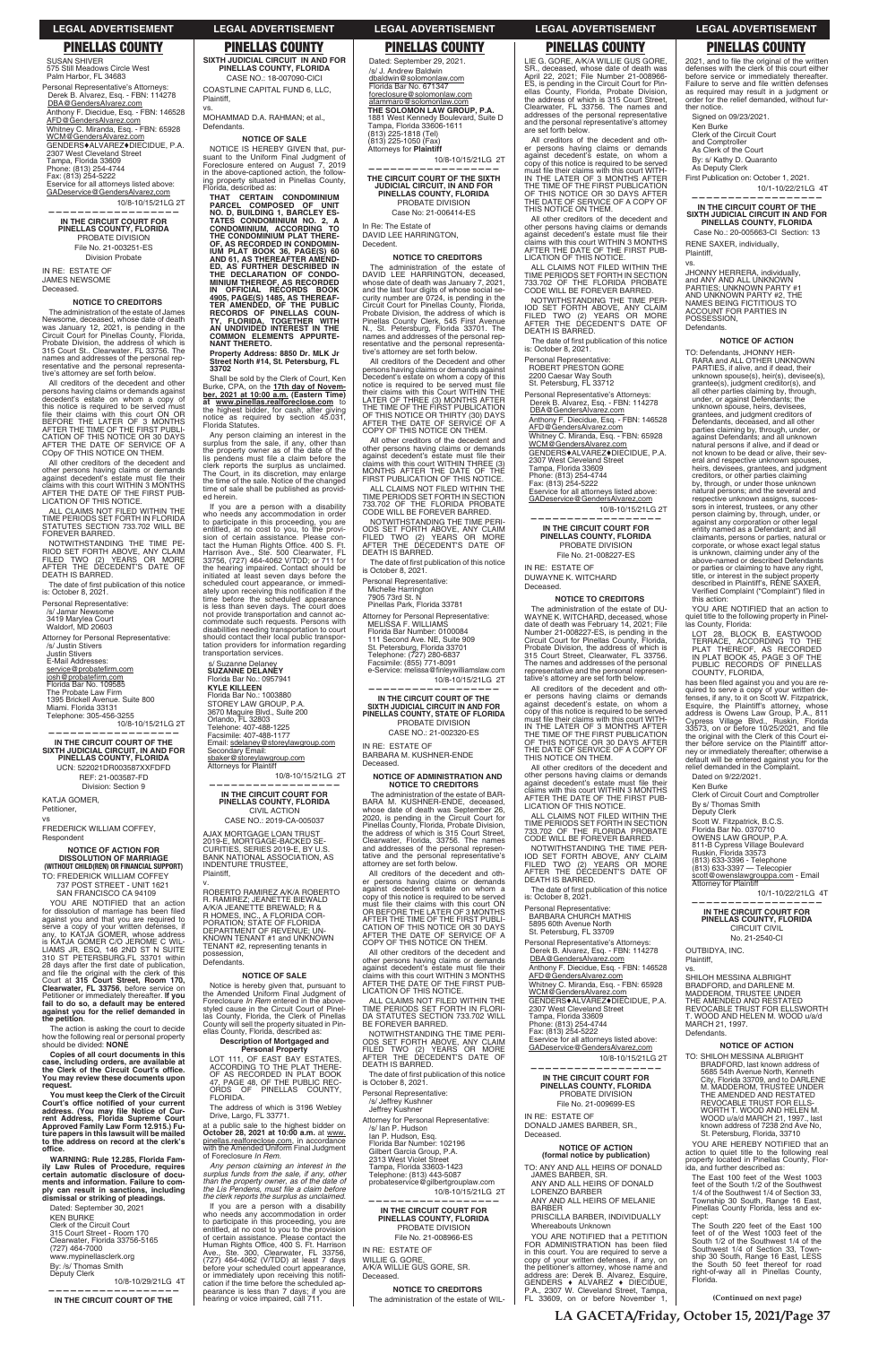## PINELLAS COUNTY

SUSAN SHIVER
575 Still Meadows Circle West
Palm Harbor, FL 34683

Personal Representative's Attorneys:
Derek B. Alvarez, Esq. - FBN: 114278
DBA@GendersAlvarez.com
Anthony F. Diecidue, Esq. - FBN: 146528
AFD@GendersAlvarez.com
Whitney C. Miranda, Esq. - FBN: 65928
WCM@GendersAlvarez.com
GENDERS♦ALVAREZ♦DIECIDUE, P.A.
2307 West Cleveland Street
Tampa, Florida 33609
Phone: (813) 254-4744
Fax: (813) 254-5222
Eservice for all attorneys listed above:
GADeservice@GendersAlvarez.com

10/8-10/15/21LG 2T

---

**IN THE CIRCUIT COURT FOR PINELLAS COUNTY, FLORIDA**
PROBATE DIVISION
File No. 21-003251-ES
Division Probate

IN RE: ESTATE OF
JAMES NEWSOME
Deceased.

**NOTICE TO CREDITORS**

The administration of the estate of James Newsome, deceased, whose date of death was January 12, 2021, is pending in the Circuit Court for Pinellas County, Florida, Probate Division, the address of which is 315 Court St., Clearwater, FL 33756. The names and addresses of the personal representative and the personal representative's attorney are set forth below.

All creditors of the decedent and other persons having claims or demands against decedent's estate on whom a copy of this notice is required to be served must file their claims with this court ON OR BEFORE THE LATER OF 3 MONTHS AFTER THE TIME OF THE FIRST PUBLICATION OF THIS NOTICE OR 30 DAYS AFTER THE DATE OF SERVICE OF A COpy OF THIS NOTICE ON THEM.

All other creditors of the decedent and other persons having claims or demands against decedent's estate must file their claims with this court WITHIN 3 MONTHS AFTER THE DATE OF THE FIRST PUBLICATION OF THIS NOTICE.

ALL CLAIMS NOT FILED WITHIN THE TIME PERIODS SET FORTH IN FLORIDA STATUTES SECTION 733.702 WILL BE FOREVER BARRED.

NOTWITHSTANDING THE TIME PERIOD SET FORTH ABOVE, ANY CLAIM FILED TWO (2) YEARS OR MORE AFTER THE DECEDENT'S DATE OF DEATH IS BARRED.

The date of first publication of this notice is: October 8, 2021.

Personal Representative:
/s/ Jamar Newsome
3419 Marylea Court
Waldorf, MD 20603

Attorney for Personal Representative:
/s/ Justin Stivers
Justin Stivers
E-Mail Addresses:
service@probatefirm.com
josh@probatefirm.com
Florida Bar No. 109585
The Probate Law Firm
1395 Brickell Avenue. Suite 800
Miami. Florida 33131
Telephone: 305-456-3255

10/8-10/15/21LG 2T

---

**IN THE CIRCUIT COURT OF THE SIXTH JUDICIAL CIRCUIT, IN AND FOR PINELLAS COUNTY, FLORIDA**
UCN: 522021DR003587XXFDFD
REF: 21-003587-FD
Division: Section 9

KATJA GOMER,
Petitioner,
vs
FREDERICK WILLIAM COFFEY,
Respondent

**NOTICE OF ACTION FOR DISSOLUTION OF MARRIAGE (WITHOUT CHILD(REN) OR FINANCIAL SUPPORT)**

TO: FREDERICK WILLIAM COFFEY
737 POST STREET - UNIT 1621
SAN FRANCISCO CA 94109

YOU ARE NOTIFIED that an action for dissolution of marriage has been filed against you and that you are required to serve a copy of your written defenses, if any, to KATJA GOMER, whose address is KATJA GOMER C/O JEROME C WILLIAMS JR, ESQ. 146 2ND ST N SUITE 310 ST PETERSBURG,FL 33701 within 28 days after the first date of publication, and file the original with the clerk of this Court at **315 Court Street, Room 170, Clearwater, FL 33756**, before service on Petitioner or immediately thereafter. **If you fail to do so, a default may be entered against you for the relief demanded in the petition**.

The action is asking the court to decide how the following real or personal property should be divided: **NONE**

**Copies of all court documents in this case, including orders, are available at the Clerk of the Circuit Court's office. You may review these documents upon request.**

**You must keep the Clerk of the Circuit Court's office notified of your current address. (You may file Notice of Current Address, Florida Supreme Court Approved Family Law Form 12.915.) Future papers in this lawsuit will be mailed to the address on record at the clerk's office.**

**WARNING: Rule 12.285, Florida Family Law Rules of Procedure, requires certain automatic disclosure of documents and information. Failure to comply can result in sanctions, including dismissal or striking of pleadings.**

Dated: September 30, 2021
KEN BURKE
Clerk of the Circuit Court
315 Court Street - Room 170
Clearwater, Florida 33756-5165
(727) 464-7000
www.mypinellasclerk.org
By: /s/ Thomas Smith
Deputy Clerk

10/8-10/29/21LG 4T

---

**IN THE CIRCUIT COURT OF THE SIXTH JUDICIAL CIRCUIT IN AND FOR PINELLAS COUNTY, FLORIDA**
CASE NO.: 18-007090-CICI

COASTLINE CAPITAL FUND 6, LLC,
Plaintiff,
vs.
MOHAMMAD D.A. RAHMAN; et al.,
Defendants.

**NOTICE OF SALE**

NOTICE IS HEREBY GIVEN that, pursuant to the Uniform Final Judgment of Foreclosure entered on August 7, 2019 in the above-captioned action, the following property situated in Pinellas County, Florida, described as:

**THAT CERTAIN CONDOMINIUM PARCEL COMPOSED OF UNIT NO. D, BUILDING 1, BARCLEY ESTATES CONDOMINIUM NO. 2, A CONDOMINIUM, ACCORDING TO THE CONDOMINIUM PLAT THEREOF, AS RECORDED IN CONDOMINIUM PLAT BOOK 36, PAGE(S) 60 AND 61, AS THEREAFTER AMENDED, AS FURTHER DESCRIBED IN THE DECLARATION OF CONDOMINIUM RECORDED IN OFFICIAL RECORDS BOOK 4905, PAGE(S) 1485, AS THEREAFTER AMENDED, OF THE PUBLIC RECORDS OF PINELLAS COUNTY, FLORIDA, TOGETHER WITH AN UNDIVIDED INTEREST IN THE COMMON ELEMENTS APPURTENANT THERETO.**

**Property Address: 8850 Dr. MLK Jr Street North #14, St. Petersburg, FL 33702**

Shall be sold by the Clerk of Court, Ken Burke, CPA, on the **17th day of November, 2021 at 10:00 a.m. (Eastern Time) at www.pinellas.realforeclose.com** to the highest bidder, for cash, after giving notice as required by section 45.031, Florida Statutes.

Any person claiming an interest in the surplus from the sale, if any, other than the property owner as of the date of the lis pendens must file a claim before the clerk reports the surplus as unclaimed. The Court, in its discretion, may enlarge the time of the sale. Notice of the changed time of sale shall be published as provided herein.

If you are a person with a disability who needs any accommodation in order to participate in this proceeding, you are entitled, at no cost to you, to the provision of certain assistance. Please contact the Human Rights Office. 400 S. Ft. Harrison Ave., Ste. 500 Clearwater, FL 33756, (727) 464-4062 V/TDD; or 711 for the hearing impaired. Contact should be initiated at least seven days before the scheduled court appearance, or immediately upon receiving this notification if the time before the scheduled appearance is less than seven days. The court does not provide transportation and cannot accommodate such requests. Persons with disabilities needing transportation to court should contact their local public transportation providers for information regarding transportation services.

s/ Suzanne Delaney
**SUZANNE DELANEY**
Florida Bar No.: 0957941
**KYLE KILLEEN**
Florida Bar No.: 1003880
STOREY LAW GROUP, P.A.
3670 Maguire Blvd., Suite 200
Orlando, FL 32803
Telephone: 407-488-1225
Facsimile: 407-488-1177
Email: sdelaney@storeylawgroup.com
Secondary Email:
sbaker@storeylawgroup.com
Attorneys for Plaintiff

10/8-10/15/21LG 2T

---

**IN THE CIRCUIT COURT FOR PINELLAS COUNTY, FLORIDA**
CIVIL ACTION
CASE NO.: 2019-CA-005037

AJAX MORTGAGE LOAN TRUST 2019-E, MORTGAGE-BACKED SECURITIES, SERIES 2019-E, BY U.S. BANK NATIONAL ASSOCIATION, AS INDENTURE TRUSTEE,
Plaintiff,
v.
ROBERTO RAMIREZ A/K/A ROBERTO R. RAMIREZ; JEANETTE BIEWALD A/K/A JEANETTE BREWALD; R & R HOMES, INC., A FLORIDA CORPORATION; STATE OF FLORIDA DEPARTMENT OF REVENUE; UNKNOWN TENANT #1 and UNKNOWN TENANT #2, representing tenants in possession,
Defendants.

**NOTICE OF SALE**

Notice is hereby given that, pursuant to the Amended Uniform Final Judgment of Foreclosure *In Rem* entered in the above-styled cause in the Circuit Court of Pinellas County, Florida, the Clerk of Pinellas County will sell the property situated in Pinellas County, Florida, described as:

**Description of Mortgaged and Personal Property**

LOT 111, OF EAST BAY ESTATES, ACCORDING TO THE PLAT THEREOF, AS RECORDED IN PLAT BOOK 47, PAGE 48, OF THE PUBLIC RECORDS OF PINELLAS COUNTY, FLORIDA.

The address of which is 3196 Webley Drive, Largo, FL 33771.

at a public sale to the highest bidder on **October 28, 2021 at 10:00 a.m.** at www.pinellas.realforeclose.com, in accordance with the Amended Uniform Final Judgment of Foreclosure *In Rem*.

*Any person claiming an interest in the surplus funds from the sale, if any, other than the property owner, as of the date of the Lis Pendens, must file a claim before the clerk reports the surplus as unclaimed.*

If you are a person with a disability who needs any accommodation in order to participate in this proceeding, you are entitled, at no cost to you to the provision of certain assistance. Please contact the Human Rights Office, 400 S. Ft. Harrison Ave., Ste. 300, Clearwater, FL 33756, (727) 464-4062 (V/TDD) at least 7 days before your scheduled court appearance, or immediately upon receiving this notification if the time before the scheduled appearance is less than 7 days; if you are hearing or voice impaired, call 711.

Dated: September 29, 2021.
/s/ J. Andrew Baldwin
dbaldwin@solomonlaw.com
Florida Bar No. 671347
foreclosure@solomonlaw.com
atammaro@solomonlaw.com
**THE SOLOMON LAW GROUP, P.A.**
1881 West Kennedy Boulevard, Suite D
Tampa, Florida 33606-1611
(813) 225-1818 (Tel)
(813) 225-1050 (Fax)
Attorneys for **Plaintiff**

10/8-10/15/21LG 2T

---

**THE CIRCUIT COURT OF THE SIXTH JUDICIAL CIRCUIT, IN AND FOR PINELLAS COUNTY, FLORIDA**
PROBATE DIVISION
Case No: 21-006414-ES

In Re: The Estate of
DAVID LEE HARRINGTON,
Decedent.

**NOTICE TO CREDITORS**

The administration of the estate of DAVID LEE HARRINGTON, deceased, whose date of death was January 7, 2021, and the last four digits of whose social security number are 0724, is pending in the Circuit Court for Pinellas County, Florida, Probate Division, the address of which is Pinellas County Clerk, 545 First Avenue N., St. Petersburg, Florida 33701. The names and addresses of the personal representative and the personal representative's attorney are set forth below.

All creditors of the Decedent and other persons having claims or demands against Decedent's estate on whom a copy of this notice is required to be served must file their claims with this court WITHIN THE LATER OF THREE (3) MONTHS AFTER THE TIME OF THE FIRST PUBLICATION OF THIS NOTICE OR THIRTY (30) DAYS AFTER THE DATE OF SERVICE OF A COPY OF THIS NOTICE ON THEM.

All other creditors of the decedent and other persons having claims or demands against decedent's estate must file their claims with this court WITHIN THREE (3) MONTHS AFTER THE DATE OF THE FIRST PUBLICATION OF THIS NOTICE.

ALL CLAIMS NOT FILED WITHIN THE TIME PERIODS SET FORTH IN SECTION 733.702 OF THE FLORIDA PROBATE CODE WILL BE FOREVER BARRED.

NOTWITHSTANDING THE TIME PERIODS SET FORTH ABOVE, ANY CLAIM FILED TWO (2) YEARS OR MORE AFTER THE DECEDENT'S DATE OF DEATH IS BARRED.

The date of first publication of this notice is October 8, 2021.

Personal Representative:
Michelle Harrington
7905 73rd St. N
Pinellas Park, Florida 33781

Attorney for Personal Representative:
MELISSA F. WILLIAMS
Florida Bar Number: 0100084
111 Second Ave. NE, Suite 909
St. Petersburg, Florida 33701
Telephone: (727) 280-6837
Facsimile: (855) 771-8091
e-Service: melissa@finleywilliamslaw.com

10/8-10/15/21LG 2T

---

**IN THE CIRCUIT COURT OF THE SIXTH JUDICIAL CIRCUIT, IN AND FOR PINELLAS COUNTY, STATE OF FLORIDA**
PROBATE DIVISION
CASE NO.: 21-002320-ES

IN RE: ESTATE OF
BARBARA M. KUSHNER-ENDE
Deceased.

**NOTICE OF ADMINISTRATION AND NOTICE TO CREDITORS**

The administration of the estate of BARBARA M. KUSHNER-ENDE, deceased, whose date of death was September 26, 2020, is pending in the Circuit Court for Pinellas County, Florida, Probate Division, the address of which is 315 Court Street, Clearwater, Florida, 33756. The names and addresses of the personal representative and the personal representative's attorney are set forth below.

All creditors of the decedent and other persons having claims or demands against decedent's estate, on whom a copy of this notice is required to be served must file their claims with this court ON OR BEFORE THE LATER OF 3 MONTHS AFTER THE TIME OF THE FIRST PUBLICATION OF THIS NOTICE OR 30 DAYS AFTER THE DATE OF SERVICE OF A COPY OF THIS NOTICE ON THEM.

All other creditors of the decedent and other persons having claims or demands against decedent's estate must file their claims with this court WITHIN 3 MONTHS AFTER THE DATE OF THE FIRST PUBLICATION OF THIS NOTICE.

ALL CLAIMS NOT FILED WITHIN THE TIME PERIODS SET FORTH IN FLORIDA STATUTES SECTION 733.702 WILL BE FOREVER BARRED.

NOTWITHSTANDING THE TIME PERIODS SET FORTH ABOVE, ANY CLAIM FILED TWO (2) YEARS OR MORE AFTER THE DECEDENT'S DATE OF DEATH IS BARRED.

The date of first publication of this notice is October 8, 2021.

Personal Representative:
/s/ Jeffrey Kushner
Jeffrey Kushner

Attorney for Personal Representative:
/s/ Ian P. Hudson
Ian P. Hudson, Esq.
Florida Bar Number: 102196
Gilbert Garcia Group, P.A.
2313 West Violet Street
Tampa, Florida 33603-1423
Telephone: (813) 443-5087
probateservice@gilbertgrouplaw.com

10/8-10/15/21LG 2T

---

**IN THE CIRCUIT COURT FOR PINELLAS COUNTY, FLORIDA**
PROBATE DIVISION
File No. 21-008966-ES

IN RE: ESTATE OF
WILLIE G. GORE,
A/K/A WILLIE GUS GORE, SR.
Deceased.

**NOTICE TO CREDITORS**

The administration of the estate of WILLIE G. GORE, A/K/A WILLIE GUS GORE, SR., deceased, whose date of death was April 22, 2021; File Number 21-008966-ES, is pending in the Circuit Court for Pinellas County, Florida, Probate Division, the address of which is 315 Court Street, Clearwater, FL 33756. The names and addresses of the personal representative and the personal representative's attorney are set forth below.

All creditors of the decedent and other persons having claims or demands against decedent's estate, on whom a copy of this notice is required to be served must file their claims with this court WITHIN THE LATER OF THREE MONTHS AFTER THE TIME OF THE FIRST PUBLICATION OF THIS NOTICE OR 30 DAYS AFTER THE DATE OF SERVICE OF A COPY OF THIS NOTICE ON THEM.

All other creditors of the decedent and other persons having claims or demands against decedent's estate must file their claims with this court WITHIN 3 MONTHS AFTER THE DATE OF THE FIRST PUBLICATION OF THIS NOTICE.

ALL CLAIMS NOT FILED WITHIN THE TIME PERIODS SET FORTH IN SECTION 733.702 OF THE FLORIDA PROBATE CODE WILL BE FOREVER BARRED.

NOTWITHSTANDING THE TIME PERIOD SET FORTH ABOVE, ANY CLAIM FILED TWO (2) YEARS OR MORE AFTER THE DECEDENT'S DATE OF DEATH IS BARRED.

The date of first publication of this notice is: October 8, 2021.

Personal Representative:
ROBERT PRESTON GORE
2200 Caesar Way South
St. Petersburg, FL 33712

Personal Representative's Attorneys:
Derek B. Alvarez, Esq. - FBN: 114278
DBA@GendersAlvarez.com
Anthony F. Diecidue, Esq. - FBN: 146528
AFD@GendersAlvarez.com
Whitney C. Miranda, Esq. - FBN: 65928
WCM@GendersAlvarez.com
GENDERS♦ALVAREZ♦DIECIDUE, P.A.
2307 West Cleveland Street
Tampa, Florida 33609
Phone: (813) 254-4744
Fax: (813) 254-5222
Eservice for all attorneys listed above:
GADeservice@GendersAlvarez.com

10/8-10/15/21LG 2T

---

**IN THE CIRCUIT COURT FOR PINELLAS COUNTY, FLORIDA**
PROBATE DIVISION
File No. 21-008227-ES

IN RE: ESTATE OF
DUWAYNE K. WITCHARD
Deceased.

**NOTICE TO CREDITORS**

The administration of the estate of DUWAYNE K. WITCHARD, deceased, whose date of death was February 14, 2021; File Number 21-008227-ES, is pending in the Circuit Court for Pinellas County, Florida, Probate Division, the address of which is 315 Court Street, Clearwater, FL 33756. The names and addresses of the personal representative and the personal representative's attorney are set forth below.

All creditors of the decedent and other persons having claims or demands against decedent's estate, on whom a copy of this notice is required to be served must file their claims with this court WITHIN THE LATER OF 3 MONTHS AFTER THE TIME OF THE FIRST PUBLICATION OF THIS NOTICE OR 30 DAYS AFTER THE DATE OF SERVICE OF A COPY OF THIS NOTICE ON THEM.

All other creditors of the decedent and other persons having claims or demands against decedent's estate must file their claims with this court WITHIN 3 MONTHS AFTER THE DATE OF THE FIRST PUBLICATION OF THIS NOTICE.

ALL CLAIMS NOT FILED WITHIN THE TIME PERIODS SET FORTH IN SECTION 733.702 OF THE FLORIDA PROBATE CODE WILL BE FOREVER BARRED.

NOTWITHSTANDING THE TIME PERIOD SET FORTH ABOVE, ANY CLAIM FILED TWO (2) YEARS OR MORE AFTER THE DECEDENT'S DATE OF DEATH IS BARRED.

The date of first publication of this notice is: October 8, 2021.

Personal Representative:
BARBARA CHURCH MATHIS
5895 60th Avenue North
St. Petersburg, FL 33709

Personal Representative's Attorneys:
Derek B. Alvarez, Esq. - FBN: 114278
DBA@GendersAlvarez.com
Anthony F. Diecidue, Esq. - FBN: 146528
AFD@GendersAlvarez.com
Whitney C. Miranda, Esq. - FBN: 65928
WCM@GendersAlvarez.com
GENDERS♦ALVAREZ♦DIECIDUE, P.A.
2307 West Cleveland Street
Tampa, Florida 33609
Phone: (813) 254-4744
Fax: (813) 254-5222
Eservice for all attorneys listed above:
GADeservice@GendersAlvarez.com

10/8-10/15/21LG 2T

---

**IN THE CIRCUIT COURT FOR PINELLAS COUNTY, FLORIDA**
PROBATE DIVISION
File No. 21-009699-ES

IN RE: ESTATE OF
DONALD JAMES BARBER, SR.,
Deceased.

**NOTICE OF ACTION (formal notice by publication)**

TO: ANY AND ALL HEIRS OF DONALD JAMES BARBER, SR.
ANY AND ALL HEIRS OF DONALD LORENZO BARBER
ANY AND ALL HEIRS OF MELANIE BARBER
PRISCILLA BARBER, INDIVIDUALLY
Whereabouts Unknown

YOU ARE NOTIFIED that a PETITION FOR ADMINISTRATION has been filed in this court. You are required to serve a copy of your written defenses, if any, on the petitioner's attorney, whose name and address are: Derek B. Alvarez, Esquire, GENDERS ♦ ALVAREZ ♦ DIECIDUE, P.A., 2307 W. Cleveland Street, Tampa, FL 33609, on or before November 1, 2021, and to file the original of the written defenses with the clerk of this court either before service or immediately thereafter. Failure to serve and file written defenses as required may result in a judgment or order for the relief demanded, without further notice.

Signed on 09/23/2021.
Ken Burke
Clerk of the Circuit Court and Comptroller
As Clerk of the Court
By: s/ Kathy D. Quaranto
As Deputy Clerk

First Publication on: October 1, 2021.

10/1-10/22/21LG 4T

---

**IN THE CIRCUIT COURT OF THE SIXTH JUDICIAL CIRCUIT IN AND FOR PINELLAS COUNTY, FLORIDA**
Case No.: 20-005663-CI Section: 13

RENE SAXER, individually,
Plaintiff,
vs.
JHONNY HERRERA, individually, and ANY AND ALL UNKNOWN PARTIES; UNKNOWN PARTY #1 AND UNKNOWN PARTY #2, THE NAMES BEING FICTITIOUS TO ACCOUNT FOR PARTIES IN POSSESSION,
Defendants.

**NOTICE OF ACTION**

TO: Defendants, JHONNY HERRARA and ALL OTHER UNKNOWN PARTIES, if alive, and if dead, their unknown spouse(s), heir(s), devisee(s), grantee(s), judgment creditor(s), and all other parties claiming by, through, under, or against Defendants; the unknown spouse, heirs, devisees, grantees, and judgment creditors of Defendants, deceased, and all other parties claiming by, through, under, or against Defendants; and all unknown natural persons if alive, and if dead or not known to be dead or alive, their several and respective unknown spouses, heirs, devisees, grantees, and judgment creditors, or other parties claiming by, through, or under those unknown natural persons; and the several and respective unknown assigns, successors in interest, trustees, or any other person claiming by, through, under, or against any corporation or other legal entity named as a Defendant; and all claimants, persons or parties, natural or corporate, or whose exact legal status is unknown, claiming under any of the above-named or described Defendants or parties or claiming to have any right, title, or interest in the subject property described in Plaintiff's, RENE SAXER, Verified Complaint ("Complaint") filed in this action:

YOU ARE NOTIFIED that an action to quiet title to the following property in Pinellas County, Florida:

LOT 28, BLOCK B, EASTWOOD TERRACE, ACCORDING TO THE PLAT THEREOF, AS RECORDED IN PLAT BOOK 45, PAGE 3 OF THE PUBLIC RECORDS OF PINELLAS COUNTY, FLORIDA,

has been filed against you and you are required to serve a copy of your written defenses, if any, to it on Scott W. Fitzpatrick, Esquire, the Plaintiff's attorney, whose address is Owens Law Group, P.A., 811 Cypress Village Blvd., Ruskin, Florida 33573, on or before 10/25/2021, and file the original with the Clerk of this Court either before service on the Plaintiff' attorney or immediately thereafter; otherwise a default will be entered against you for the relief demanded in the Complaint.

Dated on 9/22/2021.
Ken Burke
Clerk of Circuit Court and Comptroller
By s/ Thomas Smith
Deputy Clerk

Scott W. Fitzpatrick, B.C.S.
Florida Bar No. 0370710
OWENS LAW GROUP, P.A.
811-B Cypress Village Boulevard
Ruskin, Florida 33573
(813) 633-3396 - Telephone
(813) 633-3397 — Telecopier
scott@owenslawgrouppa.com - Email
Attorney for Plaintiff

10/1-10/22/21LG 4T

---

**IN THE CIRCUIT COURT FOR PINELLAS COUNTY, FLORIDA**
CIRCUIT CIVIL
No. 21-2540-CI

OUTBIDYA, INC.
Plaintiff,
vs.
SHILOH MESSINA ALBRIGHT BRADFORD, and DARLENE M. MADDEROM, TRUSTEE UNDER THE AMENDED AND RESTATED REVOCABLE TRUST FOR ELLSWORTH T. WOOD AND HELEN M. WOOD u/a/d MARCH 21, 1997.
Defendants.

**NOTICE OF ACTION**

TO: SHILOH MESSINA ALBRIGHT BRADFORD, last known address of 5685 54th Avenue North, Kenneth City, Florida 33709, and to DARLENE M. MADDEROM, TRUSTEE UNDER THE AMENDED AND RESTATED REVOCABLE TRUST FOR ELLSWORTH T. WOOD AND HELEN M. WOOD u/a/d MARCH 21, 1997., last known address of 7238 2nd Ave No, St. Petersburg, Florida, 33710

YOU ARE HEREBY NOTIFIED that an action to quiet title to the following real property located in Pinellas County, Florida, and further described as:

The East 100 feet of the West 1003 feet of the South 1/2 of the Southwest 1/4 of the Southwest 1/4 of Section 33, Township 30 South, Range 16 East, Pinellas County Florida, less and except:

The South 220 feet of the East 100 feet of of the West 1003 feet of the South 1/2 of the Southwest 1/4 of the Southwest 1/4 of Section 33, Township 30 South, Range 16 East, LESS the South 50 feet thereof for road right-of-way all in Pinellas County, Florida.

**(Continued on next page)**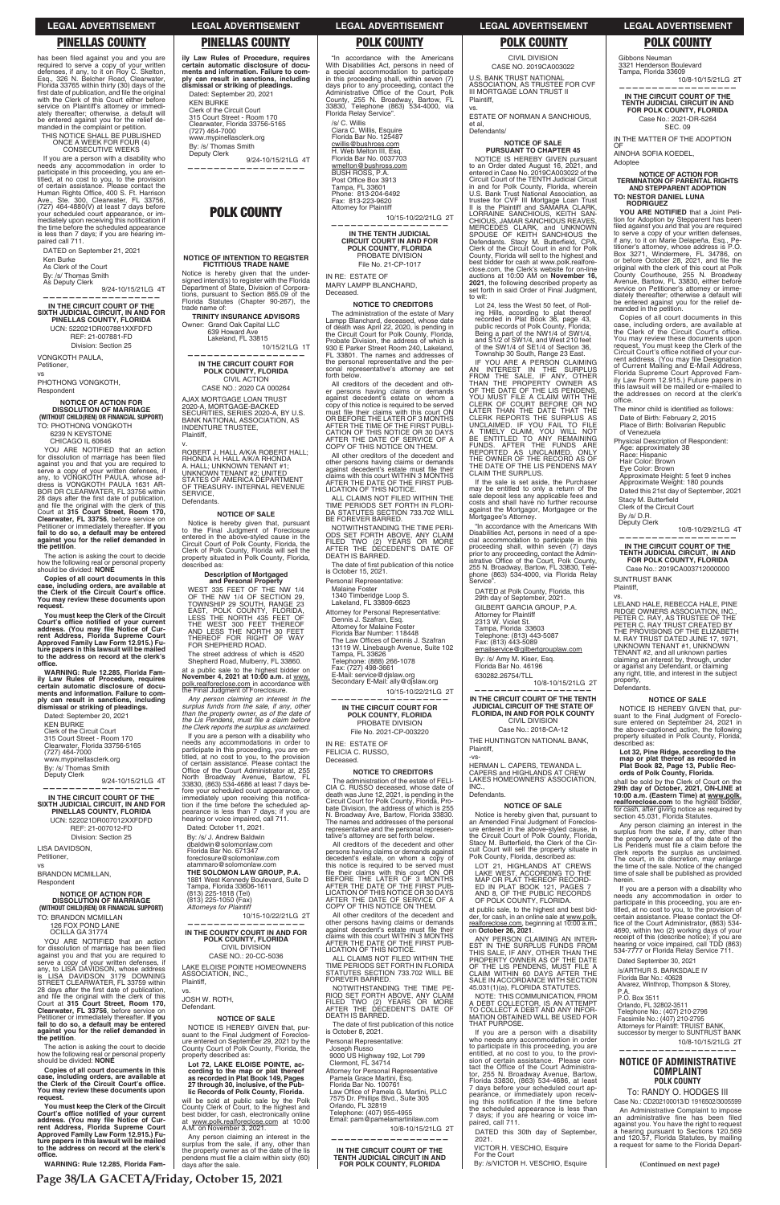## PINELLAS COUNTY

has been filed against you and you are required to serve a copy of your written defenses, if any, to it on Roy C. Skelton, Esq., 326 N. Belcher Road, Clearwater, Florida 33765 within thirty (30) days of the first date of publication, and file the original with the Clerk of this Court either before service on Plaintiff's attorney or immediately thereafter; otherwise, a default will be entered against you for the relief demanded in the complaint or petition.

THIS NOTICE SHALL BE PUBLISHED ONCE A WEEK FOR FOUR (4) CONSECUTIVE WEEKS

If you are a person with a disability who needs any accommodation in order to participate in this proceeding, you are entitled, at no cost to you, to the provision of certain assistance. Please contact the Human Rights Office, 400 S. Ft. Harrison Ave., Ste. 300, Clearwater, FL 33756, (727) 464-4880(V) at least 7 days before your scheduled court appearance, or immediately upon receiving this notification if the time before the scheduled appearance is less than 7 days; if you are hearing impaired call 711.

DATED on September 21, 2021

Ken Burke
As Clerk of the Court
By: /s/ Thomas Smith
As Deputy Clerk

9/24-10/15/21LG 4T

---

**IN THE CIRCUIT COURT OF THE SIXTH JUDICIAL CIRCUIT, IN AND FOR PINELLAS COUNTY, FLORIDA**
UCN: 522021DR007881XXFDFD
REF: 21-007881-FD
Division: Section 25

VONGKOTH PAULA,
Petitioner,
vs
PHOTHONG VONGKOTH,
Respondent

**NOTICE OF ACTION FOR DISSOLUTION OF MARRIAGE (WITHOUT CHILD(REN) OR FINANCIAL SUPPORT)**

TO: PHOTHONG VONGKOTH
6239 N KEYSTONE
CHICAGO IL 60646

YOU ARE NOTIFIED that an action for dissolution of marriage has been filed against you and that you are required to serve a copy of your written defenses, if any, to VONGKOTH PAULA, whose address is VONGKOTH PAULA 1631 ARBOR DR CLEARWATER, FL 33756 within 28 days after the first date of publication, and file the original with the clerk of this Court at **315 Court Street, Room 170, Clearwater, FL 33756**, before service on Petitioner or immediately thereafter. **If you fail to do so, a default may be entered against you for the relief demanded in the petition.**

The action is asking the court to decide how the following real or personal property should be divided: **NONE**

**Copies of all court documents in this case, including orders, are available at the Clerk of the Circuit Court's office. You may review these documents upon request.**

**You must keep the Clerk of the Circuit Court's office notified of your current address. (You may file Notice of Current Address, Florida Supreme Court Approved Family Law Form 12.915.) Future papers in this lawsuit will be mailed to the address on record at the clerk's office.**

**WARNING: Rule 12.285, Florida Family Law Rules of Procedure, requires certain automatic disclosure of documents and information. Failure to comply can result in sanctions, including dismissal or striking of pleadings.**

Dated: September 20, 2021

KEN BURKE
Clerk of the Circuit Court
315 Court Street - Room 170
Clearwater, Florida 33756-5165
(727) 464-7000
www.mypinellasclerk.org
By: /s/ Thomas Smith
Deputy Clerk

9/24-10/15/21LG 4T

---

**IN THE CIRCUIT COURT OF THE SIXTH JUDICIAL CIRCUIT, IN AND FOR PINELLAS COUNTY, FLORIDA**
UCN: 522021DR007012XXFDFD
REF: 21-007012-FD
Division: Section 25

LISA DAVIDSON,
Petitioner,
vs
BRANDON MCMILLAN,
Respondent

**NOTICE OF ACTION FOR DISSOLUTION OF MARRIAGE (WITHOUT CHILD(REN) OR FINANCIAL SUPPORT)**

TO: BRANDON MCMILLAN
126 FOX POND LANE
OCILLA GA 31774

YOU ARE NOTIFIED that an action for dissolution of marriage has been filed against you and that you are required to serve a copy of your written defenses, if any, to LISA DAVIDSON, whose address is LISA DAVIDSON 3179 DOWNING STREET CLEARWATER, FL 33759 within 28 days after the first date of publication, and file the original with the clerk of this Court at **315 Court Street, Room 170, Clearwater, FL 33756**, before service on Petitioner or immediately thereafter. **If you fail to do so, a default may be entered against you for the relief demanded in the petition**.

The action is asking the court to decide how the following real or personal property should be divided: **NONE**

**Copies of all court documents in this case, including orders, are available at the Clerk of the Circuit Court's office. You may review these documents upon request.**

**You must keep the Clerk of the Circuit Court's office notified of your current address. (You may file Notice of Current Address, Florida Supreme Court Approved Family Law Form 12.915.) Future papers in this lawsuit will be mailed to the address on record at the clerk's office.**

**WARNING: Rule 12.285, Florida Family Law Rules of Procedure, requires certain automatic disclosure of documents and information. Failure to comply can result in sanctions, including dismissal or striking of pleadings.**

Dated: September 20, 2021

KEN BURKE
Clerk of the Circuit Court
315 Court Street - Room 170
Clearwater, Florida 33756-5165
(727) 464-7000
www.mypinellasclerk.org
By: /s/ Thomas Smith
Deputy Clerk

9/24-10/15/21LG 4T

---

## POLK COUNTY

**NOTICE OF INTENTION TO REGISTER FICTITIOUS TRADE NAME**

Notice is hereby given that the undersigned intend(s) to register with the Florida Department of State, Division of Corporations, pursuant to Section 865.09 of the Florida Statutes (Chapter 90-267), the trade name of:

**TRINITY INSURANCE ADVISORS**

Owner: Grand Oak Capital LLC
639 Howard Ave
Lakeland, FL 33815

10/15/21LG 1T

---

**IN THE CIRCUIT COURT FOR POLK COUNTY, FLORIDA**
CIVIL ACTION
CASE NO.: 2020 CA 000264

AJAX MORTGAGE LOAN TRUST 2020-A, MORTGAGE-BACKED SECURITIES, SERIES 2020-A, BY U.S. BANK NATIONAL ASSOCIATION, AS INDENTURE TRUSTEE,
Plaintiff,
v.
ROBERT J. HALL A/K/A ROBERT HALL; RHONDA H. HALL A/K/A RHONDA A. HALL; UNKNOWN TENANT #1; UNKNOWN TENANT #2; UNITED STATES OF AMERICA DEPARTMENT OF TREASURY- INTERNAL REVENUE SERVICE,
Defendants.

**NOTICE OF SALE**

Notice is hereby given that, pursuant to the Final Judgment of Foreclosure entered in the above-styled cause in the Circuit Court of Polk County, Florida, the Clerk of Polk County, Florida will sell the property situated in Polk County, Florida, described as:

**Description of Mortgaged and Personal Property**

WEST 335 FEET OF THE NW 1/4 OF THE NW 1/4 OF SECTION 29, TOWNSHIP 29 SOUTH, RANGE 23 EAST, POLK COUNTY, FLORIDA, LESS THE NORTH 435 FEET OF THE WEST 300 FEET THEREOF AND LESS THE NORTH 30 FEET THEREOF FOR RIGHT OF WAY FOR SHEPHERD ROAD.

The street address of which is 4520 Shepherd Road, Mulberry, FL 33860.

at public sale to the highest bidder on **November 4, 2021 at 10:00 a.m.** at www.polk.realforeclose.com in accordance with the Final Judgment of Foreclosure.

*Any person claiming an interest in the surplus funds from the sale, if any, other than the property owner, as of the date of the Lis Pendens, must file a claim before the Clerk reports the surplus as unclaimed.*

If you are a person with a disability who needs any accommodations in order to participate in this proceeding, you are entitled, at no cost to you, to the provision of certain assistance. Please contact the Office of the Court Administrator at, 255 North Broadway Avenue, Bartow, FL 33830, (863) 534-4686 at least 7 days before your scheduled court appearance, or immediately upon receiving this notification if the time before the scheduled appearance is less than 7 days; if you are hearing or voice impaired, call 711.

Dated: October 11, 2021.

By: /s/ J. Andrew Baldwin
dbaldwin@solomonlaw.com
Florida Bar No. 671347
foreclosure@solomonlaw.com
atammaro@solomonlaw.com
**THE SOLOMON LAW GROUP, P.A.**
1881 West Kennedy Boulevard, Suite D
Tampa, Florida 33606-1611
(813) 225-1818 (Tel)
(813) 225-1050 (Fax)
*Attorneys for Plaintiff*

10/15-10/22/21LG 2T

---

**IN THE COUNTY COURT IN AND FOR POLK COUNTY, FLORIDA**
CIVIL DIVISION
CASE NO.: 20-CC-5036

LAKE ELOISE POINTE HOMEOWNERS ASSOCIATION, INC.,
Plaintiff,
vs.
JOSH W. ROTH,
Defendant.

**NOTICE OF SALE**

NOTICE IS HEREBY GIVEN that, pursuant to the Final Judgment of Foreclosure entered on September 29, 2021 by the County Court of Polk County, Florida, the property described as:

**Lot 72, LAKE ELOISE POINTE, according to the map or plat thereof as recorded in Plat Book 149, Pages 27 through 30, inclusive, of the Public Records of Polk County, Florida.**

will be sold at public sale by the Polk County Clerk of Court, to the highest and best bidder, for cash, electronically online at www.polk.realforeclose.com at 10:00 A.M. on November 3, 2021.

Any person claiming an interest in the surplus from the sale, if any, other than the property owner as of the date of the lis pendens must file a claim within sixty (60) days after the sale.

"In accordance with the Americans With Disabilities Act, persons in need of a special accommodation to participate in this proceeding shall, within seven (7) days prior to any proceeding, contact the Administrative Office of the Court, Polk County, 255 N. Broadway, Bartow, FL 33830, Telephone (863) 534-4000, via Florida Relay Service".

/s/ C. Willis
Ciara C. Willis, Esquire
Florida Bar No. 125487
cwillis@bushross.com
H. Web Melton III, Esq.
Florida Bar No. 0037703
wmelton@bushross.com
BUSH ROSS, P.A.
Post Office Box 3913
Tampa, FL 33601
Phone: 813-204-6492
Fax: 813-223-9620
Attorney for Plaintiff

10/15-10/22/21LG 2T

---

**IN THE TENTH JUDICIAL CIRCUIT COURT IN AND FOR POLK COUNTY, FLORIDA**
PROBATE DIVISION
File No. 21-CP-1017

IN RE: ESTATE OF
MARY LAMPP BLANCHARD,
Deceased.

**NOTICE TO CREDITORS**

The administration of the estate of Mary Lampp Blanchard, deceased, whose date of death was April 22, 2020, is pending in the Circuit Court for Polk County, Florida, Probate Division, the address of which is 930 E Parker Street Room 240, Lakeland, FL 33801. The names and addresses of the personal representative and the personal representative's attorney are set forth below.

All creditors of the decedent and other persons having claims or demands against decedent's estate on whom a copy of this notice is required to be served must file their claims with this court ON OR BEFORE THE LATER OF 3 MONTHS AFTER THE TIME OF THE FIRST PUBLICATION OF THIS NOTICE OR 30 DAYS AFTER THE DATE OF SERVICE OF A COPY OF THIS NOTICE ON THEM.

All other creditors of the decedent and other persons having claims or demands against decedent's estate must file their claims with this court WITHIN 3 MONTHS AFTER THE DATE OF THE FIRST PUBLICATION OF THIS NOTICE.

ALL CLAIMS NOT FILED WITHIN THE TIME PERIODS SET FORTH IN FLORIDA STATUTES SECTION 733.702 WILL BE FOREVER BARRED.

NOTWITHSTANDING THE TIME PERIODS SET FORTH ABOVE, ANY CLAIM FILED TWO (2) YEARS OR MORE AFTER THE DECEDENT'S DATE OF DEATH IS BARRED.

The date of first publication of this notice is October 15, 2021.

Personal Representative:
Malaine Foster
1340 Timberidge Loop S.
Lakeland, FL 33809-6623

Attorney for Personal Representative:
Dennis J. Szafran, Esq.
Attorney for Malaine Foster
Florida Bar Number: 118448
The Law Offices of Dennis J. Szafran
13119 W. Linebaugh Avenue, Suite 102
Tampa, FL 33626
Telephone: (888) 266-1078
Fax: (727) 498-3661
E-Mail: service@djslaw.org
Secondary E-Mail: ally@djslaw.org

10/15-10/22/21LG 2T

---

**IN THE CIRCUIT COURT FOR POLK COUNTY, FLORIDA**
PROBATE DIVISION
File No. 2021-CP-003220

IN RE: ESTATE OF
FELICIA C. RUSSO,
Deceased.

**NOTICE TO CREDITORS**

The administration of the estate of FELICIA C. RUSSO deceased, whose date of death was June 12, 2021, is pending in the Circuit Court for Polk County, Florida, Probate Division, the address of which is 255 N. Broadway Ave., Bartow, Florida 33830. The names and addresses of the personal representative and the personal representative's attorney are set forth below.

All creditors of the decedent and other persons having claims or demands against decedent's estate, on whom a copy of this notice is required to be served must file their claims with this court ON OR BEFORE THE LATER OF 3 MONTHS AFTER THE DATE OF THE FIRST PUBLICATION OF THIS NOTICE OR 30 DAYS AFTER THE DATE OF SERVICE OF A COPY OF THIS NOTICE ON THEM.

All other creditors of the decedent and other persons having claims or demands against decedent's estate must file their claims with this court WITHIN 3 MONTHS AFTER THE DATE OF THE FIRST PUBLICATION OF THIS NOTICE.

ALL CLAIMS NOT FILED WITHIN THE TIME PERIODS SET FORTH IN FLORIDA STATUTES SECTION 733.702 WILL BE FOREVER BARRED.

NOTWITHSTANDING THE TIME PERIOD SET FORTH ABOVE, ANY CLAIM FILED TWO (2) YEARS OR MORE AFTER THE DECEDENT'S DATE OF DEATH IS BARRED.

The date of first publication of this notice is October 8, 2021.

Personal Representative:
Joseph Russo
9000 US Highway 192, Lot 799
Clermont, FL 34714

Attorney for Personal Representative
Pamela Grace Martini, Esq.
Florida Bar No. 100761
Law Office of Pamela G. Martini, PLLC
7575 Dr. Phillips Blvd., Suite 305
Orlando, FL 32819
Telephone: (407) 955-4955
Email: pam@pamelamartinilaw.com

10/8-10/15/21LG 2T

---

**IN THE CIRCUIT COURT OF THE TENTH JUDICIAL CIRCUIT IN AND FOR POLK COUNTY, FLORIDA**
CIVIL DIVISION
CASE NO. 2019CA003022

U.S. BANK TRUST NATIONAL ASSOCIATION, AS TRUSTEE FOR CVF III MORTGAGE LOAN TRUST II
Plaintiff,
vs.
ESTATE OF NORMAN A SANCHIOUS, et al,
Defendants/

**NOTICE OF SALE PURSUANT TO CHAPTER 45**

NOTICE IS HEREBY GIVEN pursuant to an Order dated August 16, 2021, and entered in Case No. 2019CA003022 of the Circuit Court of the TENTH Judicial Circuit in and for Polk County, Florida, wherein U.S. Bank Trust National Association, as trustee for CVF III Mortgage Loan Trust II is the Plaintiff and SAMARA CLARK, LORRAINE SANCHIOUS, KEITH SANCHIOUS, JAMAR SANCHIOUS REAVES, MERCEDES CLARK, and UNKNOWN SPOUSE OF KEITH SANCHIOUS the Defendants. Stacy M. Butterfield, CPA, Clerk of the Circuit Court in and for Polk County, Florida will sell to the highest and best bidder for cash at www.polk.realforeclose.com, the Clerk's website for on-line auctions at 10:00 AM on **November 16, 2021**, the following described property as set forth in said Order of Final Judgment, to wit:

Lot 24, less the West 50 feet, of Rolling Hills, according to plat thereof recorded in Plat Book 36, page 43, public records of Polk County, Florida; Being a part of the NW1/4 of SW1/4, and S1/2 of SW1/4, and West 210 feet of the SW1/4 of SE1/4 of Section 36, Township 30 South, Range 23 East.

IF YOU ARE A PERSON CLAIMING AN INTEREST IN THE SURPLUS FROM THE SALE, IF ANY, OTHER THAN THE PROPERTY OWNER AS OF THE DATE OF THE LIS PENDENS, YOU MUST FILE A CLAIM WITH THE CLERK OF COURT BEFORE OR NO LATER THAN THE DATE THAT THE CLERK REPORTS THE SURPLUS AS UNCLAIMED. IF YOU FAIL TO FILE A TIMELY CLAIM, YOU WILL NOT BE ENTITLED TO ANY REMAINING FUNDS. AFTER THE FUNDS ARE REPORTED AS UNCLAIMED, ONLY THE OWNER OF THE RECORD AS OF THE DATE OF THE LIS PENDENS MAY CLAIM THE SURPLUS.

If the sale is set aside, the Purchaser may be entitled to only a return of the sale deposit less any applicable fees and costs and shall have no further recourse against the Mortgagor, Mortgagee or the Mortgagee's Attorney.

"In accordance with the Americans With Disabilities Act, persons in need of a special accommodation to participate in this proceeding shall, within seven (7) days prior to any proceeding, contact the Administrative Office of the Court, Polk County, 255 N. Broadway, Bartow, FL 33830, Telephone (863) 534-4000, via Florida Relay Service".

DATED at Polk County, Florida, this 29th day of September, 2021.

GILBERT GARCIA GROUP, P.A.
Attorney for Plaintiff
2313 W. Violet St.
Tampa, Florida 33603
Telephone: (813) 443-5087
Fax: (813) 443-5089
emailservice@gilbertgrouplaw.com
By: /s/ Amy M. Kiser, Esq.
Florida Bar No. 46196
630282.26754/TLL

10/8-10/15/21LG 2T

---

**IN THE CIRCUIT COURT OF THE TENTH JUDICIAL CIRCUIT OF THE STATE OF FLORIDA, IN AND FOR POLK COUNTY**
CIVIL DIVISION
Case No.: 2018-CA-12

THE HUNTINGTON NATIONAL BANK,
Plaintiff,
-vs-
HERMAN L. CAPERS, TEWANDA L. CAPERS and HIGHLANDS AT CREW LAKES HOMEOWNERS' ASSOCIATION, INC.,
Defendants.

**NOTICE OF SALE**

Notice is hereby given that, pursuant to an Amended Final Judgment of Foreclosure entered in the above-styled cause, in the Circuit Court of Polk County, Florida, Stacy M. Butterfield, the Clerk of the Circuit Court will sell the property situate in Polk County, Florida, described as:

LOT 21, HIGHLANDS AT CREWS LAKE WEST, ACCORDING TO THE MAP OR PLAT THEREOF RECORDED IN PLAT BOOK 121, PAGES 7 AND 8, OF THE PUBLIC RECORDS OF POLK COUNTY, FLORIDA.

at public sale, to the highest and best bidder, for cash, in an online sale at www.polk.realforeclose.com, beginning at 10:00 a.m., on **October 26, 2021**.

ANY PERSON CLAIMING AN INTEREST IN THE SURPLUS FUNDS FROM THIS SALE, IF ANY, OTHER THAN THE PROPERTY OWNER AS OF THE DATE OF THE LIS PENDENS, MUST FILE A CLAIM WITHIN 60 DAYS AFTER THE SALE IN ACCORDANCE WITH SECTION 45.031(1)(a), FLORIDA STATUTES.

NOTE: THIS COMMUNICATION, FROM A DEBT COLLECTOR, IS AN ATTEMPT TO COLLECT A DEBT AND ANY INFORMATION OBTAINED WILL BE USED FOR THAT PURPOSE.

If you are a person with a disability who needs any accommodation in order to participate in this proceeding, you are entitled, at no cost to you, to the provision of certain assistance. Please contact the Office of the Court Administrator, 255 N. Broadway Avenue, Bartow, Florida 33830, (863) 534-4686, at least 7 days before your scheduled court appearance, or immediately upon receiving this notification if the time before the scheduled appearance is less than 7 days; if you are hearing or voice impaired, call 711.

DATED this 30th day of September, 2021.

VICTOR H. VESCHIO, Esquire
For the Court
By: /s/VICTOR H. VESCHIO, Esquire
Gibbons Neuman
3321 Henderson Boulevard
Tampa, Florida 33609

10/8-10/15/21LG 2T

---

**IN THE CIRCUIT COURT OF THE TENTH JUDICIAL CIRCUIT IN AND FOR POLK COUNTY, FLORIDA**
Case No.: 2021-DR-5264
SEC. 09

IN THE MATTER OF THE ADOPTION OF
AINOHA SOFIA KOEDEL,
Adoptee

**NOTICE OF ACTION FOR TERMINATION OF PARENTAL RIGHTS AND STEPPARENT ADOPTION**

**TO: NESTOR DANIEL LUNA RODRIGUEZ**

**YOU ARE NOTIFIED** that a Joint Petition for Adoption by Stepparent has been filed against you and that you are required to serve a copy of your written defenses, if any, to it on Marie Delapeña, Esq., Petitioner's attorney, whose address is P.O. Box 3271, Windermere, FL 34786, on or before October 28, 2021, and file the original with the clerk of this court at Polk County Courthouse, 255 N. Broadway Avenue, Bartow, FL 33830, either before service on Petitioner's attorney or immediately thereafter; otherwise a default will be entered against you for the relief demanded in the petition.

Copies of all court documents in this case, including orders, are available at the Clerk of the Circuit Court's office. You may review these documents upon request. You must keep the Clerk of the Circuit Court's office notified of your current address. (You may file Designation of Current Mailing and E-Mail Address, Florida Supreme Court Approved Family Law Form 12.915.) Future papers in this lawsuit will be mailed or e-mailed to the addresses on record at the clerk's office.

The minor child is identified as follows:

Date of Birth: February 2, 2015
Place of Birth: Bolivarian Republic of Venezuela

Physical Description of Respondent:
Age: approximately 38
Race: Hispanic
Hair Color: Brown
Eye Color: Brown
Approximate Height: 5 feet 9 inches
Approximate Weight: 180 pounds

Dated this 21st day of September, 2021

Stacy M. Butterfield
Clerk of the Circuit Court
By /s/ D.R.
Deputy Clerk

10/8-10/29/21LG 4T

---

**IN THE CIRCUIT COURT OF THE TENTH JUDICIAL CIRCUIT, IN AND FOR POLK COUNTY, FLORIDA**
Case No.: 2019CA003712000000

SUNTRUST BANK
Plaintiff,
vs.
LELAND HALE, REBECCA HALE, PINE RIDGE OWNERS ASSOCIATION, INC., PETER C. RAY, AS TRUSTEE OF THE PETER C. RAY TRUST CREATED BY THE PROVISIONS OF THE ELIZABETH M. RAY TRUST DATED JUNE 17, 1971, UNKNOWN TENANT #1, UNKNOWN TENANT #2, and all unknown parties claiming an interest by, through, under or against any Defendant, or claiming any right, title, and interest in the subject property,
Defendants.

**NOTICE OF SALE**

NOTICE IS HEREBY GIVEN that, pursuant to the Final Judgment of Foreclosure entered on September 24, 2021 in the above-captioned action, the following property situated in Polk County, Florida, described as:

**Lot 32, Pine Ridge, according to the map or plat thereof as recorded in Plat Book 82, Page 13, Public Records of Polk County, Florida.**

shall be sold by the Clerk of Court on the **29th day of October, 2021, ON-LINE at 10:00 a.m. (Eastern Time) at www.polk.realforeclose.com** to the highest bidder, for cash, after giving notice as required by section 45.031, Florida Statutes.

Any person claiming an interest in the surplus from the sale, if any, other than the property owner as of the date of the Lis Pendens must file a claim before the clerk reports the surplus as unclaimed. The court, in its discretion, may enlarge the time of the sale. Notice of the changed time of sale shall be published as provided herein.

If you are a person with a disability who needs any accommodation in order to participate in this proceeding, you are entitled, at no cost to you, to the provision of certain assistance. Please contact the Office of the Court Administrator, (863) 534-4690, within two (2) working days of your receipt of this (describe notice); if you are hearing or voice impaired, call TDD (863) 534-7777 or Florida Relay Service 711.

Dated September 30, 2021

/s/ARTHUR S. BARKSDALE IV
Florida Bar No.: 40628
Alvarez, Winthrop, Thompson & Storey, P.A.
P.O. Box 3511
Orlando, FL 32802-3511
Telephone No.: (407) 210-2796
Facsimile No.: (407) 210-2795
Attorneys for Plaintiff: TRUIST BANK, successor by merger to SUNTRUST BANK

10/8-10/15/21LG 2T

---

**NOTICE OF ADMINISTRATIVE COMPLAINT**
**POLK COUNTY**

To: RANDY O. HODGES III
Case No.: CD202100013/D 1916502005599

An Administrative Complaint to impose an administrative fine has been filed against you. You have the right to request a hearing pursuant to Sections 120.569 and 120.57, Florida Statutes, by mailing a request for same to the Florida Depart-

**(Continued on next page)**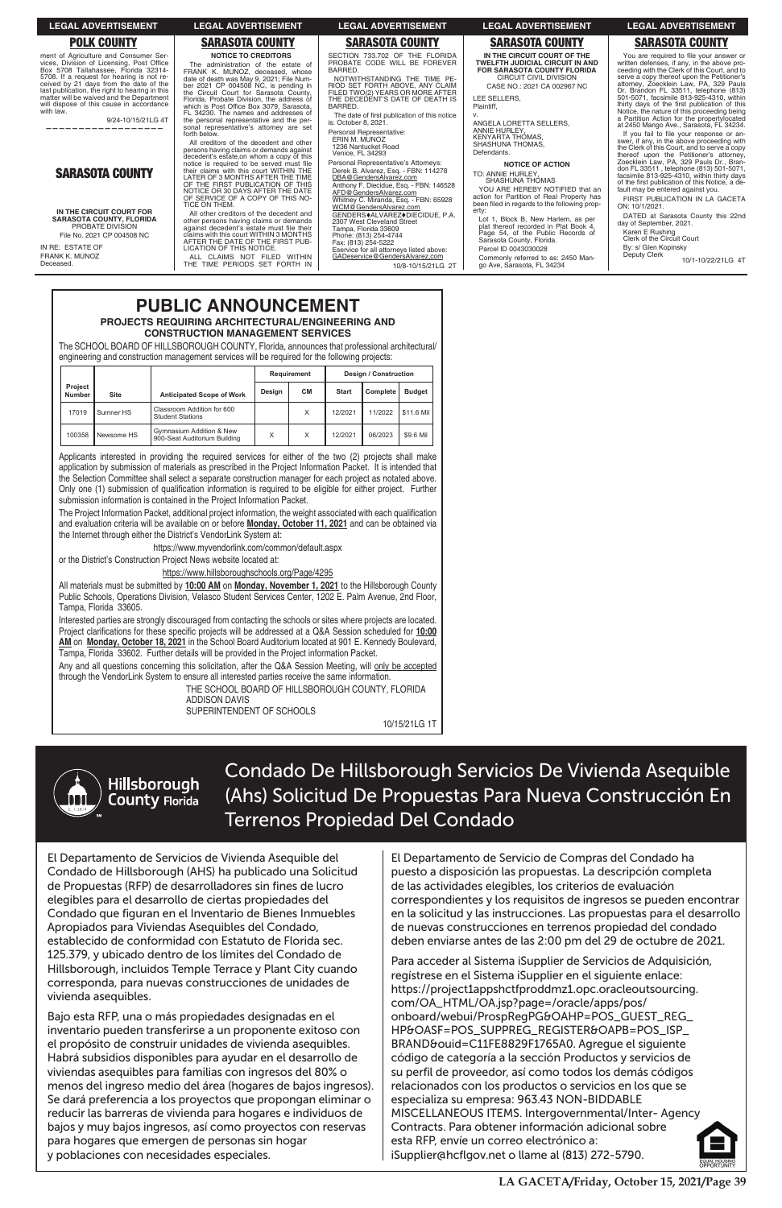## LEGAL ADVERTISEMENT

### POLK COUNTY

ment of Agriculture and Consumer Services, Division of Licensing, Post Office Box 5708 Tallahassee, Florida 32314-5708. If a request for hearing is not received by 21 days from the date of the last publication, the right to hearing in this matter will be waived and the Department will dispose of this cause in accordance with law.

9/24-10/15/21LG 4T

\_\_\_\_\_\_\_\_\_\_\_\_\_\_\_\_\_\_

### SARASOTA COUNTY

**IN THE CIRCUIT COURT FOR SARASOTA COUNTY, FLORIDA**
PROBATE DIVISION
File No. 2021 CP 004508 NC

IN RE: ESTATE OF
FRANK K. MUNOZ
Deceased.

## LEGAL ADVERTISEMENT

### SARASOTA COUNTY

**NOTICE TO CREDITORS**

The administration of the estate of FRANK K. MUNOZ, deceased, whose date of death was May 9, 2021; File Number 2021 CP 004508 NC, is pending in the Circuit Court for Sarasota County, Florida, Probate Division, the address of which is Post Office Box 3079, Sarasota, FL 34230. The names and addresses of the personal representative and the personal representative's attorney are set forth below.

All creditors of the decedent and other persons having claims or demands against decedent's estate,on whom a copy of this notice is required to be served must file their claims with this court WITHIN THE LATER OF 3 MONTHS AFTER THE TIME OF THE FIRST PUBLICATION OF THIS NOTICE OR 30 DAYS AFTER THE DATE OF SERVICE OF A COPY OF THIS NOTICE ON THEM.

All other creditors of the decedent and other persons having claims or demands against decedent's estate must file their claims with this court WITHIN 3 MONTHS AFTER THE DATE OF THE FIRST PUBLICATION OF THIS NOTICE.

ALL CLAIMS NOT FILED WITHIN THE TIME PERIODS SET FORTH IN

## LEGAL ADVERTISEMENT

### SARASOTA COUNTY

SECTION 733.702 OF THE FLORIDA PROBATE CODE WILL BE FOREVER BARRED.

NOTWITHSTANDING THE TIME PERIOD SET FORTH ABOVE, ANY CLAIM FILED TWO(2) YEARS OR MORE AFTER THE DECEDENT'S DATE OF DEATH IS BARRED.

The date of first publication of this notice is: October 8, 2021.

Personal Representative:
ERIN M. MUNOZ
1236 Nantucket Road
Venice, FL 34293

Personal Representative's Attorneys:
Derek B. Alvarez, Esq. - FBN: 114278
DBA@GendersAlvarez.com
Anthony F. Diecidue, Esq. - FBN: 146528
AFD@GendersAlvarez.com
Whitney C. Miranda, Esq. - FBN: 65928
WCM@GendersAlvarez.com
GENDERS♦ALVAREZ♦DIECIDUE, P.A.
2307 West Cleveland Street
Tampa, Florida 33609
Phone: (813) 254-4744
Fax: (813) 254-5222
Eservice for all attorneys listed above:
GADeservice@GendersAlvarez.com

10/8-10/15/21LG 2T

## LEGAL ADVERTISEMENT

### SARASOTA COUNTY

**IN THE CIRCUIT COURT OF THE TWELFTH JUDICIAL CIRCUIT IN AND FOR SARASOTA COUNTY FLORIDA**
CIRCUIT CIVIL DIVISION

CASE NO.: 2021 CA 002967 NC

LEE SELLERS,
Plaintiff,

v.

ANGELA LORETTA SELLERS,
ANNIE HURLEY,
KENYARTA THOMAS,
SHASHUNA THOMAS,
Defendants.

**NOTICE OF ACTION**

TO: ANNIE HURLEY,
SHASHUNA THOMAS

YOU ARE HEREBY NOTIFIED that an action for Partition of Real Property has been filed in regards to the following property:

Lot 1, Block B, New Harlem, as per plat thereof recorded in Plat Book 4, Page 54, of the Public Records of Sarasota County, Florida.

Parcel ID 0043030028

Commonly referred to as: 2450 Mango Ave, Sarasota, FL 34234

## LEGAL ADVERTISEMENT

### SARASOTA COUNTY

You are required to file your answer or written defenses, if any, in the above proceeding with the Clerk of this Court, and to serve a copy thereof upon the Petitioner's attorney, Zoecklein Law, PA, 329 Pauls Dr. Brandon FL 33511, telephone (813) 501-5071, facsimile 813-925-4310, within thirty days of the first publication of this Notice, the nature of this proceeding being a Partition Action for the propertylocated at 2450 Mango Ave., Sarasota, FL 34234.

If you fail to file your response or answer, if any, in the above proceeding with the Clerk of this Court, and to serve a copy thereof upon the Petitioner's attorney, Zoecklein Law, PA, 329 Pauls Dr., Brandon FL 33511 , telephone (813) 501-5071, facsimile 813-925-4310, within thirty days of the first publication of this Notice, a default may be entered against you.

FIRST PUBLICATION IN LA GACETA ON: 10/1/2021.

DATED at Sarasota County this 22nd day of September, 2021.

Karen E Rushing
Clerk of the Circuit Court
By: s/ Glen Kopinsky
Deputy Clerk

10/1-10/22/21LG 4T

# PUBLIC ANNOUNCEMENT

**PROJECTS REQUIRING ARCHITECTURAL/ENGINEERING AND CONSTRUCTION MANAGEMENT SERVICES**

The SCHOOL BOARD OF HILLSBOROUGH COUNTY, Florida, announces that professional architectural/engineering and construction management services will be required for the following projects:

| Project Number | Site | Anticipated Scope of Work | Requirement | | Design / Construction | | |
|---|---|---|---|---|---|---|---|
| | | | Design | CM | Start | Complete | Budget |
| 17019 | Sumner HS | Classroom Addition for 600 Student Stations | | X | 12/2021 | 11/2022 | $11.6 Mil |
| 100358 | Newsome HS | Gymnasium Addition & New 900-Seat Auditorium Building | X | X | 12/2021 | 06/2023 | $9.6 Mil |

Applicants interested in providing the required services for either of the two (2) projects shall make application by submission of materials as prescribed in the Project Information Packet. It is intended that the Selection Committee shall select a separate construction manager for each project as notated above. Only one (1) submission of qualification information is required to be eligible for either project. Further submission information is contained in the Project Information Packet.

The Project Information Packet, additional project information, the weight associated with each qualification and evaluation criteria will be available on or before **Monday, October 11, 2021** and can be obtained via the Internet through either the District's VendorLink System at:

https://www.myvendorlink.com/common/default.aspx

or the District's Construction Project News website located at:

https://www.hillsboroughschools.org/Page/4295

All materials must be submitted by **10:00 AM** on **Monday, November 1, 2021** to the Hillsborough County Public Schools, Operations Division, Velasco Student Services Center, 1202 E. Palm Avenue, 2nd Floor, Tampa, Florida 33605.

Interested parties are strongly discouraged from contacting the schools or sites where projects are located. Project clarifications for these specific projects will be addressed at a Q&A Session scheduled for **10:00 AM** on **Monday, October 18, 2021** in the School Board Auditorium located at 901 E. Kennedy Boulevard, Tampa, Florida 33602. Further details will be provided in the Project Information Packet.

Any and all questions concerning this solicitation, after the Q&A Session Meeting, will only be accepted through the VendorLink System to ensure all interested parties receive the same information.

THE SCHOOL BOARD OF HILLSBOROUGH COUNTY, FLORIDA
ADDISON DAVIS
SUPERINTENDENT OF SCHOOLS

10/15/21LG 1T

Hillsborough County Florida

# Condado De Hillsborough Servicios De Vivienda Asequible (Ahs) Solicitud De Propuestas Para Nueva Construcción En Terrenos Propiedad Del Condado

El Departamento de Servicios de Vivienda Asequible del Condado de Hillsborough (AHS) ha publicado una Solicitud de Propuestas (RFP) de desarrolladores sin fines de lucro elegibles para el desarrollo de ciertas propiedades del Condado que figuran en el Inventario de Bienes Inmuebles Apropiados para Viviendas Asequibles del Condado, establecido de conformidad con Estatuto de Florida sec. 125.379, y ubicado dentro de los límites del Condado de Hillsborough, incluidos Temple Terrace y Plant City cuando corresponda, para nuevas construcciones de unidades de vivienda asequibles.

Bajo esta RFP, una o más propiedades designadas en el inventario pueden transferirse a un proponente exitoso con el propósito de construir unidades de vivienda asequibles. Habrá subsidios disponibles para ayudar en el desarrollo de viviendas asequibles para familias con ingresos del 80% o menos del ingreso medio del área (hogares de bajos ingresos). Se dará preferencia a los proyectos que propongan eliminar o reducir las barreras de vivienda para hogares e individuos de bajos y muy bajos ingresos, así como proyectos con reservas para hogares que emergen de personas sin hogar y poblaciones con necesidades especiales.

El Departamento de Servicio de Compras del Condado ha puesto a disposición las propuestas. La descripción completa de las actividades elegibles, los criterios de evaluación correspondientes y los requisitos de ingresos se pueden encontrar en la solicitud y las instrucciones. Las propuestas para el desarrollo de nuevas construcciones en terrenos propiedad del condado deben enviarse antes de las 2:00 pm del 29 de octubre de 2021.

Para acceder al Sistema iSupplier de Servicios de Adquisición, regístrese en el Sistema iSupplier en el siguiente enlace: https://project1appshctfproddmz1.opc.oracleoutsourcing.com/OA_HTML/OA.jsp?page=/oracle/apps/pos/onboard/webui/ProspRegPG&OAHP=POS_GUEST_REG_HP&OASF=POS_SUPPREG_REGISTER&OAPB=POS_ISP_BRAND&ouid=C11FE8829F1765A0. Agregue el siguiente código de categoría a la sección Productos y servicios de su perfil de proveedor, así como todos los demás códigos relacionados con los productos o servicios en los que se especializa su empresa: 963.43 NON-BIDDABLE MISCELLANEOUS ITEMS. Intergovernmental/Inter- Agency Contracts. Para obtener información adicional sobre esta RFP, envíe un correo electrónico a: iSupplier@hcflgov.net o llame al (813) 272-5790.

EQUAL HOUSING OPPORTUNITY